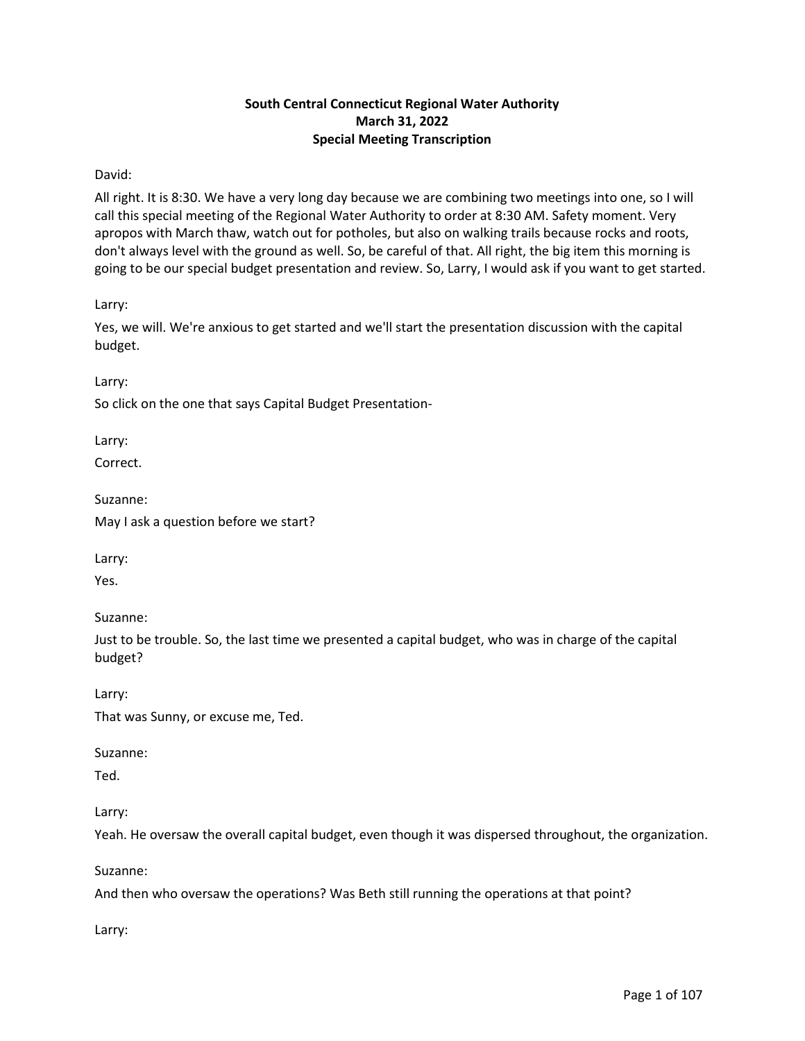**South Central Connecticut Regional Water Authority**
**March 31, 2022**
**Special Meeting Transcription**

David:

All right. It is 8:30. We have a very long day because we are combining two meetings into one, so I will call this special meeting of the Regional Water Authority to order at 8:30 AM. Safety moment. Very apropos with March thaw, watch out for potholes, but also on walking trails because rocks and roots, don't always level with the ground as well. So, be careful of that. All right, the big item this morning is going to be our special budget presentation and review. So, Larry, I would ask if you want to get started.

Larry:

Yes, we will. We're anxious to get started and we'll start the presentation discussion with the capital budget.

Larry:

So click on the one that says Capital Budget Presentation-

Larry:

Correct.

Suzanne:

May I ask a question before we start?

Larry:

Yes.

Suzanne:

Just to be trouble. So, the last time we presented a capital budget, who was in charge of the capital budget?

Larry:

That was Sunny, or excuse me, Ted.

Suzanne:

Ted.

Larry:

Yeah. He oversaw the overall capital budget, even though it was dispersed throughout, the organization.

Suzanne:

And then who oversaw the operations? Was Beth still running the operations at that point?

Larry: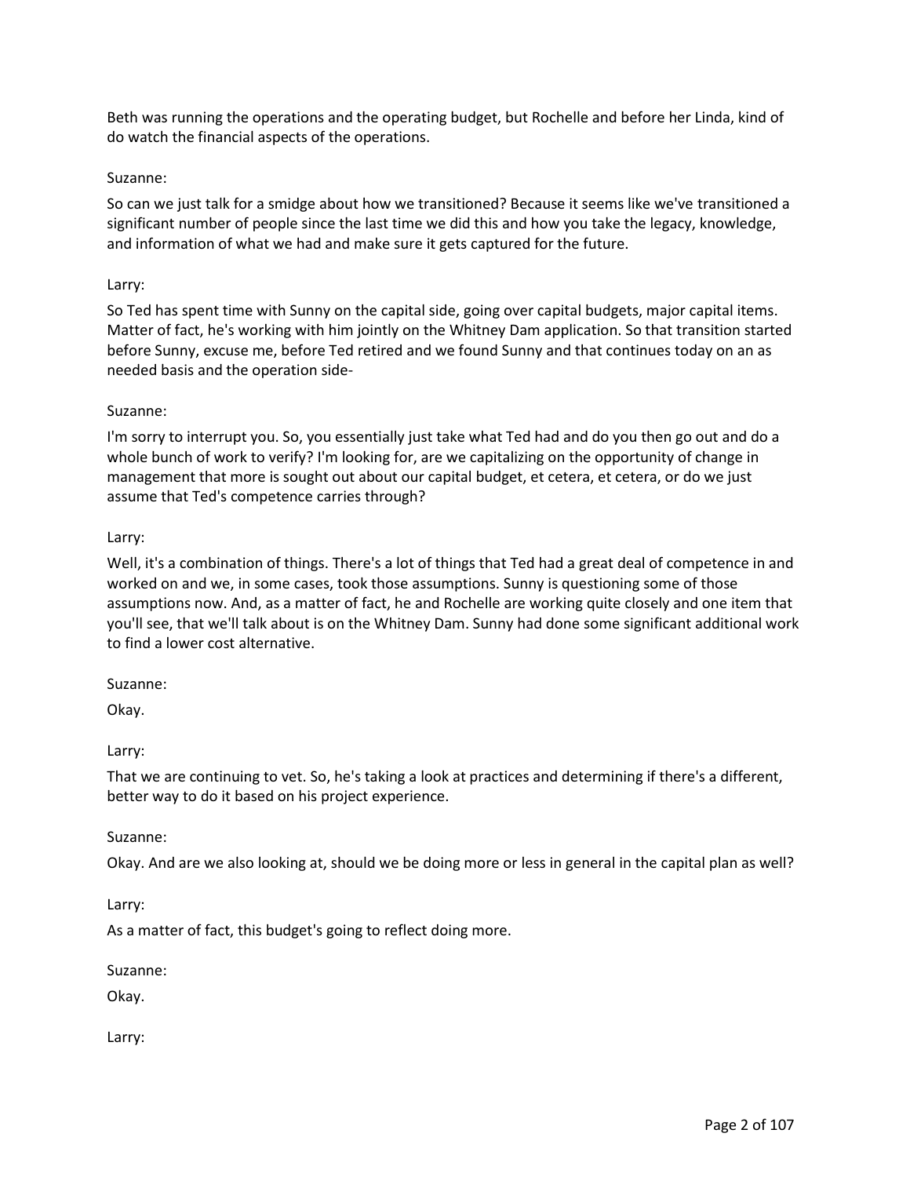Beth was running the operations and the operating budget, but Rochelle and before her Linda, kind of do watch the financial aspects of the operations.

Suzanne:

So can we just talk for a smidge about how we transitioned? Because it seems like we've transitioned a significant number of people since the last time we did this and how you take the legacy, knowledge, and information of what we had and make sure it gets captured for the future.

Larry:

So Ted has spent time with Sunny on the capital side, going over capital budgets, major capital items. Matter of fact, he's working with him jointly on the Whitney Dam application. So that transition started before Sunny, excuse me, before Ted retired and we found Sunny and that continues today on an as needed basis and the operation side-

Suzanne:

I'm sorry to interrupt you. So, you essentially just take what Ted had and do you then go out and do a whole bunch of work to verify? I'm looking for, are we capitalizing on the opportunity of change in management that more is sought out about our capital budget, et cetera, et cetera, or do we just assume that Ted's competence carries through?

Larry:

Well, it's a combination of things. There's a lot of things that Ted had a great deal of competence in and worked on and we, in some cases, took those assumptions. Sunny is questioning some of those assumptions now. And, as a matter of fact, he and Rochelle are working quite closely and one item that you'll see, that we'll talk about is on the Whitney Dam. Sunny had done some significant additional work to find a lower cost alternative.

Suzanne:

Okay.

Larry:

That we are continuing to vet. So, he's taking a look at practices and determining if there's a different, better way to do it based on his project experience.

Suzanne:

Okay. And are we also looking at, should we be doing more or less in general in the capital plan as well?

Larry:

As a matter of fact, this budget's going to reflect doing more.

Suzanne:

Okay.

Larry: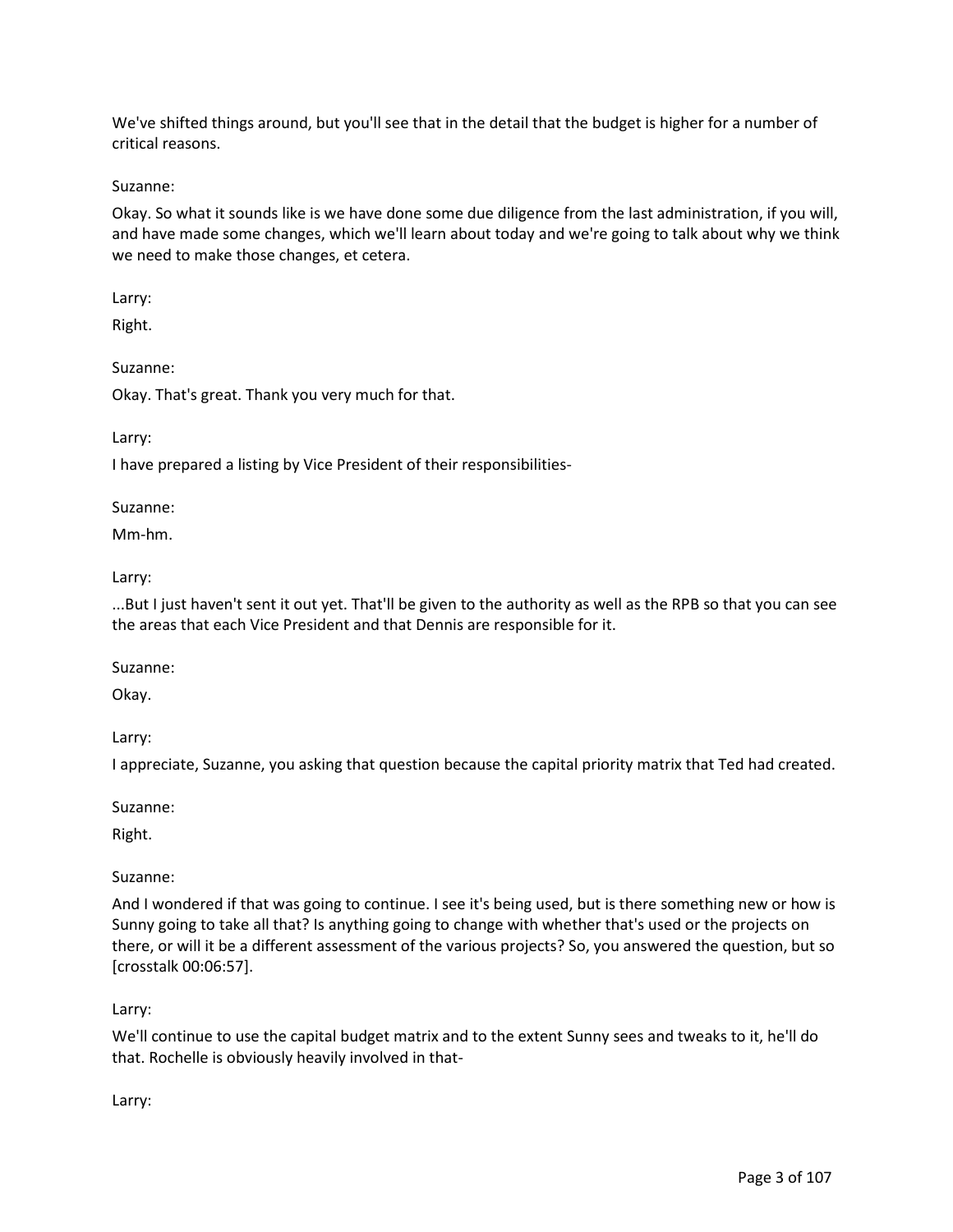We've shifted things around, but you'll see that in the detail that the budget is higher for a number of critical reasons.

Suzanne:

Okay. So what it sounds like is we have done some due diligence from the last administration, if you will, and have made some changes, which we'll learn about today and we're going to talk about why we think we need to make those changes, et cetera.

Larry:

Right.

Suzanne:

Okay. That's great. Thank you very much for that.

Larry:

I have prepared a listing by Vice President of their responsibilities-

Suzanne:

Mm-hm.

Larry:

...But I just haven't sent it out yet. That'll be given to the authority as well as the RPB so that you can see the areas that each Vice President and that Dennis are responsible for it.

Suzanne:

Okay.

Larry:

I appreciate, Suzanne, you asking that question because the capital priority matrix that Ted had created.

Suzanne:

Right.

Suzanne:

And I wondered if that was going to continue. I see it's being used, but is there something new or how is Sunny going to take all that? Is anything going to change with whether that's used or the projects on there, or will it be a different assessment of the various projects? So, you answered the question, but so [crosstalk 00:06:57].

Larry:

We'll continue to use the capital budget matrix and to the extent Sunny sees and tweaks to it, he'll do that. Rochelle is obviously heavily involved in that-

Larry: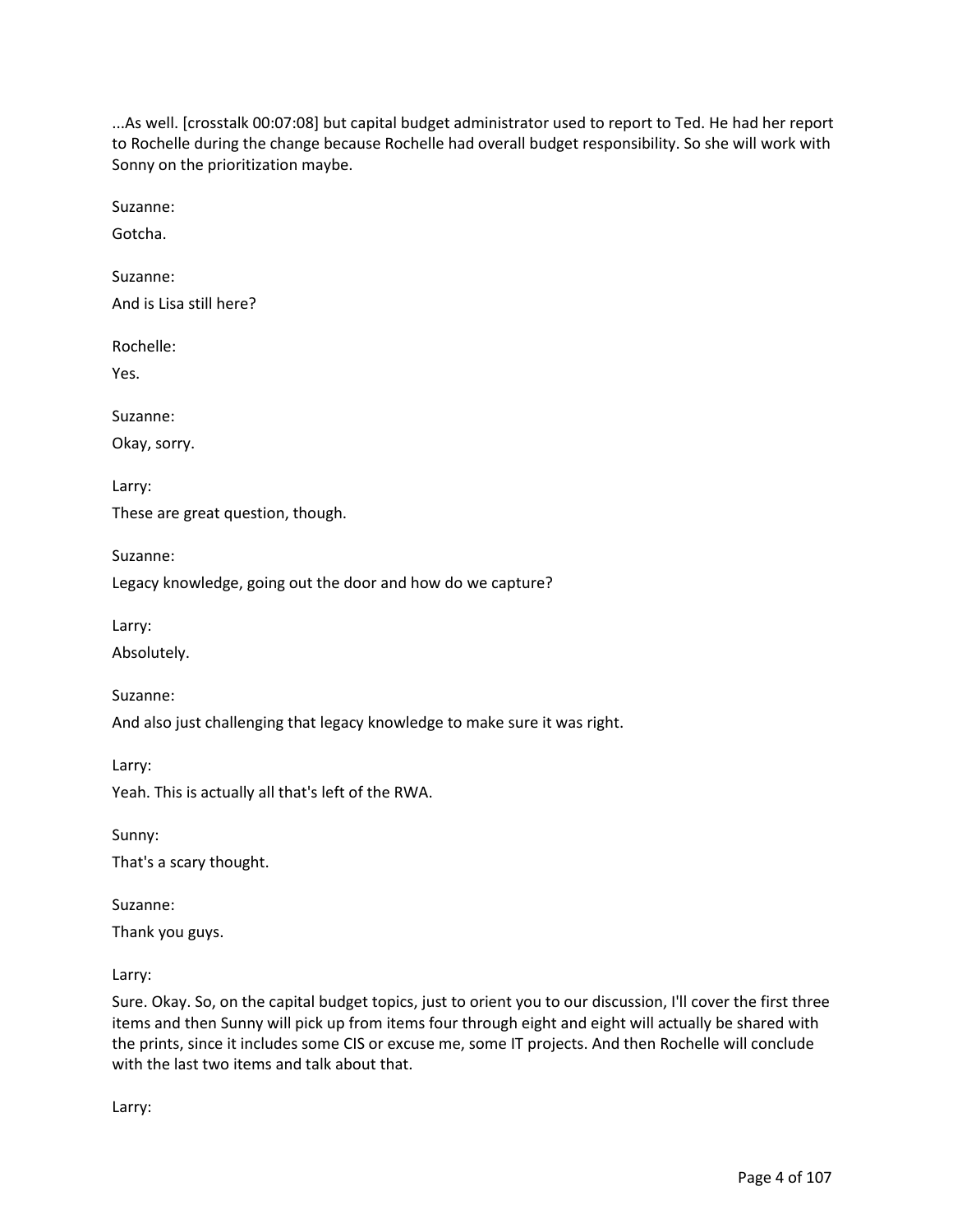...As well. [crosstalk 00:07:08] but capital budget administrator used to report to Ted. He had her report to Rochelle during the change because Rochelle had overall budget responsibility. So she will work with Sonny on the prioritization maybe.

Suzanne:

Gotcha.

Suzanne:

And is Lisa still here?

Rochelle:

Yes.

Suzanne:

Okay, sorry.

Larry:

These are great question, though.

Suzanne:

Legacy knowledge, going out the door and how do we capture?

Larry:

Absolutely.

Suzanne:

And also just challenging that legacy knowledge to make sure it was right.

Larry:

Yeah. This is actually all that's left of the RWA.

Sunny:

That's a scary thought.

Suzanne:

Thank you guys.

Larry:

Sure. Okay. So, on the capital budget topics, just to orient you to our discussion, I'll cover the first three items and then Sunny will pick up from items four through eight and eight will actually be shared with the prints, since it includes some CIS or excuse me, some IT projects. And then Rochelle will conclude with the last two items and talk about that.

Larry: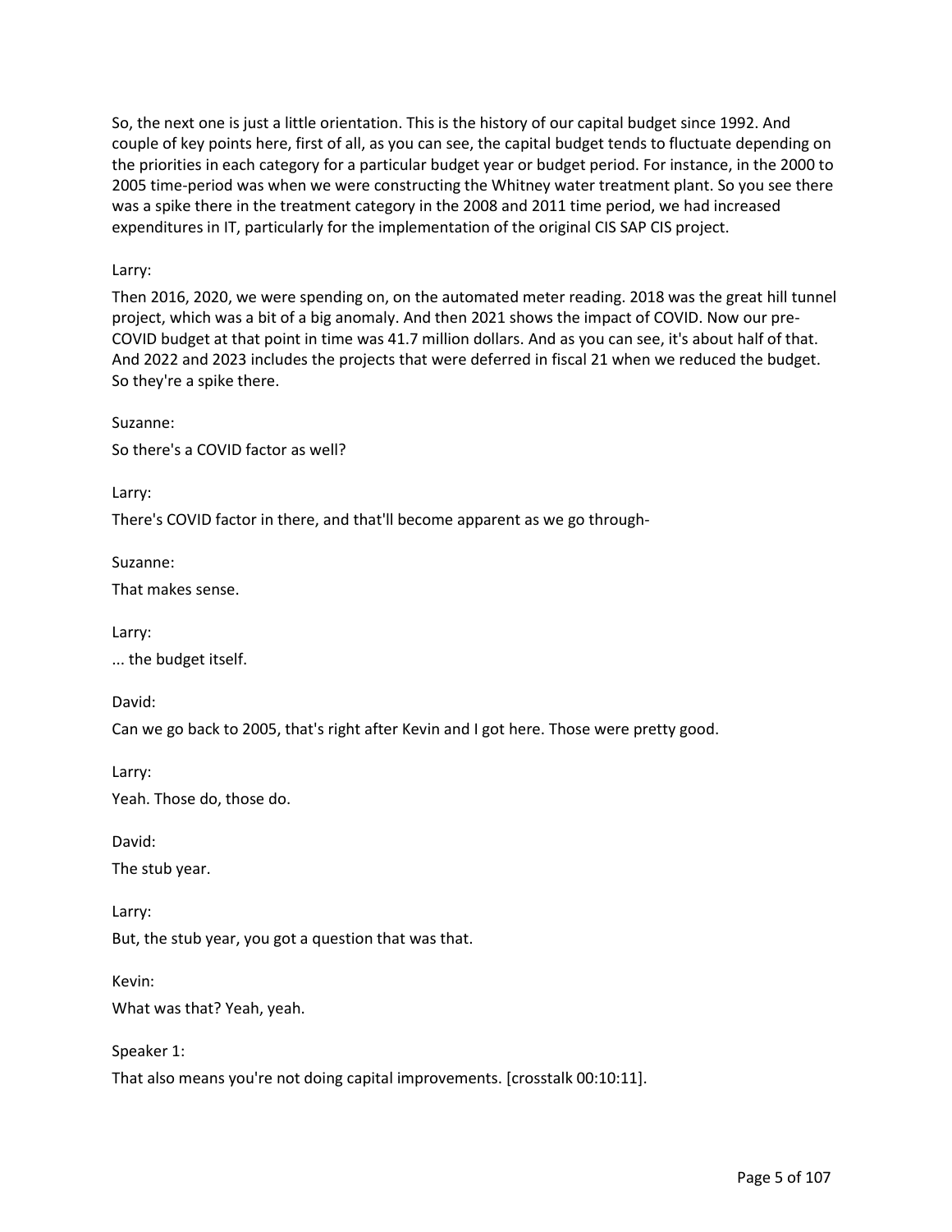So, the next one is just a little orientation. This is the history of our capital budget since 1992. And couple of key points here, first of all, as you can see, the capital budget tends to fluctuate depending on the priorities in each category for a particular budget year or budget period. For instance, in the 2000 to 2005 time-period was when we were constructing the Whitney water treatment plant. So you see there was a spike there in the treatment category in the 2008 and 2011 time period, we had increased expenditures in IT, particularly for the implementation of the original CIS SAP CIS project.

Larry:

Then 2016, 2020, we were spending on, on the automated meter reading. 2018 was the great hill tunnel project, which was a bit of a big anomaly. And then 2021 shows the impact of COVID. Now our pre-COVID budget at that point in time was 41.7 million dollars. And as you can see, it's about half of that. And 2022 and 2023 includes the projects that were deferred in fiscal 21 when we reduced the budget. So they're a spike there.

Suzanne:

So there's a COVID factor as well?

Larry:

There's COVID factor in there, and that'll become apparent as we go through-

Suzanne:

That makes sense.

Larry:

... the budget itself.

David:

Can we go back to 2005, that's right after Kevin and I got here. Those were pretty good.

Larry:

Yeah. Those do, those do.

David:

The stub year.

Larry:

But, the stub year, you got a question that was that.

Kevin:

What was that? Yeah, yeah.

Speaker 1:

That also means you're not doing capital improvements. [crosstalk 00:10:11].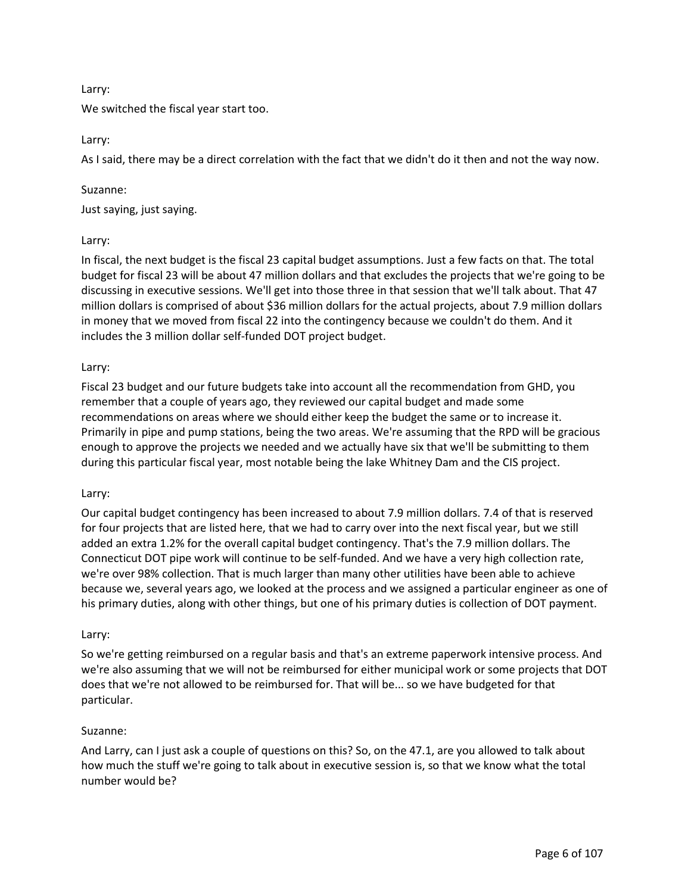Larry:

We switched the fiscal year start too.

Larry:

As I said, there may be a direct correlation with the fact that we didn't do it then and not the way now.

Suzanne:

Just saying, just saying.

Larry:

In fiscal, the next budget is the fiscal 23 capital budget assumptions. Just a few facts on that. The total budget for fiscal 23 will be about 47 million dollars and that excludes the projects that we're going to be discussing in executive sessions. We'll get into those three in that session that we'll talk about. That 47 million dollars is comprised of about $36 million dollars for the actual projects, about 7.9 million dollars in money that we moved from fiscal 22 into the contingency because we couldn't do them. And it includes the 3 million dollar self-funded DOT project budget.

Larry:

Fiscal 23 budget and our future budgets take into account all the recommendation from GHD, you remember that a couple of years ago, they reviewed our capital budget and made some recommendations on areas where we should either keep the budget the same or to increase it. Primarily in pipe and pump stations, being the two areas. We're assuming that the RPD will be gracious enough to approve the projects we needed and we actually have six that we'll be submitting to them during this particular fiscal year, most notable being the lake Whitney Dam and the CIS project.

Larry:

Our capital budget contingency has been increased to about 7.9 million dollars. 7.4 of that is reserved for four projects that are listed here, that we had to carry over into the next fiscal year, but we still added an extra 1.2% for the overall capital budget contingency. That's the 7.9 million dollars. The Connecticut DOT pipe work will continue to be self-funded. And we have a very high collection rate, we're over 98% collection. That is much larger than many other utilities have been able to achieve because we, several years ago, we looked at the process and we assigned a particular engineer as one of his primary duties, along with other things, but one of his primary duties is collection of DOT payment.

Larry:

So we're getting reimbursed on a regular basis and that's an extreme paperwork intensive process. And we're also assuming that we will not be reimbursed for either municipal work or some projects that DOT does that we're not allowed to be reimbursed for. That will be... so we have budgeted for that particular.

Suzanne:

And Larry, can I just ask a couple of questions on this? So, on the 47.1, are you allowed to talk about how much the stuff we're going to talk about in executive session is, so that we know what the total number would be?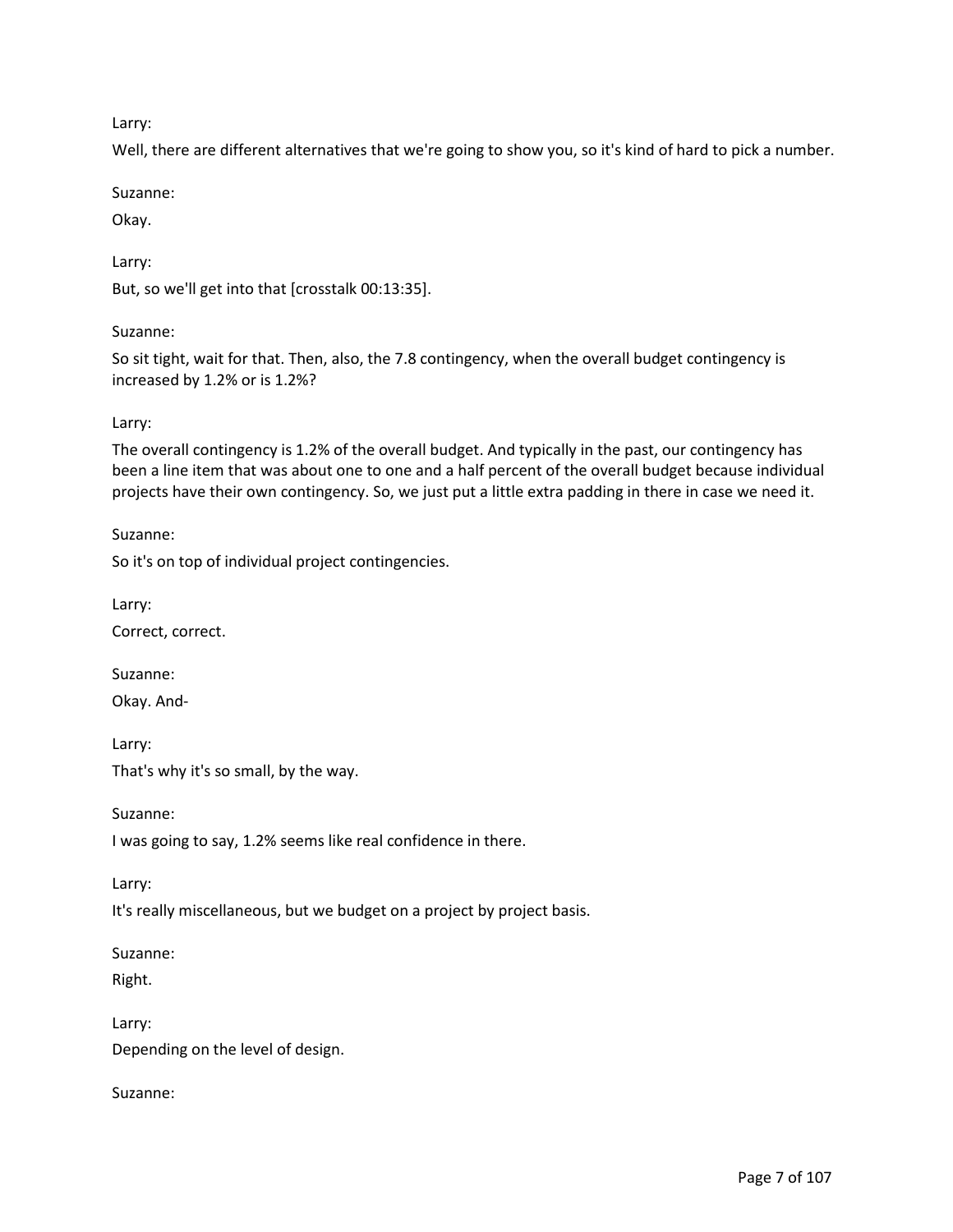Larry:

Well, there are different alternatives that we're going to show you, so it's kind of hard to pick a number.

Suzanne:

Okay.

Larry:

But, so we'll get into that [crosstalk 00:13:35].

Suzanne:

So sit tight, wait for that. Then, also, the 7.8 contingency, when the overall budget contingency is increased by 1.2% or is 1.2%?

Larry:

The overall contingency is 1.2% of the overall budget. And typically in the past, our contingency has been a line item that was about one to one and a half percent of the overall budget because individual projects have their own contingency. So, we just put a little extra padding in there in case we need it.

Suzanne:

So it's on top of individual project contingencies.

Larry:

Correct, correct.

Suzanne:

Okay. And-

Larry:

That's why it's so small, by the way.

Suzanne:

I was going to say, 1.2% seems like real confidence in there.

Larry:

It's really miscellaneous, but we budget on a project by project basis.

Suzanne:

Right.

Larry:

Depending on the level of design.

Suzanne: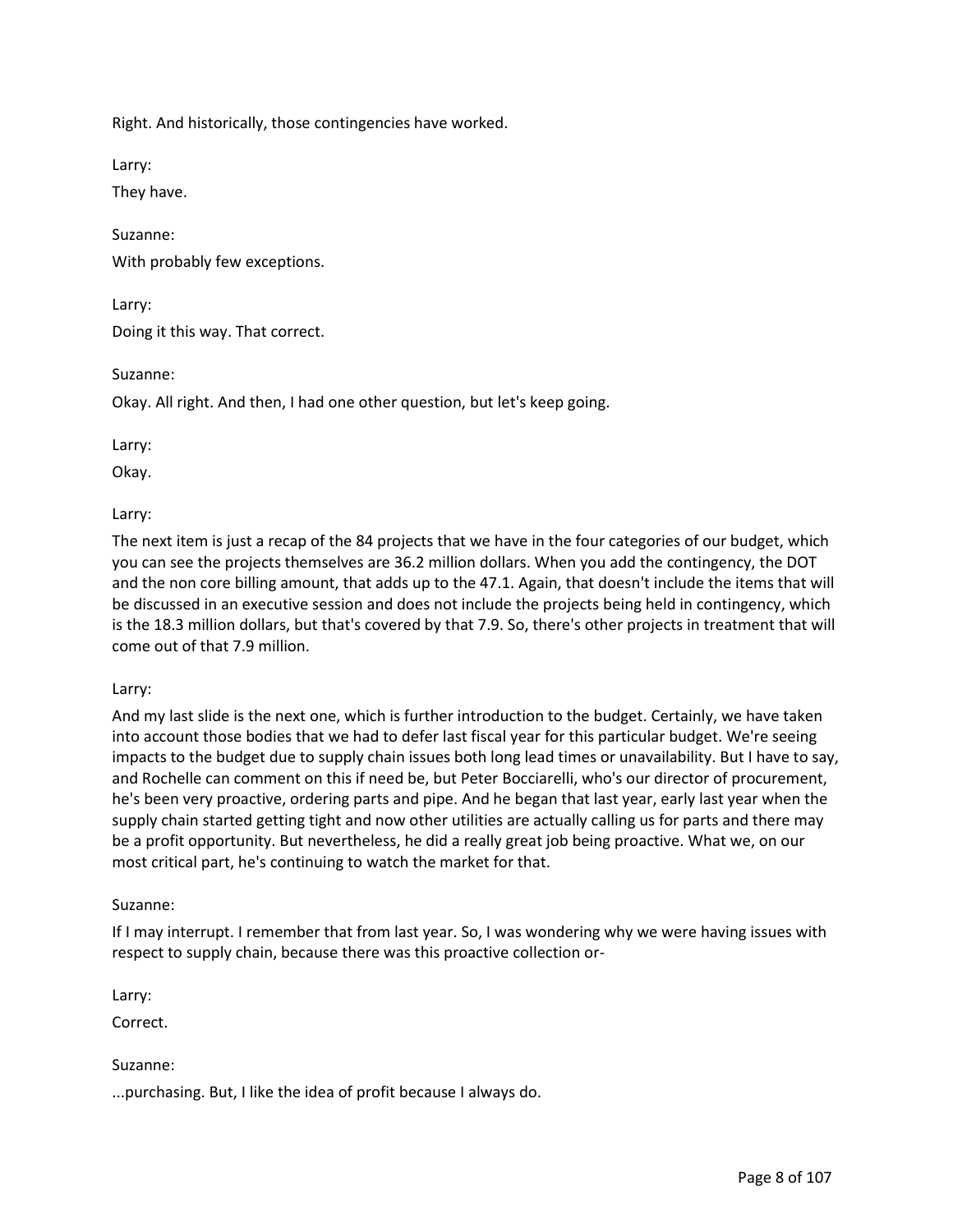Right. And historically, those contingencies have worked.

Larry:

They have.

Suzanne:

With probably few exceptions.

Larry:

Doing it this way. That correct.

Suzanne:

Okay. All right. And then, I had one other question, but let's keep going.

Larry:

Okay.

Larry:

The next item is just a recap of the 84 projects that we have in the four categories of our budget, which you can see the projects themselves are 36.2 million dollars. When you add the contingency, the DOT and the non core billing amount, that adds up to the 47.1. Again, that doesn't include the items that will be discussed in an executive session and does not include the projects being held in contingency, which is the 18.3 million dollars, but that's covered by that 7.9. So, there's other projects in treatment that will come out of that 7.9 million.

Larry:

And my last slide is the next one, which is further introduction to the budget. Certainly, we have taken into account those bodies that we had to defer last fiscal year for this particular budget. We're seeing impacts to the budget due to supply chain issues both long lead times or unavailability. But I have to say, and Rochelle can comment on this if need be, but Peter Bocciarelli, who's our director of procurement, he's been very proactive, ordering parts and pipe. And he began that last year, early last year when the supply chain started getting tight and now other utilities are actually calling us for parts and there may be a profit opportunity. But nevertheless, he did a really great job being proactive. What we, on our most critical part, he's continuing to watch the market for that.

Suzanne:

If I may interrupt. I remember that from last year. So, I was wondering why we were having issues with respect to supply chain, because there was this proactive collection or-

Larry:

Correct.

Suzanne:

...purchasing. But, I like the idea of profit because I always do.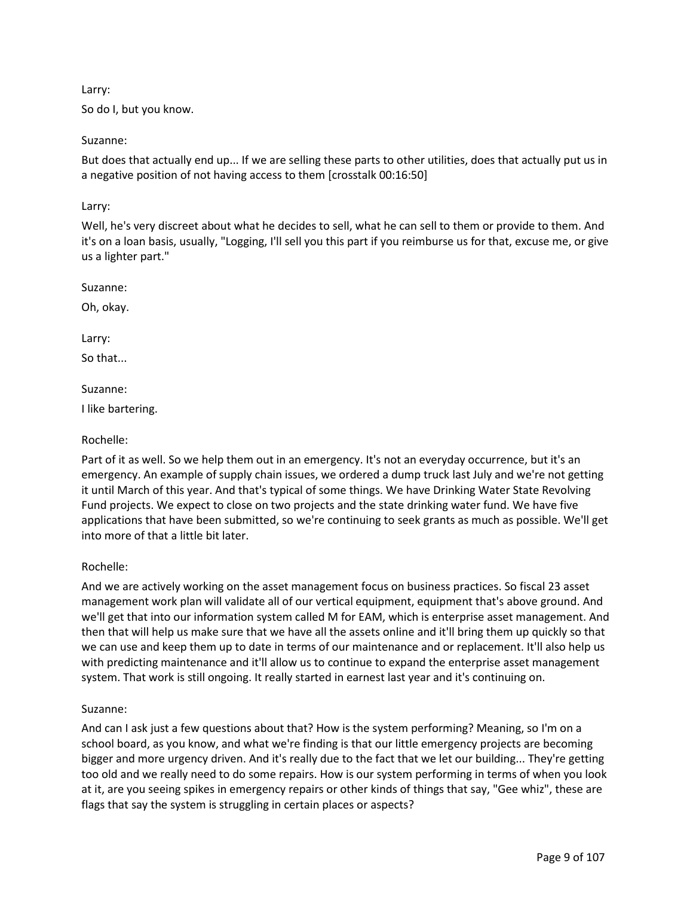Larry:

So do I, but you know.

Suzanne:

But does that actually end up... If we are selling these parts to other utilities, does that actually put us in a negative position of not having access to them [crosstalk 00:16:50]

Larry:

Well, he's very discreet about what he decides to sell, what he can sell to them or provide to them. And it's on a loan basis, usually, "Logging, I'll sell you this part if you reimburse us for that, excuse me, or give us a lighter part."

Suzanne:

Oh, okay.

Larry:

So that...

Suzanne:

I like bartering.

Rochelle:

Part of it as well. So we help them out in an emergency. It's not an everyday occurrence, but it's an emergency. An example of supply chain issues, we ordered a dump truck last July and we're not getting it until March of this year. And that's typical of some things. We have Drinking Water State Revolving Fund projects. We expect to close on two projects and the state drinking water fund. We have five applications that have been submitted, so we're continuing to seek grants as much as possible. We'll get into more of that a little bit later.

Rochelle:

And we are actively working on the asset management focus on business practices. So fiscal 23 asset management work plan will validate all of our vertical equipment, equipment that's above ground. And we'll get that into our information system called M for EAM, which is enterprise asset management. And then that will help us make sure that we have all the assets online and it'll bring them up quickly so that we can use and keep them up to date in terms of our maintenance and or replacement. It'll also help us with predicting maintenance and it'll allow us to continue to expand the enterprise asset management system. That work is still ongoing. It really started in earnest last year and it's continuing on.

Suzanne:

And can I ask just a few questions about that? How is the system performing? Meaning, so I'm on a school board, as you know, and what we're finding is that our little emergency projects are becoming bigger and more urgency driven. And it's really due to the fact that we let our building... They're getting too old and we really need to do some repairs. How is our system performing in terms of when you look at it, are you seeing spikes in emergency repairs or other kinds of things that say, "Gee whiz", these are flags that say the system is struggling in certain places or aspects?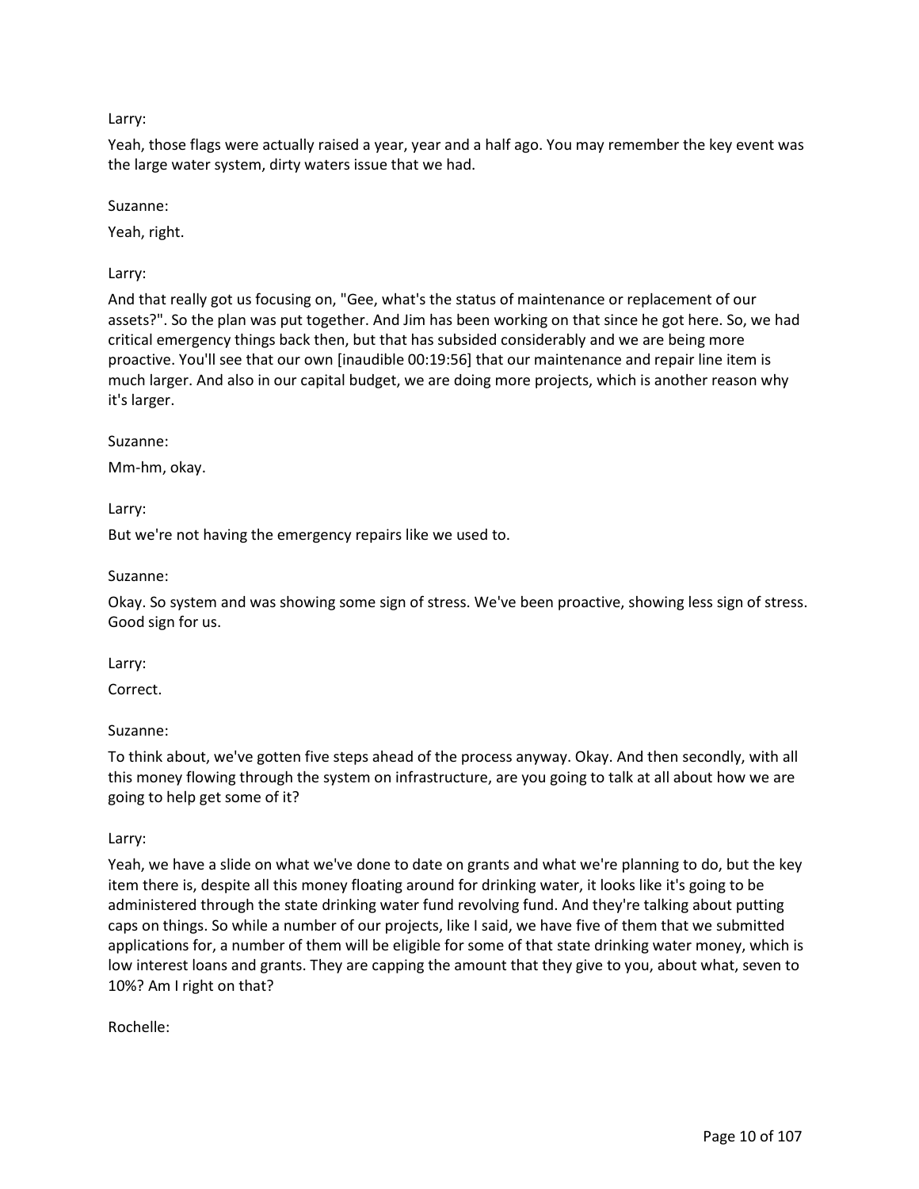Larry:

Yeah, those flags were actually raised a year, year and a half ago. You may remember the key event was the large water system, dirty waters issue that we had.

Suzanne:

Yeah, right.

Larry:

And that really got us focusing on, "Gee, what's the status of maintenance or replacement of our assets?". So the plan was put together. And Jim has been working on that since he got here. So, we had critical emergency things back then, but that has subsided considerably and we are being more proactive. You'll see that our own [inaudible 00:19:56] that our maintenance and repair line item is much larger. And also in our capital budget, we are doing more projects, which is another reason why it's larger.

Suzanne:

Mm-hm, okay.

Larry:

But we're not having the emergency repairs like we used to.

Suzanne:

Okay. So system and was showing some sign of stress. We've been proactive, showing less sign of stress. Good sign for us.

Larry:

Correct.

Suzanne:

To think about, we've gotten five steps ahead of the process anyway. Okay. And then secondly, with all this money flowing through the system on infrastructure, are you going to talk at all about how we are going to help get some of it?

Larry:

Yeah, we have a slide on what we've done to date on grants and what we're planning to do, but the key item there is, despite all this money floating around for drinking water, it looks like it's going to be administered through the state drinking water fund revolving fund. And they're talking about putting caps on things. So while a number of our projects, like I said, we have five of them that we submitted applications for, a number of them will be eligible for some of that state drinking water money, which is low interest loans and grants. They are capping the amount that they give to you, about what, seven to 10%? Am I right on that?

Rochelle: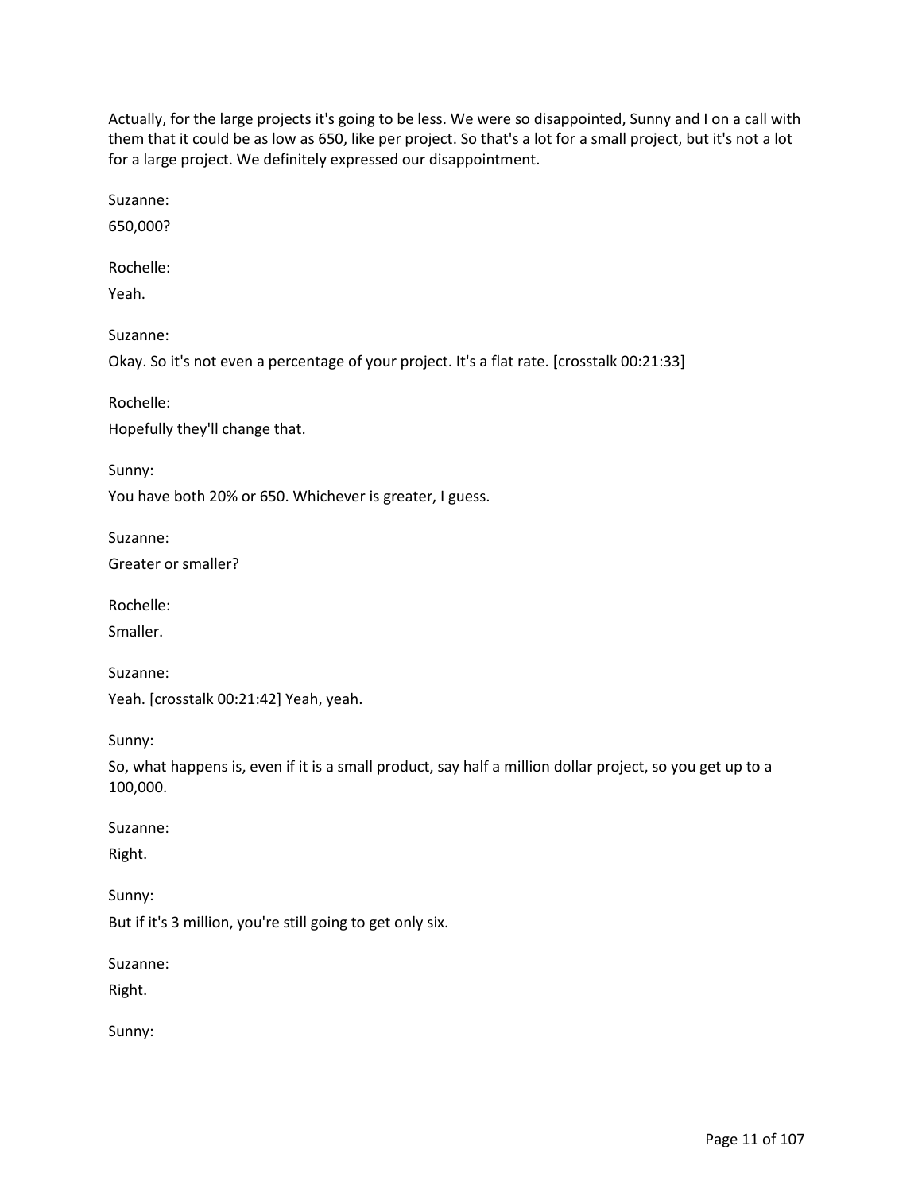Actually, for the large projects it's going to be less. We were so disappointed, Sunny and I on a call with them that it could be as low as 650, like per project. So that's a lot for a small project, but it's not a lot for a large project. We definitely expressed our disappointment.

Suzanne:

650,000?

Rochelle:

Yeah.

Suzanne:

Okay. So it's not even a percentage of your project. It's a flat rate. [crosstalk 00:21:33]

Rochelle:

Hopefully they'll change that.

Sunny:

You have both 20% or 650. Whichever is greater, I guess.

Suzanne:

Greater or smaller?

Rochelle:

Smaller.

Suzanne:

Yeah. [crosstalk 00:21:42] Yeah, yeah.

Sunny:

So, what happens is, even if it is a small product, say half a million dollar project, so you get up to a 100,000.

Suzanne:

Right.

Sunny:

But if it's 3 million, you're still going to get only six.

Suzanne:

Right.

Sunny: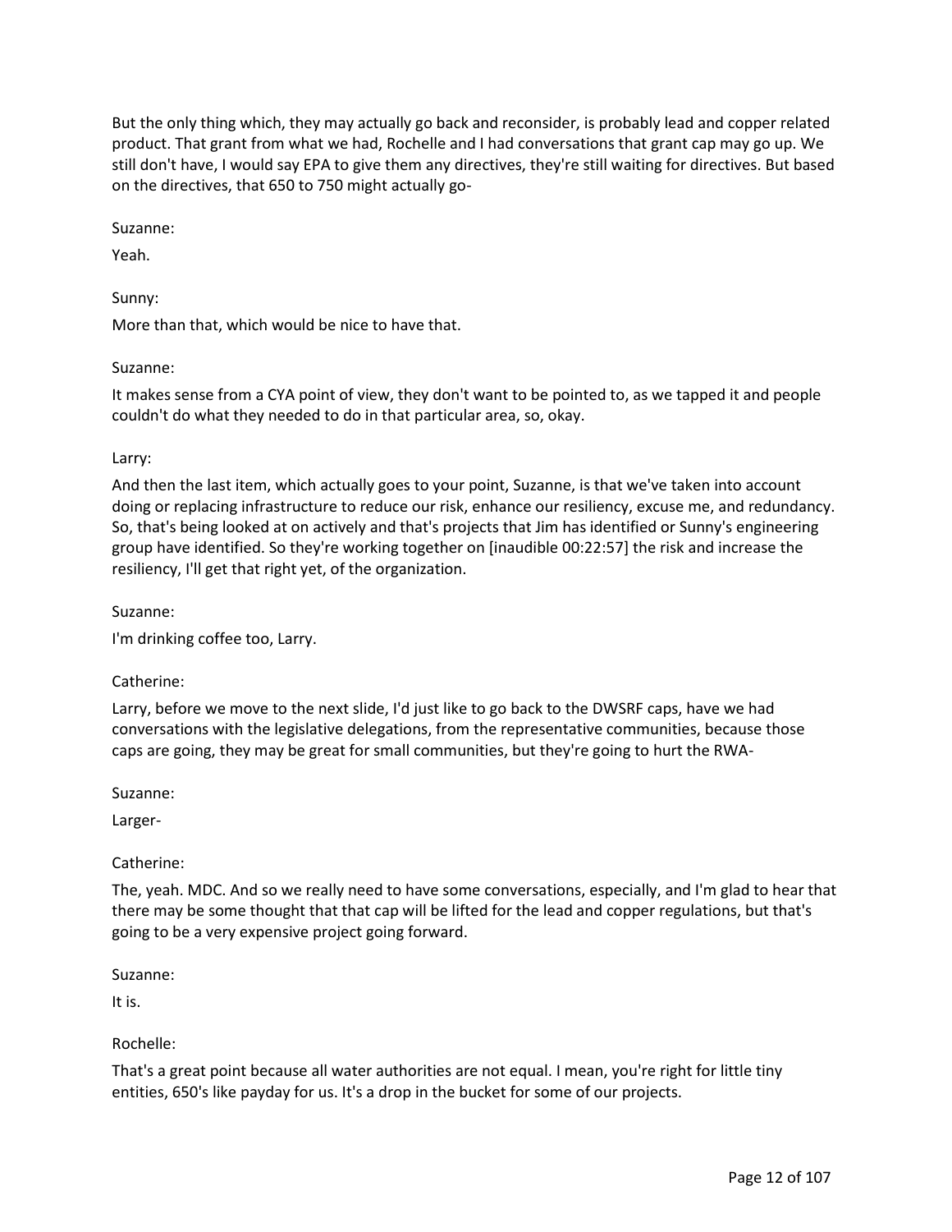But the only thing which, they may actually go back and reconsider, is probably lead and copper related product. That grant from what we had, Rochelle and I had conversations that grant cap may go up. We still don't have, I would say EPA to give them any directives, they're still waiting for directives. But based on the directives, that 650 to 750 might actually go-

Suzanne:

Yeah.

Sunny:

More than that, which would be nice to have that.

Suzanne:

It makes sense from a CYA point of view, they don't want to be pointed to, as we tapped it and people couldn't do what they needed to do in that particular area, so, okay.

Larry:

And then the last item, which actually goes to your point, Suzanne, is that we've taken into account doing or replacing infrastructure to reduce our risk, enhance our resiliency, excuse me, and redundancy. So, that's being looked at on actively and that's projects that Jim has identified or Sunny's engineering group have identified. So they're working together on [inaudible 00:22:57] the risk and increase the resiliency, I'll get that right yet, of the organization.

Suzanne:

I'm drinking coffee too, Larry.

Catherine:

Larry, before we move to the next slide, I'd just like to go back to the DWSRF caps, have we had conversations with the legislative delegations, from the representative communities, because those caps are going, they may be great for small communities, but they're going to hurt the RWA-

Suzanne:

Larger-

Catherine:

The, yeah. MDC. And so we really need to have some conversations, especially, and I'm glad to hear that there may be some thought that that cap will be lifted for the lead and copper regulations, but that's going to be a very expensive project going forward.

Suzanne:

It is.

Rochelle:

That's a great point because all water authorities are not equal. I mean, you're right for little tiny entities, 650's like payday for us. It's a drop in the bucket for some of our projects.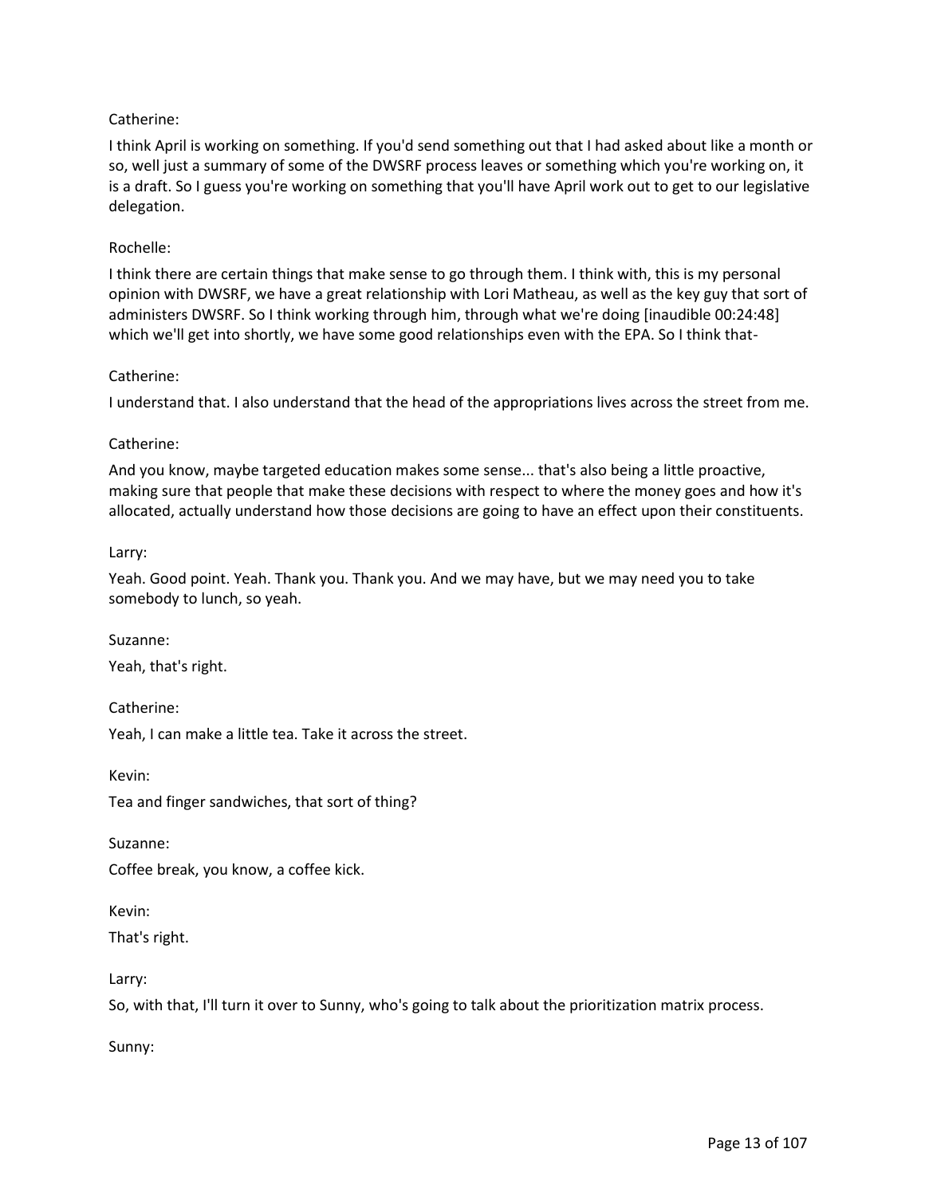Catherine:

I think April is working on something. If you'd send something out that I had asked about like a month or so, well just a summary of some of the DWSRF process leaves or something which you're working on, it is a draft. So I guess you're working on something that you'll have April work out to get to our legislative delegation.

Rochelle:

I think there are certain things that make sense to go through them. I think with, this is my personal opinion with DWSRF, we have a great relationship with Lori Matheau, as well as the key guy that sort of administers DWSRF. So I think working through him, through what we're doing [inaudible 00:24:48] which we'll get into shortly, we have some good relationships even with the EPA. So I think that-

Catherine:

I understand that. I also understand that the head of the appropriations lives across the street from me.

Catherine:

And you know, maybe targeted education makes some sense... that's also being a little proactive, making sure that people that make these decisions with respect to where the money goes and how it's allocated, actually understand how those decisions are going to have an effect upon their constituents.

Larry:

Yeah. Good point. Yeah. Thank you. Thank you. And we may have, but we may need you to take somebody to lunch, so yeah.

Suzanne:

Yeah, that's right.

Catherine:

Yeah, I can make a little tea. Take it across the street.

Kevin:

Tea and finger sandwiches, that sort of thing?

Suzanne:

Coffee break, you know, a coffee kick.

Kevin:

That's right.

Larry:

So, with that, I'll turn it over to Sunny, who's going to talk about the prioritization matrix process.

Sunny: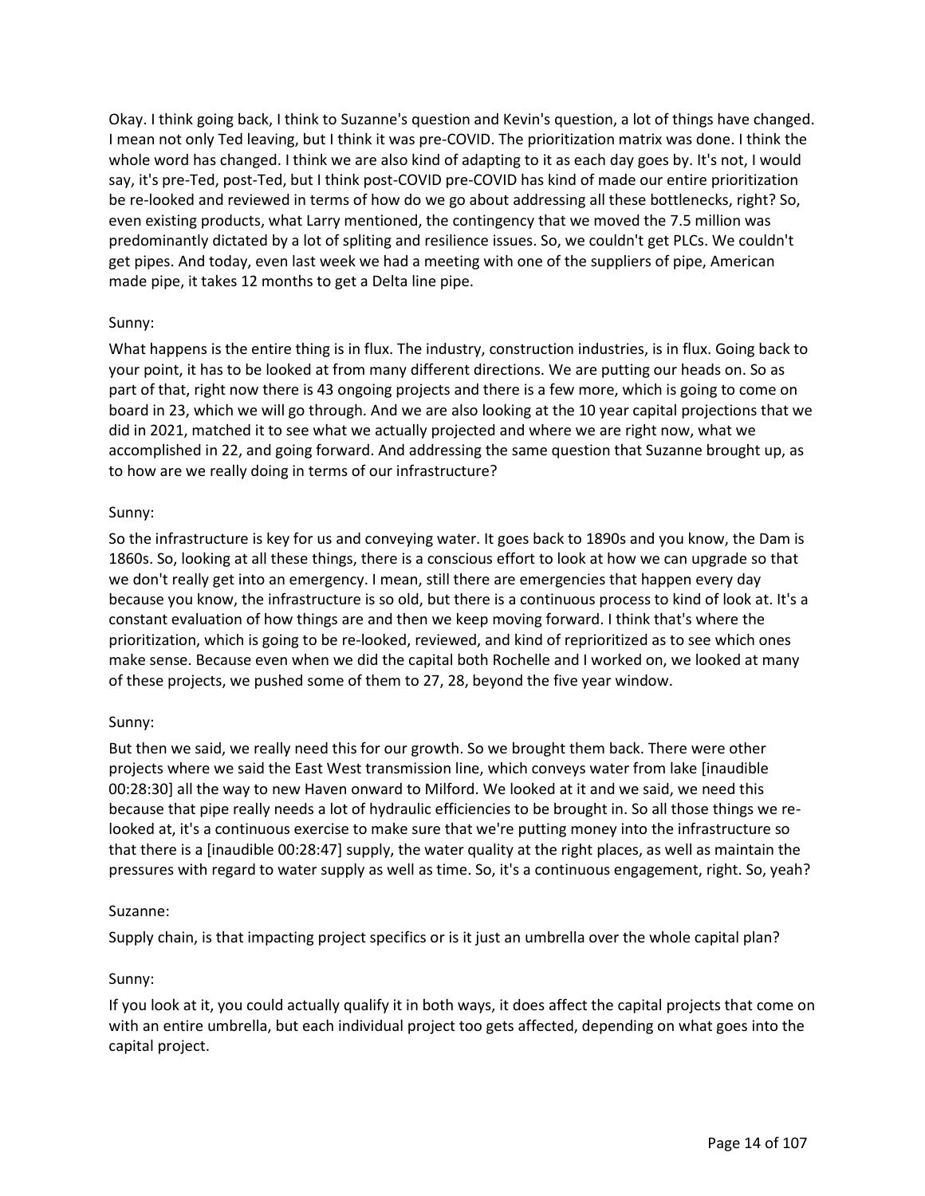Okay. I think going back, I think to Suzanne's question and Kevin's question, a lot of things have changed. I mean not only Ted leaving, but I think it was pre-COVID. The prioritization matrix was done. I think the whole word has changed. I think we are also kind of adapting to it as each day goes by. It's not, I would say, it's pre-Ted, post-Ted, but I think post-COVID pre-COVID has kind of made our entire prioritization be re-looked and reviewed in terms of how do we go about addressing all these bottlenecks, right? So, even existing products, what Larry mentioned, the contingency that we moved the 7.5 million was predominantly dictated by a lot of spliting and resilience issues. So, we couldn't get PLCs. We couldn't get pipes. And today, even last week we had a meeting with one of the suppliers of pipe, American made pipe, it takes 12 months to get a Delta line pipe.

Sunny:

What happens is the entire thing is in flux. The industry, construction industries, is in flux. Going back to your point, it has to be looked at from many different directions. We are putting our heads on. So as part of that, right now there is 43 ongoing projects and there is a few more, which is going to come on board in 23, which we will go through. And we are also looking at the 10 year capital projections that we did in 2021, matched it to see what we actually projected and where we are right now, what we accomplished in 22, and going forward. And addressing the same question that Suzanne brought up, as to how are we really doing in terms of our infrastructure?

Sunny:

So the infrastructure is key for us and conveying water. It goes back to 1890s and you know, the Dam is 1860s. So, looking at all these things, there is a conscious effort to look at how we can upgrade so that we don't really get into an emergency. I mean, still there are emergencies that happen every day because you know, the infrastructure is so old, but there is a continuous process to kind of look at. It's a constant evaluation of how things are and then we keep moving forward. I think that's where the prioritization, which is going to be re-looked, reviewed, and kind of reprioritized as to see which ones make sense. Because even when we did the capital both Rochelle and I worked on, we looked at many of these projects, we pushed some of them to 27, 28, beyond the five year window.

Sunny:

But then we said, we really need this for our growth. So we brought them back. There were other projects where we said the East West transmission line, which conveys water from lake [inaudible 00:28:30] all the way to new Haven onward to Milford. We looked at it and we said, we need this because that pipe really needs a lot of hydraulic efficiencies to be brought in. So all those things we re-looked at, it's a continuous exercise to make sure that we're putting money into the infrastructure so that there is a [inaudible 00:28:47] supply, the water quality at the right places, as well as maintain the pressures with regard to water supply as well as time. So, it's a continuous engagement, right. So, yeah?

Suzanne:

Supply chain, is that impacting project specifics or is it just an umbrella over the whole capital plan?

Sunny:

If you look at it, you could actually qualify it in both ways, it does affect the capital projects that come on with an entire umbrella, but each individual project too gets affected, depending on what goes into the capital project.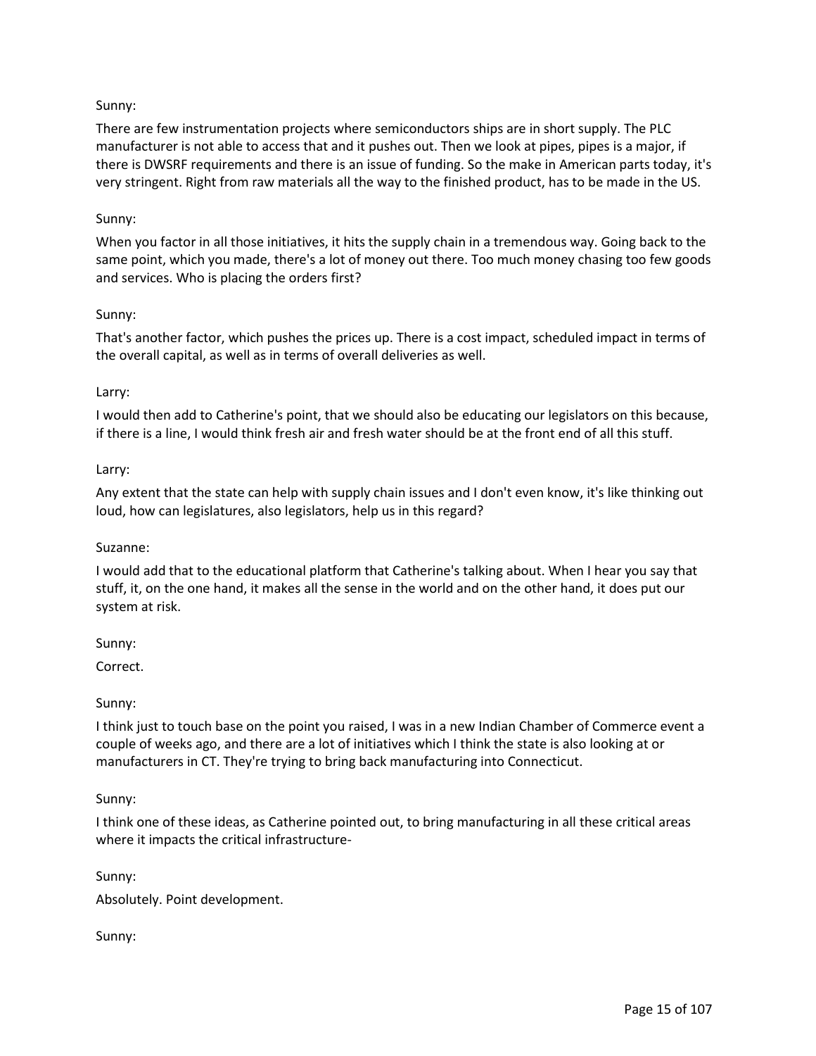Sunny:

There are few instrumentation projects where semiconductors ships are in short supply. The PLC manufacturer is not able to access that and it pushes out. Then we look at pipes, pipes is a major, if there is DWSRF requirements and there is an issue of funding. So the make in American parts today, it's very stringent. Right from raw materials all the way to the finished product, has to be made in the US.

Sunny:

When you factor in all those initiatives, it hits the supply chain in a tremendous way. Going back to the same point, which you made, there's a lot of money out there. Too much money chasing too few goods and services. Who is placing the orders first?

Sunny:

That's another factor, which pushes the prices up. There is a cost impact, scheduled impact in terms of the overall capital, as well as in terms of overall deliveries as well.

Larry:

I would then add to Catherine's point, that we should also be educating our legislators on this because, if there is a line, I would think fresh air and fresh water should be at the front end of all this stuff.

Larry:

Any extent that the state can help with supply chain issues and I don't even know, it's like thinking out loud, how can legislatures, also legislators, help us in this regard?

Suzanne:

I would add that to the educational platform that Catherine's talking about. When I hear you say that stuff, it, on the one hand, it makes all the sense in the world and on the other hand, it does put our system at risk.

Sunny:

Correct.

Sunny:

I think just to touch base on the point you raised, I was in a new Indian Chamber of Commerce event a couple of weeks ago, and there are a lot of initiatives which I think the state is also looking at or manufacturers in CT. They're trying to bring back manufacturing into Connecticut.

Sunny:

I think one of these ideas, as Catherine pointed out, to bring manufacturing in all these critical areas where it impacts the critical infrastructure-

Sunny:

Absolutely. Point development.

Sunny: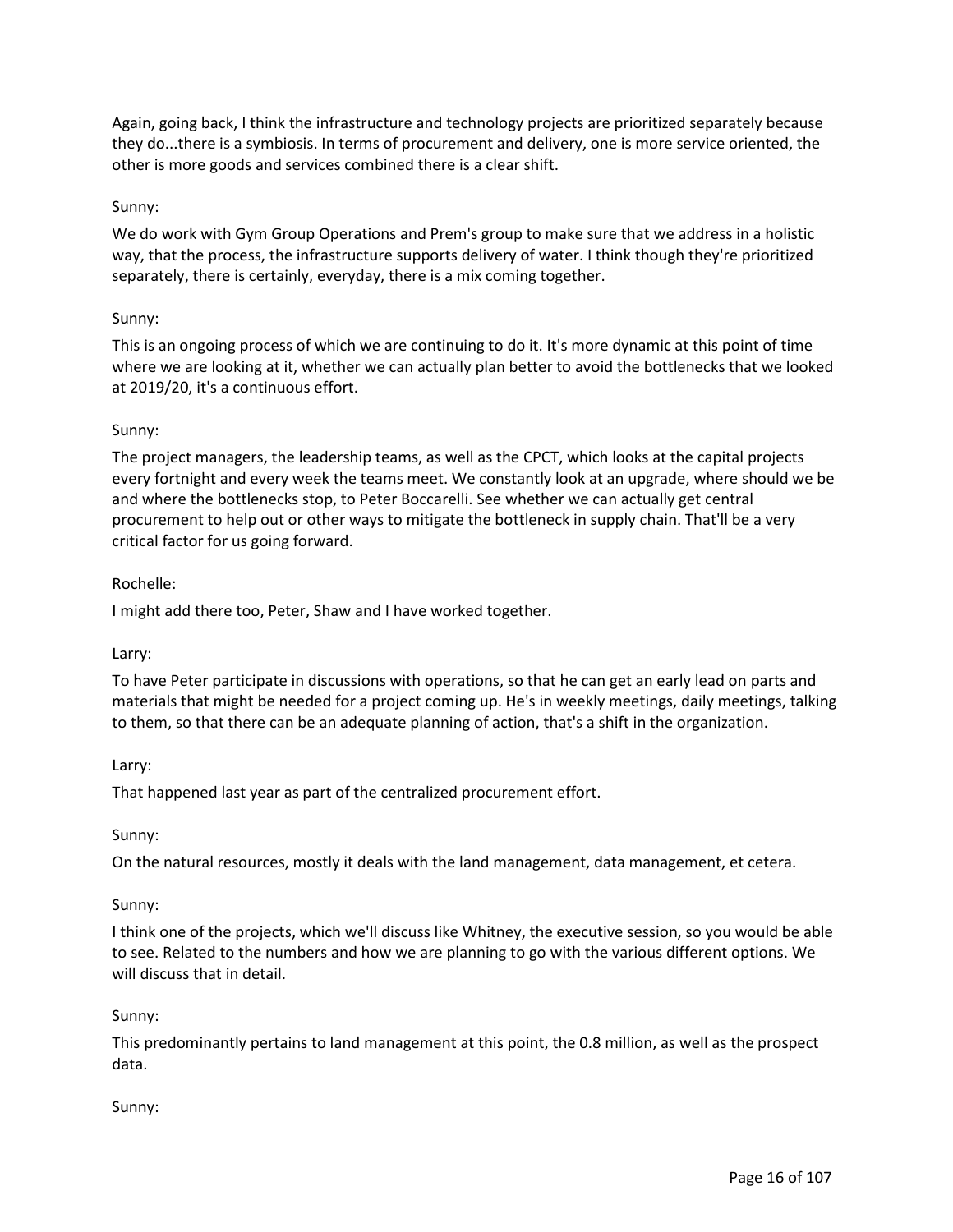Again, going back, I think the infrastructure and technology projects are prioritized separately because they do...there is a symbiosis. In terms of procurement and delivery, one is more service oriented, the other is more goods and services combined there is a clear shift.

Sunny:

We do work with Gym Group Operations and Prem's group to make sure that we address in a holistic way, that the process, the infrastructure supports delivery of water. I think though they're prioritized separately, there is certainly, everyday, there is a mix coming together.

Sunny:

This is an ongoing process of which we are continuing to do it. It's more dynamic at this point of time where we are looking at it, whether we can actually plan better to avoid the bottlenecks that we looked at 2019/20, it's a continuous effort.

Sunny:

The project managers, the leadership teams, as well as the CPCT, which looks at the capital projects every fortnight and every week the teams meet. We constantly look at an upgrade, where should we be and where the bottlenecks stop, to Peter Boccarelli. See whether we can actually get central procurement to help out or other ways to mitigate the bottleneck in supply chain. That'll be a very critical factor for us going forward.

Rochelle:

I might add there too, Peter, Shaw and I have worked together.

Larry:

To have Peter participate in discussions with operations, so that he can get an early lead on parts and materials that might be needed for a project coming up. He's in weekly meetings, daily meetings, talking to them, so that there can be an adequate planning of action, that's a shift in the organization.

Larry:

That happened last year as part of the centralized procurement effort.

Sunny:

On the natural resources, mostly it deals with the land management, data management, et cetera.

Sunny:

I think one of the projects, which we'll discuss like Whitney, the executive session, so you would be able to see. Related to the numbers and how we are planning to go with the various different options. We will discuss that in detail.

Sunny:

This predominantly pertains to land management at this point, the 0.8 million, as well as the prospect data.

Sunny: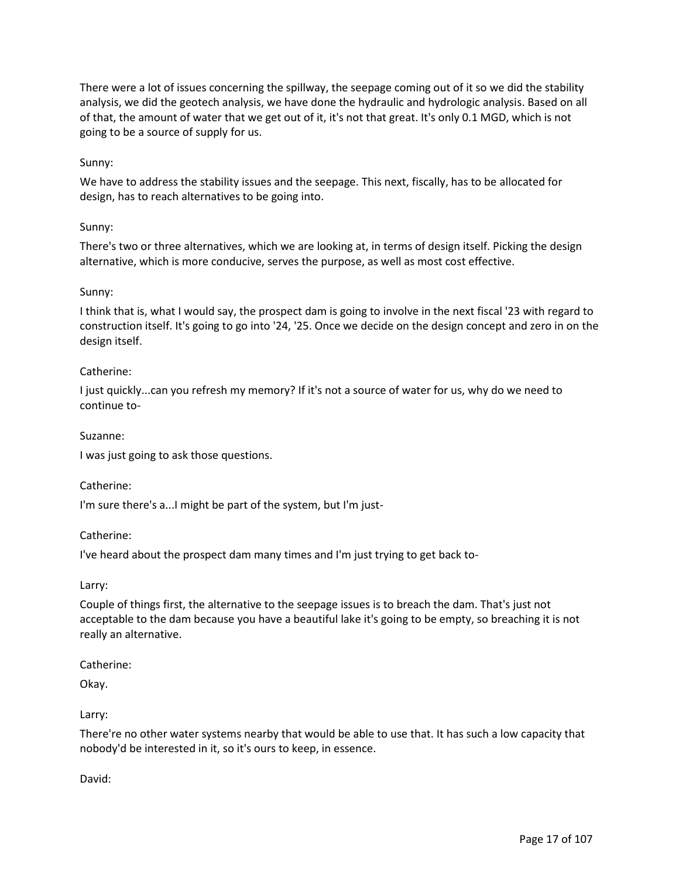There were a lot of issues concerning the spillway, the seepage coming out of it so we did the stability analysis, we did the geotech analysis, we have done the hydraulic and hydrologic analysis. Based on all of that, the amount of water that we get out of it, it's not that great. It's only 0.1 MGD, which is not going to be a source of supply for us.

Sunny:

We have to address the stability issues and the seepage. This next, fiscally, has to be allocated for design, has to reach alternatives to be going into.

Sunny:

There's two or three alternatives, which we are looking at, in terms of design itself. Picking the design alternative, which is more conducive, serves the purpose, as well as most cost effective.

Sunny:

I think that is, what I would say, the prospect dam is going to involve in the next fiscal '23 with regard to construction itself. It's going to go into '24, '25. Once we decide on the design concept and zero in on the design itself.

Catherine:

I just quickly...can you refresh my memory? If it's not a source of water for us, why do we need to continue to-

Suzanne:

I was just going to ask those questions.

Catherine:

I'm sure there's a...I might be part of the system, but I'm just-

Catherine:

I've heard about the prospect dam many times and I'm just trying to get back to-

Larry:

Couple of things first, the alternative to the seepage issues is to breach the dam. That's just not acceptable to the dam because you have a beautiful lake it's going to be empty, so breaching it is not really an alternative.

Catherine:

Okay.

Larry:

There're no other water systems nearby that would be able to use that. It has such a low capacity that nobody'd be interested in it, so it's ours to keep, in essence.

David: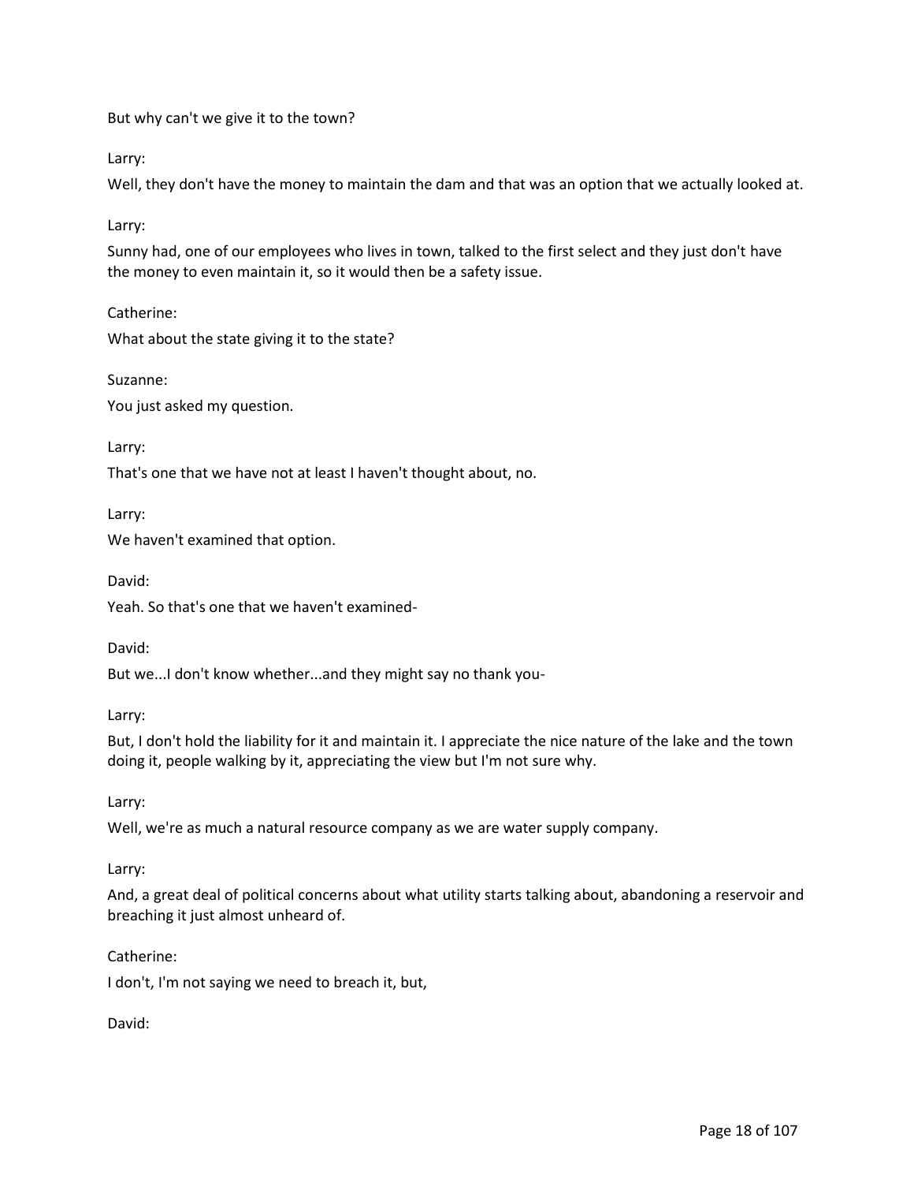But why can't we give it to the town?

Larry:

Well, they don't have the money to maintain the dam and that was an option that we actually looked at.

Larry:

Sunny had, one of our employees who lives in town, talked to the first select and they just don't have the money to even maintain it, so it would then be a safety issue.

Catherine:

What about the state giving it to the state?

Suzanne:

You just asked my question.

Larry:

That's one that we have not at least I haven't thought about, no.

Larry:

We haven't examined that option.

David:

Yeah. So that's one that we haven't examined-

David:

But we...I don't know whether...and they might say no thank you-

Larry:

But, I don't hold the liability for it and maintain it. I appreciate the nice nature of the lake and the town doing it, people walking by it, appreciating the view but I'm not sure why.

Larry:

Well, we're as much a natural resource company as we are water supply company.

Larry:

And, a great deal of political concerns about what utility starts talking about, abandoning a reservoir and breaching it just almost unheard of.

Catherine:

I don't, I'm not saying we need to breach it, but,

David: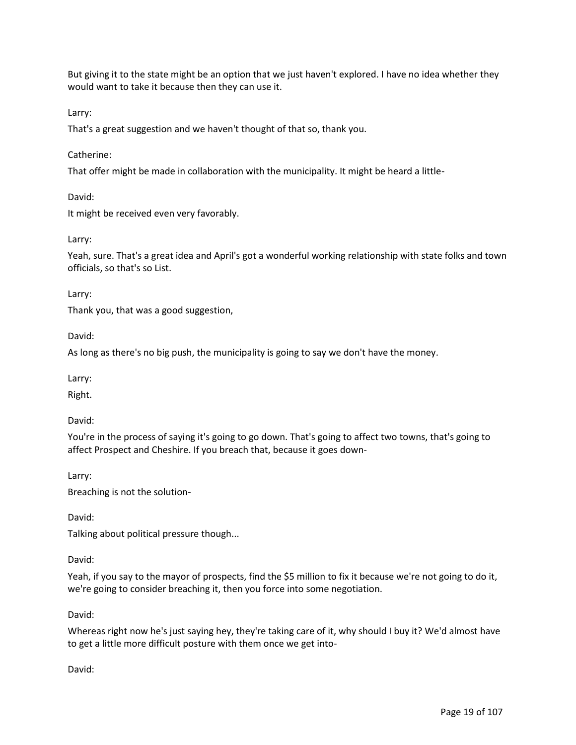But giving it to the state might be an option that we just haven't explored. I have no idea whether they would want to take it because then they can use it.

Larry:

That's a great suggestion and we haven't thought of that so, thank you.

Catherine:

That offer might be made in collaboration with the municipality. It might be heard a little-

David:

It might be received even very favorably.

Larry:

Yeah, sure. That's a great idea and April's got a wonderful working relationship with state folks and town officials, so that's so List.

Larry:

Thank you, that was a good suggestion,

David:

As long as there's no big push, the municipality is going to say we don't have the money.

Larry:

Right.

David:

You're in the process of saying it's going to go down. That's going to affect two towns, that's going to affect Prospect and Cheshire. If you breach that, because it goes down-

Larry:

Breaching is not the solution-

David:

Talking about political pressure though...

David:

Yeah, if you say to the mayor of prospects, find the $5 million to fix it because we're not going to do it, we're going to consider breaching it, then you force into some negotiation.

David:

Whereas right now he's just saying hey, they're taking care of it, why should I buy it? We'd almost have to get a little more difficult posture with them once we get into-

David: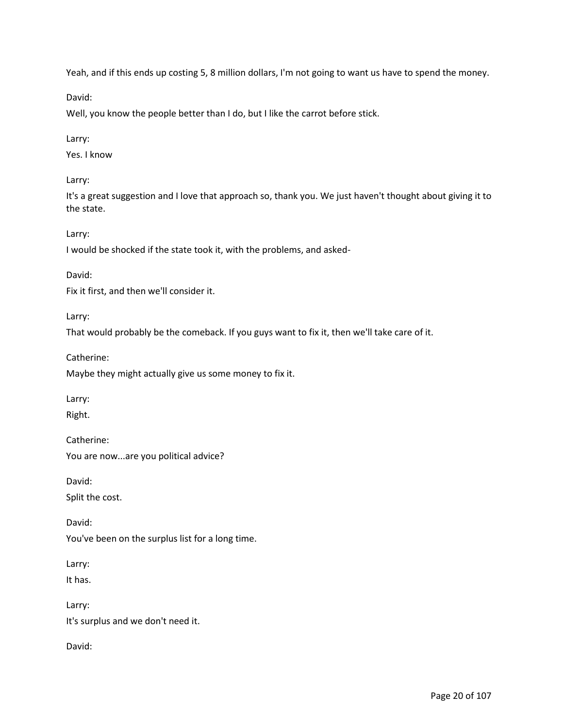Yeah, and if this ends up costing 5, 8 million dollars, I'm not going to want us have to spend the money.

David:

Well, you know the people better than I do, but I like the carrot before stick.

Larry:

Yes. I know

Larry:

It's a great suggestion and I love that approach so, thank you. We just haven't thought about giving it to the state.

Larry:

I would be shocked if the state took it, with the problems, and asked-

David:

Fix it first, and then we'll consider it.

Larry:

That would probably be the comeback. If you guys want to fix it, then we'll take care of it.

Catherine:

Maybe they might actually give us some money to fix it.

Larry:

Right.

Catherine:

You are now...are you political advice?

David:

Split the cost.

David:

You've been on the surplus list for a long time.

Larry:

It has.

Larry:

It's surplus and we don't need it.

David: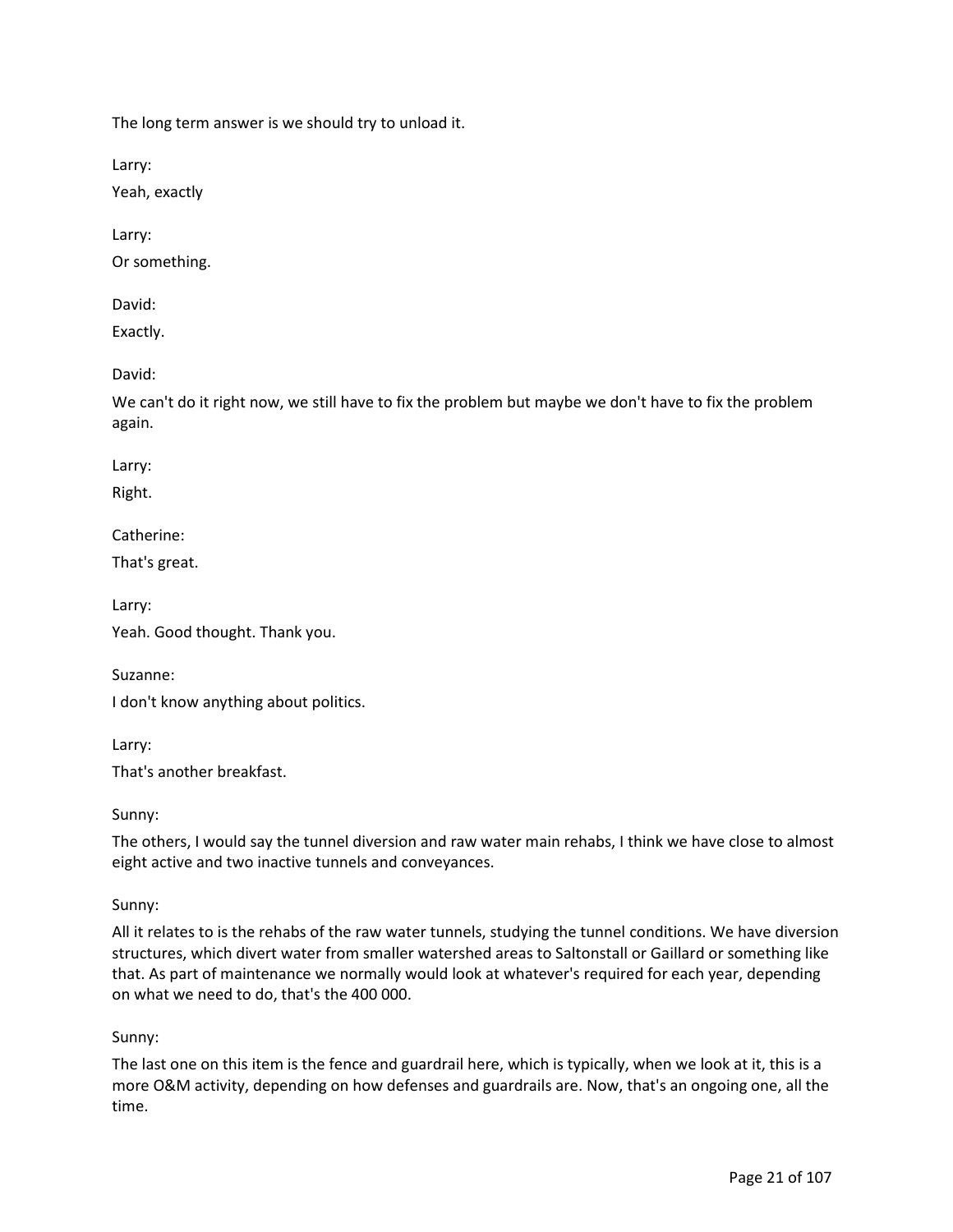The long term answer is we should try to unload it.

Larry:

Yeah, exactly

Larry:

Or something.

David:

Exactly.

David:

We can't do it right now, we still have to fix the problem but maybe we don't have to fix the problem again.

Larry:

Right.

Catherine:

That's great.

Larry:

Yeah. Good thought. Thank you.

Suzanne:

I don't know anything about politics.

Larry:

That's another breakfast.

Sunny:

The others, I would say the tunnel diversion and raw water main rehabs, I think we have close to almost eight active and two inactive tunnels and conveyances.

Sunny:

All it relates to is the rehabs of the raw water tunnels, studying the tunnel conditions. We have diversion structures, which divert water from smaller watershed areas to Saltonstall or Gaillard or something like that. As part of maintenance we normally would look at whatever's required for each year, depending on what we need to do, that's the 400 000.

Sunny:

The last one on this item is the fence and guardrail here, which is typically, when we look at it, this is a more O&M activity, depending on how defenses and guardrails are. Now, that's an ongoing one, all the time.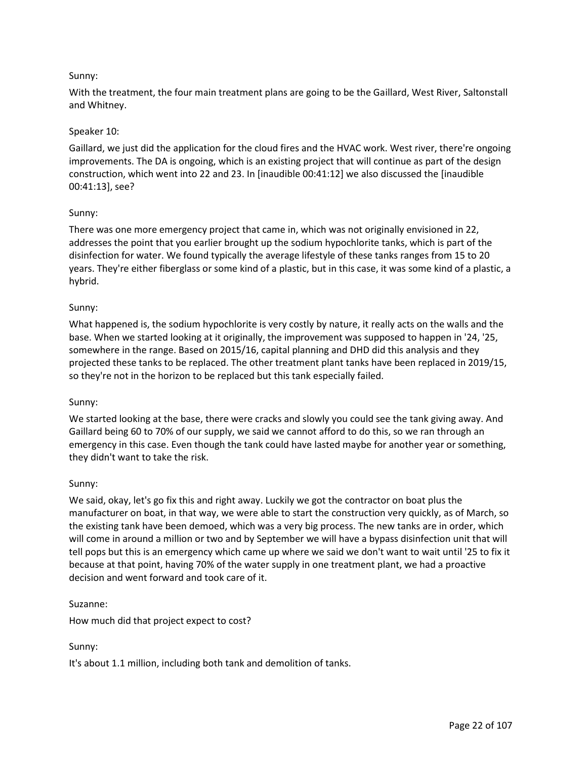Sunny:

With the treatment, the four main treatment plans are going to be the Gaillard, West River, Saltonstall and Whitney.

Speaker 10:

Gaillard, we just did the application for the cloud fires and the HVAC work. West river, there're ongoing improvements. The DA is ongoing, which is an existing project that will continue as part of the design construction, which went into 22 and 23. In [inaudible 00:41:12] we also discussed the [inaudible 00:41:13], see?

Sunny:

There was one more emergency project that came in, which was not originally envisioned in 22, addresses the point that you earlier brought up the sodium hypochlorite tanks, which is part of the disinfection for water. We found typically the average lifestyle of these tanks ranges from 15 to 20 years. They're either fiberglass or some kind of a plastic, but in this case, it was some kind of a plastic, a hybrid.

Sunny:

What happened is, the sodium hypochlorite is very costly by nature, it really acts on the walls and the base. When we started looking at it originally, the improvement was supposed to happen in '24, '25, somewhere in the range. Based on 2015/16, capital planning and DHD did this analysis and they projected these tanks to be replaced. The other treatment plant tanks have been replaced in 2019/15, so they're not in the horizon to be replaced but this tank especially failed.

Sunny:

We started looking at the base, there were cracks and slowly you could see the tank giving away. And Gaillard being 60 to 70% of our supply, we said we cannot afford to do this, so we ran through an emergency in this case. Even though the tank could have lasted maybe for another year or something, they didn't want to take the risk.

Sunny:

We said, okay, let's go fix this and right away. Luckily we got the contractor on boat plus the manufacturer on boat, in that way, we were able to start the construction very quickly, as of March, so the existing tank have been demoed, which was a very big process. The new tanks are in order, which will come in around a million or two and by September we will have a bypass disinfection unit that will tell pops but this is an emergency which came up where we said we don't want to wait until '25 to fix it because at that point, having 70% of the water supply in one treatment plant, we had a proactive decision and went forward and took care of it.

Suzanne:

How much did that project expect to cost?

Sunny:

It's about 1.1 million, including both tank and demolition of tanks.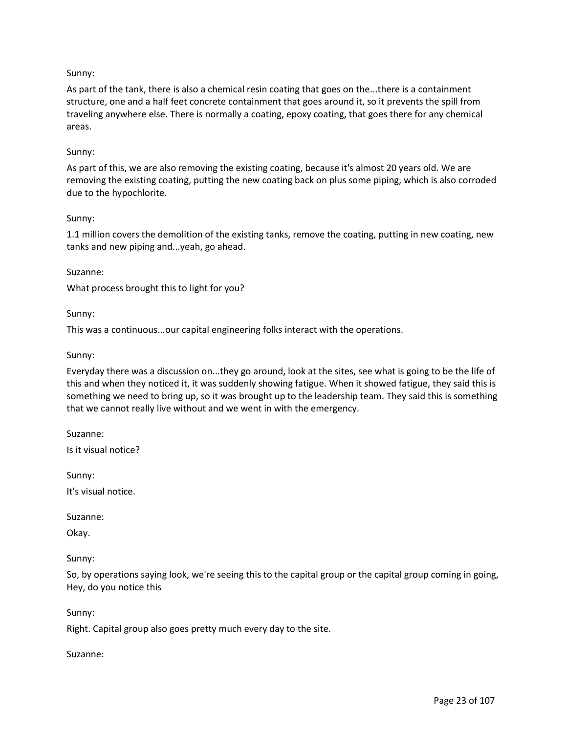Sunny:

As part of the tank, there is also a chemical resin coating that goes on the...there is a containment structure, one and a half feet concrete containment that goes around it, so it prevents the spill from traveling anywhere else. There is normally a coating, epoxy coating, that goes there for any chemical areas.

Sunny:

As part of this, we are also removing the existing coating, because it's almost 20 years old. We are removing the existing coating, putting the new coating back on plus some piping, which is also corroded due to the hypochlorite.

Sunny:

1.1 million covers the demolition of the existing tanks, remove the coating, putting in new coating, new tanks and new piping and...yeah, go ahead.

Suzanne:

What process brought this to light for you?

Sunny:

This was a continuous...our capital engineering folks interact with the operations.

Sunny:

Everyday there was a discussion on...they go around, look at the sites, see what is going to be the life of this and when they noticed it, it was suddenly showing fatigue. When it showed fatigue, they said this is something we need to bring up, so it was brought up to the leadership team. They said this is something that we cannot really live without and we went in with the emergency.

Suzanne:

Is it visual notice?

Sunny:

It's visual notice.

Suzanne:

Okay.

Sunny:

So, by operations saying look, we're seeing this to the capital group or the capital group coming in going, Hey, do you notice this

Sunny:

Right. Capital group also goes pretty much every day to the site.

Suzanne: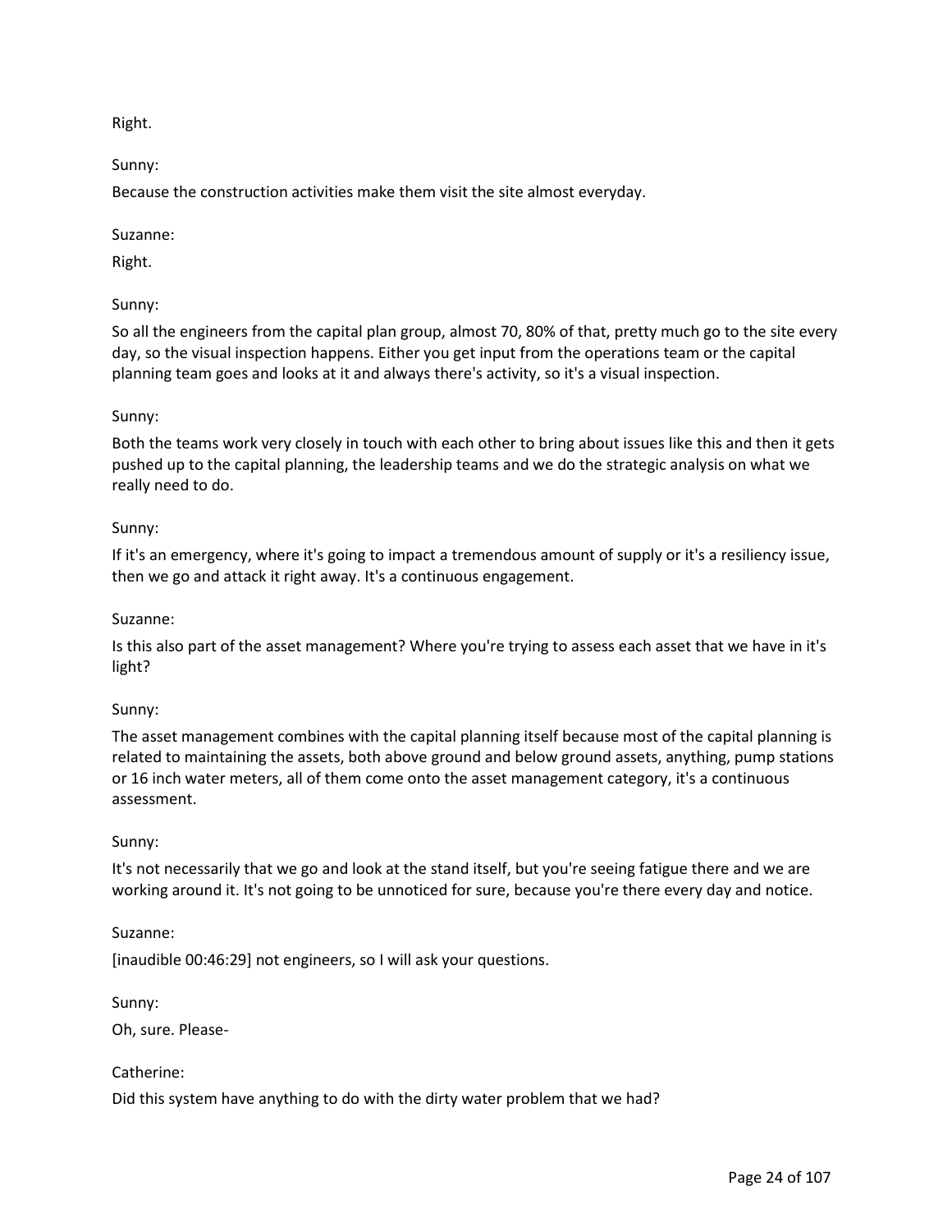Right.

Sunny:

Because the construction activities make them visit the site almost everyday.

Suzanne:

Right.

Sunny:

So all the engineers from the capital plan group, almost 70, 80% of that, pretty much go to the site every day, so the visual inspection happens. Either you get input from the operations team or the capital planning team goes and looks at it and always there's activity, so it's a visual inspection.

Sunny:

Both the teams work very closely in touch with each other to bring about issues like this and then it gets pushed up to the capital planning, the leadership teams and we do the strategic analysis on what we really need to do.

Sunny:

If it's an emergency, where it's going to impact a tremendous amount of supply or it's a resiliency issue, then we go and attack it right away. It's a continuous engagement.

Suzanne:

Is this also part of the asset management? Where you're trying to assess each asset that we have in it's light?

Sunny:

The asset management combines with the capital planning itself because most of the capital planning is related to maintaining the assets, both above ground and below ground assets, anything, pump stations or 16 inch water meters, all of them come onto the asset management category, it's a continuous assessment.

Sunny:

It's not necessarily that we go and look at the stand itself, but you're seeing fatigue there and we are working around it. It's not going to be unnoticed for sure, because you're there every day and notice.

Suzanne:

[inaudible 00:46:29] not engineers, so I will ask your questions.

Sunny:

Oh, sure. Please-

Catherine:

Did this system have anything to do with the dirty water problem that we had?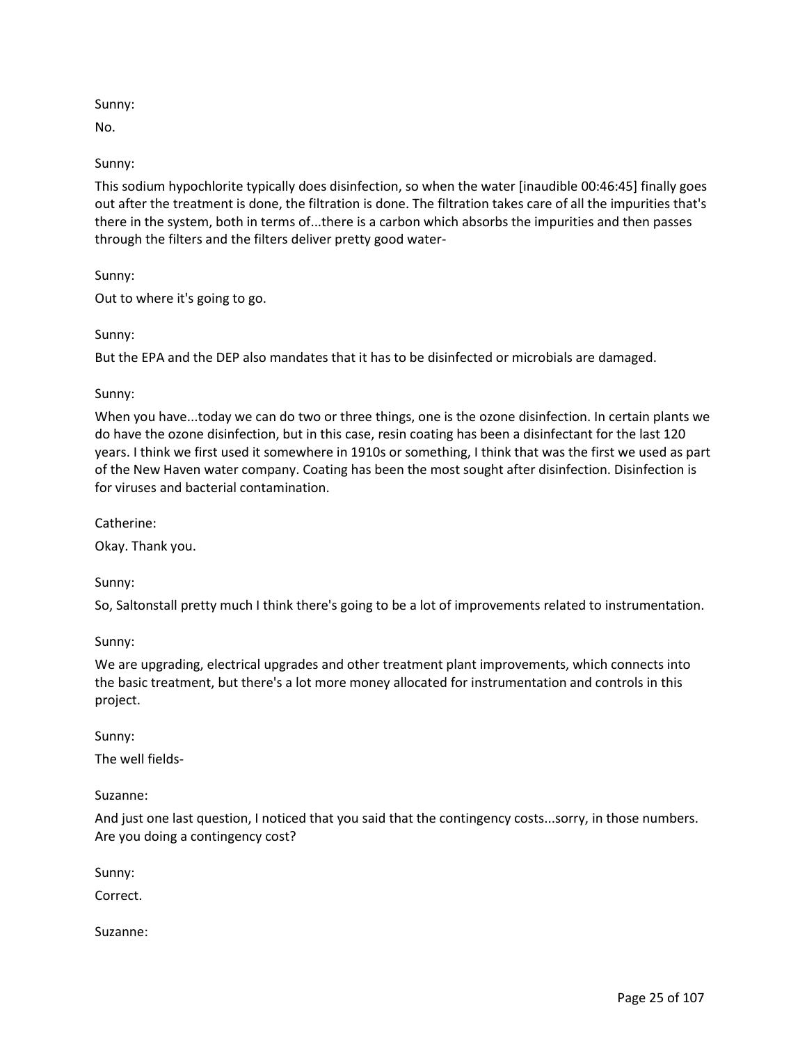Sunny:

No.

Sunny:

This sodium hypochlorite typically does disinfection, so when the water [inaudible 00:46:45] finally goes out after the treatment is done, the filtration is done. The filtration takes care of all the impurities that's there in the system, both in terms of...there is a carbon which absorbs the impurities and then passes through the filters and the filters deliver pretty good water-

Sunny:

Out to where it's going to go.

Sunny:

But the EPA and the DEP also mandates that it has to be disinfected or microbials are damaged.

Sunny:

When you have...today we can do two or three things, one is the ozone disinfection. In certain plants we do have the ozone disinfection, but in this case, resin coating has been a disinfectant for the last 120 years. I think we first used it somewhere in 1910s or something, I think that was the first we used as part of the New Haven water company. Coating has been the most sought after disinfection. Disinfection is for viruses and bacterial contamination.

Catherine:

Okay. Thank you.

Sunny:

So, Saltonstall pretty much I think there's going to be a lot of improvements related to instrumentation.

Sunny:

We are upgrading, electrical upgrades and other treatment plant improvements, which connects into the basic treatment, but there's a lot more money allocated for instrumentation and controls in this project.

Sunny:

The well fields-

Suzanne:

And just one last question, I noticed that you said that the contingency costs...sorry, in those numbers. Are you doing a contingency cost?

Sunny:

Correct.

Suzanne: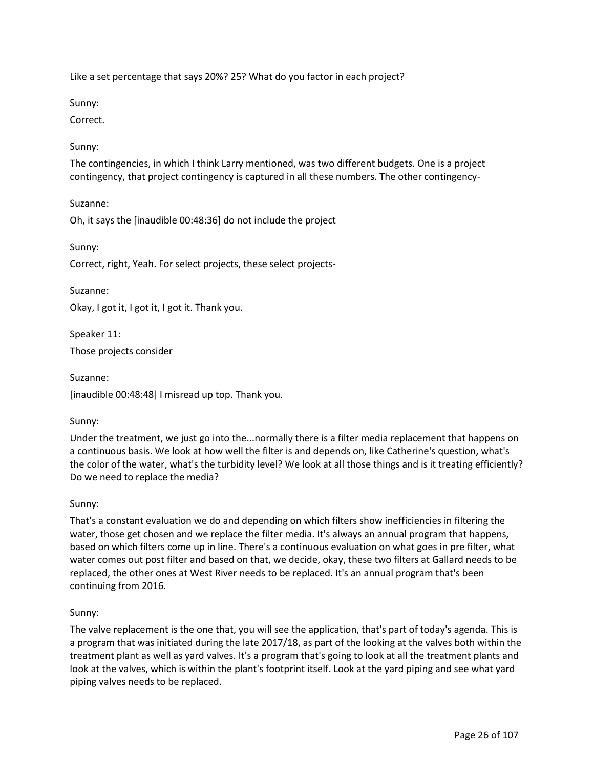Like a set percentage that says 20%? 25? What do you factor in each project?

Sunny:

Correct.

Sunny:

The contingencies, in which I think Larry mentioned, was two different budgets. One is a project contingency, that project contingency is captured in all these numbers. The other contingency-

Suzanne:

Oh, it says the [inaudible 00:48:36] do not include the project

Sunny:

Correct, right, Yeah. For select projects, these select projects-

Suzanne:

Okay, I got it, I got it, I got it. Thank you.

Speaker 11:

Those projects consider

Suzanne:

[inaudible 00:48:48] I misread up top. Thank you.

Sunny:

Under the treatment, we just go into the...normally there is a filter media replacement that happens on a continuous basis. We look at how well the filter is and depends on, like Catherine's question, what's the color of the water, what's the turbidity level? We look at all those things and is it treating efficiently? Do we need to replace the media?

Sunny:

That's a constant evaluation we do and depending on which filters show inefficiencies in filtering the water, those get chosen and we replace the filter media. It's always an annual program that happens, based on which filters come up in line. There's a continuous evaluation on what goes in pre filter, what water comes out post filter and based on that, we decide, okay, these two filters at Gallard needs to be replaced, the other ones at West River needs to be replaced. It's an annual program that's been continuing from 2016.

Sunny:

The valve replacement is the one that, you will see the application, that's part of today's agenda. This is a program that was initiated during the late 2017/18, as part of the looking at the valves both within the treatment plant as well as yard valves. It's a program that's going to look at all the treatment plants and look at the valves, which is within the plant's footprint itself. Look at the yard piping and see what yard piping valves needs to be replaced.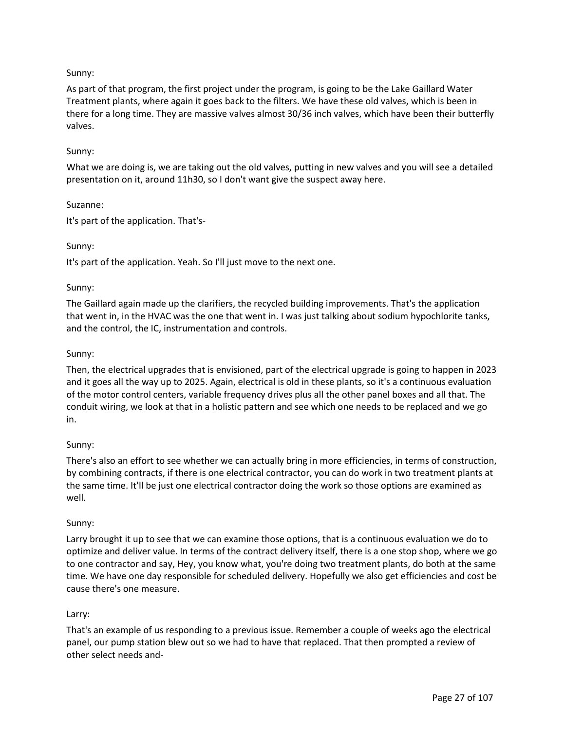Sunny:

As part of that program, the first project under the program, is going to be the Lake Gaillard Water Treatment plants, where again it goes back to the filters. We have these old valves, which is been in there for a long time. They are massive valves almost 30/36 inch valves, which have been their butterfly valves.

Sunny:

What we are doing is, we are taking out the old valves, putting in new valves and you will see a detailed presentation on it, around 11h30, so I don't want give the suspect away here.

Suzanne:

It's part of the application. That's-

Sunny:

It's part of the application. Yeah. So I'll just move to the next one.

Sunny:

The Gaillard again made up the clarifiers, the recycled building improvements. That's the application that went in, in the HVAC was the one that went in. I was just talking about sodium hypochlorite tanks, and the control, the IC, instrumentation and controls.

Sunny:

Then, the electrical upgrades that is envisioned, part of the electrical upgrade is going to happen in 2023 and it goes all the way up to 2025. Again, electrical is old in these plants, so it's a continuous evaluation of the motor control centers, variable frequency drives plus all the other panel boxes and all that. The conduit wiring, we look at that in a holistic pattern and see which one needs to be replaced and we go in.

Sunny:

There's also an effort to see whether we can actually bring in more efficiencies, in terms of construction, by combining contracts, if there is one electrical contractor, you can do work in two treatment plants at the same time. It'll be just one electrical contractor doing the work so those options are examined as well.

Sunny:

Larry brought it up to see that we can examine those options, that is a continuous evaluation we do to optimize and deliver value. In terms of the contract delivery itself, there is a one stop shop, where we go to one contractor and say, Hey, you know what, you're doing two treatment plants, do both at the same time. We have one day responsible for scheduled delivery. Hopefully we also get efficiencies and cost be cause there's one measure.

Larry:

That's an example of us responding to a previous issue. Remember a couple of weeks ago the electrical panel, our pump station blew out so we had to have that replaced. That then prompted a review of other select needs and-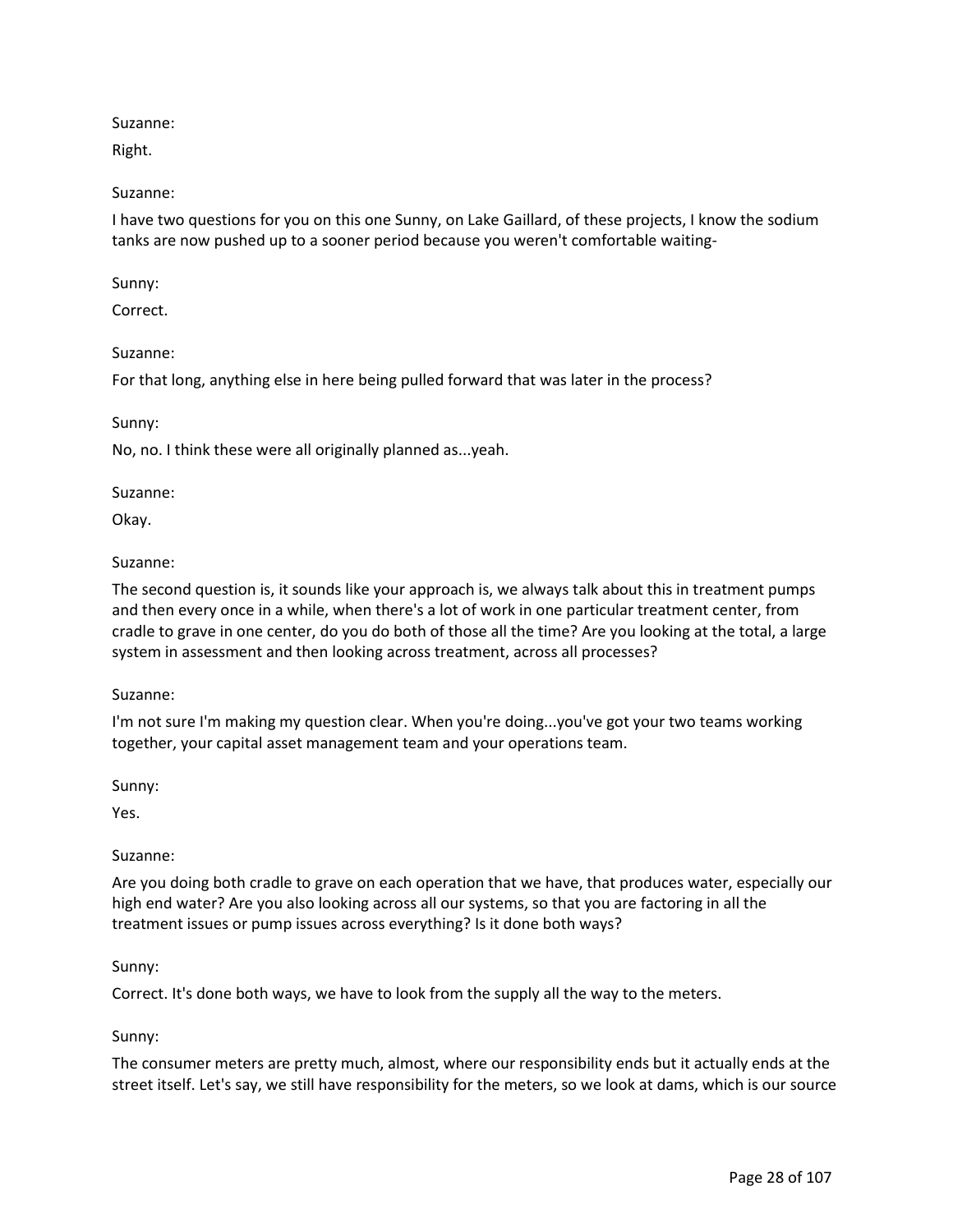Suzanne:

Right.

Suzanne:

I have two questions for you on this one Sunny, on Lake Gaillard, of these projects, I know the sodium tanks are now pushed up to a sooner period because you weren't comfortable waiting-

Sunny:

Correct.

Suzanne:

For that long, anything else in here being pulled forward that was later in the process?

Sunny:

No, no. I think these were all originally planned as...yeah.

Suzanne:

Okay.

Suzanne:

The second question is, it sounds like your approach is, we always talk about this in treatment pumps and then every once in a while, when there's a lot of work in one particular treatment center, from cradle to grave in one center, do you do both of those all the time? Are you looking at the total, a large system in assessment and then looking across treatment, across all processes?

Suzanne:

I'm not sure I'm making my question clear. When you're doing...you've got your two teams working together, your capital asset management team and your operations team.

Sunny:

Yes.

Suzanne:

Are you doing both cradle to grave on each operation that we have, that produces water, especially our high end water? Are you also looking across all our systems, so that you are factoring in all the treatment issues or pump issues across everything? Is it done both ways?

Sunny:

Correct. It's done both ways, we have to look from the supply all the way to the meters.

Sunny:

The consumer meters are pretty much, almost, where our responsibility ends but it actually ends at the street itself. Let's say, we still have responsibility for the meters, so we look at dams, which is our source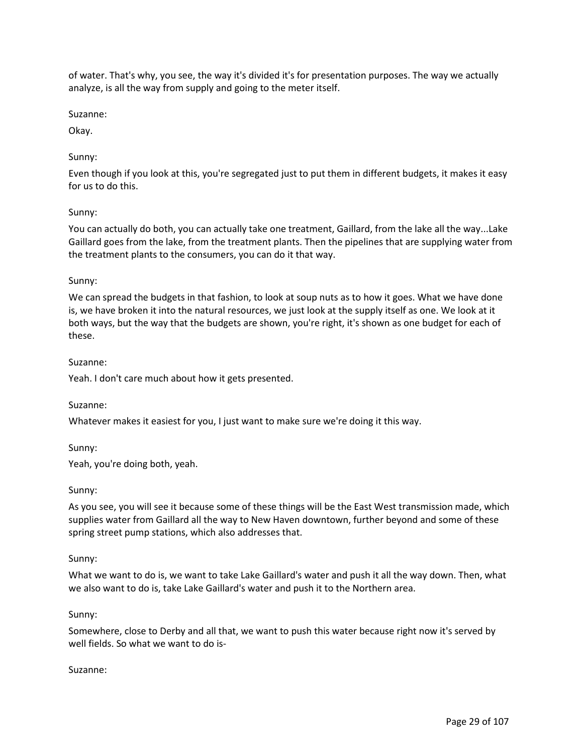of water. That's why, you see, the way it's divided it's for presentation purposes. The way we actually analyze, is all the way from supply and going to the meter itself.

Suzanne:

Okay.

Sunny:

Even though if you look at this, you're segregated just to put them in different budgets, it makes it easy for us to do this.

Sunny:

You can actually do both, you can actually take one treatment, Gaillard, from the lake all the way...Lake Gaillard goes from the lake, from the treatment plants. Then the pipelines that are supplying water from the treatment plants to the consumers, you can do it that way.

Sunny:

We can spread the budgets in that fashion, to look at soup nuts as to how it goes. What we have done is, we have broken it into the natural resources, we just look at the supply itself as one. We look at it both ways, but the way that the budgets are shown, you're right, it's shown as one budget for each of these.

Suzanne:

Yeah. I don't care much about how it gets presented.

Suzanne:

Whatever makes it easiest for you, I just want to make sure we're doing it this way.

Sunny:

Yeah, you're doing both, yeah.

Sunny:

As you see, you will see it because some of these things will be the East West transmission made, which supplies water from Gaillard all the way to New Haven downtown, further beyond and some of these spring street pump stations, which also addresses that.

Sunny:

What we want to do is, we want to take Lake Gaillard's water and push it all the way down. Then, what we also want to do is, take Lake Gaillard's water and push it to the Northern area.

Sunny:

Somewhere, close to Derby and all that, we want to push this water because right now it's served by well fields. So what we want to do is-

Suzanne: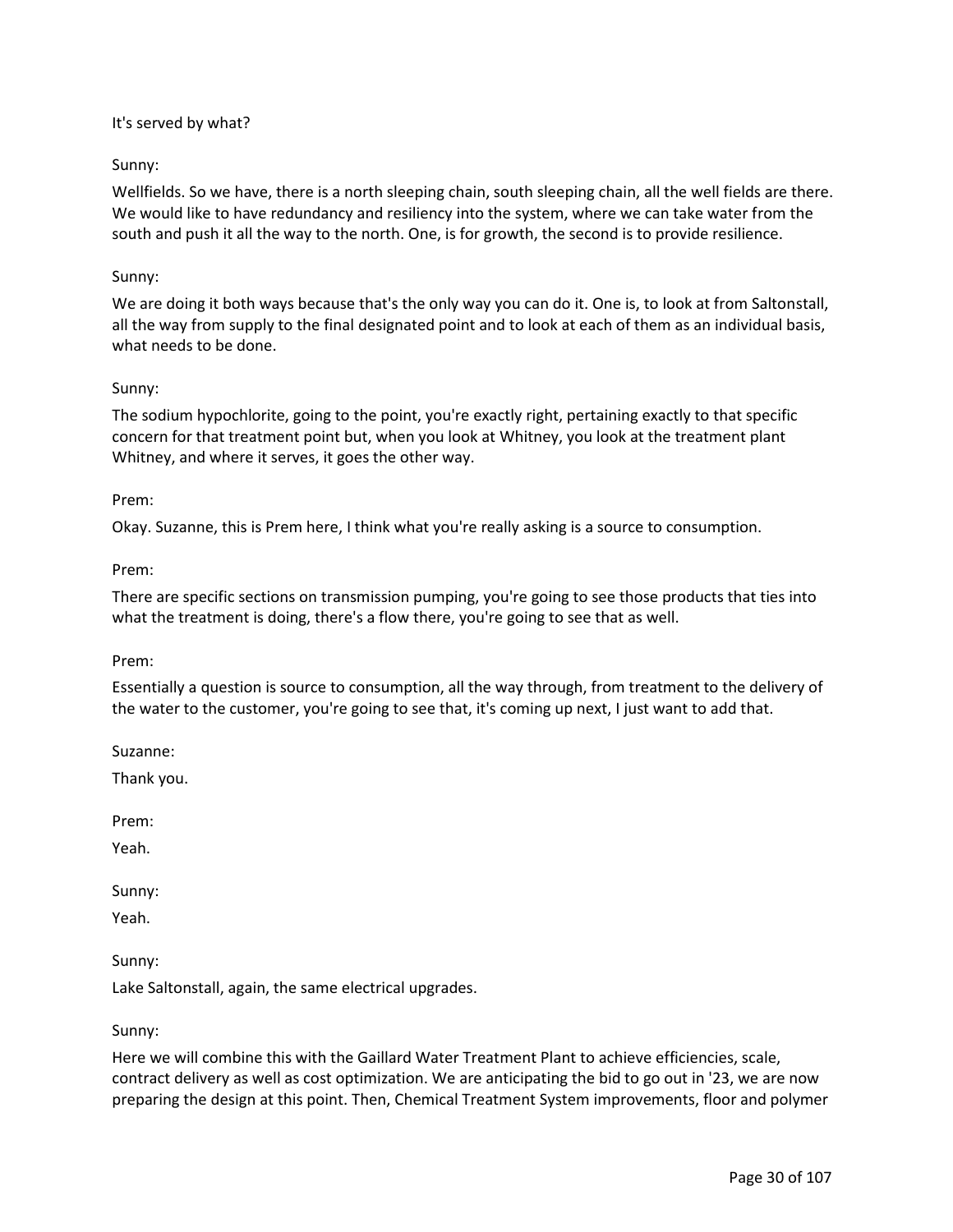It's served by what?

Sunny:

Wellfields. So we have, there is a north sleeping chain, south sleeping chain, all the well fields are there. We would like to have redundancy and resiliency into the system, where we can take water from the south and push it all the way to the north. One, is for growth, the second is to provide resilience.

Sunny:

We are doing it both ways because that's the only way you can do it. One is, to look at from Saltonstall, all the way from supply to the final designated point and to look at each of them as an individual basis, what needs to be done.

Sunny:

The sodium hypochlorite, going to the point, you're exactly right, pertaining exactly to that specific concern for that treatment point but, when you look at Whitney, you look at the treatment plant Whitney, and where it serves, it goes the other way.

Prem:

Okay. Suzanne, this is Prem here, I think what you're really asking is a source to consumption.

Prem:

There are specific sections on transmission pumping, you're going to see those products that ties into what the treatment is doing, there's a flow there, you're going to see that as well.

Prem:

Essentially a question is source to consumption, all the way through, from treatment to the delivery of the water to the customer, you're going to see that, it's coming up next, I just want to add that.

Suzanne:

Thank you.

Prem:

Yeah.

Sunny:

Yeah.

Sunny:

Lake Saltonstall, again, the same electrical upgrades.

Sunny:

Here we will combine this with the Gaillard Water Treatment Plant to achieve efficiencies, scale, contract delivery as well as cost optimization. We are anticipating the bid to go out in '23, we are now preparing the design at this point. Then, Chemical Treatment System improvements, floor and polymer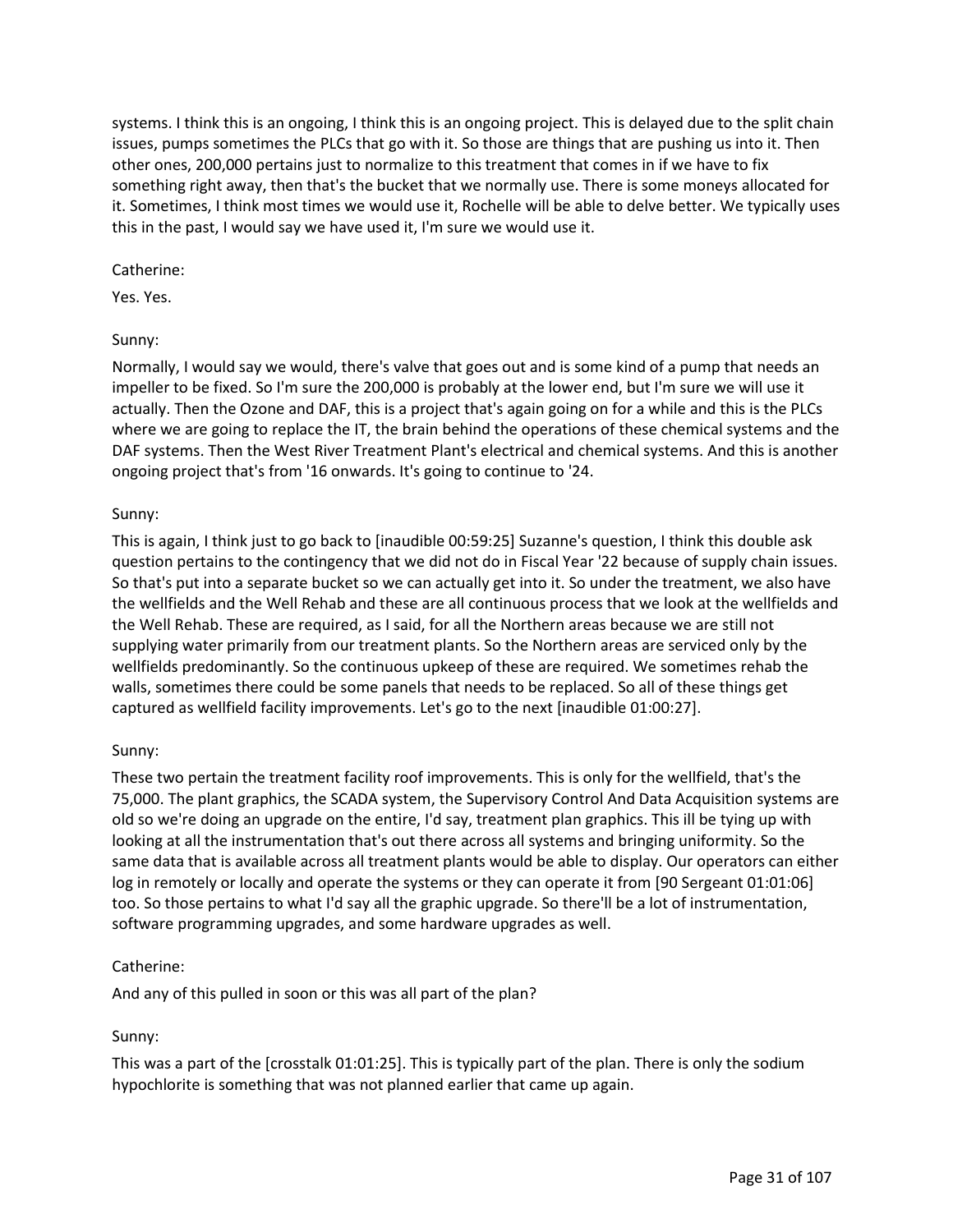systems. I think this is an ongoing, I think this is an ongoing project. This is delayed due to the split chain issues, pumps sometimes the PLCs that go with it. So those are things that are pushing us into it. Then other ones, 200,000 pertains just to normalize to this treatment that comes in if we have to fix something right away, then that's the bucket that we normally use. There is some moneys allocated for it. Sometimes, I think most times we would use it, Rochelle will be able to delve better. We typically uses this in the past, I would say we have used it, I'm sure we would use it.

Catherine:

Yes. Yes.

Sunny:

Normally, I would say we would, there's valve that goes out and is some kind of a pump that needs an impeller to be fixed. So I'm sure the 200,000 is probably at the lower end, but I'm sure we will use it actually. Then the Ozone and DAF, this is a project that's again going on for a while and this is the PLCs where we are going to replace the IT, the brain behind the operations of these chemical systems and the DAF systems. Then the West River Treatment Plant's electrical and chemical systems. And this is another ongoing project that's from '16 onwards. It's going to continue to '24.

Sunny:

This is again, I think just to go back to [inaudible 00:59:25] Suzanne's question, I think this double ask question pertains to the contingency that we did not do in Fiscal Year '22 because of supply chain issues. So that's put into a separate bucket so we can actually get into it. So under the treatment, we also have the wellfields and the Well Rehab and these are all continuous process that we look at the wellfields and the Well Rehab. These are required, as I said, for all the Northern areas because we are still not supplying water primarily from our treatment plants. So the Northern areas are serviced only by the wellfields predominantly. So the continuous upkeep of these are required. We sometimes rehab the walls, sometimes there could be some panels that needs to be replaced. So all of these things get captured as wellfield facility improvements. Let's go to the next [inaudible 01:00:27].

Sunny:

These two pertain the treatment facility roof improvements. This is only for the wellfield, that's the 75,000. The plant graphics, the SCADA system, the Supervisory Control And Data Acquisition systems are old so we're doing an upgrade on the entire, I'd say, treatment plan graphics. This ill be tying up with looking at all the instrumentation that's out there across all systems and bringing uniformity. So the same data that is available across all treatment plants would be able to display. Our operators can either log in remotely or locally and operate the systems or they can operate it from [90 Sergeant 01:01:06] too. So those pertains to what I'd say all the graphic upgrade. So there'll be a lot of instrumentation, software programming upgrades, and some hardware upgrades as well.

Catherine:

And any of this pulled in soon or this was all part of the plan?

Sunny:

This was a part of the [crosstalk 01:01:25]. This is typically part of the plan. There is only the sodium hypochlorite is something that was not planned earlier that came up again.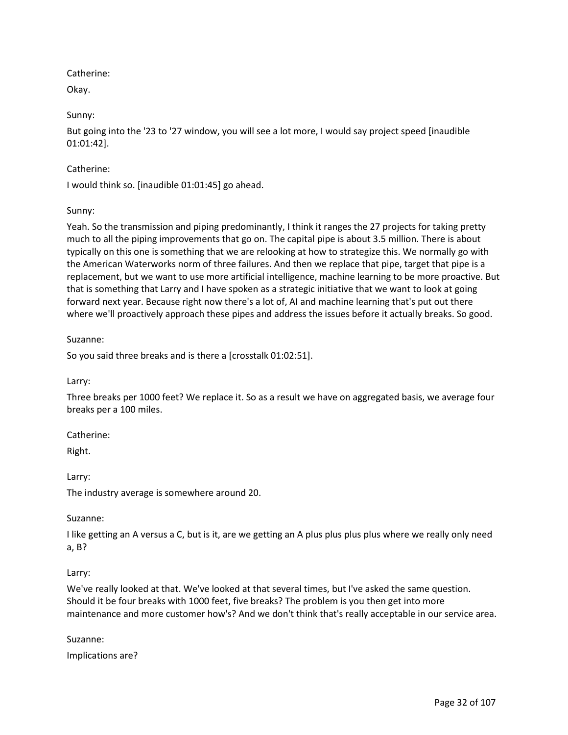Catherine:

Okay.

Sunny:

But going into the '23 to '27 window, you will see a lot more, I would say project speed [inaudible 01:01:42].

Catherine:

I would think so. [inaudible 01:01:45] go ahead.

Sunny:

Yeah. So the transmission and piping predominantly, I think it ranges the 27 projects for taking pretty much to all the piping improvements that go on. The capital pipe is about 3.5 million. There is about typically on this one is something that we are relooking at how to strategize this. We normally go with the American Waterworks norm of three failures. And then we replace that pipe, target that pipe is a replacement, but we want to use more artificial intelligence, machine learning to be more proactive. But that is something that Larry and I have spoken as a strategic initiative that we want to look at going forward next year. Because right now there's a lot of, AI and machine learning that's put out there where we'll proactively approach these pipes and address the issues before it actually breaks. So good.

Suzanne:

So you said three breaks and is there a [crosstalk 01:02:51].

Larry:

Three breaks per 1000 feet? We replace it. So as a result we have on aggregated basis, we average four breaks per a 100 miles.

Catherine:

Right.

Larry:

The industry average is somewhere around 20.

Suzanne:

I like getting an A versus a C, but is it, are we getting an A plus plus plus plus where we really only need a, B?

Larry:

We've really looked at that. We've looked at that several times, but I've asked the same question. Should it be four breaks with 1000 feet, five breaks? The problem is you then get into more maintenance and more customer how's? And we don't think that's really acceptable in our service area.

Suzanne:

Implications are?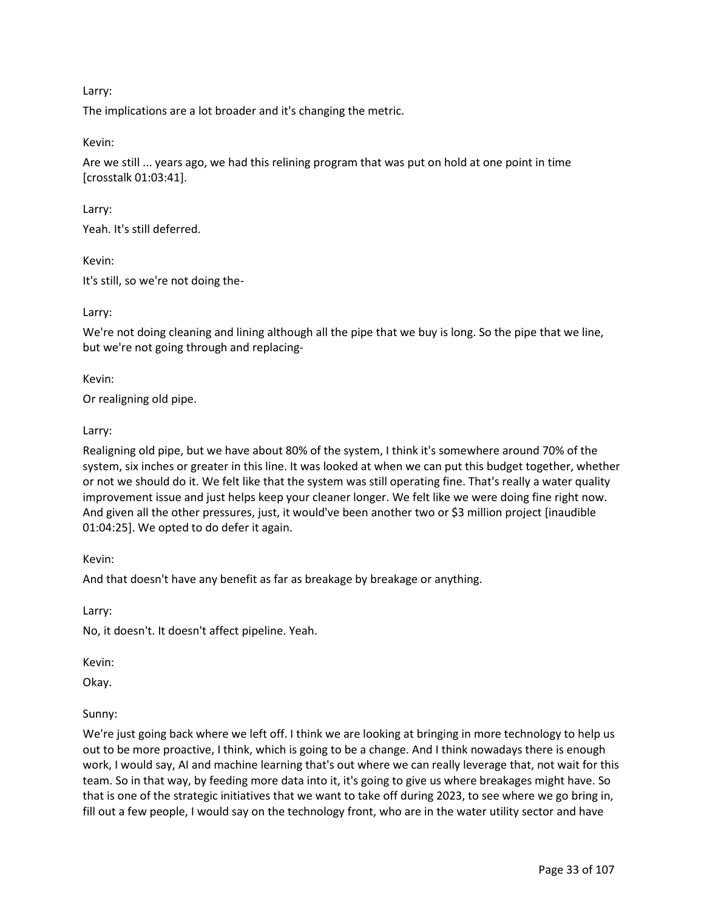Larry:

The implications are a lot broader and it's changing the metric.

Kevin:

Are we still ... years ago, we had this relining program that was put on hold at one point in time [crosstalk 01:03:41].

Larry:

Yeah. It's still deferred.

Kevin:

It's still, so we're not doing the-

Larry:

We're not doing cleaning and lining although all the pipe that we buy is long. So the pipe that we line, but we're not going through and replacing-

Kevin:

Or realigning old pipe.

Larry:

Realigning old pipe, but we have about 80% of the system, I think it's somewhere around 70% of the system, six inches or greater in this line. It was looked at when we can put this budget together, whether or not we should do it. We felt like that the system was still operating fine. That's really a water quality improvement issue and just helps keep your cleaner longer. We felt like we were doing fine right now. And given all the other pressures, just, it would've been another two or $3 million project [inaudible 01:04:25]. We opted to do defer it again.

Kevin:

And that doesn't have any benefit as far as breakage by breakage or anything.

Larry:

No, it doesn't. It doesn't affect pipeline. Yeah.

Kevin:

Okay.

Sunny:

We're just going back where we left off. I think we are looking at bringing in more technology to help us out to be more proactive, I think, which is going to be a change. And I think nowadays there is enough work, I would say, AI and machine learning that's out where we can really leverage that, not wait for this team. So in that way, by feeding more data into it, it's going to give us where breakages might have. So that is one of the strategic initiatives that we want to take off during 2023, to see where we go bring in, fill out a few people, I would say on the technology front, who are in the water utility sector and have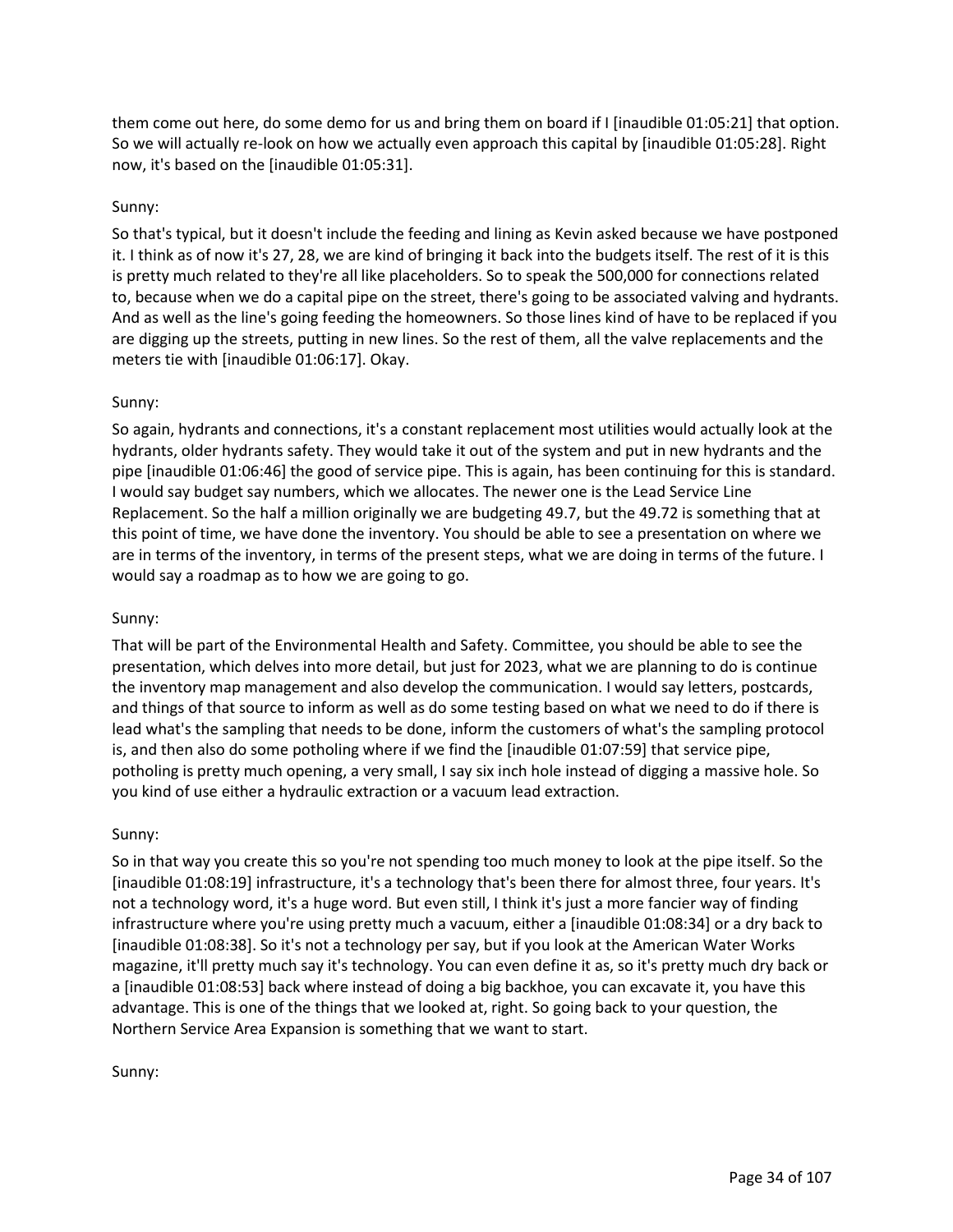them come out here, do some demo for us and bring them on board if I [inaudible 01:05:21] that option. So we will actually re-look on how we actually even approach this capital by [inaudible 01:05:28]. Right now, it's based on the [inaudible 01:05:31].

Sunny:

So that's typical, but it doesn't include the feeding and lining as Kevin asked because we have postponed it. I think as of now it's 27, 28, we are kind of bringing it back into the budgets itself. The rest of it is this is pretty much related to they're all like placeholders. So to speak the 500,000 for connections related to, because when we do a capital pipe on the street, there's going to be associated valving and hydrants. And as well as the line's going feeding the homeowners. So those lines kind of have to be replaced if you are digging up the streets, putting in new lines. So the rest of them, all the valve replacements and the meters tie with [inaudible 01:06:17]. Okay.

Sunny:

So again, hydrants and connections, it's a constant replacement most utilities would actually look at the hydrants, older hydrants safety. They would take it out of the system and put in new hydrants and the pipe [inaudible 01:06:46] the good of service pipe. This is again, has been continuing for this is standard. I would say budget say numbers, which we allocates. The newer one is the Lead Service Line Replacement. So the half a million originally we are budgeting 49.7, but the 49.72 is something that at this point of time, we have done the inventory. You should be able to see a presentation on where we are in terms of the inventory, in terms of the present steps, what we are doing in terms of the future. I would say a roadmap as to how we are going to go.

Sunny:

That will be part of the Environmental Health and Safety. Committee, you should be able to see the presentation, which delves into more detail, but just for 2023, what we are planning to do is continue the inventory map management and also develop the communication. I would say letters, postcards, and things of that source to inform as well as do some testing based on what we need to do if there is lead what's the sampling that needs to be done, inform the customers of what's the sampling protocol is, and then also do some potholing where if we find the [inaudible 01:07:59] that service pipe, potholing is pretty much opening, a very small, I say six inch hole instead of digging a massive hole. So you kind of use either a hydraulic extraction or a vacuum lead extraction.

Sunny:

So in that way you create this so you're not spending too much money to look at the pipe itself. So the [inaudible 01:08:19] infrastructure, it's a technology that's been there for almost three, four years. It's not a technology word, it's a huge word. But even still, I think it's just a more fancier way of finding infrastructure where you're using pretty much a vacuum, either a [inaudible 01:08:34] or a dry back to [inaudible 01:08:38]. So it's not a technology per say, but if you look at the American Water Works magazine, it'll pretty much say it's technology. You can even define it as, so it's pretty much dry back or a [inaudible 01:08:53] back where instead of doing a big backhoe, you can excavate it, you have this advantage. This is one of the things that we looked at, right. So going back to your question, the Northern Service Area Expansion is something that we want to start.

Sunny: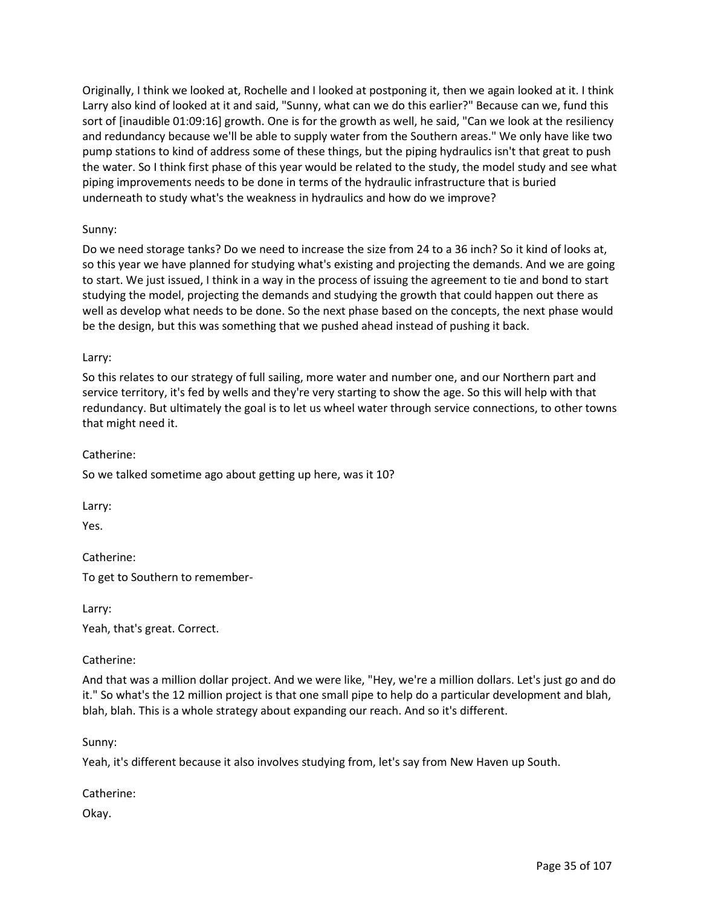Originally, I think we looked at, Rochelle and I looked at postponing it, then we again looked at it. I think Larry also kind of looked at it and said, "Sunny, what can we do this earlier?" Because can we, fund this sort of [inaudible 01:09:16] growth. One is for the growth as well, he said, "Can we look at the resiliency and redundancy because we'll be able to supply water from the Southern areas." We only have like two pump stations to kind of address some of these things, but the piping hydraulics isn't that great to push the water. So I think first phase of this year would be related to the study, the model study and see what piping improvements needs to be done in terms of the hydraulic infrastructure that is buried underneath to study what's the weakness in hydraulics and how do we improve?

Sunny:

Do we need storage tanks? Do we need to increase the size from 24 to a 36 inch? So it kind of looks at, so this year we have planned for studying what's existing and projecting the demands. And we are going to start. We just issued, I think in a way in the process of issuing the agreement to tie and bond to start studying the model, projecting the demands and studying the growth that could happen out there as well as develop what needs to be done. So the next phase based on the concepts, the next phase would be the design, but this was something that we pushed ahead instead of pushing it back.

Larry:

So this relates to our strategy of full sailing, more water and number one, and our Northern part and service territory, it's fed by wells and they're very starting to show the age. So this will help with that redundancy. But ultimately the goal is to let us wheel water through service connections, to other towns that might need it.

Catherine:

So we talked sometime ago about getting up here, was it 10?

Larry:

Yes.

Catherine:

To get to Southern to remember-

Larry:

Yeah, that's great. Correct.

Catherine:

And that was a million dollar project. And we were like, "Hey, we're a million dollars. Let's just go and do it." So what's the 12 million project is that one small pipe to help do a particular development and blah, blah, blah. This is a whole strategy about expanding our reach. And so it's different.

Sunny:

Yeah, it's different because it also involves studying from, let's say from New Haven up South.

Catherine:

Okay.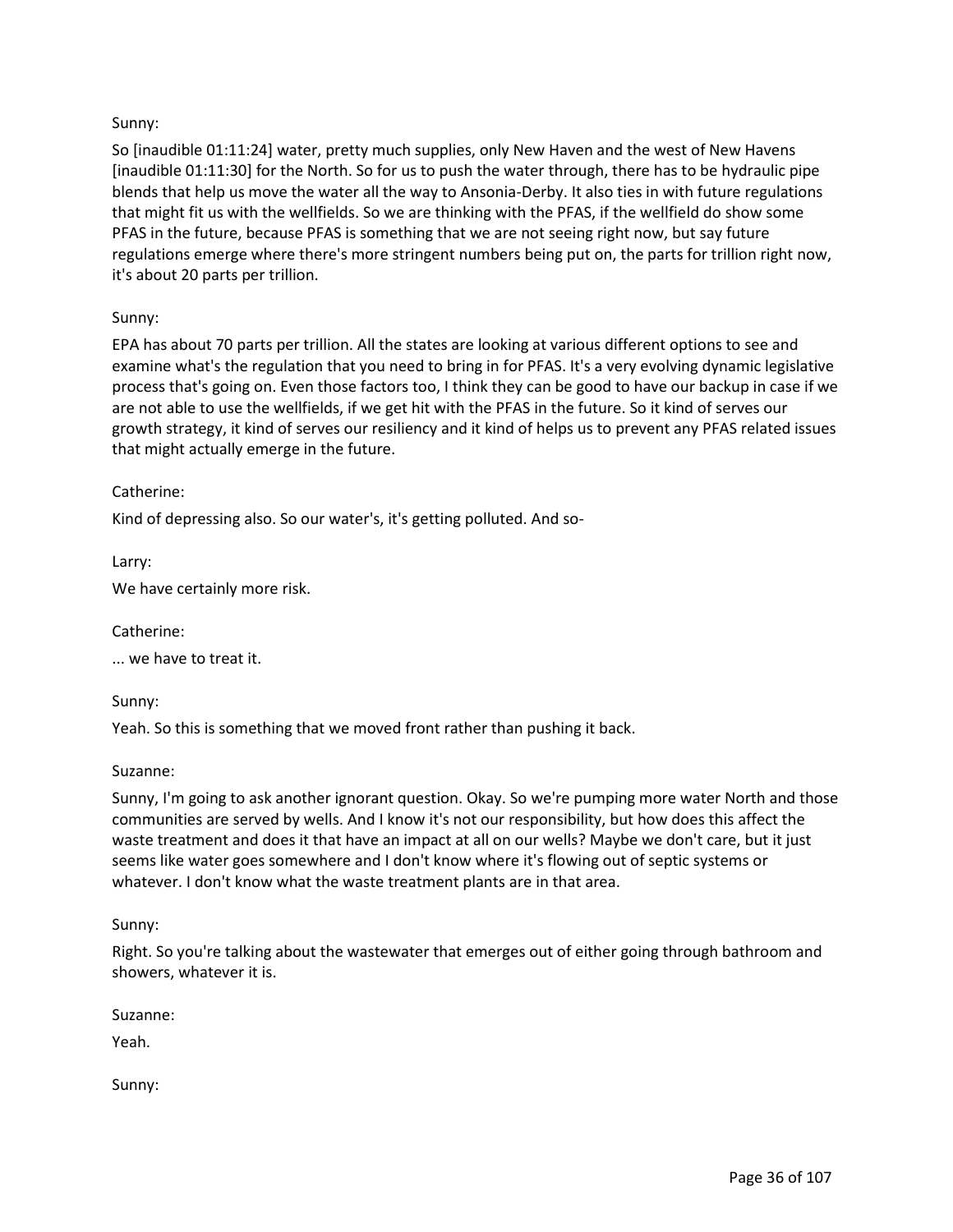Sunny:

So [inaudible 01:11:24] water, pretty much supplies, only New Haven and the west of New Havens [inaudible 01:11:30] for the North. So for us to push the water through, there has to be hydraulic pipe blends that help us move the water all the way to Ansonia-Derby. It also ties in with future regulations that might fit us with the wellfields. So we are thinking with the PFAS, if the wellfield do show some PFAS in the future, because PFAS is something that we are not seeing right now, but say future regulations emerge where there's more stringent numbers being put on, the parts for trillion right now, it's about 20 parts per trillion.

Sunny:

EPA has about 70 parts per trillion. All the states are looking at various different options to see and examine what's the regulation that you need to bring in for PFAS. It's a very evolving dynamic legislative process that's going on. Even those factors too, I think they can be good to have our backup in case if we are not able to use the wellfields, if we get hit with the PFAS in the future. So it kind of serves our growth strategy, it kind of serves our resiliency and it kind of helps us to prevent any PFAS related issues that might actually emerge in the future.

Catherine:

Kind of depressing also. So our water's, it's getting polluted. And so-

Larry:

We have certainly more risk.

Catherine:

... we have to treat it.

Sunny:

Yeah. So this is something that we moved front rather than pushing it back.

Suzanne:

Sunny, I'm going to ask another ignorant question. Okay. So we're pumping more water North and those communities are served by wells. And I know it's not our responsibility, but how does this affect the waste treatment and does it that have an impact at all on our wells? Maybe we don't care, but it just seems like water goes somewhere and I don't know where it's flowing out of septic systems or whatever. I don't know what the waste treatment plants are in that area.

Sunny:

Right. So you're talking about the wastewater that emerges out of either going through bathroom and showers, whatever it is.

Suzanne:

Yeah.

Sunny: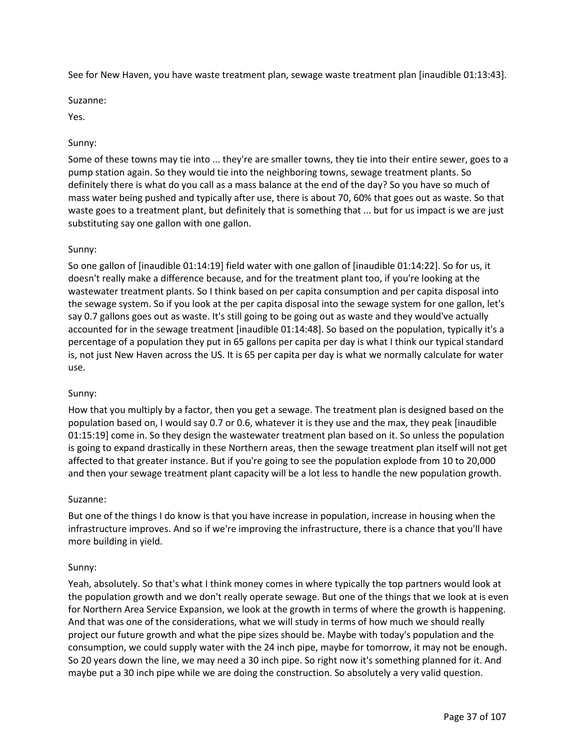See for New Haven, you have waste treatment plan, sewage waste treatment plan [inaudible 01:13:43].

Suzanne:

Yes.

Sunny:

Some of these towns may tie into ... they're are smaller towns, they tie into their entire sewer, goes to a pump station again. So they would tie into the neighboring towns, sewage treatment plants. So definitely there is what do you call as a mass balance at the end of the day? So you have so much of mass water being pushed and typically after use, there is about 70, 60% that goes out as waste. So that waste goes to a treatment plant, but definitely that is something that ... but for us impact is we are just substituting say one gallon with one gallon.

Sunny:

So one gallon of [inaudible 01:14:19] field water with one gallon of [inaudible 01:14:22]. So for us, it doesn't really make a difference because, and for the treatment plant too, if you're looking at the wastewater treatment plants. So I think based on per capita consumption and per capita disposal into the sewage system. So if you look at the per capita disposal into the sewage system for one gallon, let's say 0.7 gallons goes out as waste. It's still going to be going out as waste and they would've actually accounted for in the sewage treatment [inaudible 01:14:48]. So based on the population, typically it's a percentage of a population they put in 65 gallons per capita per day is what I think our typical standard is, not just New Haven across the US. It is 65 per capita per day is what we normally calculate for water use.

Sunny:

How that you multiply by a factor, then you get a sewage. The treatment plan is designed based on the population based on, I would say 0.7 or 0.6, whatever it is they use and the max, they peak [inaudible 01:15:19] come in. So they design the wastewater treatment plan based on it. So unless the population is going to expand drastically in these Northern areas, then the sewage treatment plan itself will not get affected to that greater instance. But if you're going to see the population explode from 10 to 20,000 and then your sewage treatment plant capacity will be a lot less to handle the new population growth.

Suzanne:

But one of the things I do know is that you have increase in population, increase in housing when the infrastructure improves. And so if we're improving the infrastructure, there is a chance that you'll have more building in yield.

Sunny:

Yeah, absolutely. So that's what I think money comes in where typically the top partners would look at the population growth and we don't really operate sewage. But one of the things that we look at is even for Northern Area Service Expansion, we look at the growth in terms of where the growth is happening. And that was one of the considerations, what we will study in terms of how much we should really project our future growth and what the pipe sizes should be. Maybe with today's population and the consumption, we could supply water with the 24 inch pipe, maybe for tomorrow, it may not be enough. So 20 years down the line, we may need a 30 inch pipe. So right now it's something planned for it. And maybe put a 30 inch pipe while we are doing the construction. So absolutely a very valid question.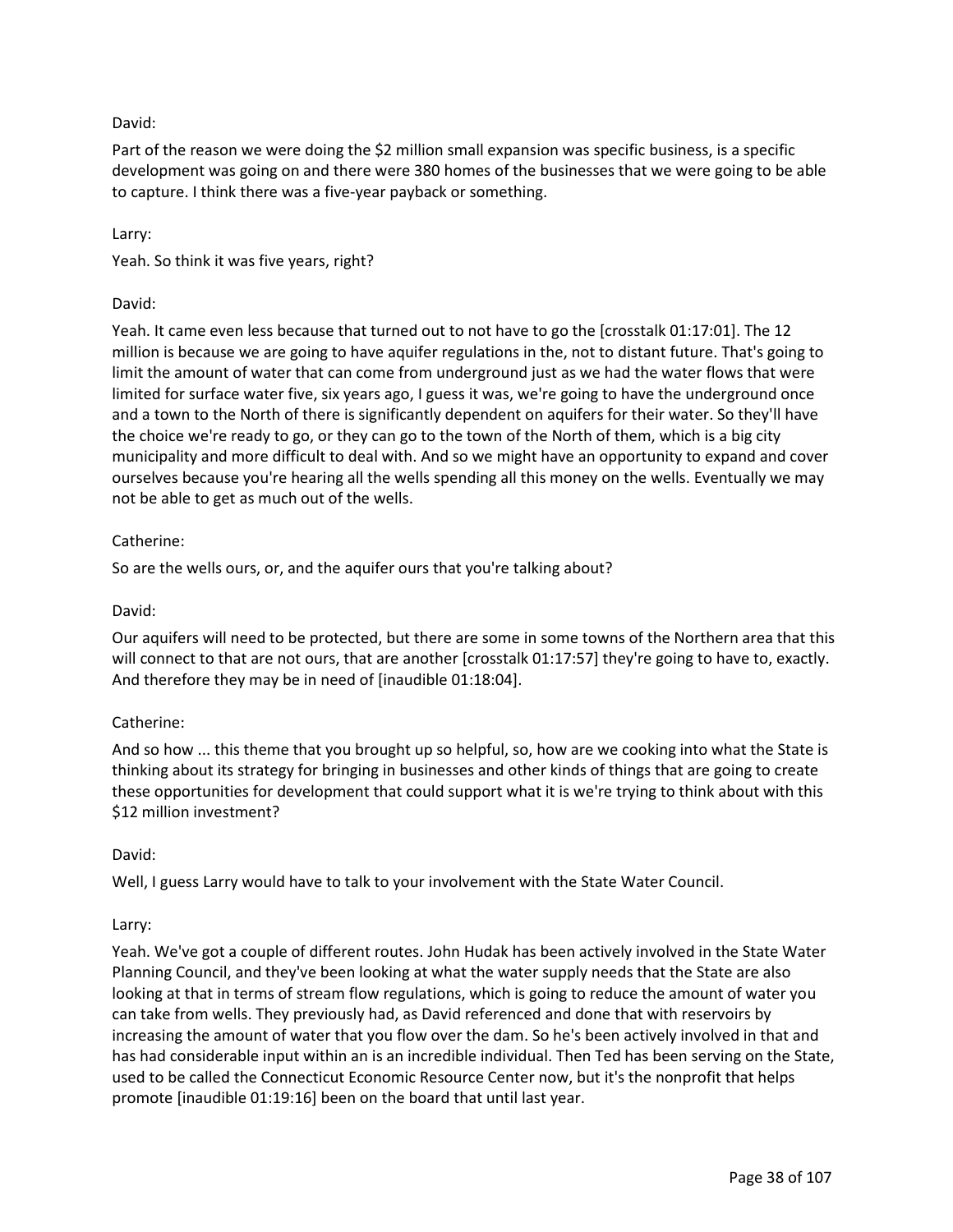David:

Part of the reason we were doing the $2 million small expansion was specific business, is a specific development was going on and there were 380 homes of the businesses that we were going to be able to capture. I think there was a five-year payback or something.

Larry:

Yeah. So think it was five years, right?

David:

Yeah. It came even less because that turned out to not have to go the [crosstalk 01:17:01]. The 12 million is because we are going to have aquifer regulations in the, not to distant future. That's going to limit the amount of water that can come from underground just as we had the water flows that were limited for surface water five, six years ago, I guess it was, we're going to have the underground once and a town to the North of there is significantly dependent on aquifers for their water. So they'll have the choice we're ready to go, or they can go to the town of the North of them, which is a big city municipality and more difficult to deal with. And so we might have an opportunity to expand and cover ourselves because you're hearing all the wells spending all this money on the wells. Eventually we may not be able to get as much out of the wells.

Catherine:

So are the wells ours, or, and the aquifer ours that you're talking about?

David:

Our aquifers will need to be protected, but there are some in some towns of the Northern area that this will connect to that are not ours, that are another [crosstalk 01:17:57] they're going to have to, exactly. And therefore they may be in need of [inaudible 01:18:04].

Catherine:

And so how ... this theme that you brought up so helpful, so, how are we cooking into what the State is thinking about its strategy for bringing in businesses and other kinds of things that are going to create these opportunities for development that could support what it is we're trying to think about with this $12 million investment?

David:

Well, I guess Larry would have to talk to your involvement with the State Water Council.

Larry:

Yeah. We've got a couple of different routes. John Hudak has been actively involved in the State Water Planning Council, and they've been looking at what the water supply needs that the State are also looking at that in terms of stream flow regulations, which is going to reduce the amount of water you can take from wells. They previously had, as David referenced and done that with reservoirs by increasing the amount of water that you flow over the dam. So he's been actively involved in that and has had considerable input within an is an incredible individual. Then Ted has been serving on the State, used to be called the Connecticut Economic Resource Center now, but it's the nonprofit that helps promote [inaudible 01:19:16] been on the board that until last year.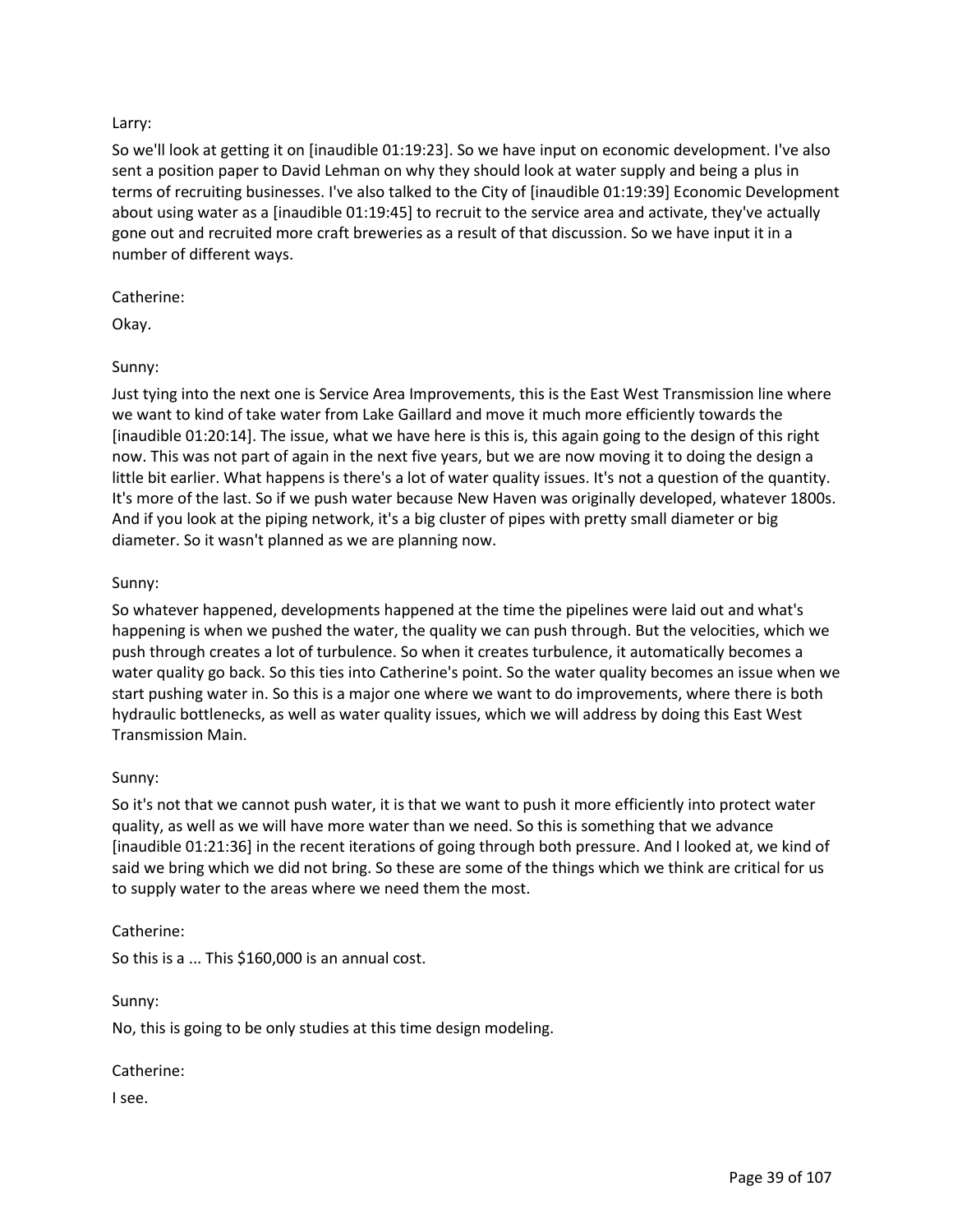Larry:

So we'll look at getting it on [inaudible 01:19:23]. So we have input on economic development. I've also sent a position paper to David Lehman on why they should look at water supply and being a plus in terms of recruiting businesses. I've also talked to the City of [inaudible 01:19:39] Economic Development about using water as a [inaudible 01:19:45] to recruit to the service area and activate, they've actually gone out and recruited more craft breweries as a result of that discussion. So we have input it in a number of different ways.

Catherine:

Okay.

Sunny:

Just tying into the next one is Service Area Improvements, this is the East West Transmission line where we want to kind of take water from Lake Gaillard and move it much more efficiently towards the [inaudible 01:20:14]. The issue, what we have here is this is, this again going to the design of this right now. This was not part of again in the next five years, but we are now moving it to doing the design a little bit earlier. What happens is there's a lot of water quality issues. It's not a question of the quantity. It's more of the last. So if we push water because New Haven was originally developed, whatever 1800s. And if you look at the piping network, it's a big cluster of pipes with pretty small diameter or big diameter. So it wasn't planned as we are planning now.

Sunny:

So whatever happened, developments happened at the time the pipelines were laid out and what's happening is when we pushed the water, the quality we can push through. But the velocities, which we push through creates a lot of turbulence. So when it creates turbulence, it automatically becomes a water quality go back. So this ties into Catherine's point. So the water quality becomes an issue when we start pushing water in. So this is a major one where we want to do improvements, where there is both hydraulic bottlenecks, as well as water quality issues, which we will address by doing this East West Transmission Main.

Sunny:

So it's not that we cannot push water, it is that we want to push it more efficiently into protect water quality, as well as we will have more water than we need. So this is something that we advance [inaudible 01:21:36] in the recent iterations of going through both pressure. And I looked at, we kind of said we bring which we did not bring. So these are some of the things which we think are critical for us to supply water to the areas where we need them the most.

Catherine:

So this is a ... This $160,000 is an annual cost.

Sunny:

No, this is going to be only studies at this time design modeling.

Catherine:

I see.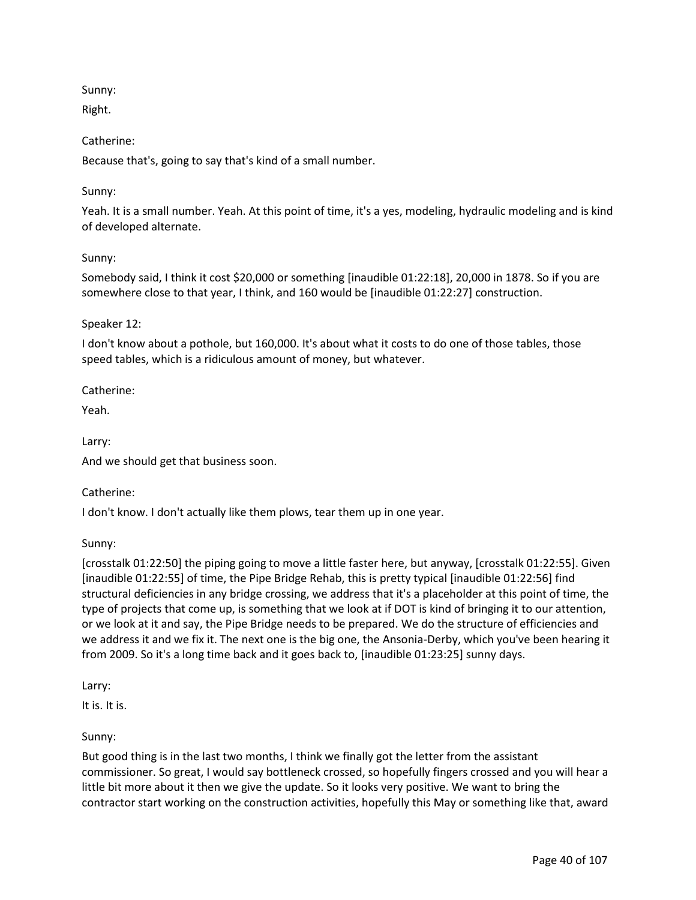Sunny:

Right.

Catherine:

Because that's, going to say that's kind of a small number.

Sunny:

Yeah. It is a small number. Yeah. At this point of time, it's a yes, modeling, hydraulic modeling and is kind of developed alternate.

Sunny:

Somebody said, I think it cost $20,000 or something [inaudible 01:22:18], 20,000 in 1878. So if you are somewhere close to that year, I think, and 160 would be [inaudible 01:22:27] construction.

Speaker 12:

I don't know about a pothole, but 160,000. It's about what it costs to do one of those tables, those speed tables, which is a ridiculous amount of money, but whatever.

Catherine:

Yeah.

Larry:

And we should get that business soon.

Catherine:

I don't know. I don't actually like them plows, tear them up in one year.

Sunny:

[crosstalk 01:22:50] the piping going to move a little faster here, but anyway, [crosstalk 01:22:55]. Given [inaudible 01:22:55] of time, the Pipe Bridge Rehab, this is pretty typical [inaudible 01:22:56] find structural deficiencies in any bridge crossing, we address that it's a placeholder at this point of time, the type of projects that come up, is something that we look at if DOT is kind of bringing it to our attention, or we look at it and say, the Pipe Bridge needs to be prepared. We do the structure of efficiencies and we address it and we fix it. The next one is the big one, the Ansonia-Derby, which you've been hearing it from 2009. So it's a long time back and it goes back to, [inaudible 01:23:25] sunny days.

Larry:

It is. It is.

Sunny:

But good thing is in the last two months, I think we finally got the letter from the assistant commissioner. So great, I would say bottleneck crossed, so hopefully fingers crossed and you will hear a little bit more about it then we give the update. So it looks very positive. We want to bring the contractor start working on the construction activities, hopefully this May or something like that, award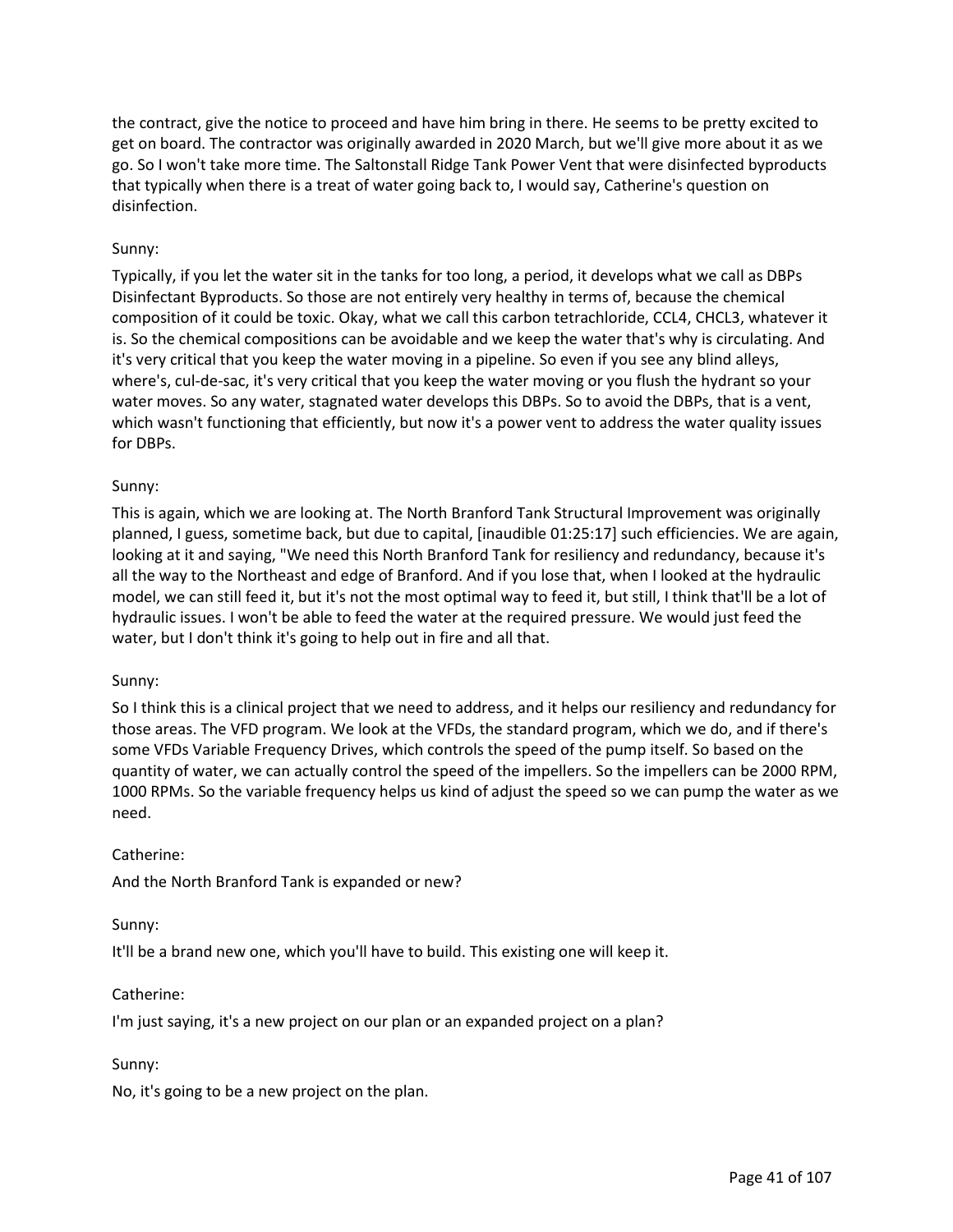the contract, give the notice to proceed and have him bring in there. He seems to be pretty excited to get on board. The contractor was originally awarded in 2020 March, but we'll give more about it as we go. So I won't take more time. The Saltonstall Ridge Tank Power Vent that were disinfected byproducts that typically when there is a treat of water going back to, I would say, Catherine's question on disinfection.

Sunny:

Typically, if you let the water sit in the tanks for too long, a period, it develops what we call as DBPs Disinfectant Byproducts. So those are not entirely very healthy in terms of, because the chemical composition of it could be toxic. Okay, what we call this carbon tetrachloride, $CCL4$, $CHCL3$, whatever it is. So the chemical compositions can be avoidable and we keep the water that's why is circulating. And it's very critical that you keep the water moving in a pipeline. So even if you see any blind alleys, where's, cul-de-sac, it's very critical that you keep the water moving or you flush the hydrant so your water moves. So any water, stagnated water develops this DBPs. So to avoid the DBPs, that is a vent, which wasn't functioning that efficiently, but now it's a power vent to address the water quality issues for DBPs.

Sunny:

This is again, which we are looking at. The North Branford Tank Structural Improvement was originally planned, I guess, sometime back, but due to capital, [inaudible 01:25:17] such efficiencies. We are again, looking at it and saying, "We need this North Branford Tank for resiliency and redundancy, because it's all the way to the Northeast and edge of Branford. And if you lose that, when I looked at the hydraulic model, we can still feed it, but it's not the most optimal way to feed it, but still, I think that'll be a lot of hydraulic issues. I won't be able to feed the water at the required pressure. We would just feed the water, but I don't think it's going to help out in fire and all that.

Sunny:

So I think this is a clinical project that we need to address, and it helps our resiliency and redundancy for those areas. The VFD program. We look at the VFDs, the standard program, which we do, and if there's some VFDs Variable Frequency Drives, which controls the speed of the pump itself. So based on the quantity of water, we can actually control the speed of the impellers. So the impellers can be 2000 RPM, 1000 RPMs. So the variable frequency helps us kind of adjust the speed so we can pump the water as we need.

Catherine:

And the North Branford Tank is expanded or new?

Sunny:

It'll be a brand new one, which you'll have to build. This existing one will keep it.

Catherine:

I'm just saying, it's a new project on our plan or an expanded project on a plan?

Sunny:

No, it's going to be a new project on the plan.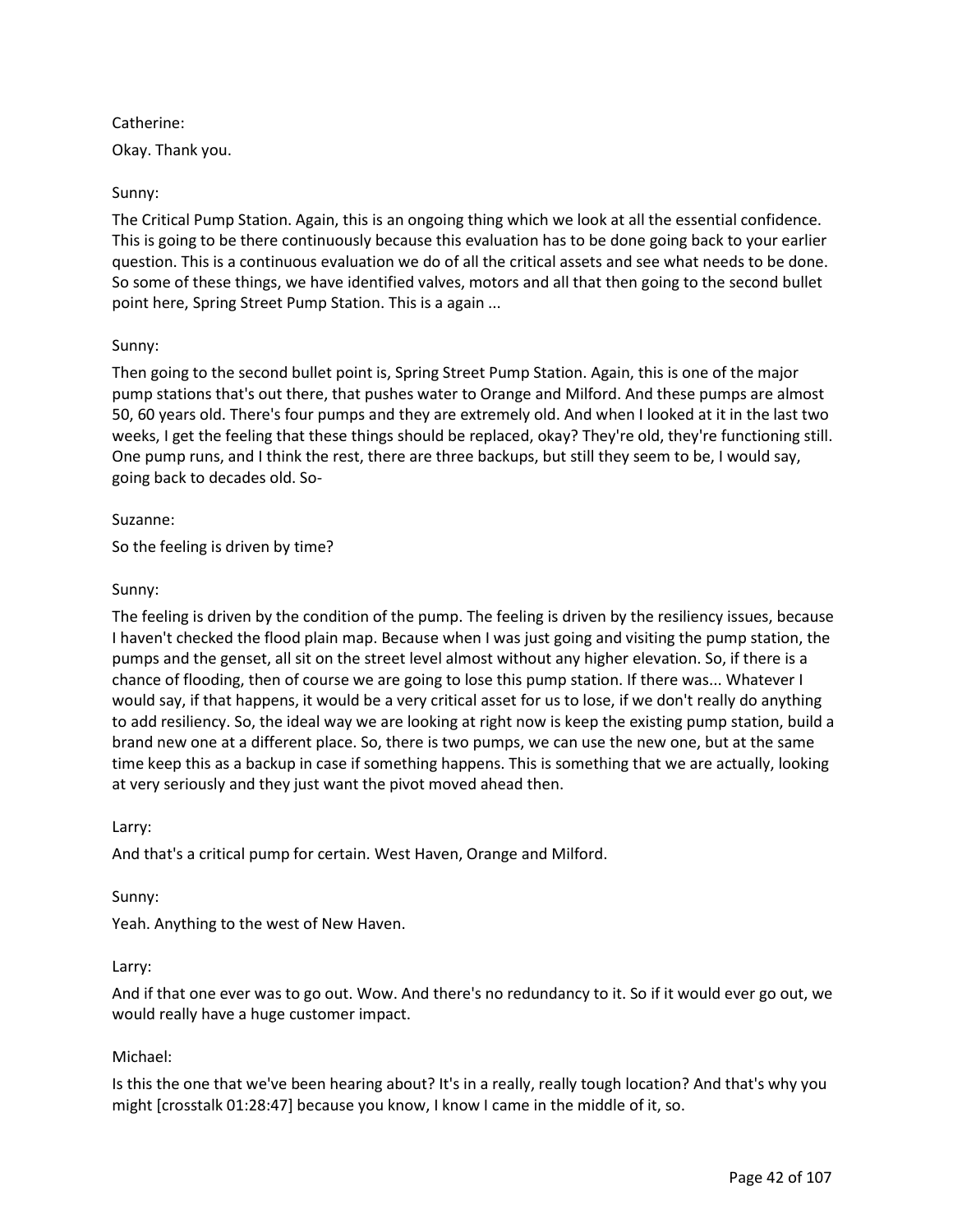Catherine:

Okay. Thank you.

Sunny:

The Critical Pump Station. Again, this is an ongoing thing which we look at all the essential confidence. This is going to be there continuously because this evaluation has to be done going back to your earlier question. This is a continuous evaluation we do of all the critical assets and see what needs to be done. So some of these things, we have identified valves, motors and all that then going to the second bullet point here, Spring Street Pump Station. This is a again ...

Sunny:

Then going to the second bullet point is, Spring Street Pump Station. Again, this is one of the major pump stations that's out there, that pushes water to Orange and Milford. And these pumps are almost 50, 60 years old. There's four pumps and they are extremely old. And when I looked at it in the last two weeks, I get the feeling that these things should be replaced, okay? They're old, they're functioning still. One pump runs, and I think the rest, there are three backups, but still they seem to be, I would say, going back to decades old. So-

Suzanne:

So the feeling is driven by time?

Sunny:

The feeling is driven by the condition of the pump. The feeling is driven by the resiliency issues, because I haven't checked the flood plain map. Because when I was just going and visiting the pump station, the pumps and the genset, all sit on the street level almost without any higher elevation. So, if there is a chance of flooding, then of course we are going to lose this pump station. If there was... Whatever I would say, if that happens, it would be a very critical asset for us to lose, if we don't really do anything to add resiliency. So, the ideal way we are looking at right now is keep the existing pump station, build a brand new one at a different place. So, there is two pumps, we can use the new one, but at the same time keep this as a backup in case if something happens. This is something that we are actually, looking at very seriously and they just want the pivot moved ahead then.

Larry:

And that's a critical pump for certain. West Haven, Orange and Milford.

Sunny:

Yeah. Anything to the west of New Haven.

Larry:

And if that one ever was to go out. Wow. And there's no redundancy to it. So if it would ever go out, we would really have a huge customer impact.

Michael:

Is this the one that we've been hearing about? It's in a really, really tough location? And that's why you might [crosstalk 01:28:47] because you know, I know I came in the middle of it, so.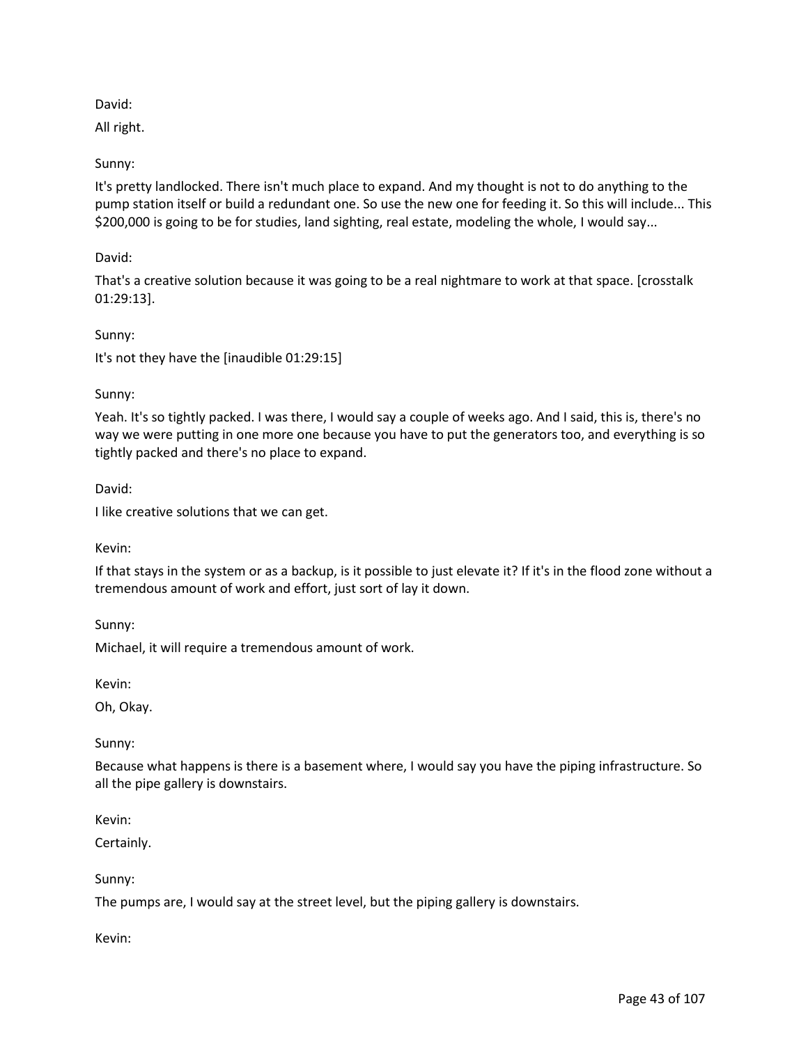David:

All right.

Sunny:

It's pretty landlocked. There isn't much place to expand. And my thought is not to do anything to the pump station itself or build a redundant one. So use the new one for feeding it. So this will include... This $200,000 is going to be for studies, land sighting, real estate, modeling the whole, I would say...

David:

That's a creative solution because it was going to be a real nightmare to work at that space. [crosstalk 01:29:13].

Sunny:

It's not they have the [inaudible 01:29:15]

Sunny:

Yeah. It's so tightly packed. I was there, I would say a couple of weeks ago. And I said, this is, there's no way we were putting in one more one because you have to put the generators too, and everything is so tightly packed and there's no place to expand.

David:

I like creative solutions that we can get.

Kevin:

If that stays in the system or as a backup, is it possible to just elevate it? If it's in the flood zone without a tremendous amount of work and effort, just sort of lay it down.

Sunny:

Michael, it will require a tremendous amount of work.

Kevin:

Oh, Okay.

Sunny:

Because what happens is there is a basement where, I would say you have the piping infrastructure. So all the pipe gallery is downstairs.

Kevin:

Certainly.

Sunny:

The pumps are, I would say at the street level, but the piping gallery is downstairs.

Kevin: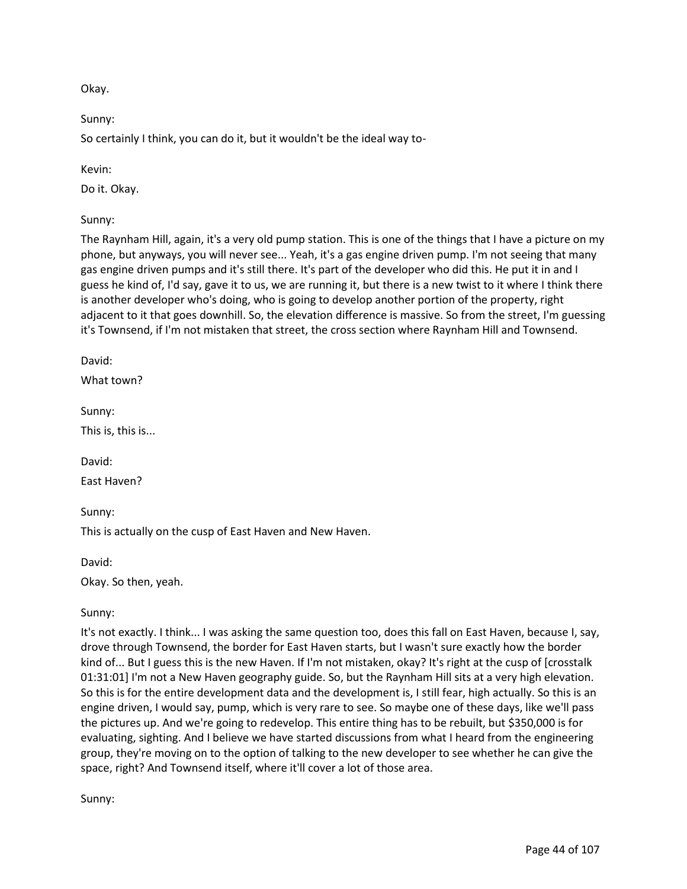Okay.

Sunny:

So certainly I think, you can do it, but it wouldn't be the ideal way to-

Kevin:

Do it. Okay.

Sunny:

The Raynham Hill, again, it's a very old pump station. This is one of the things that I have a picture on my phone, but anyways, you will never see... Yeah, it's a gas engine driven pump. I'm not seeing that many gas engine driven pumps and it's still there. It's part of the developer who did this. He put it in and I guess he kind of, I'd say, gave it to us, we are running it, but there is a new twist to it where I think there is another developer who's doing, who is going to develop another portion of the property, right adjacent to it that goes downhill. So, the elevation difference is massive. So from the street, I'm guessing it's Townsend, if I'm not mistaken that street, the cross section where Raynham Hill and Townsend.

David:

What town?

Sunny:

This is, this is...

David:

East Haven?

Sunny:

This is actually on the cusp of East Haven and New Haven.

David:

Okay. So then, yeah.

Sunny:

It's not exactly. I think... I was asking the same question too, does this fall on East Haven, because I, say, drove through Townsend, the border for East Haven starts, but I wasn't sure exactly how the border kind of... But I guess this is the new Haven. If I'm not mistaken, okay? It's right at the cusp of [crosstalk 01:31:01] I'm not a New Haven geography guide. So, but the Raynham Hill sits at a very high elevation. So this is for the entire development data and the development is, I still fear, high actually. So this is an engine driven, I would say, pump, which is very rare to see. So maybe one of these days, like we'll pass the pictures up. And we're going to redevelop. This entire thing has to be rebuilt, but $350,000 is for evaluating, sighting. And I believe we have started discussions from what I heard from the engineering group, they're moving on to the option of talking to the new developer to see whether he can give the space, right? And Townsend itself, where it'll cover a lot of those area.

Sunny: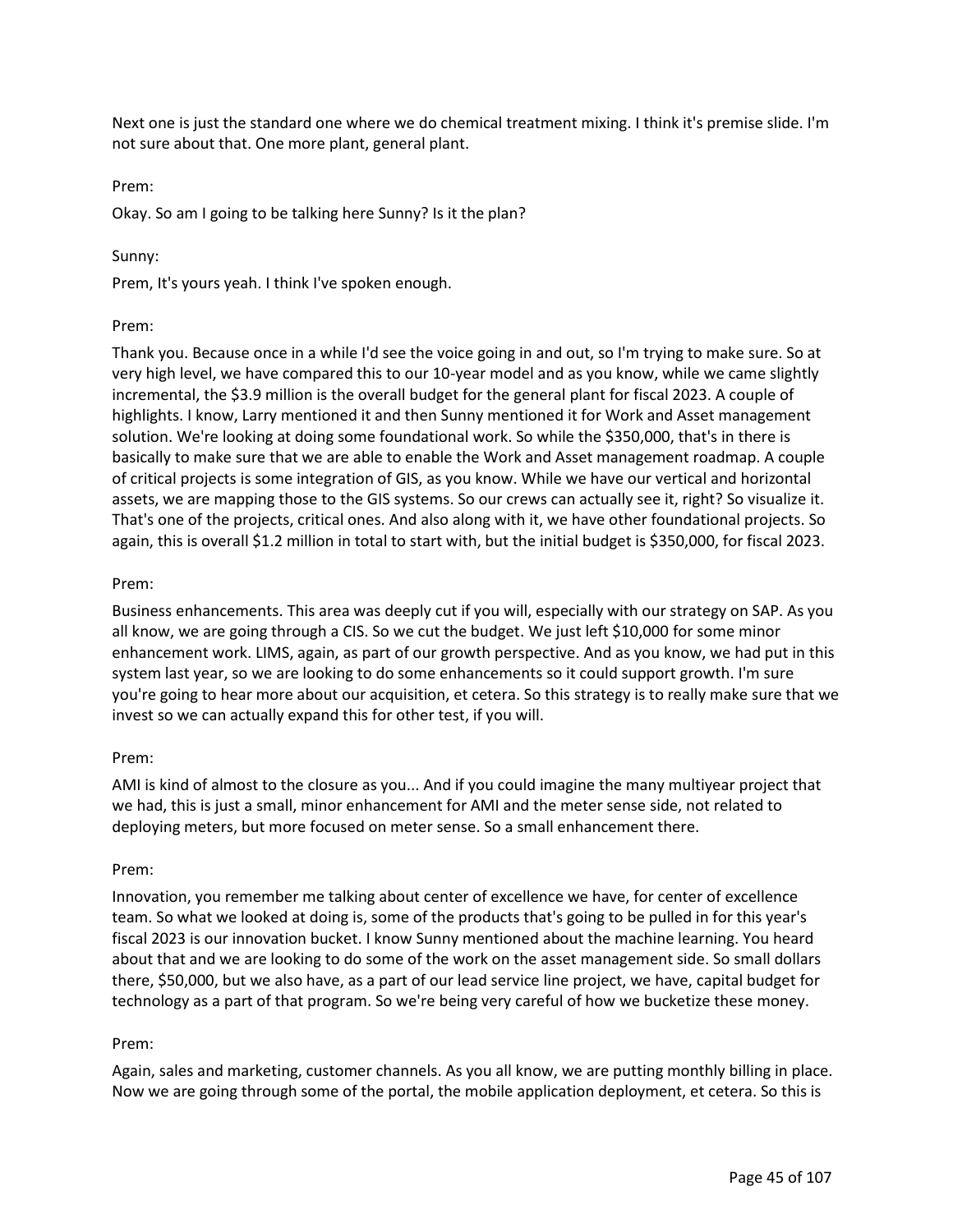Next one is just the standard one where we do chemical treatment mixing. I think it's premise slide. I'm not sure about that. One more plant, general plant.

Prem:

Okay. So am I going to be talking here Sunny? Is it the plan?

Sunny:

Prem, It's yours yeah. I think I've spoken enough.

Prem:

Thank you. Because once in a while I'd see the voice going in and out, so I'm trying to make sure. So at very high level, we have compared this to our 10-year model and as you know, while we came slightly incremental, the $3.9 million is the overall budget for the general plant for fiscal 2023. A couple of highlights. I know, Larry mentioned it and then Sunny mentioned it for Work and Asset management solution. We're looking at doing some foundational work. So while the $350,000, that's in there is basically to make sure that we are able to enable the Work and Asset management roadmap. A couple of critical projects is some integration of GIS, as you know. While we have our vertical and horizontal assets, we are mapping those to the GIS systems. So our crews can actually see it, right? So visualize it. That's one of the projects, critical ones. And also along with it, we have other foundational projects. So again, this is overall $1.2 million in total to start with, but the initial budget is $350,000, for fiscal 2023.

Prem:

Business enhancements. This area was deeply cut if you will, especially with our strategy on SAP. As you all know, we are going through a CIS. So we cut the budget. We just left $10,000 for some minor enhancement work. LIMS, again, as part of our growth perspective. And as you know, we had put in this system last year, so we are looking to do some enhancements so it could support growth. I'm sure you're going to hear more about our acquisition, et cetera. So this strategy is to really make sure that we invest so we can actually expand this for other test, if you will.

Prem:

AMI is kind of almost to the closure as you... And if you could imagine the many multiyear project that we had, this is just a small, minor enhancement for AMI and the meter sense side, not related to deploying meters, but more focused on meter sense. So a small enhancement there.

Prem:

Innovation, you remember me talking about center of excellence we have, for center of excellence team. So what we looked at doing is, some of the products that's going to be pulled in for this year's fiscal 2023 is our innovation bucket. I know Sunny mentioned about the machine learning. You heard about that and we are looking to do some of the work on the asset management side. So small dollars there, $50,000, but we also have, as a part of our lead service line project, we have, capital budget for technology as a part of that program. So we're being very careful of how we bucketize these money.

Prem:

Again, sales and marketing, customer channels. As you all know, we are putting monthly billing in place. Now we are going through some of the portal, the mobile application deployment, et cetera. So this is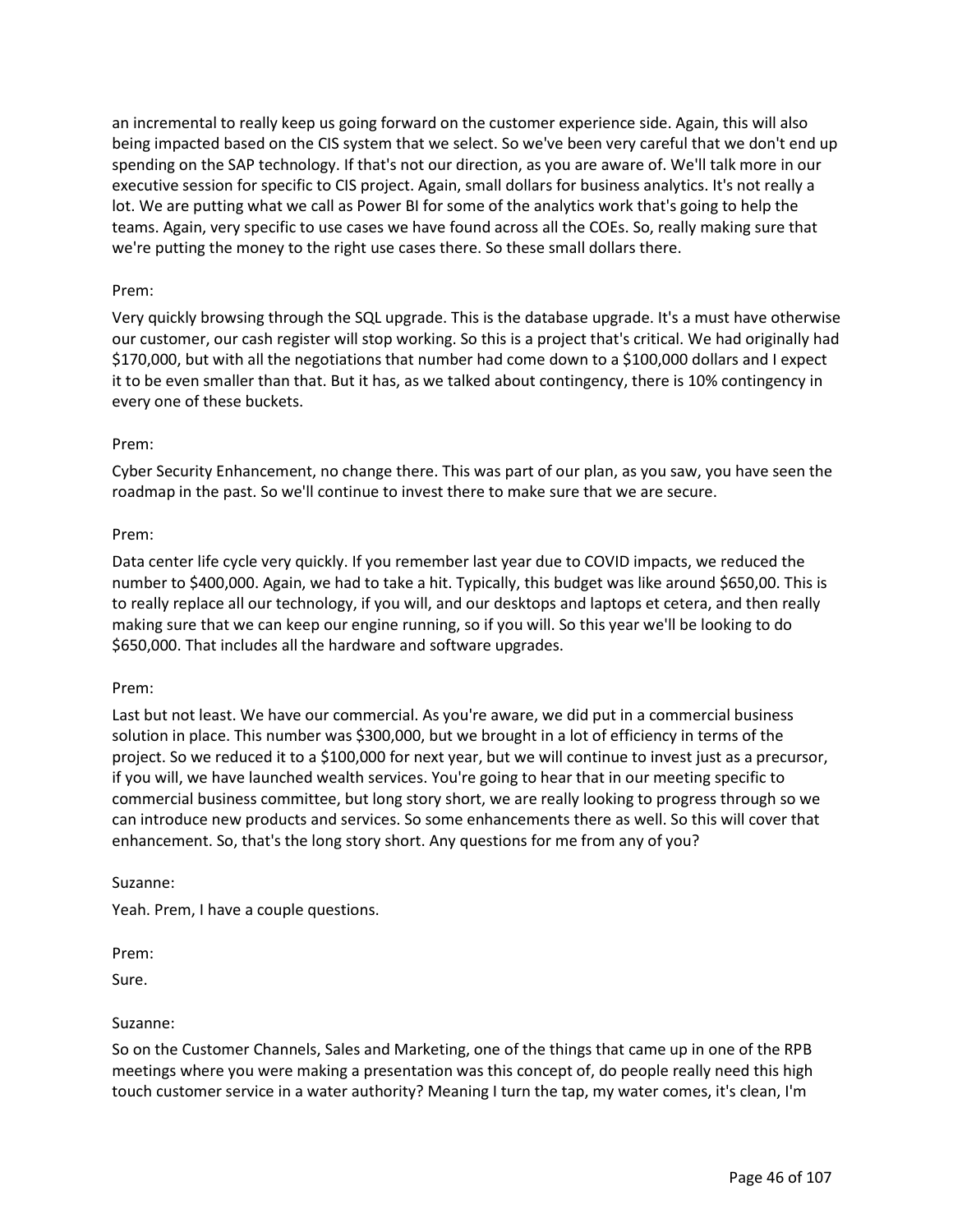an incremental to really keep us going forward on the customer experience side. Again, this will also being impacted based on the CIS system that we select. So we've been very careful that we don't end up spending on the SAP technology. If that's not our direction, as you are aware of. We'll talk more in our executive session for specific to CIS project. Again, small dollars for business analytics. It's not really a lot. We are putting what we call as Power BI for some of the analytics work that's going to help the teams. Again, very specific to use cases we have found across all the COEs. So, really making sure that we're putting the money to the right use cases there. So these small dollars there.

Prem:

Very quickly browsing through the SQL upgrade. This is the database upgrade. It's a must have otherwise our customer, our cash register will stop working. So this is a project that's critical. We had originally had $170,000, but with all the negotiations that number had come down to a $100,000 dollars and I expect it to be even smaller than that. But it has, as we talked about contingency, there is 10% contingency in every one of these buckets.

Prem:

Cyber Security Enhancement, no change there. This was part of our plan, as you saw, you have seen the roadmap in the past. So we'll continue to invest there to make sure that we are secure.

Prem:

Data center life cycle very quickly. If you remember last year due to COVID impacts, we reduced the number to $400,000. Again, we had to take a hit. Typically, this budget was like around $650,00. This is to really replace all our technology, if you will, and our desktops and laptops et cetera, and then really making sure that we can keep our engine running, so if you will. So this year we'll be looking to do $650,000. That includes all the hardware and software upgrades.

Prem:

Last but not least. We have our commercial. As you're aware, we did put in a commercial business solution in place. This number was $300,000, but we brought in a lot of efficiency in terms of the project. So we reduced it to a $100,000 for next year, but we will continue to invest just as a precursor, if you will, we have launched wealth services. You're going to hear that in our meeting specific to commercial business committee, but long story short, we are really looking to progress through so we can introduce new products and services. So some enhancements there as well. So this will cover that enhancement. So, that's the long story short. Any questions for me from any of you?

Suzanne:

Yeah. Prem, I have a couple questions.

Prem:

Sure.

Suzanne:

So on the Customer Channels, Sales and Marketing, one of the things that came up in one of the RPB meetings where you were making a presentation was this concept of, do people really need this high touch customer service in a water authority? Meaning I turn the tap, my water comes, it's clean, I'm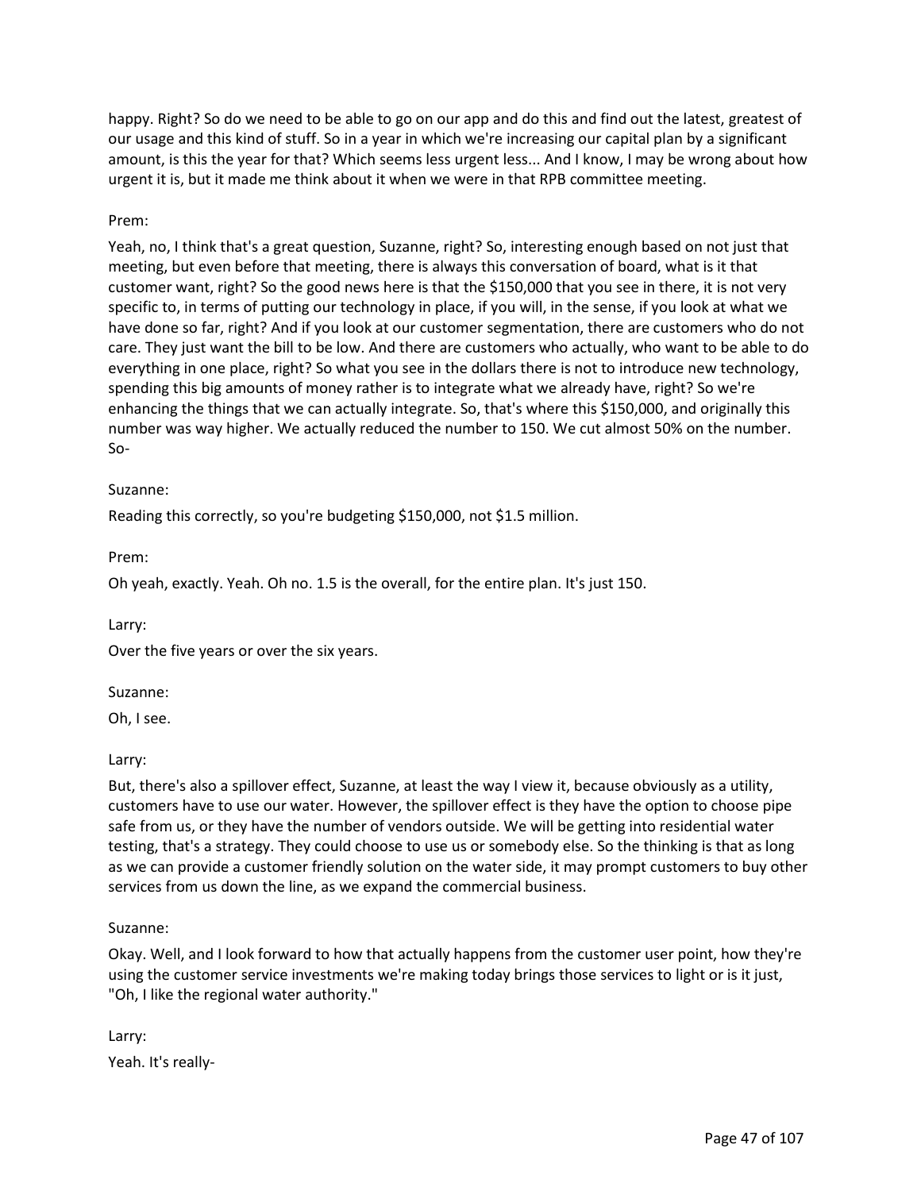happy. Right? So do we need to be able to go on our app and do this and find out the latest, greatest of our usage and this kind of stuff. So in a year in which we're increasing our capital plan by a significant amount, is this the year for that? Which seems less urgent less... And I know, I may be wrong about how urgent it is, but it made me think about it when we were in that RPB committee meeting.

Prem:

Yeah, no, I think that's a great question, Suzanne, right? So, interesting enough based on not just that meeting, but even before that meeting, there is always this conversation of board, what is it that customer want, right? So the good news here is that the $150,000 that you see in there, it is not very specific to, in terms of putting our technology in place, if you will, in the sense, if you look at what we have done so far, right? And if you look at our customer segmentation, there are customers who do not care. They just want the bill to be low. And there are customers who actually, who want to be able to do everything in one place, right? So what you see in the dollars there is not to introduce new technology, spending this big amounts of money rather is to integrate what we already have, right? So we're enhancing the things that we can actually integrate. So, that's where this $150,000, and originally this number was way higher. We actually reduced the number to 150. We cut almost 50% on the number. So-

Suzanne:

Reading this correctly, so you're budgeting $150,000, not $1.5 million.

Prem:

Oh yeah, exactly. Yeah. Oh no. 1.5 is the overall, for the entire plan. It's just 150.

Larry:

Over the five years or over the six years.

Suzanne:

Oh, I see.

Larry:

But, there's also a spillover effect, Suzanne, at least the way I view it, because obviously as a utility, customers have to use our water. However, the spillover effect is they have the option to choose pipe safe from us, or they have the number of vendors outside. We will be getting into residential water testing, that's a strategy. They could choose to use us or somebody else. So the thinking is that as long as we can provide a customer friendly solution on the water side, it may prompt customers to buy other services from us down the line, as we expand the commercial business.

Suzanne:

Okay. Well, and I look forward to how that actually happens from the customer user point, how they're using the customer service investments we're making today brings those services to light or is it just, "Oh, I like the regional water authority."

Larry:

Yeah. It's really-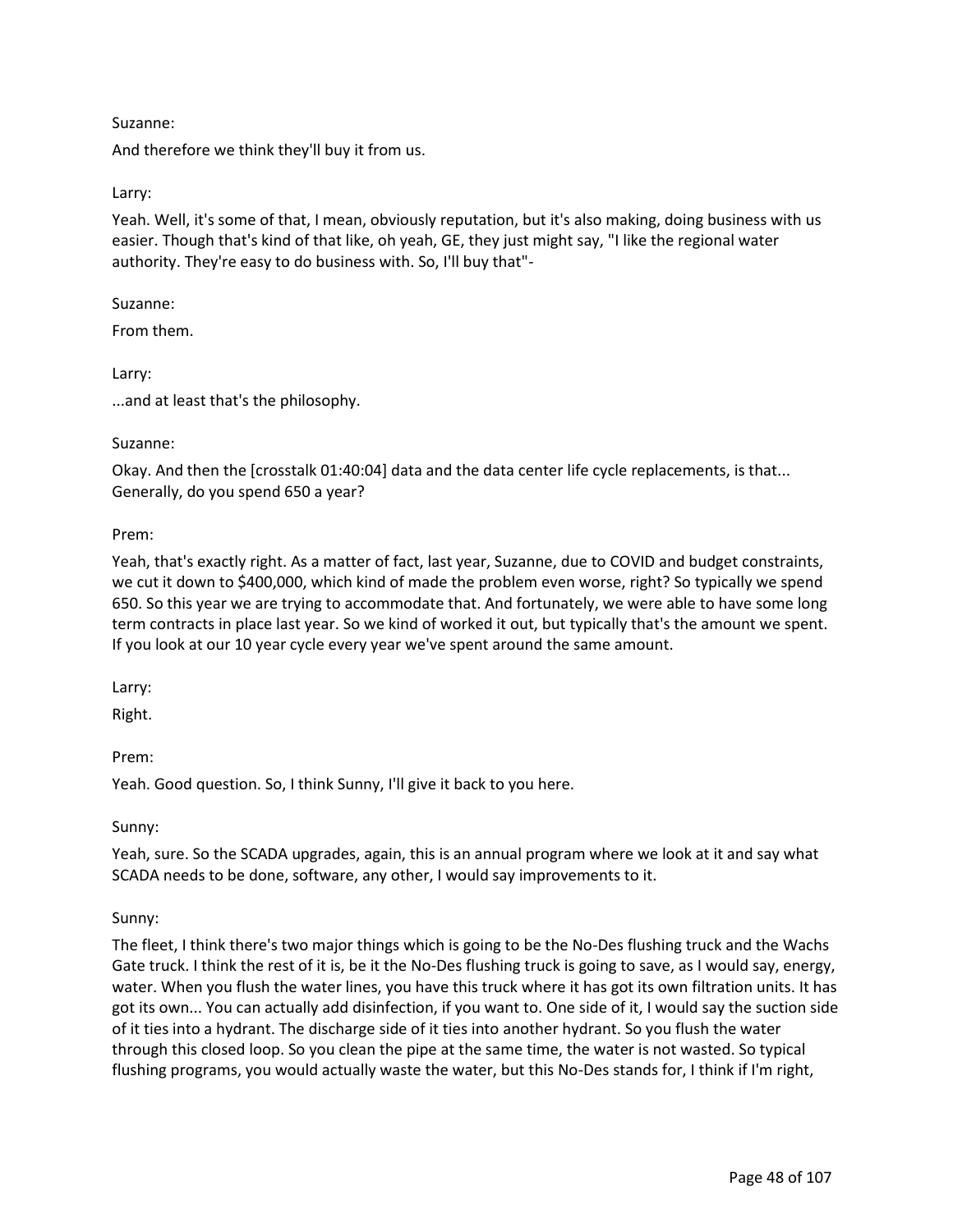Suzanne:

And therefore we think they'll buy it from us.

Larry:

Yeah. Well, it's some of that, I mean, obviously reputation, but it's also making, doing business with us easier. Though that's kind of that like, oh yeah, GE, they just might say, "I like the regional water authority. They're easy to do business with. So, I'll buy that"-

Suzanne:

From them.

Larry:

...and at least that's the philosophy.

Suzanne:

Okay. And then the [crosstalk 01:40:04] data and the data center life cycle replacements, is that... Generally, do you spend 650 a year?

Prem:

Yeah, that's exactly right. As a matter of fact, last year, Suzanne, due to COVID and budget constraints, we cut it down to $400,000, which kind of made the problem even worse, right? So typically we spend 650. So this year we are trying to accommodate that. And fortunately, we were able to have some long term contracts in place last year. So we kind of worked it out, but typically that's the amount we spent. If you look at our 10 year cycle every year we've spent around the same amount.

Larry:

Right.

Prem:

Yeah. Good question. So, I think Sunny, I'll give it back to you here.

Sunny:

Yeah, sure. So the SCADA upgrades, again, this is an annual program where we look at it and say what SCADA needs to be done, software, any other, I would say improvements to it.

Sunny:

The fleet, I think there's two major things which is going to be the No-Des flushing truck and the Wachs Gate truck. I think the rest of it is, be it the No-Des flushing truck is going to save, as I would say, energy, water. When you flush the water lines, you have this truck where it has got its own filtration units. It has got its own... You can actually add disinfection, if you want to. One side of it, I would say the suction side of it ties into a hydrant. The discharge side of it ties into another hydrant. So you flush the water through this closed loop. So you clean the pipe at the same time, the water is not wasted. So typical flushing programs, you would actually waste the water, but this No-Des stands for, I think if I'm right,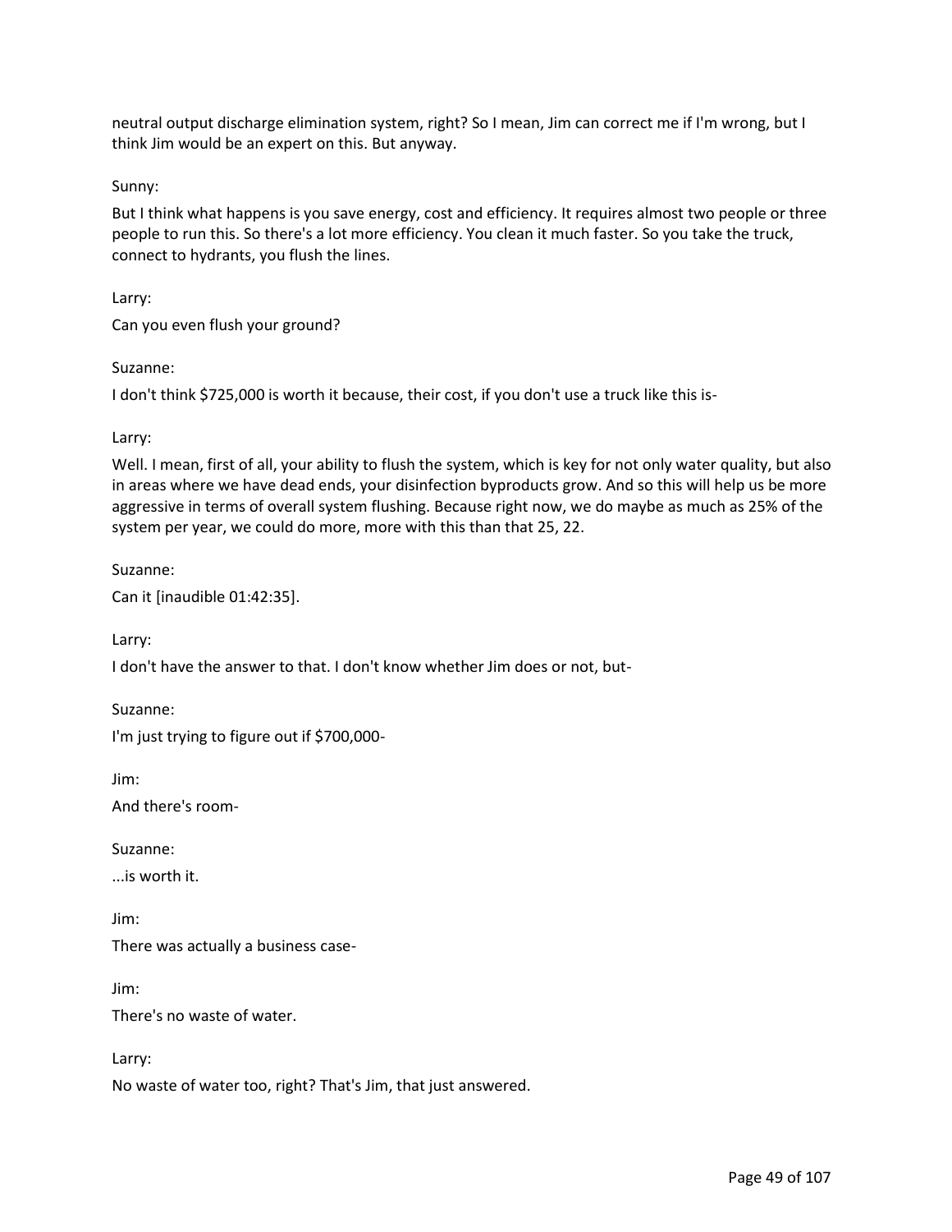neutral output discharge elimination system, right? So I mean, Jim can correct me if I'm wrong, but I think Jim would be an expert on this. But anyway.

Sunny:

But I think what happens is you save energy, cost and efficiency. It requires almost two people or three people to run this. So there's a lot more efficiency. You clean it much faster. So you take the truck, connect to hydrants, you flush the lines.

Larry:

Can you even flush your ground?

Suzanne:

I don't think $725,000 is worth it because, their cost, if you don't use a truck like this is-

Larry:

Well. I mean, first of all, your ability to flush the system, which is key for not only water quality, but also in areas where we have dead ends, your disinfection byproducts grow. And so this will help us be more aggressive in terms of overall system flushing. Because right now, we do maybe as much as 25% of the system per year, we could do more, more with this than that 25, 22.

Suzanne:

Can it [inaudible 01:42:35].

Larry:

I don't have the answer to that. I don't know whether Jim does or not, but-

Suzanne:

I'm just trying to figure out if $700,000-

Jim:

And there's room-

Suzanne:

...is worth it.

Jim:

There was actually a business case-

Jim:

There's no waste of water.

Larry:

No waste of water too, right? That's Jim, that just answered.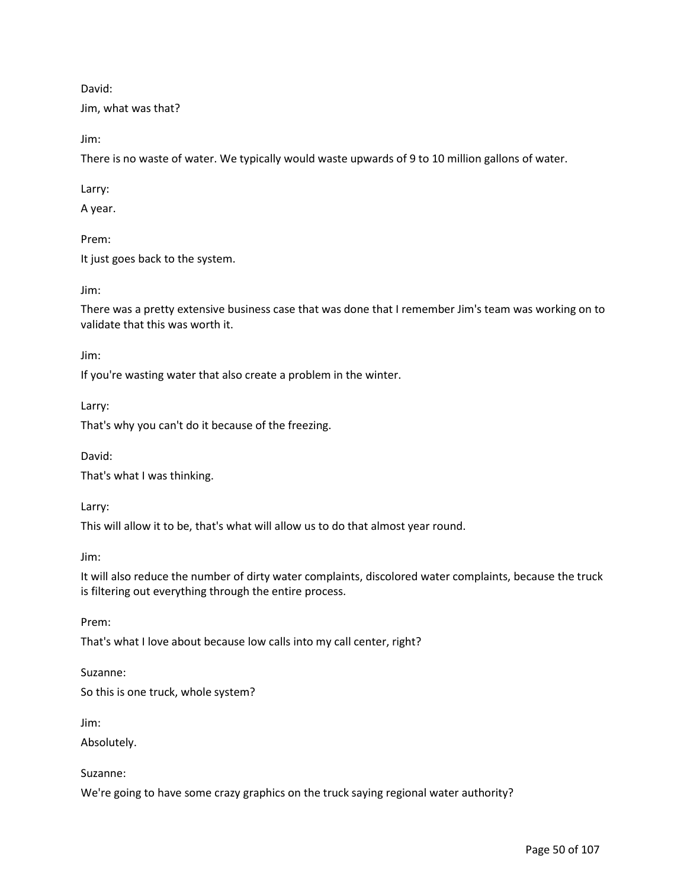David:

Jim, what was that?

Jim:

There is no waste of water. We typically would waste upwards of 9 to 10 million gallons of water.

Larry:

A year.

Prem:

It just goes back to the system.

Jim:

There was a pretty extensive business case that was done that I remember Jim's team was working on to validate that this was worth it.

Jim:

If you're wasting water that also create a problem in the winter.

Larry:

That's why you can't do it because of the freezing.

David:

That's what I was thinking.

Larry:

This will allow it to be, that's what will allow us to do that almost year round.

Jim:

It will also reduce the number of dirty water complaints, discolored water complaints, because the truck is filtering out everything through the entire process.

Prem:

That's what I love about because low calls into my call center, right?

Suzanne:

So this is one truck, whole system?

Jim:

Absolutely.

Suzanne:

We're going to have some crazy graphics on the truck saying regional water authority?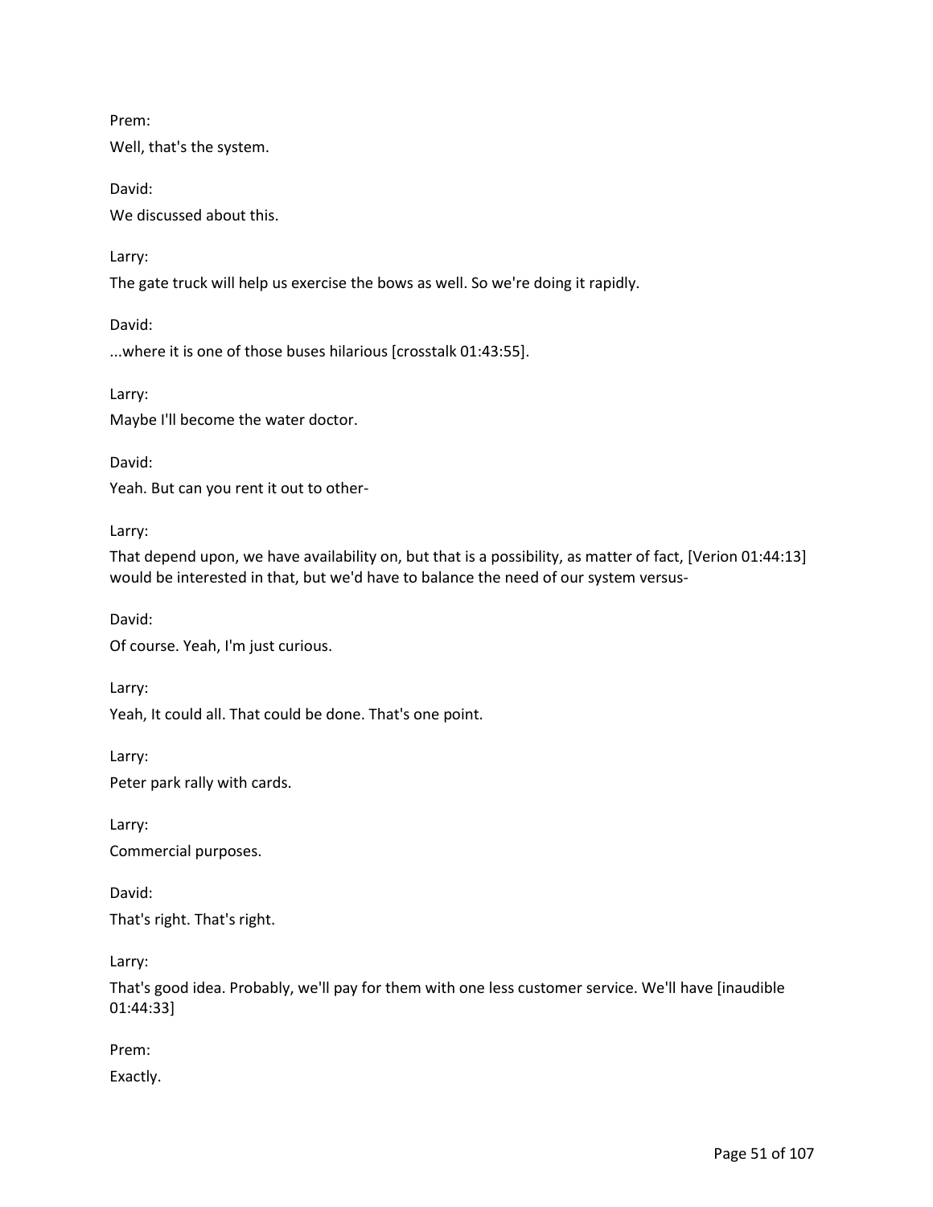Prem:

Well, that's the system.

David:

We discussed about this.

Larry:

The gate truck will help us exercise the bows as well. So we're doing it rapidly.

David:

...where it is one of those buses hilarious [crosstalk 01:43:55].

Larry:

Maybe I'll become the water doctor.

David:

Yeah. But can you rent it out to other-

Larry:

That depend upon, we have availability on, but that is a possibility, as matter of fact, [Verion 01:44:13] would be interested in that, but we'd have to balance the need of our system versus-

David:

Of course. Yeah, I'm just curious.

Larry:

Yeah, It could all. That could be done. That's one point.

Larry:

Peter park rally with cards.

Larry:

Commercial purposes.

David:

That's right. That's right.

Larry:

That's good idea. Probably, we'll pay for them with one less customer service. We'll have [inaudible 01:44:33]

Prem:

Exactly.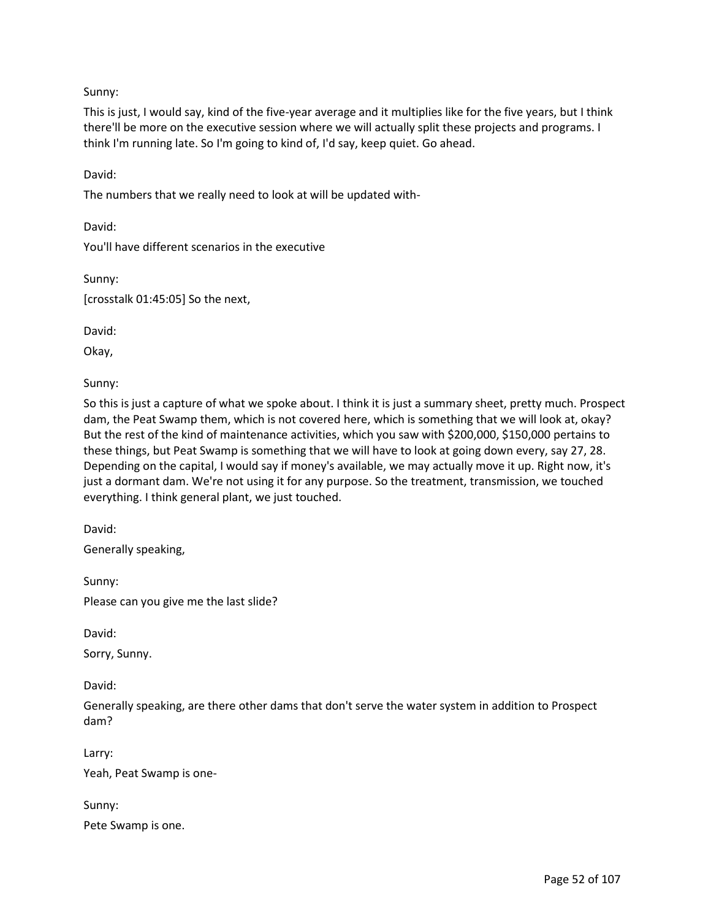Sunny:

This is just, I would say, kind of the five-year average and it multiplies like for the five years, but I think there'll be more on the executive session where we will actually split these projects and programs. I think I'm running late. So I'm going to kind of, I'd say, keep quiet. Go ahead.

David:

The numbers that we really need to look at will be updated with-

David:

You'll have different scenarios in the executive

Sunny:

[crosstalk 01:45:05] So the next,

David:

Okay,

Sunny:

So this is just a capture of what we spoke about. I think it is just a summary sheet, pretty much. Prospect dam, the Peat Swamp them, which is not covered here, which is something that we will look at, okay? But the rest of the kind of maintenance activities, which you saw with $200,000, $150,000 pertains to these things, but Peat Swamp is something that we will have to look at going down every, say 27, 28. Depending on the capital, I would say if money's available, we may actually move it up. Right now, it's just a dormant dam. We're not using it for any purpose. So the treatment, transmission, we touched everything. I think general plant, we just touched.

David:

Generally speaking,

Sunny:

Please can you give me the last slide?

David:

Sorry, Sunny.

David:

Generally speaking, are there other dams that don't serve the water system in addition to Prospect dam?

Larry:

Yeah, Peat Swamp is one-

Sunny:

Pete Swamp is one.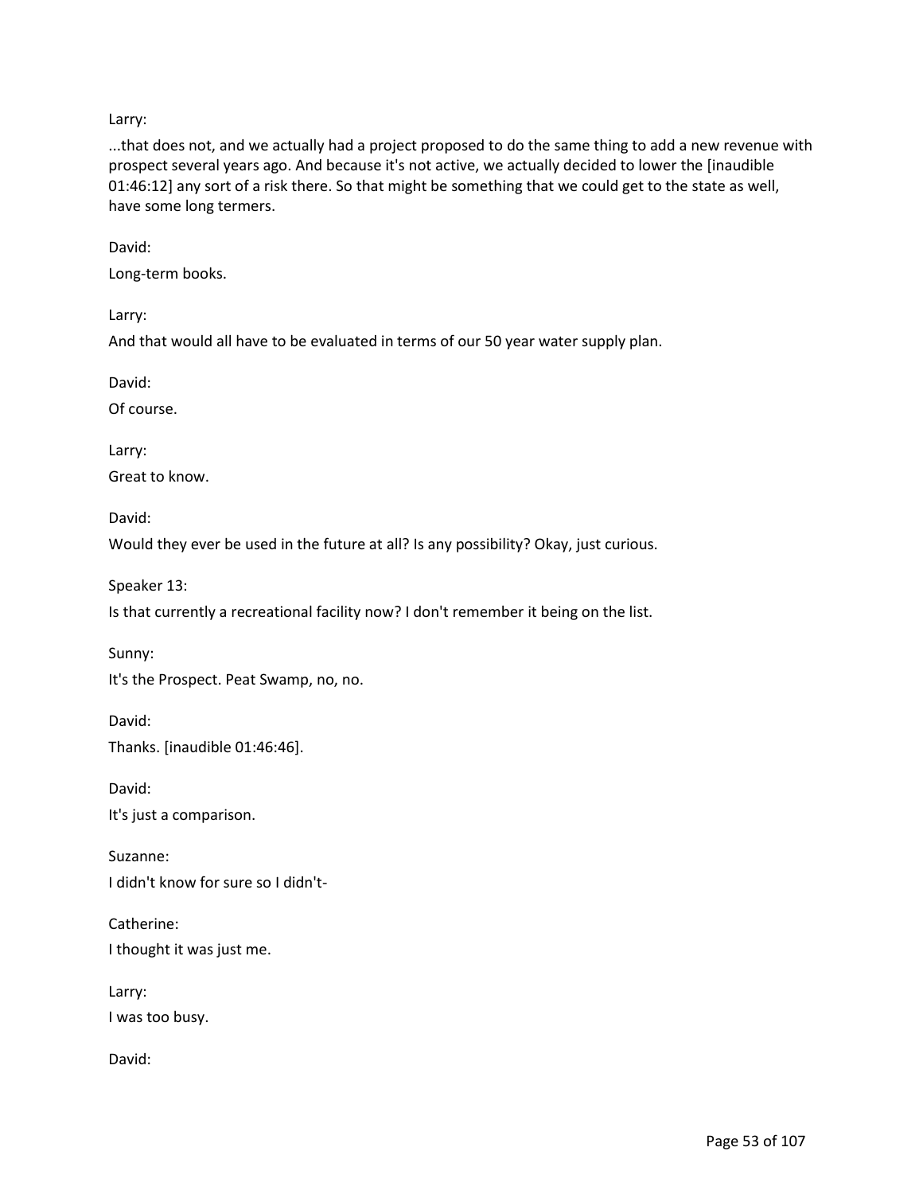Larry:

...that does not, and we actually had a project proposed to do the same thing to add a new revenue with prospect several years ago. And because it's not active, we actually decided to lower the [inaudible 01:46:12] any sort of a risk there. So that might be something that we could get to the state as well, have some long termers.

David:

Long-term books.

Larry:

And that would all have to be evaluated in terms of our 50 year water supply plan.

David:

Of course.

Larry:

Great to know.

David:

Would they ever be used in the future at all? Is any possibility? Okay, just curious.

Speaker 13:

Is that currently a recreational facility now? I don't remember it being on the list.

Sunny:

It's the Prospect. Peat Swamp, no, no.

David:

Thanks. [inaudible 01:46:46].

David:

It's just a comparison.

Suzanne:

I didn't know for sure so I didn't-

Catherine:

I thought it was just me.

Larry:

I was too busy.

David: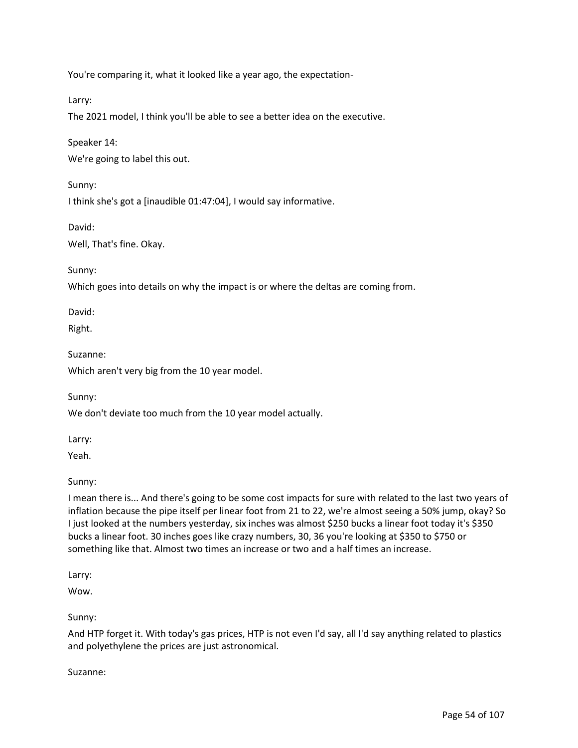You're comparing it, what it looked like a year ago, the expectation-

Larry:

The 2021 model, I think you'll be able to see a better idea on the executive.

Speaker 14:

We're going to label this out.

Sunny:

I think she's got a [inaudible 01:47:04], I would say informative.

David:

Well, That's fine. Okay.

Sunny:

Which goes into details on why the impact is or where the deltas are coming from.

David:

Right.

Suzanne:

Which aren't very big from the 10 year model.

Sunny:

We don't deviate too much from the 10 year model actually.

Larry:

Yeah.

Sunny:

I mean there is... And there's going to be some cost impacts for sure with related to the last two years of inflation because the pipe itself per linear foot from 21 to 22, we're almost seeing a 50% jump, okay? So I just looked at the numbers yesterday, six inches was almost $250 bucks a linear foot today it's $350 bucks a linear foot. 30 inches goes like crazy numbers, 30, 36 you're looking at $350 to $750 or something like that. Almost two times an increase or two and a half times an increase.

Larry:

Wow.

Sunny:

And HTP forget it. With today's gas prices, HTP is not even I'd say, all I'd say anything related to plastics and polyethylene the prices are just astronomical.

Suzanne: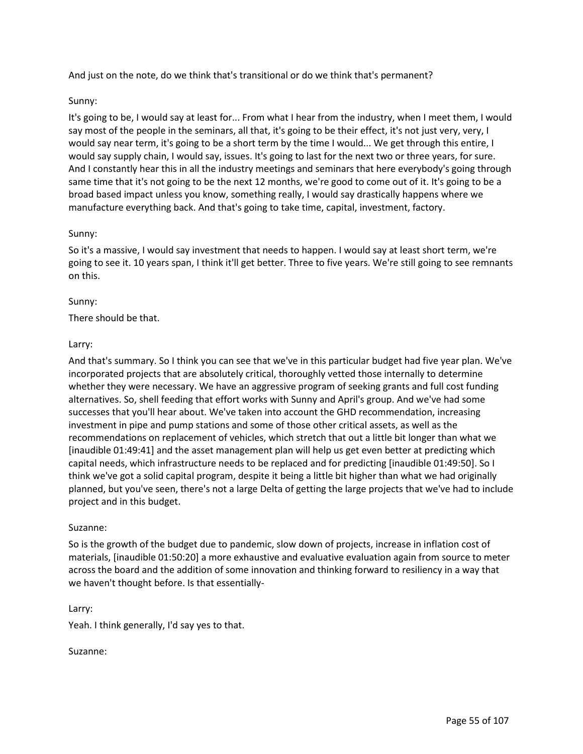And just on the note, do we think that's transitional or do we think that's permanent?

Sunny:

It's going to be, I would say at least for... From what I hear from the industry, when I meet them, I would say most of the people in the seminars, all that, it's going to be their effect, it's not just very, very, I would say near term, it's going to be a short term by the time I would... We get through this entire, I would say supply chain, I would say, issues. It's going to last for the next two or three years, for sure. And I constantly hear this in all the industry meetings and seminars that here everybody's going through same time that it's not going to be the next 12 months, we're good to come out of it. It's going to be a broad based impact unless you know, something really, I would say drastically happens where we manufacture everything back. And that's going to take time, capital, investment, factory.

Sunny:

So it's a massive, I would say investment that needs to happen. I would say at least short term, we're going to see it. 10 years span, I think it'll get better. Three to five years. We're still going to see remnants on this.

Sunny:

There should be that.

Larry:

And that's summary. So I think you can see that we've in this particular budget had five year plan. We've incorporated projects that are absolutely critical, thoroughly vetted those internally to determine whether they were necessary. We have an aggressive program of seeking grants and full cost funding alternatives. So, shell feeding that effort works with Sunny and April's group. And we've had some successes that you'll hear about. We've taken into account the GHD recommendation, increasing investment in pipe and pump stations and some of those other critical assets, as well as the recommendations on replacement of vehicles, which stretch that out a little bit longer than what we [inaudible 01:49:41] and the asset management plan will help us get even better at predicting which capital needs, which infrastructure needs to be replaced and for predicting [inaudible 01:49:50]. So I think we've got a solid capital program, despite it being a little bit higher than what we had originally planned, but you've seen, there's not a large Delta of getting the large projects that we've had to include project and in this budget.

Suzanne:

So is the growth of the budget due to pandemic, slow down of projects, increase in inflation cost of materials, [inaudible 01:50:20] a more exhaustive and evaluative evaluation again from source to meter across the board and the addition of some innovation and thinking forward to resiliency in a way that we haven't thought before. Is that essentially-

Larry:

Yeah. I think generally, I'd say yes to that.

Suzanne: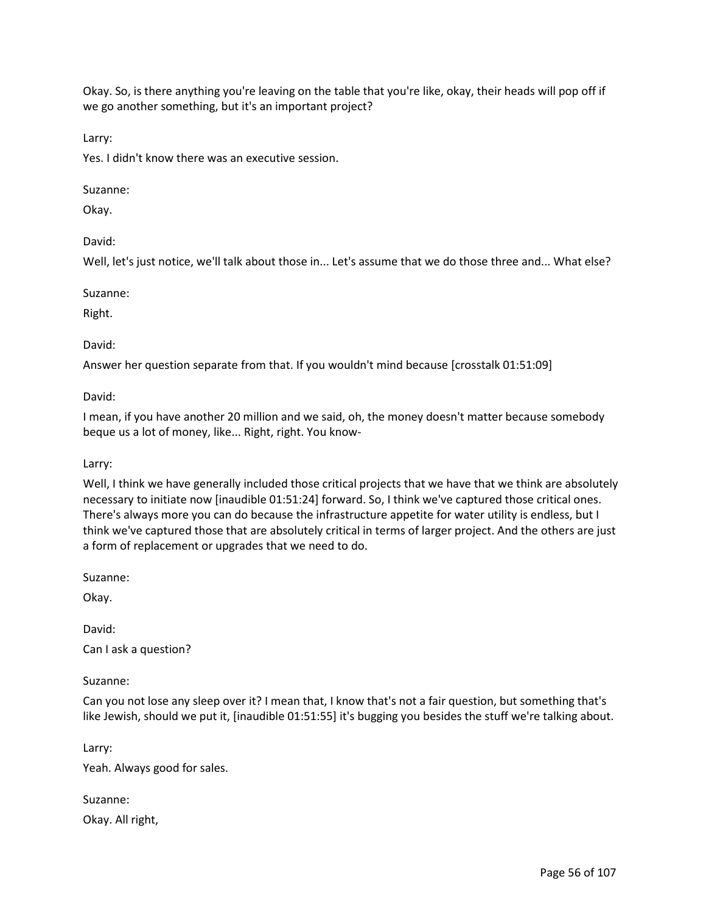Okay. So, is there anything you're leaving on the table that you're like, okay, their heads will pop off if we go another something, but it's an important project?

Larry:

Yes. I didn't know there was an executive session.

Suzanne:

Okay.

David:

Well, let's just notice, we'll talk about those in... Let's assume that we do those three and... What else?

Suzanne:

Right.

David:

Answer her question separate from that. If you wouldn't mind because [crosstalk 01:51:09]

David:

I mean, if you have another 20 million and we said, oh, the money doesn't matter because somebody beque us a lot of money, like... Right, right. You know-

Larry:

Well, I think we have generally included those critical projects that we have that we think are absolutely necessary to initiate now [inaudible 01:51:24] forward. So, I think we've captured those critical ones. There's always more you can do because the infrastructure appetite for water utility is endless, but I think we've captured those that are absolutely critical in terms of larger project. And the others are just a form of replacement or upgrades that we need to do.

Suzanne:

Okay.

David:

Can I ask a question?

Suzanne:

Can you not lose any sleep over it? I mean that, I know that's not a fair question, but something that's like Jewish, should we put it, [inaudible 01:51:55] it's bugging you besides the stuff we're talking about.

Larry:

Yeah. Always good for sales.

Suzanne:

Okay. All right,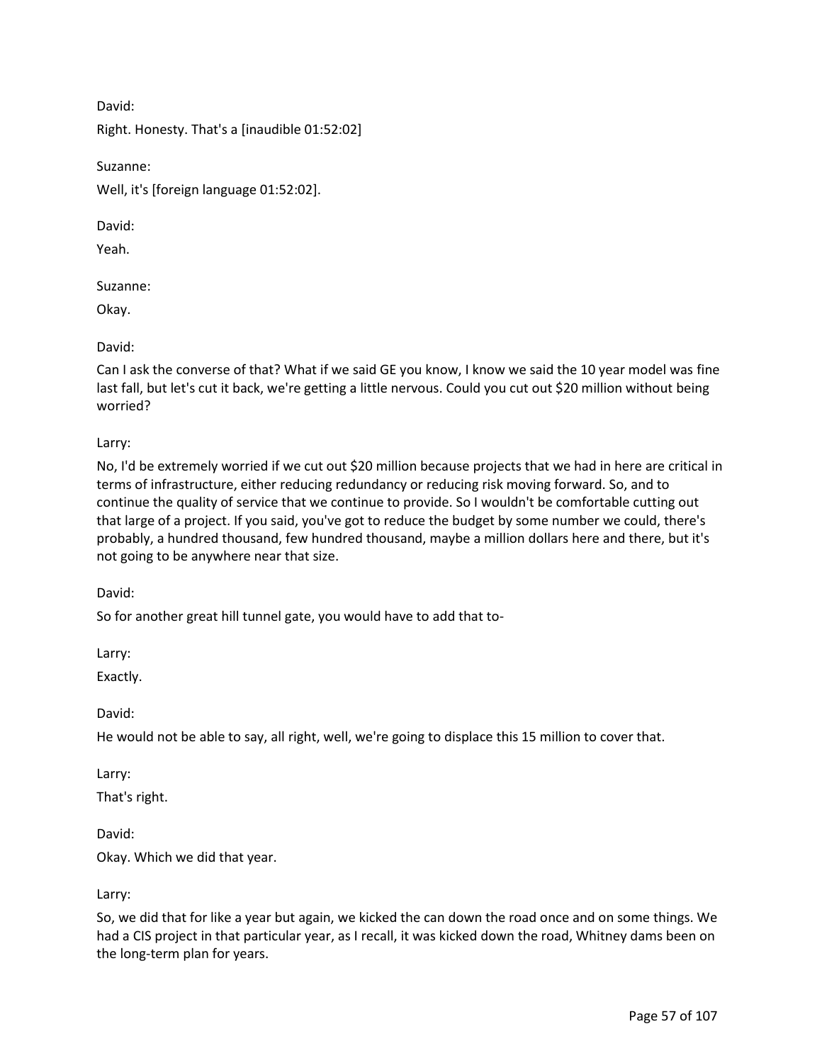David:

Right. Honesty. That's a [inaudible 01:52:02]

Suzanne:

Well, it's [foreign language 01:52:02].

David:

Yeah.

Suzanne:

Okay.

David:

Can I ask the converse of that? What if we said GE you know, I know we said the 10 year model was fine last fall, but let's cut it back, we're getting a little nervous. Could you cut out $20 million without being worried?

Larry:

No, I'd be extremely worried if we cut out $20 million because projects that we had in here are critical in terms of infrastructure, either reducing redundancy or reducing risk moving forward. So, and to continue the quality of service that we continue to provide. So I wouldn't be comfortable cutting out that large of a project. If you said, you've got to reduce the budget by some number we could, there's probably, a hundred thousand, few hundred thousand, maybe a million dollars here and there, but it's not going to be anywhere near that size.

David:

So for another great hill tunnel gate, you would have to add that to-

Larry:

Exactly.

David:

He would not be able to say, all right, well, we're going to displace this 15 million to cover that.

Larry:

That's right.

David:

Okay. Which we did that year.

Larry:

So, we did that for like a year but again, we kicked the can down the road once and on some things. We had a CIS project in that particular year, as I recall, it was kicked down the road, Whitney dams been on the long-term plan for years.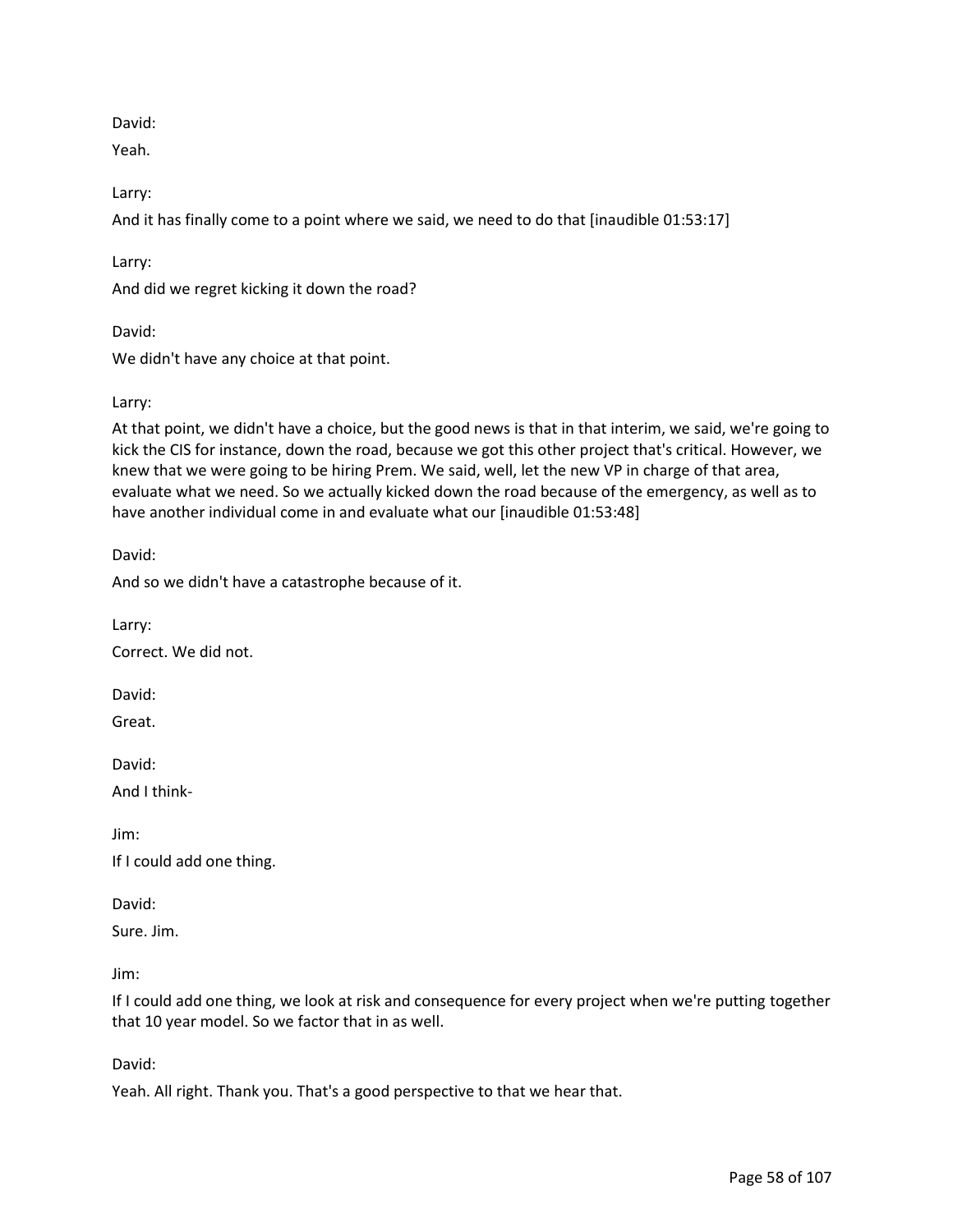David:

Yeah.

Larry:

And it has finally come to a point where we said, we need to do that [inaudible 01:53:17]

Larry:

And did we regret kicking it down the road?

David:

We didn't have any choice at that point.

Larry:

At that point, we didn't have a choice, but the good news is that in that interim, we said, we're going to kick the CIS for instance, down the road, because we got this other project that's critical. However, we knew that we were going to be hiring Prem. We said, well, let the new VP in charge of that area, evaluate what we need. So we actually kicked down the road because of the emergency, as well as to have another individual come in and evaluate what our [inaudible 01:53:48]

David:

And so we didn't have a catastrophe because of it.

Larry:

Correct. We did not.

David:

Great.

David:

And I think-

Jim:

If I could add one thing.

David:

Sure. Jim.

Jim:

If I could add one thing, we look at risk and consequence for every project when we're putting together that 10 year model. So we factor that in as well.

David:

Yeah. All right. Thank you. That's a good perspective to that we hear that.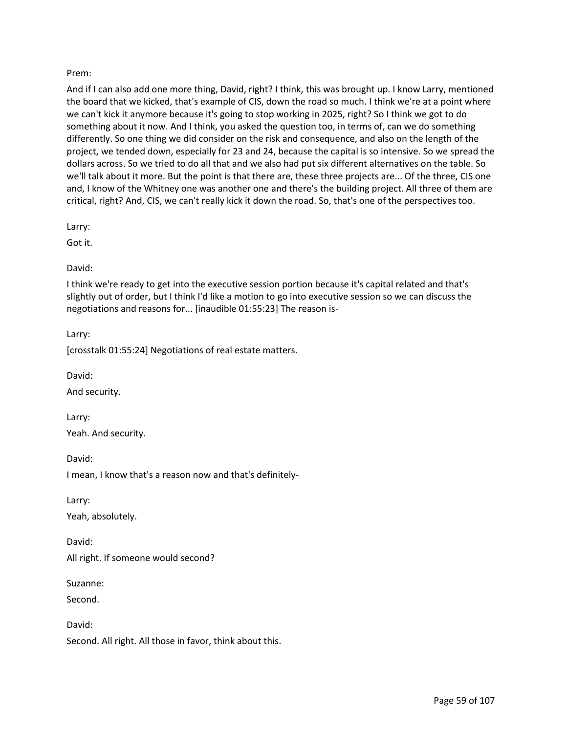Prem:

And if I can also add one more thing, David, right? I think, this was brought up. I know Larry, mentioned the board that we kicked, that's example of CIS, down the road so much. I think we're at a point where we can't kick it anymore because it's going to stop working in 2025, right? So I think we got to do something about it now. And I think, you asked the question too, in terms of, can we do something differently. So one thing we did consider on the risk and consequence, and also on the length of the project, we tended down, especially for 23 and 24, because the capital is so intensive. So we spread the dollars across. So we tried to do all that and we also had put six different alternatives on the table. So we'll talk about it more. But the point is that there are, these three projects are... Of the three, CIS one and, I know of the Whitney one was another one and there's the building project. All three of them are critical, right? And, CIS, we can't really kick it down the road. So, that's one of the perspectives too.

Larry:

Got it.

David:

I think we're ready to get into the executive session portion because it's capital related and that's slightly out of order, but I think I'd like a motion to go into executive session so we can discuss the negotiations and reasons for... [inaudible 01:55:23] The reason is-

Larry:

[crosstalk 01:55:24] Negotiations of real estate matters.

David:

And security.

Larry:

Yeah. And security.

David:

I mean, I know that's a reason now and that's definitely-

Larry:

Yeah, absolutely.

David:

All right. If someone would second?

Suzanne:

Second.

David:

Second. All right. All those in favor, think about this.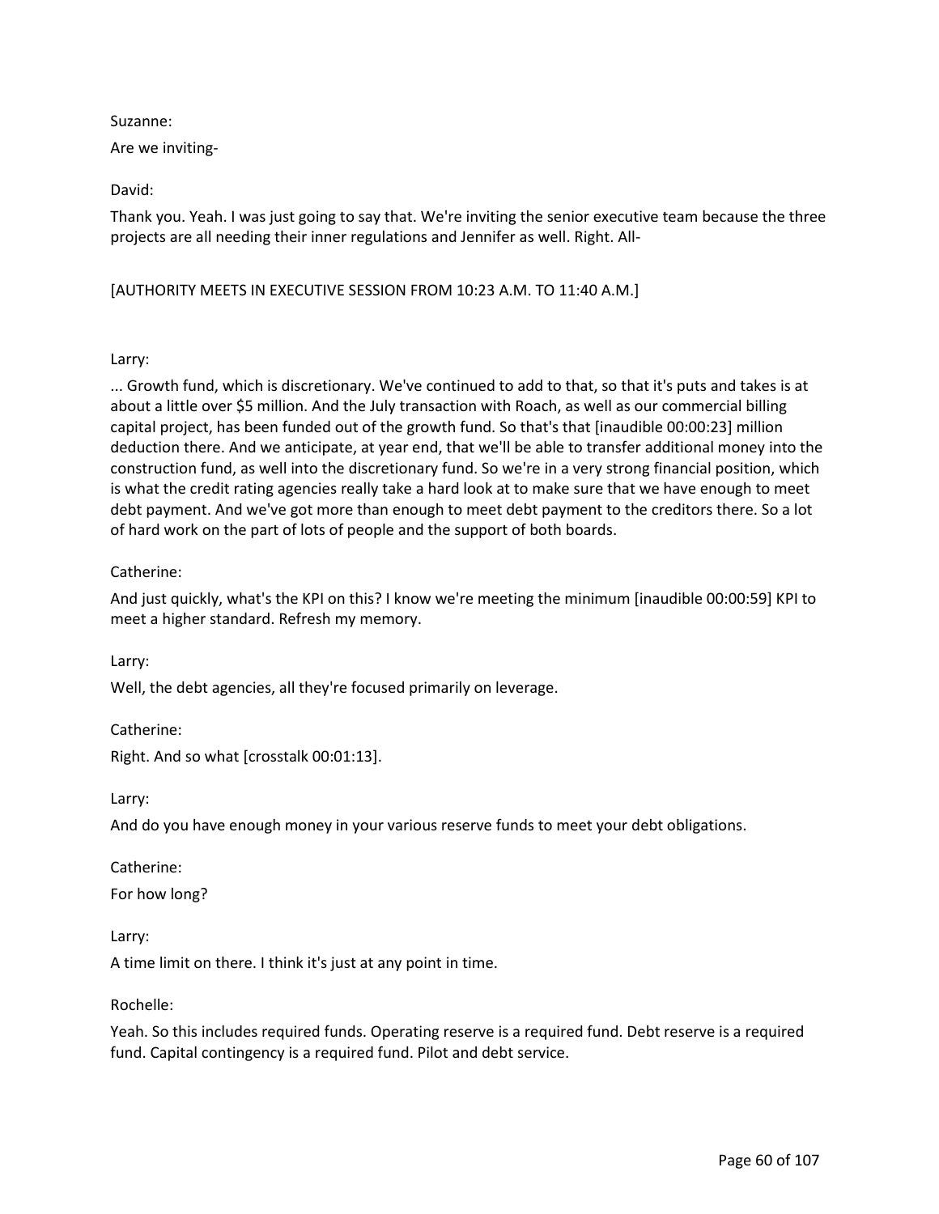Suzanne:

Are we inviting-

David:

Thank you. Yeah. I was just going to say that. We're inviting the senior executive team because the three projects are all needing their inner regulations and Jennifer as well. Right. All-

[AUTHORITY MEETS IN EXECUTIVE SESSION FROM 10:23 A.M. TO 11:40 A.M.]

Larry:

... Growth fund, which is discretionary. We've continued to add to that, so that it's puts and takes is at about a little over $5 million. And the July transaction with Roach, as well as our commercial billing capital project, has been funded out of the growth fund. So that's that [inaudible 00:00:23] million deduction there. And we anticipate, at year end, that we'll be able to transfer additional money into the construction fund, as well into the discretionary fund. So we're in a very strong financial position, which is what the credit rating agencies really take a hard look at to make sure that we have enough to meet debt payment. And we've got more than enough to meet debt payment to the creditors there. So a lot of hard work on the part of lots of people and the support of both boards.

Catherine:

And just quickly, what's the KPI on this? I know we're meeting the minimum [inaudible 00:00:59] KPI to meet a higher standard. Refresh my memory.

Larry:

Well, the debt agencies, all they're focused primarily on leverage.

Catherine:

Right. And so what [crosstalk 00:01:13].

Larry:

And do you have enough money in your various reserve funds to meet your debt obligations.

Catherine:

For how long?

Larry:

A time limit on there. I think it's just at any point in time.

Rochelle:

Yeah. So this includes required funds. Operating reserve is a required fund. Debt reserve is a required fund. Capital contingency is a required fund. Pilot and debt service.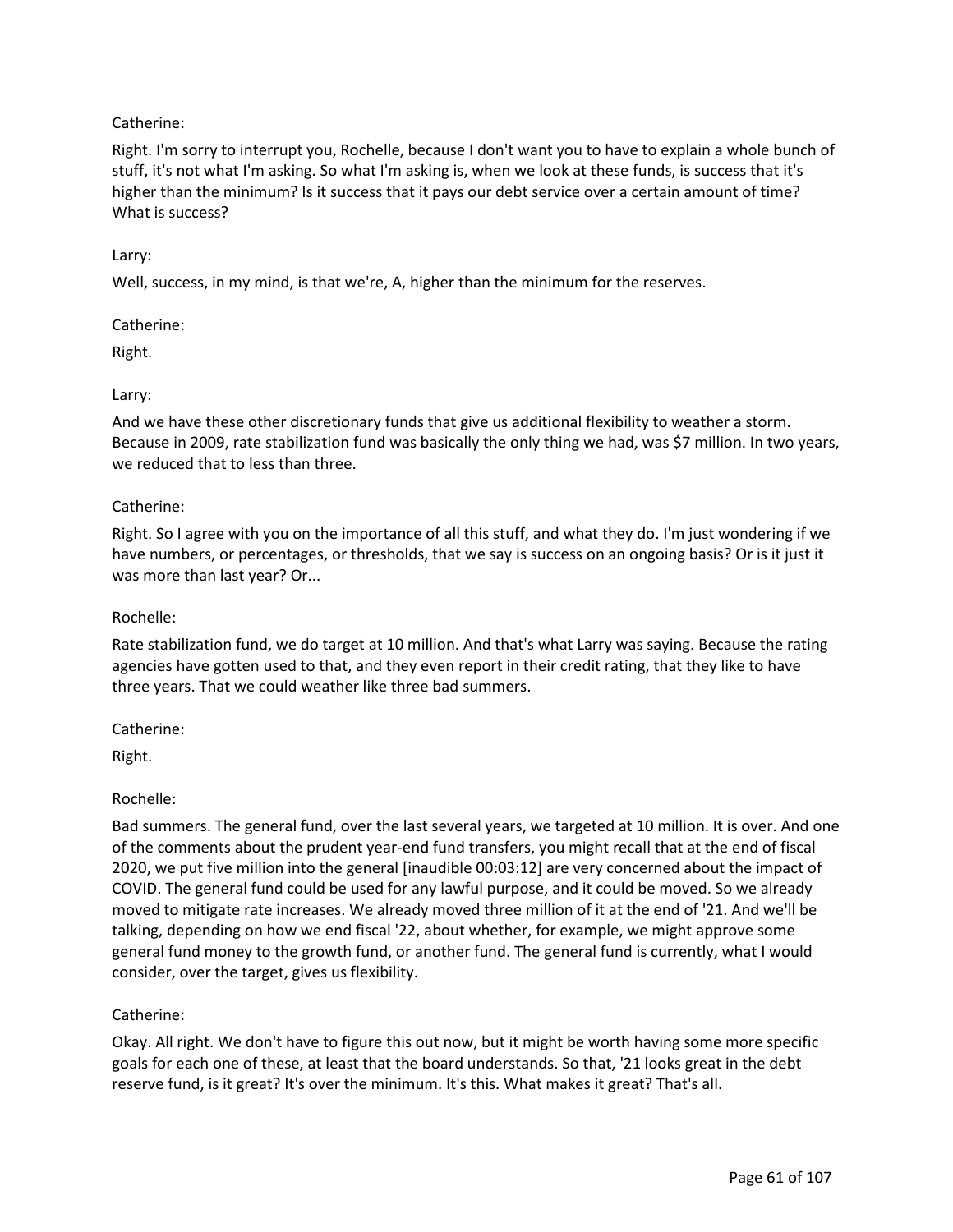Catherine:

Right. I'm sorry to interrupt you, Rochelle, because I don't want you to have to explain a whole bunch of stuff, it's not what I'm asking. So what I'm asking is, when we look at these funds, is success that it's higher than the minimum? Is it success that it pays our debt service over a certain amount of time? What is success?

Larry:

Well, success, in my mind, is that we're, A, higher than the minimum for the reserves.

Catherine:

Right.

Larry:

And we have these other discretionary funds that give us additional flexibility to weather a storm. Because in 2009, rate stabilization fund was basically the only thing we had, was $7 million. In two years, we reduced that to less than three.

Catherine:

Right. So I agree with you on the importance of all this stuff, and what they do. I'm just wondering if we have numbers, or percentages, or thresholds, that we say is success on an ongoing basis? Or is it just it was more than last year? Or...

Rochelle:

Rate stabilization fund, we do target at 10 million. And that's what Larry was saying. Because the rating agencies have gotten used to that, and they even report in their credit rating, that they like to have three years. That we could weather like three bad summers.

Catherine:

Right.

Rochelle:

Bad summers. The general fund, over the last several years, we targeted at 10 million. It is over. And one of the comments about the prudent year-end fund transfers, you might recall that at the end of fiscal 2020, we put five million into the general [inaudible 00:03:12] are very concerned about the impact of COVID. The general fund could be used for any lawful purpose, and it could be moved. So we already moved to mitigate rate increases. We already moved three million of it at the end of '21. And we'll be talking, depending on how we end fiscal '22, about whether, for example, we might approve some general fund money to the growth fund, or another fund. The general fund is currently, what I would consider, over the target, gives us flexibility.

Catherine:

Okay. All right. We don't have to figure this out now, but it might be worth having some more specific goals for each one of these, at least that the board understands. So that, '21 looks great in the debt reserve fund, is it great? It's over the minimum. It's this. What makes it great? That's all.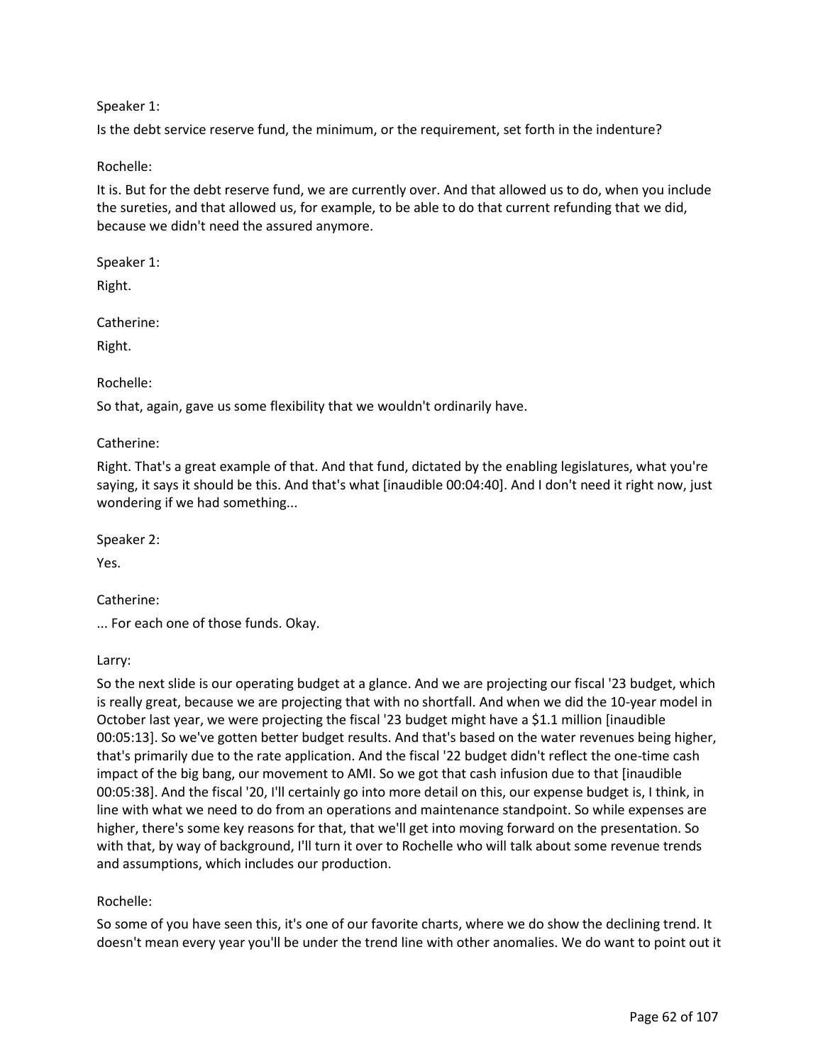Speaker 1:

Is the debt service reserve fund, the minimum, or the requirement, set forth in the indenture?

Rochelle:

It is. But for the debt reserve fund, we are currently over. And that allowed us to do, when you include the sureties, and that allowed us, for example, to be able to do that current refunding that we did, because we didn't need the assured anymore.

Speaker 1:

Right.

Catherine:

Right.

Rochelle:

So that, again, gave us some flexibility that we wouldn't ordinarily have.

Catherine:

Right. That's a great example of that. And that fund, dictated by the enabling legislatures, what you're saying, it says it should be this. And that's what [inaudible 00:04:40]. And I don't need it right now, just wondering if we had something...

Speaker 2:

Yes.

Catherine:

... For each one of those funds. Okay.

Larry:

So the next slide is our operating budget at a glance. And we are projecting our fiscal '23 budget, which is really great, because we are projecting that with no shortfall. And when we did the 10-year model in October last year, we were projecting the fiscal '23 budget might have a $1.1 million [inaudible 00:05:13]. So we've gotten better budget results. And that's based on the water revenues being higher, that's primarily due to the rate application. And the fiscal '22 budget didn't reflect the one-time cash impact of the big bang, our movement to AMI. So we got that cash infusion due to that [inaudible 00:05:38]. And the fiscal '20, I'll certainly go into more detail on this, our expense budget is, I think, in line with what we need to do from an operations and maintenance standpoint. So while expenses are higher, there's some key reasons for that, that we'll get into moving forward on the presentation. So with that, by way of background, I'll turn it over to Rochelle who will talk about some revenue trends and assumptions, which includes our production.

Rochelle:

So some of you have seen this, it's one of our favorite charts, where we do show the declining trend. It doesn't mean every year you'll be under the trend line with other anomalies. We do want to point out it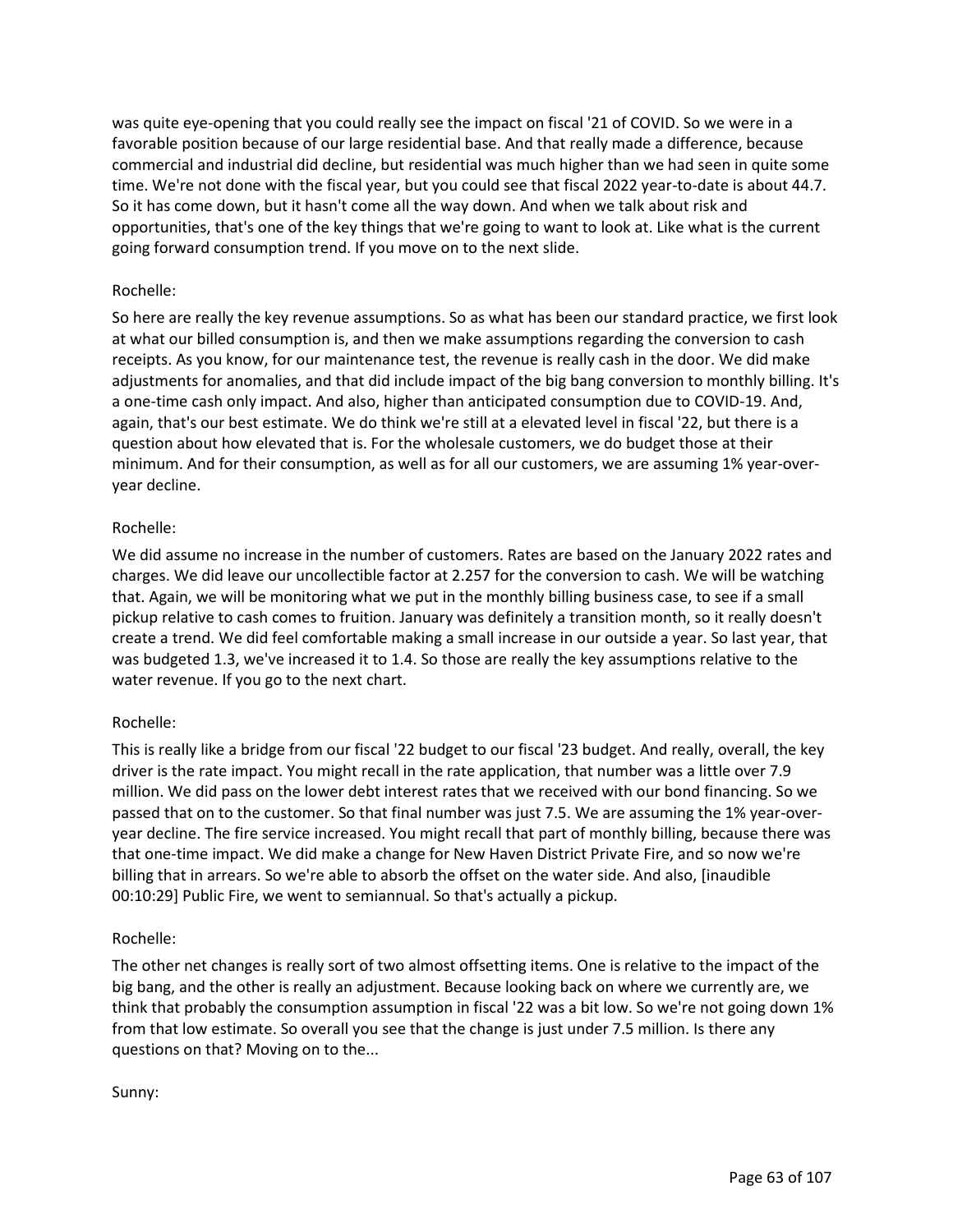was quite eye-opening that you could really see the impact on fiscal '21 of COVID. So we were in a favorable position because of our large residential base. And that really made a difference, because commercial and industrial did decline, but residential was much higher than we had seen in quite some time. We're not done with the fiscal year, but you could see that fiscal 2022 year-to-date is about 44.7. So it has come down, but it hasn't come all the way down. And when we talk about risk and opportunities, that's one of the key things that we're going to want to look at. Like what is the current going forward consumption trend. If you move on to the next slide.

Rochelle:

So here are really the key revenue assumptions. So as what has been our standard practice, we first look at what our billed consumption is, and then we make assumptions regarding the conversion to cash receipts. As you know, for our maintenance test, the revenue is really cash in the door. We did make adjustments for anomalies, and that did include impact of the big bang conversion to monthly billing. It's a one-time cash only impact. And also, higher than anticipated consumption due to COVID-19. And, again, that's our best estimate. We do think we're still at a elevated level in fiscal '22, but there is a question about how elevated that is. For the wholesale customers, we do budget those at their minimum. And for their consumption, as well as for all our customers, we are assuming 1% year-over-year decline.

Rochelle:

We did assume no increase in the number of customers. Rates are based on the January 2022 rates and charges. We did leave our uncollectible factor at 2.257 for the conversion to cash. We will be watching that. Again, we will be monitoring what we put in the monthly billing business case, to see if a small pickup relative to cash comes to fruition. January was definitely a transition month, so it really doesn't create a trend. We did feel comfortable making a small increase in our outside a year. So last year, that was budgeted 1.3, we've increased it to 1.4. So those are really the key assumptions relative to the water revenue. If you go to the next chart.

Rochelle:

This is really like a bridge from our fiscal '22 budget to our fiscal '23 budget. And really, overall, the key driver is the rate impact. You might recall in the rate application, that number was a little over 7.9 million. We did pass on the lower debt interest rates that we received with our bond financing. So we passed that on to the customer. So that final number was just 7.5. We are assuming the 1% year-over-year decline. The fire service increased. You might recall that part of monthly billing, because there was that one-time impact. We did make a change for New Haven District Private Fire, and so now we're billing that in arrears. So we're able to absorb the offset on the water side. And also, [inaudible 00:10:29] Public Fire, we went to semiannual. So that's actually a pickup.

Rochelle:

The other net changes is really sort of two almost offsetting items. One is relative to the impact of the big bang, and the other is really an adjustment. Because looking back on where we currently are, we think that probably the consumption assumption in fiscal '22 was a bit low. So we're not going down 1% from that low estimate. So overall you see that the change is just under 7.5 million. Is there any questions on that? Moving on to the...

Sunny: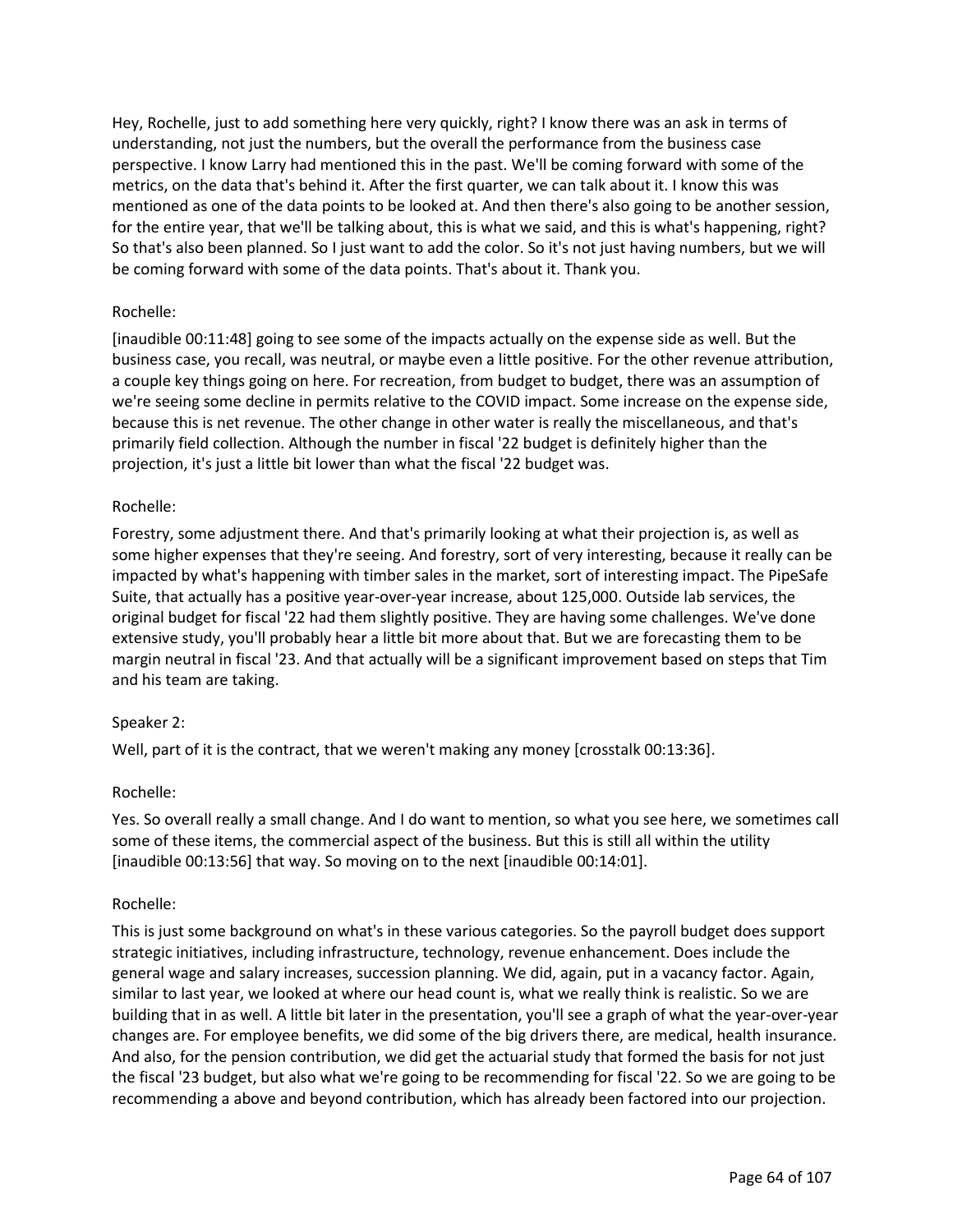Hey, Rochelle, just to add something here very quickly, right? I know there was an ask in terms of understanding, not just the numbers, but the overall the performance from the business case perspective. I know Larry had mentioned this in the past. We'll be coming forward with some of the metrics, on the data that's behind it. After the first quarter, we can talk about it. I know this was mentioned as one of the data points to be looked at. And then there's also going to be another session, for the entire year, that we'll be talking about, this is what we said, and this is what's happening, right? So that's also been planned. So I just want to add the color. So it's not just having numbers, but we will be coming forward with some of the data points. That's about it. Thank you.

Rochelle:

[inaudible 00:11:48] going to see some of the impacts actually on the expense side as well. But the business case, you recall, was neutral, or maybe even a little positive. For the other revenue attribution, a couple key things going on here. For recreation, from budget to budget, there was an assumption of we're seeing some decline in permits relative to the COVID impact. Some increase on the expense side, because this is net revenue. The other change in other water is really the miscellaneous, and that's primarily field collection. Although the number in fiscal '22 budget is definitely higher than the projection, it's just a little bit lower than what the fiscal '22 budget was.

Rochelle:

Forestry, some adjustment there. And that's primarily looking at what their projection is, as well as some higher expenses that they're seeing. And forestry, sort of very interesting, because it really can be impacted by what's happening with timber sales in the market, sort of interesting impact. The PipeSafe Suite, that actually has a positive year-over-year increase, about 125,000. Outside lab services, the original budget for fiscal '22 had them slightly positive. They are having some challenges. We've done extensive study, you'll probably hear a little bit more about that. But we are forecasting them to be margin neutral in fiscal '23. And that actually will be a significant improvement based on steps that Tim and his team are taking.

Speaker 2:

Well, part of it is the contract, that we weren't making any money [crosstalk 00:13:36].

Rochelle:

Yes. So overall really a small change. And I do want to mention, so what you see here, we sometimes call some of these items, the commercial aspect of the business. But this is still all within the utility [inaudible 00:13:56] that way. So moving on to the next [inaudible 00:14:01].

Rochelle:

This is just some background on what's in these various categories. So the payroll budget does support strategic initiatives, including infrastructure, technology, revenue enhancement. Does include the general wage and salary increases, succession planning. We did, again, put in a vacancy factor. Again, similar to last year, we looked at where our head count is, what we really think is realistic. So we are building that in as well. A little bit later in the presentation, you'll see a graph of what the year-over-year changes are. For employee benefits, we did some of the big drivers there, are medical, health insurance. And also, for the pension contribution, we did get the actuarial study that formed the basis for not just the fiscal '23 budget, but also what we're going to be recommending for fiscal '22. So we are going to be recommending a above and beyond contribution, which has already been factored into our projection.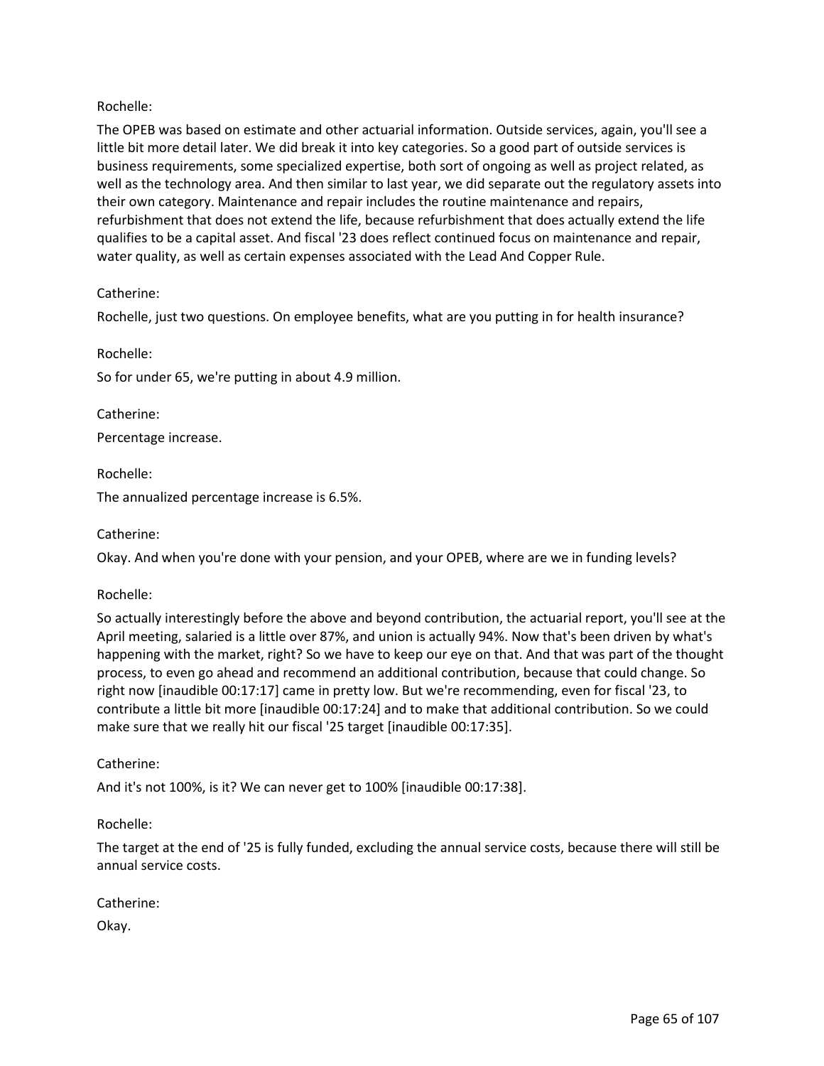Rochelle:

The OPEB was based on estimate and other actuarial information. Outside services, again, you'll see a little bit more detail later. We did break it into key categories. So a good part of outside services is business requirements, some specialized expertise, both sort of ongoing as well as project related, as well as the technology area. And then similar to last year, we did separate out the regulatory assets into their own category. Maintenance and repair includes the routine maintenance and repairs, refurbishment that does not extend the life, because refurbishment that does actually extend the life qualifies to be a capital asset. And fiscal '23 does reflect continued focus on maintenance and repair, water quality, as well as certain expenses associated with the Lead And Copper Rule.

Catherine:

Rochelle, just two questions. On employee benefits, what are you putting in for health insurance?

Rochelle:

So for under 65, we're putting in about 4.9 million.

Catherine:

Percentage increase.

Rochelle:

The annualized percentage increase is 6.5%.

Catherine:

Okay. And when you're done with your pension, and your OPEB, where are we in funding levels?

Rochelle:

So actually interestingly before the above and beyond contribution, the actuarial report, you'll see at the April meeting, salaried is a little over 87%, and union is actually 94%. Now that's been driven by what's happening with the market, right? So we have to keep our eye on that. And that was part of the thought process, to even go ahead and recommend an additional contribution, because that could change. So right now [inaudible 00:17:17] came in pretty low. But we're recommending, even for fiscal '23, to contribute a little bit more [inaudible 00:17:24] and to make that additional contribution. So we could make sure that we really hit our fiscal '25 target [inaudible 00:17:35].

Catherine:

And it's not 100%, is it? We can never get to 100% [inaudible 00:17:38].

Rochelle:

The target at the end of '25 is fully funded, excluding the annual service costs, because there will still be annual service costs.

Catherine:

Okay.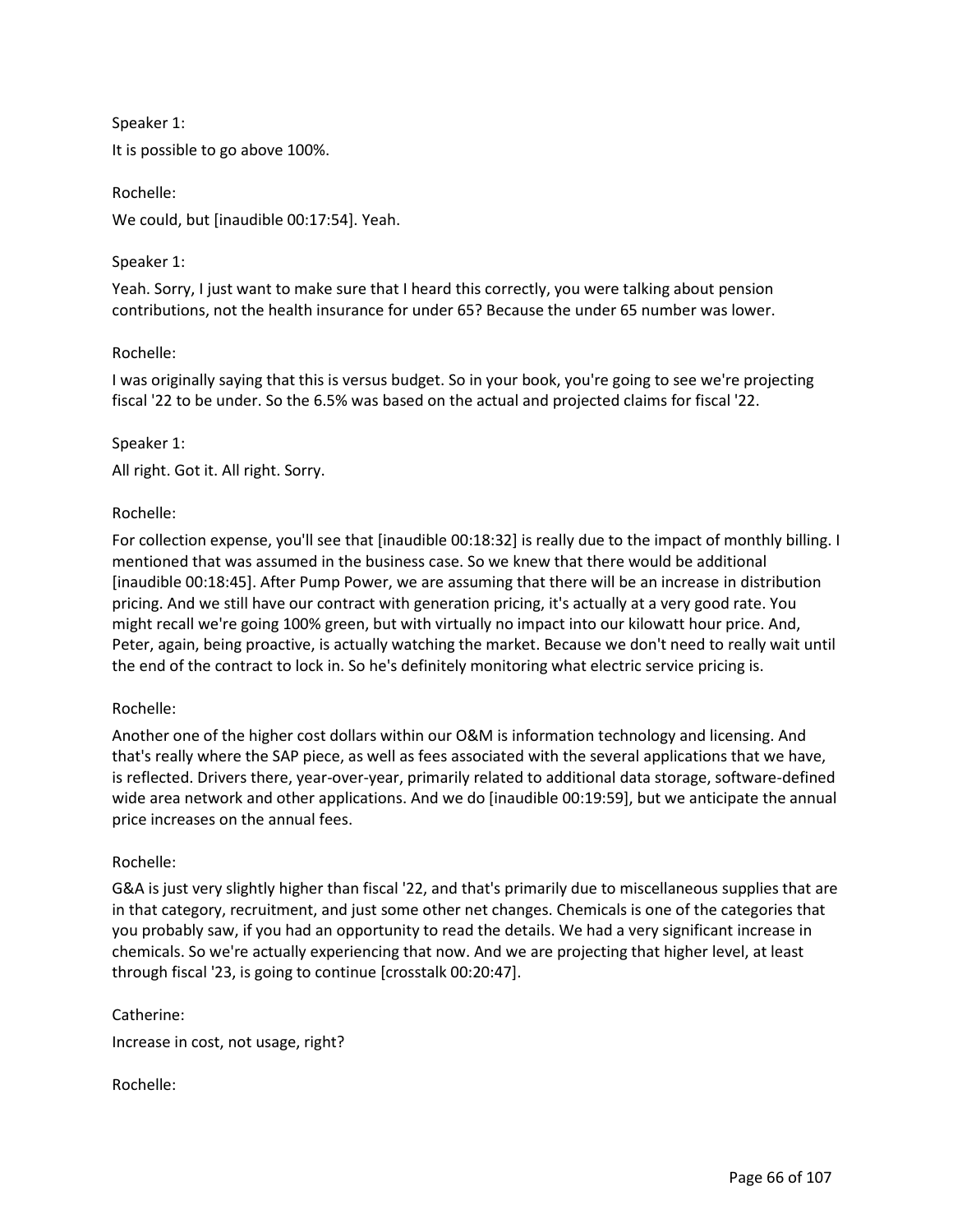Speaker 1:

It is possible to go above 100%.

Rochelle:

We could, but [inaudible 00:17:54]. Yeah.

Speaker 1:

Yeah. Sorry, I just want to make sure that I heard this correctly, you were talking about pension contributions, not the health insurance for under 65? Because the under 65 number was lower.

Rochelle:

I was originally saying that this is versus budget. So in your book, you're going to see we're projecting fiscal '22 to be under. So the 6.5% was based on the actual and projected claims for fiscal '22.

Speaker 1:

All right. Got it. All right. Sorry.

Rochelle:

For collection expense, you'll see that [inaudible 00:18:32] is really due to the impact of monthly billing. I mentioned that was assumed in the business case. So we knew that there would be additional [inaudible 00:18:45]. After Pump Power, we are assuming that there will be an increase in distribution pricing. And we still have our contract with generation pricing, it's actually at a very good rate. You might recall we're going 100% green, but with virtually no impact into our kilowatt hour price. And, Peter, again, being proactive, is actually watching the market. Because we don't need to really wait until the end of the contract to lock in. So he's definitely monitoring what electric service pricing is.

Rochelle:

Another one of the higher cost dollars within our O&M is information technology and licensing. And that's really where the SAP piece, as well as fees associated with the several applications that we have, is reflected. Drivers there, year-over-year, primarily related to additional data storage, software-defined wide area network and other applications. And we do [inaudible 00:19:59], but we anticipate the annual price increases on the annual fees.

Rochelle:

G&A is just very slightly higher than fiscal '22, and that's primarily due to miscellaneous supplies that are in that category, recruitment, and just some other net changes. Chemicals is one of the categories that you probably saw, if you had an opportunity to read the details. We had a very significant increase in chemicals. So we're actually experiencing that now. And we are projecting that higher level, at least through fiscal '23, is going to continue [crosstalk 00:20:47].

Catherine:

Increase in cost, not usage, right?

Rochelle: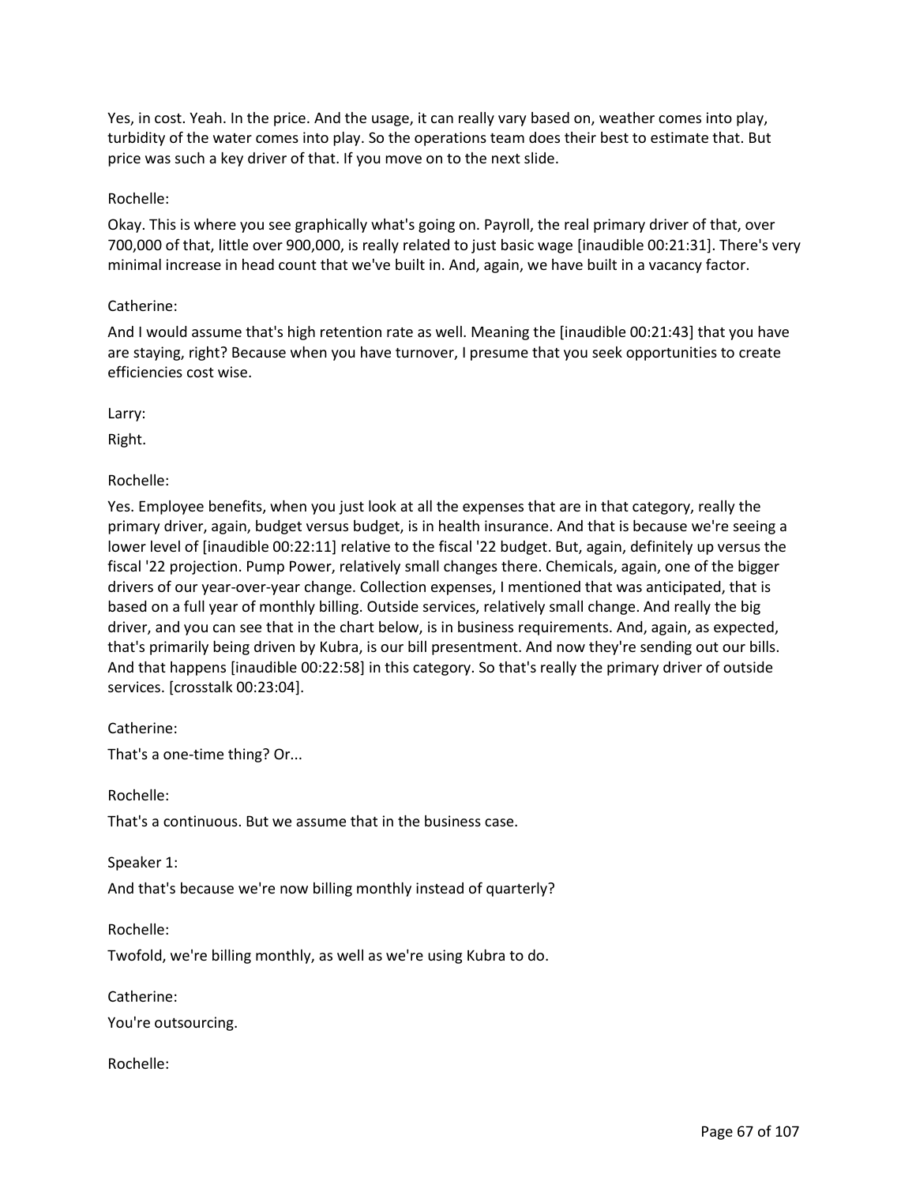Yes, in cost. Yeah. In the price. And the usage, it can really vary based on, weather comes into play, turbidity of the water comes into play. So the operations team does their best to estimate that. But price was such a key driver of that. If you move on to the next slide.

Rochelle:

Okay. This is where you see graphically what's going on. Payroll, the real primary driver of that, over 700,000 of that, little over 900,000, is really related to just basic wage [inaudible 00:21:31]. There's very minimal increase in head count that we've built in. And, again, we have built in a vacancy factor.

Catherine:

And I would assume that's high retention rate as well. Meaning the [inaudible 00:21:43] that you have are staying, right? Because when you have turnover, I presume that you seek opportunities to create efficiencies cost wise.

Larry:

Right.

Rochelle:

Yes. Employee benefits, when you just look at all the expenses that are in that category, really the primary driver, again, budget versus budget, is in health insurance. And that is because we're seeing a lower level of [inaudible 00:22:11] relative to the fiscal '22 budget. But, again, definitely up versus the fiscal '22 projection. Pump Power, relatively small changes there. Chemicals, again, one of the bigger drivers of our year-over-year change. Collection expenses, I mentioned that was anticipated, that is based on a full year of monthly billing. Outside services, relatively small change. And really the big driver, and you can see that in the chart below, is in business requirements. And, again, as expected, that's primarily being driven by Kubra, is our bill presentment. And now they're sending out our bills. And that happens [inaudible 00:22:58] in this category. So that's really the primary driver of outside services. [crosstalk 00:23:04].

Catherine:

That's a one-time thing? Or...

Rochelle:

That's a continuous. But we assume that in the business case.

Speaker 1:

And that's because we're now billing monthly instead of quarterly?

Rochelle:

Twofold, we're billing monthly, as well as we're using Kubra to do.

Catherine:

You're outsourcing.

Rochelle: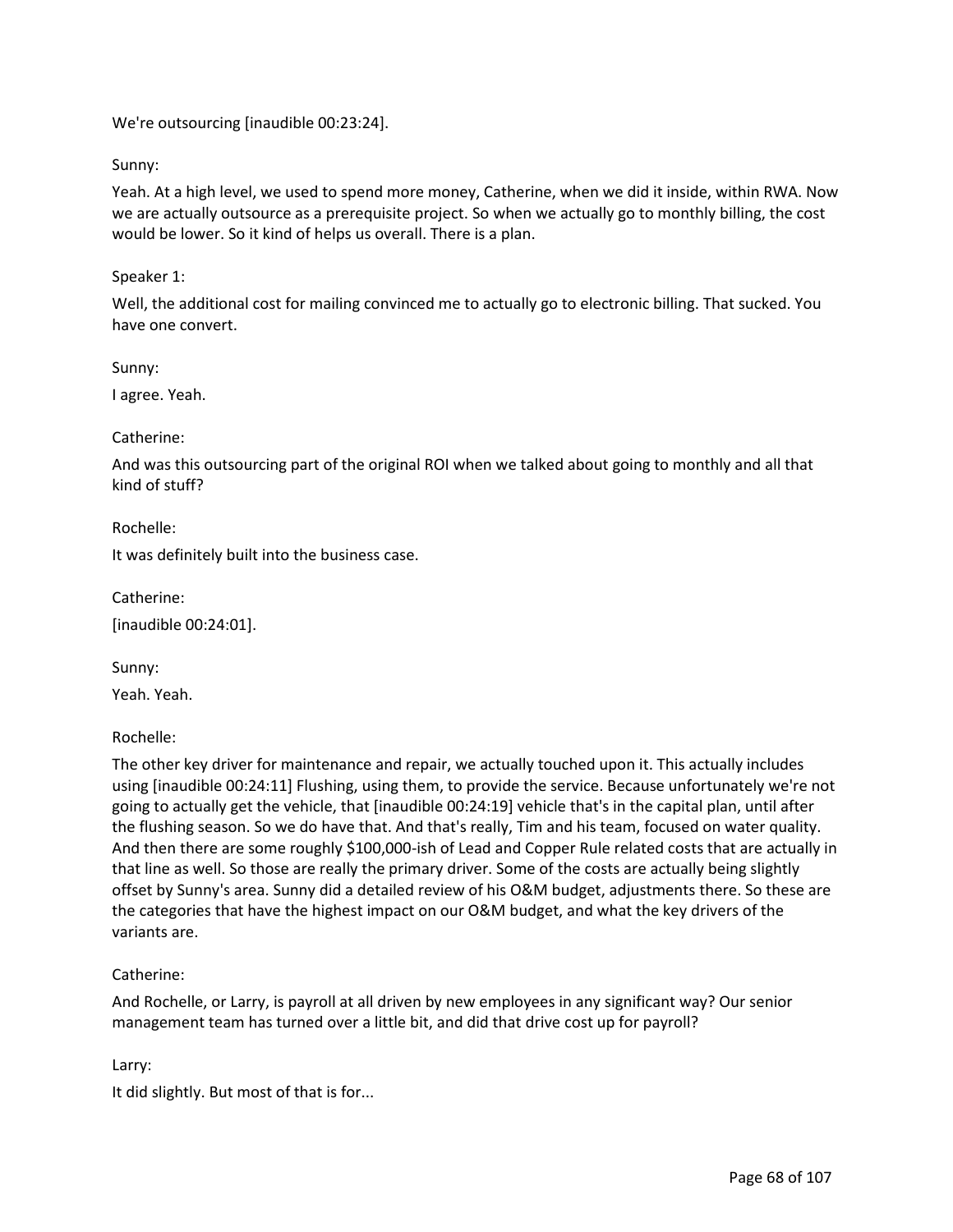We're outsourcing [inaudible 00:23:24].

Sunny:

Yeah. At a high level, we used to spend more money, Catherine, when we did it inside, within RWA. Now we are actually outsource as a prerequisite project. So when we actually go to monthly billing, the cost would be lower. So it kind of helps us overall. There is a plan.

Speaker 1:

Well, the additional cost for mailing convinced me to actually go to electronic billing. That sucked. You have one convert.

Sunny:

I agree. Yeah.

Catherine:

And was this outsourcing part of the original ROI when we talked about going to monthly and all that kind of stuff?

Rochelle:

It was definitely built into the business case.

Catherine:

[inaudible 00:24:01].

Sunny:

Yeah. Yeah.

Rochelle:

The other key driver for maintenance and repair, we actually touched upon it. This actually includes using [inaudible 00:24:11] Flushing, using them, to provide the service. Because unfortunately we're not going to actually get the vehicle, that [inaudible 00:24:19] vehicle that's in the capital plan, until after the flushing season. So we do have that. And that's really, Tim and his team, focused on water quality. And then there are some roughly $100,000-ish of Lead and Copper Rule related costs that are actually in that line as well. So those are really the primary driver. Some of the costs are actually being slightly offset by Sunny's area. Sunny did a detailed review of his O&M budget, adjustments there. So these are the categories that have the highest impact on our O&M budget, and what the key drivers of the variants are.

Catherine:

And Rochelle, or Larry, is payroll at all driven by new employees in any significant way? Our senior management team has turned over a little bit, and did that drive cost up for payroll?

Larry:

It did slightly. But most of that is for...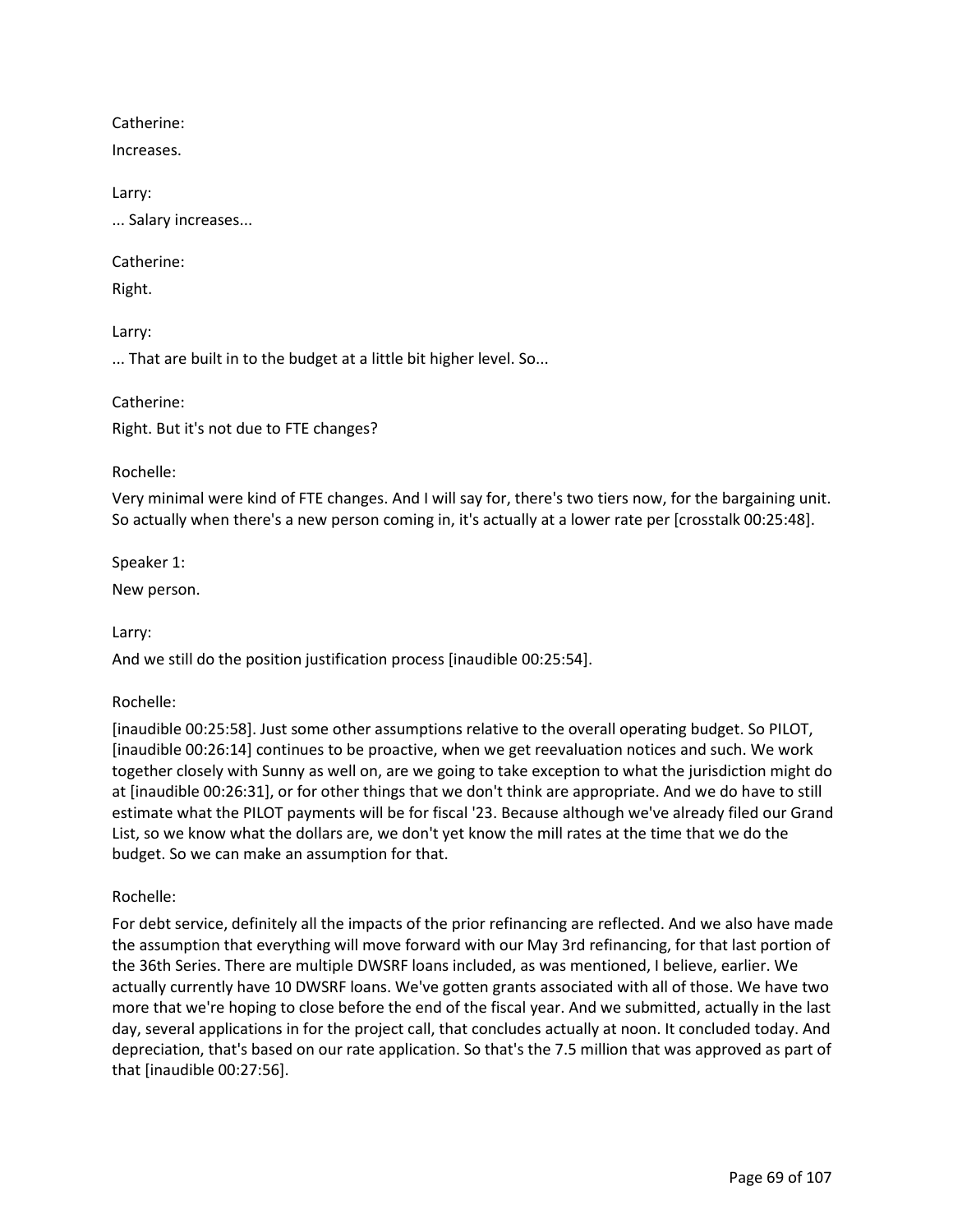Catherine:

Increases.

Larry:

... Salary increases...

Catherine:

Right.

Larry:

... That are built in to the budget at a little bit higher level. So...

Catherine:

Right. But it's not due to FTE changes?

Rochelle:

Very minimal were kind of FTE changes. And I will say for, there's two tiers now, for the bargaining unit. So actually when there's a new person coming in, it's actually at a lower rate per [crosstalk 00:25:48].

Speaker 1:

New person.

Larry:

And we still do the position justification process [inaudible 00:25:54].

Rochelle:

[inaudible 00:25:58]. Just some other assumptions relative to the overall operating budget. So PILOT, [inaudible 00:26:14] continues to be proactive, when we get reevaluation notices and such. We work together closely with Sunny as well on, are we going to take exception to what the jurisdiction might do at [inaudible 00:26:31], or for other things that we don't think are appropriate. And we do have to still estimate what the PILOT payments will be for fiscal '23. Because although we've already filed our Grand List, so we know what the dollars are, we don't yet know the mill rates at the time that we do the budget. So we can make an assumption for that.

Rochelle:

For debt service, definitely all the impacts of the prior refinancing are reflected. And we also have made the assumption that everything will move forward with our May 3rd refinancing, for that last portion of the 36th Series. There are multiple DWSRF loans included, as was mentioned, I believe, earlier. We actually currently have 10 DWSRF loans. We've gotten grants associated with all of those. We have two more that we're hoping to close before the end of the fiscal year. And we submitted, actually in the last day, several applications in for the project call, that concludes actually at noon. It concluded today. And depreciation, that's based on our rate application. So that's the 7.5 million that was approved as part of that [inaudible 00:27:56].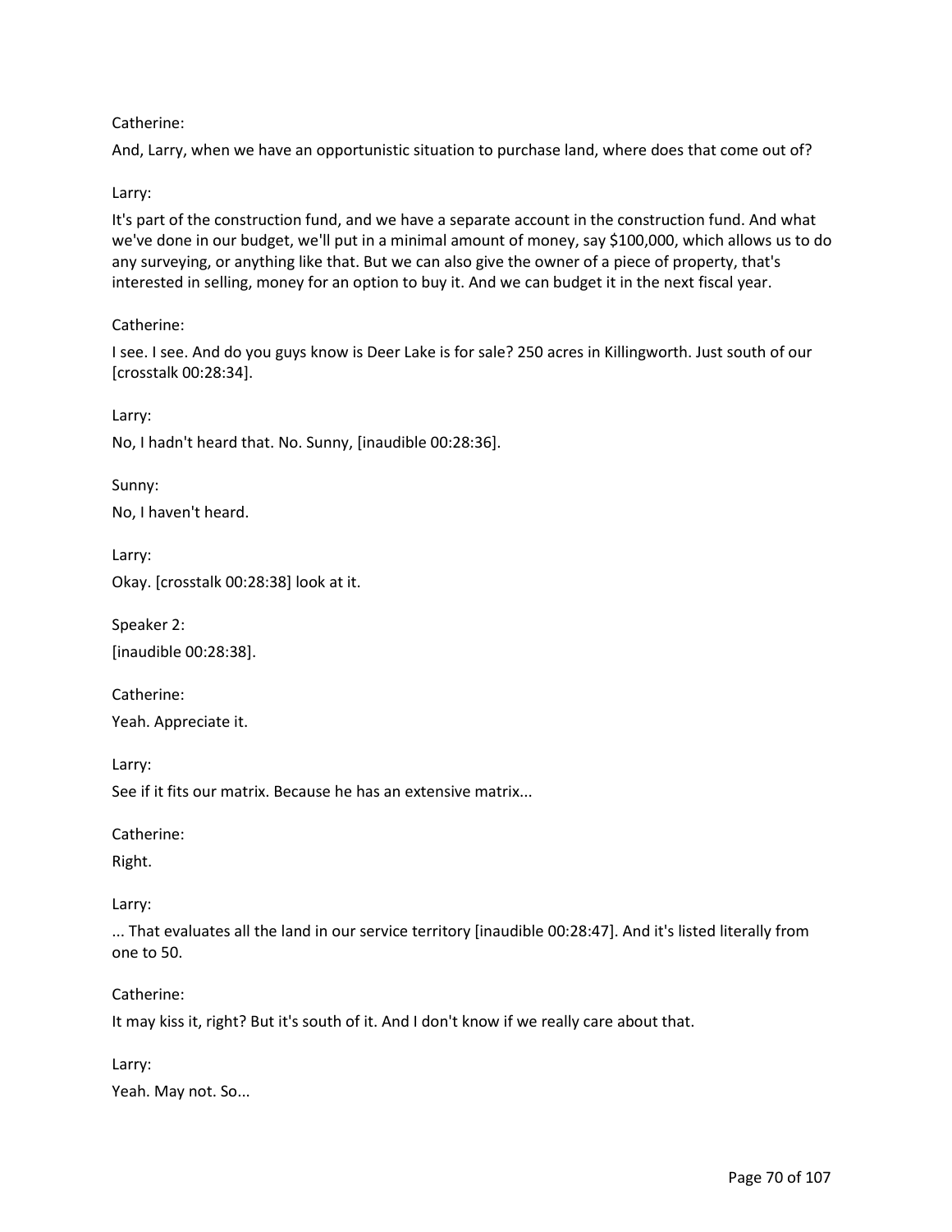Catherine:

And, Larry, when we have an opportunistic situation to purchase land, where does that come out of?

Larry:

It's part of the construction fund, and we have a separate account in the construction fund. And what we've done in our budget, we'll put in a minimal amount of money, say $100,000, which allows us to do any surveying, or anything like that. But we can also give the owner of a piece of property, that's interested in selling, money for an option to buy it. And we can budget it in the next fiscal year.

Catherine:

I see. I see. And do you guys know is Deer Lake is for sale? 250 acres in Killingworth. Just south of our [crosstalk 00:28:34].

Larry:

No, I hadn't heard that. No. Sunny, [inaudible 00:28:36].

Sunny:

No, I haven't heard.

Larry:

Okay. [crosstalk 00:28:38] look at it.

Speaker 2:

[inaudible 00:28:38].

Catherine:

Yeah. Appreciate it.

Larry:

See if it fits our matrix. Because he has an extensive matrix...

Catherine:

Right.

Larry:

... That evaluates all the land in our service territory [inaudible 00:28:47]. And it's listed literally from one to 50.

Catherine:

It may kiss it, right? But it's south of it. And I don't know if we really care about that.

Larry:

Yeah. May not. So...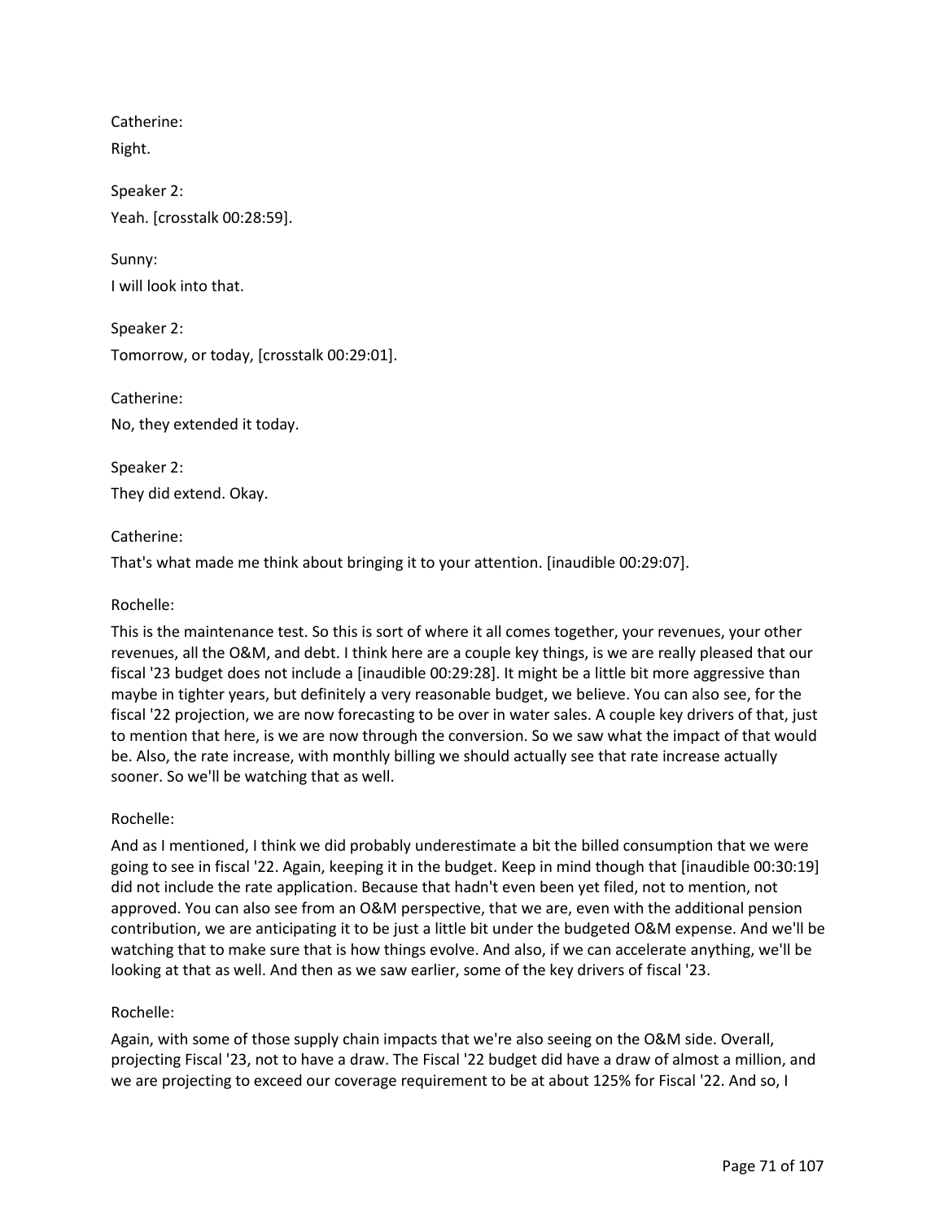Catherine:

Right.

Speaker 2:

Yeah. [crosstalk 00:28:59].

Sunny:

I will look into that.

Speaker 2:

Tomorrow, or today, [crosstalk 00:29:01].

Catherine:

No, they extended it today.

Speaker 2:

They did extend. Okay.

Catherine:

That's what made me think about bringing it to your attention. [inaudible 00:29:07].

Rochelle:

This is the maintenance test. So this is sort of where it all comes together, your revenues, your other revenues, all the O&M, and debt. I think here are a couple key things, is we are really pleased that our fiscal '23 budget does not include a [inaudible 00:29:28]. It might be a little bit more aggressive than maybe in tighter years, but definitely a very reasonable budget, we believe. You can also see, for the fiscal '22 projection, we are now forecasting to be over in water sales. A couple key drivers of that, just to mention that here, is we are now through the conversion. So we saw what the impact of that would be. Also, the rate increase, with monthly billing we should actually see that rate increase actually sooner. So we'll be watching that as well.

Rochelle:

And as I mentioned, I think we did probably underestimate a bit the billed consumption that we were going to see in fiscal '22. Again, keeping it in the budget. Keep in mind though that [inaudible 00:30:19] did not include the rate application. Because that hadn't even been yet filed, not to mention, not approved. You can also see from an O&M perspective, that we are, even with the additional pension contribution, we are anticipating it to be just a little bit under the budgeted O&M expense. And we'll be watching that to make sure that is how things evolve. And also, if we can accelerate anything, we'll be looking at that as well. And then as we saw earlier, some of the key drivers of fiscal '23.

Rochelle:

Again, with some of those supply chain impacts that we're also seeing on the O&M side. Overall, projecting Fiscal '23, not to have a draw. The Fiscal '22 budget did have a draw of almost a million, and we are projecting to exceed our coverage requirement to be at about 125% for Fiscal '22. And so, I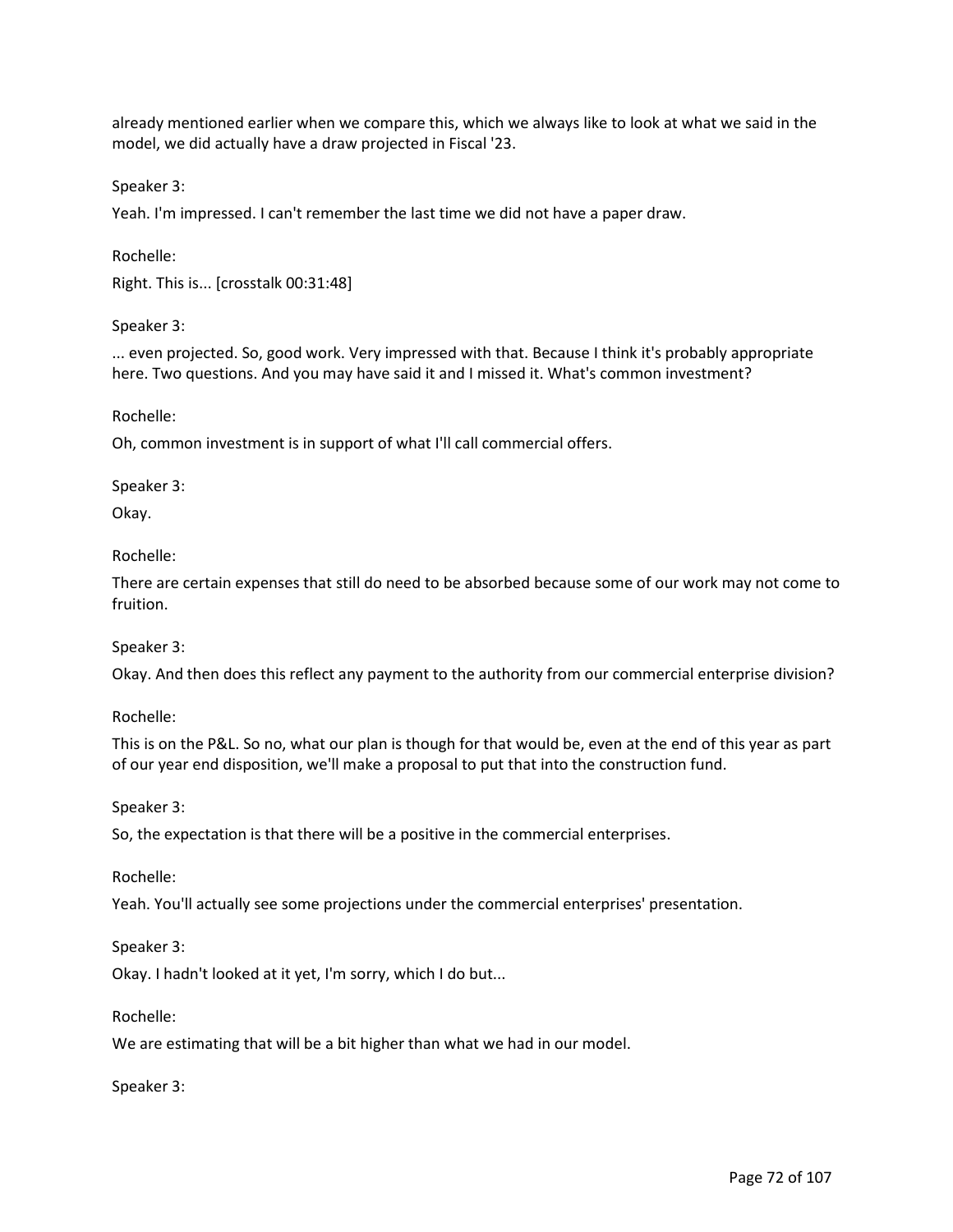already mentioned earlier when we compare this, which we always like to look at what we said in the model, we did actually have a draw projected in Fiscal '23.

Speaker 3:

Yeah. I'm impressed. I can't remember the last time we did not have a paper draw.

Rochelle:

Right. This is... [crosstalk 00:31:48]

Speaker 3:

... even projected. So, good work. Very impressed with that. Because I think it's probably appropriate here. Two questions. And you may have said it and I missed it. What's common investment?

Rochelle:

Oh, common investment is in support of what I'll call commercial offers.

Speaker 3:

Okay.

Rochelle:

There are certain expenses that still do need to be absorbed because some of our work may not come to fruition.

Speaker 3:

Okay. And then does this reflect any payment to the authority from our commercial enterprise division?

Rochelle:

This is on the P&L. So no, what our plan is though for that would be, even at the end of this year as part of our year end disposition, we'll make a proposal to put that into the construction fund.

Speaker 3:

So, the expectation is that there will be a positive in the commercial enterprises.

Rochelle:

Yeah. You'll actually see some projections under the commercial enterprises' presentation.

Speaker 3:

Okay. I hadn't looked at it yet, I'm sorry, which I do but...

Rochelle:

We are estimating that will be a bit higher than what we had in our model.

Speaker 3: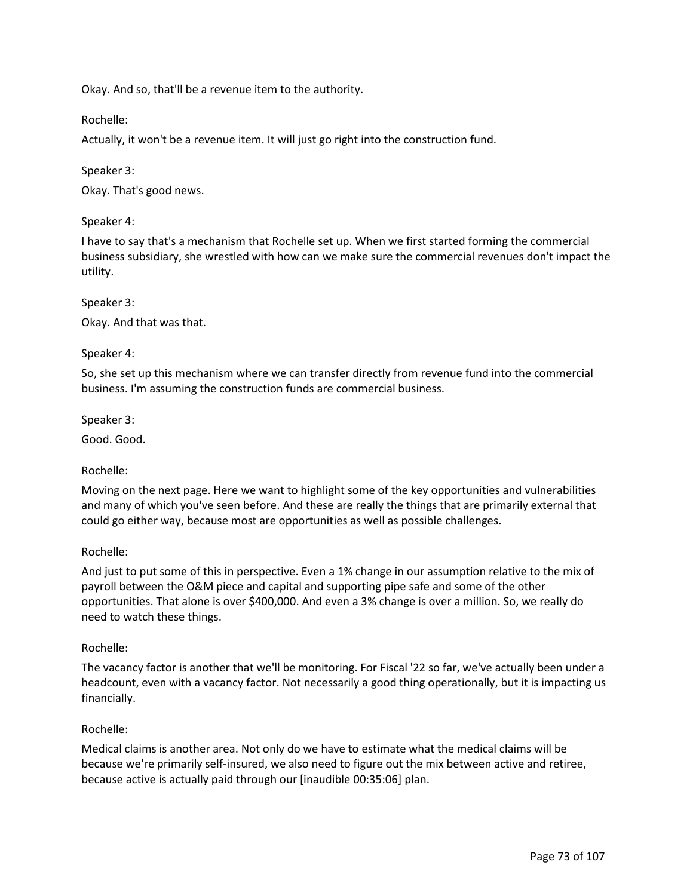Okay. And so, that'll be a revenue item to the authority.

Rochelle:

Actually, it won't be a revenue item. It will just go right into the construction fund.

Speaker 3:

Okay. That's good news.

Speaker 4:

I have to say that's a mechanism that Rochelle set up. When we first started forming the commercial business subsidiary, she wrestled with how can we make sure the commercial revenues don't impact the utility.

Speaker 3:

Okay. And that was that.

Speaker 4:

So, she set up this mechanism where we can transfer directly from revenue fund into the commercial business. I'm assuming the construction funds are commercial business.

Speaker 3:

Good. Good.

Rochelle:

Moving on the next page. Here we want to highlight some of the key opportunities and vulnerabilities and many of which you've seen before. And these are really the things that are primarily external that could go either way, because most are opportunities as well as possible challenges.

Rochelle:

And just to put some of this in perspective. Even a 1% change in our assumption relative to the mix of payroll between the O&M piece and capital and supporting pipe safe and some of the other opportunities. That alone is over $400,000. And even a 3% change is over a million. So, we really do need to watch these things.

Rochelle:

The vacancy factor is another that we'll be monitoring. For Fiscal '22 so far, we've actually been under a headcount, even with a vacancy factor. Not necessarily a good thing operationally, but it is impacting us financially.

Rochelle:

Medical claims is another area. Not only do we have to estimate what the medical claims will be because we're primarily self-insured, we also need to figure out the mix between active and retiree, because active is actually paid through our [inaudible 00:35:06] plan.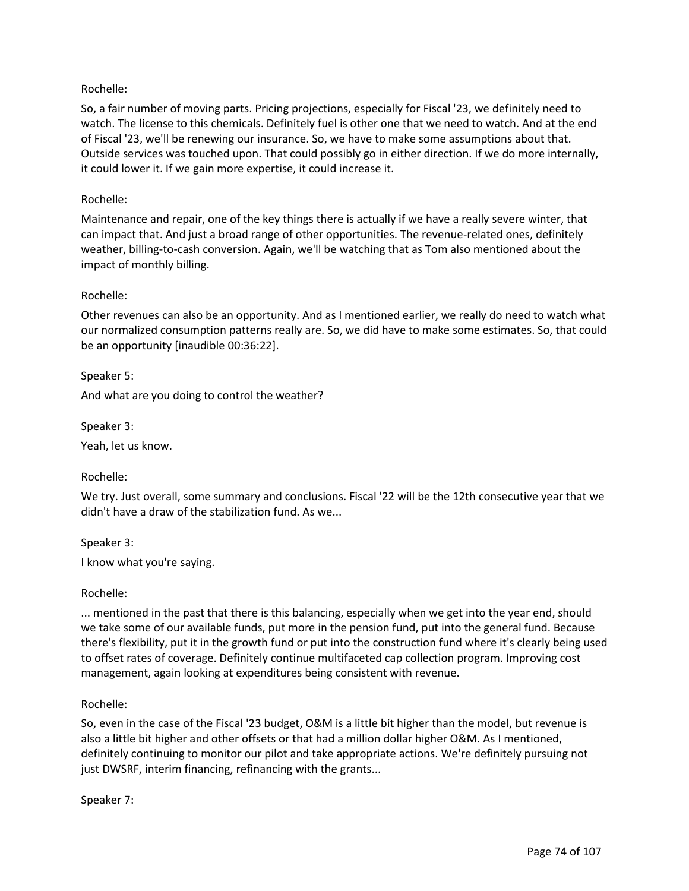Rochelle:

So, a fair number of moving parts. Pricing projections, especially for Fiscal '23, we definitely need to watch. The license to this chemicals. Definitely fuel is other one that we need to watch. And at the end of Fiscal '23, we'll be renewing our insurance. So, we have to make some assumptions about that. Outside services was touched upon. That could possibly go in either direction. If we do more internally, it could lower it. If we gain more expertise, it could increase it.

Rochelle:

Maintenance and repair, one of the key things there is actually if we have a really severe winter, that can impact that. And just a broad range of other opportunities. The revenue-related ones, definitely weather, billing-to-cash conversion. Again, we'll be watching that as Tom also mentioned about the impact of monthly billing.

Rochelle:

Other revenues can also be an opportunity. And as I mentioned earlier, we really do need to watch what our normalized consumption patterns really are. So, we did have to make some estimates. So, that could be an opportunity [inaudible 00:36:22].

Speaker 5:

And what are you doing to control the weather?

Speaker 3:

Yeah, let us know.

Rochelle:

We try. Just overall, some summary and conclusions. Fiscal '22 will be the 12th consecutive year that we didn't have a draw of the stabilization fund. As we...

Speaker 3:

I know what you're saying.

Rochelle:

... mentioned in the past that there is this balancing, especially when we get into the year end, should we take some of our available funds, put more in the pension fund, put into the general fund. Because there's flexibility, put it in the growth fund or put into the construction fund where it's clearly being used to offset rates of coverage. Definitely continue multifaceted cap collection program. Improving cost management, again looking at expenditures being consistent with revenue.

Rochelle:

So, even in the case of the Fiscal '23 budget, O&M is a little bit higher than the model, but revenue is also a little bit higher and other offsets or that had a million dollar higher O&M. As I mentioned, definitely continuing to monitor our pilot and take appropriate actions. We're definitely pursuing not just DWSRF, interim financing, refinancing with the grants...

Speaker 7: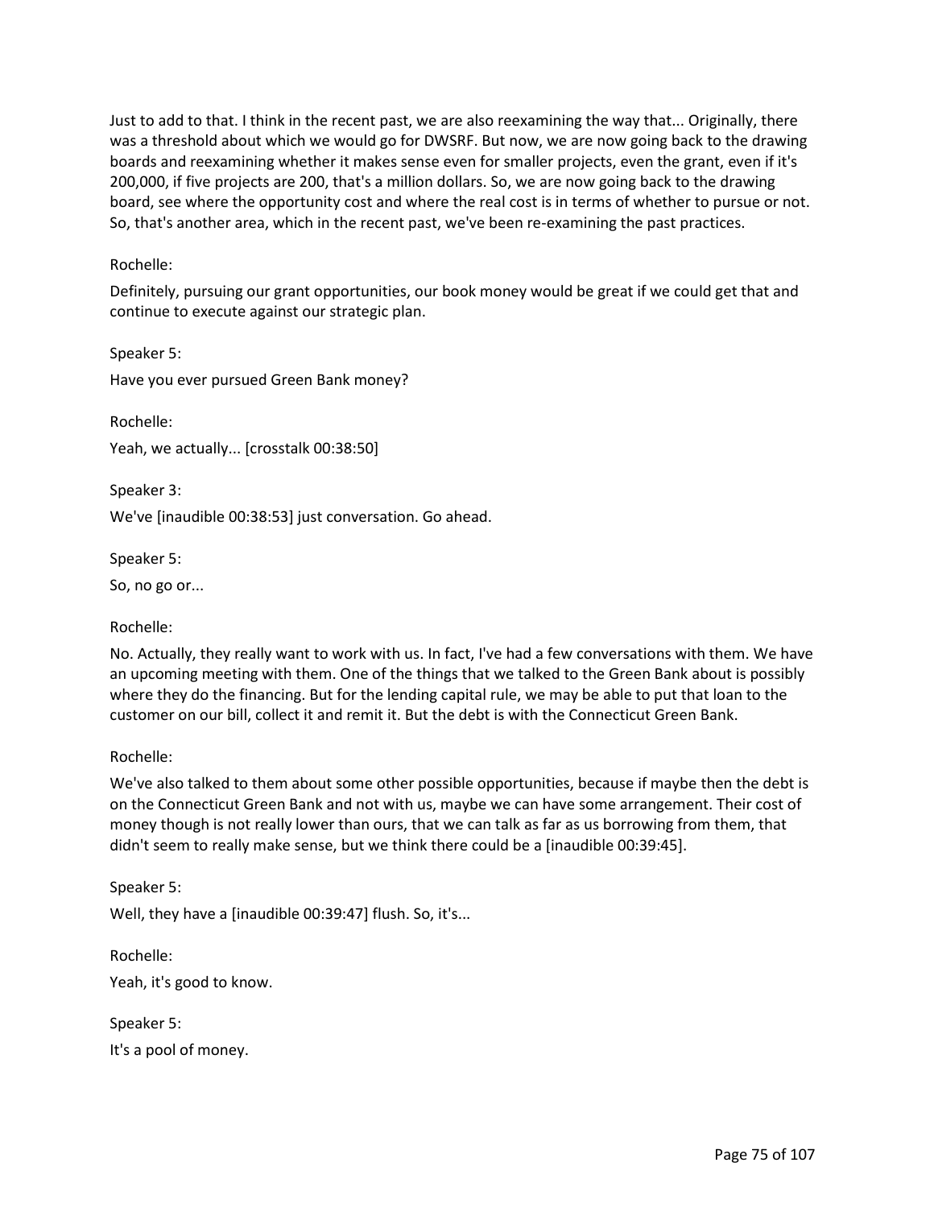Just to add to that. I think in the recent past, we are also reexamining the way that... Originally, there was a threshold about which we would go for DWSRF. But now, we are now going back to the drawing boards and reexamining whether it makes sense even for smaller projects, even the grant, even if it's 200,000, if five projects are 200, that's a million dollars. So, we are now going back to the drawing board, see where the opportunity cost and where the real cost is in terms of whether to pursue or not. So, that's another area, which in the recent past, we've been re-examining the past practices.

Rochelle:

Definitely, pursuing our grant opportunities, our book money would be great if we could get that and continue to execute against our strategic plan.

Speaker 5:

Have you ever pursued Green Bank money?

Rochelle:

Yeah, we actually... [crosstalk 00:38:50]

Speaker 3:

We've [inaudible 00:38:53] just conversation. Go ahead.

Speaker 5:

So, no go or...

Rochelle:

No. Actually, they really want to work with us. In fact, I've had a few conversations with them. We have an upcoming meeting with them. One of the things that we talked to the Green Bank about is possibly where they do the financing. But for the lending capital rule, we may be able to put that loan to the customer on our bill, collect it and remit it. But the debt is with the Connecticut Green Bank.

Rochelle:

We've also talked to them about some other possible opportunities, because if maybe then the debt is on the Connecticut Green Bank and not with us, maybe we can have some arrangement. Their cost of money though is not really lower than ours, that we can talk as far as us borrowing from them, that didn't seem to really make sense, but we think there could be a [inaudible 00:39:45].

Speaker 5:

Well, they have a [inaudible 00:39:47] flush. So, it's...

Rochelle:

Yeah, it's good to know.

Speaker 5:

It's a pool of money.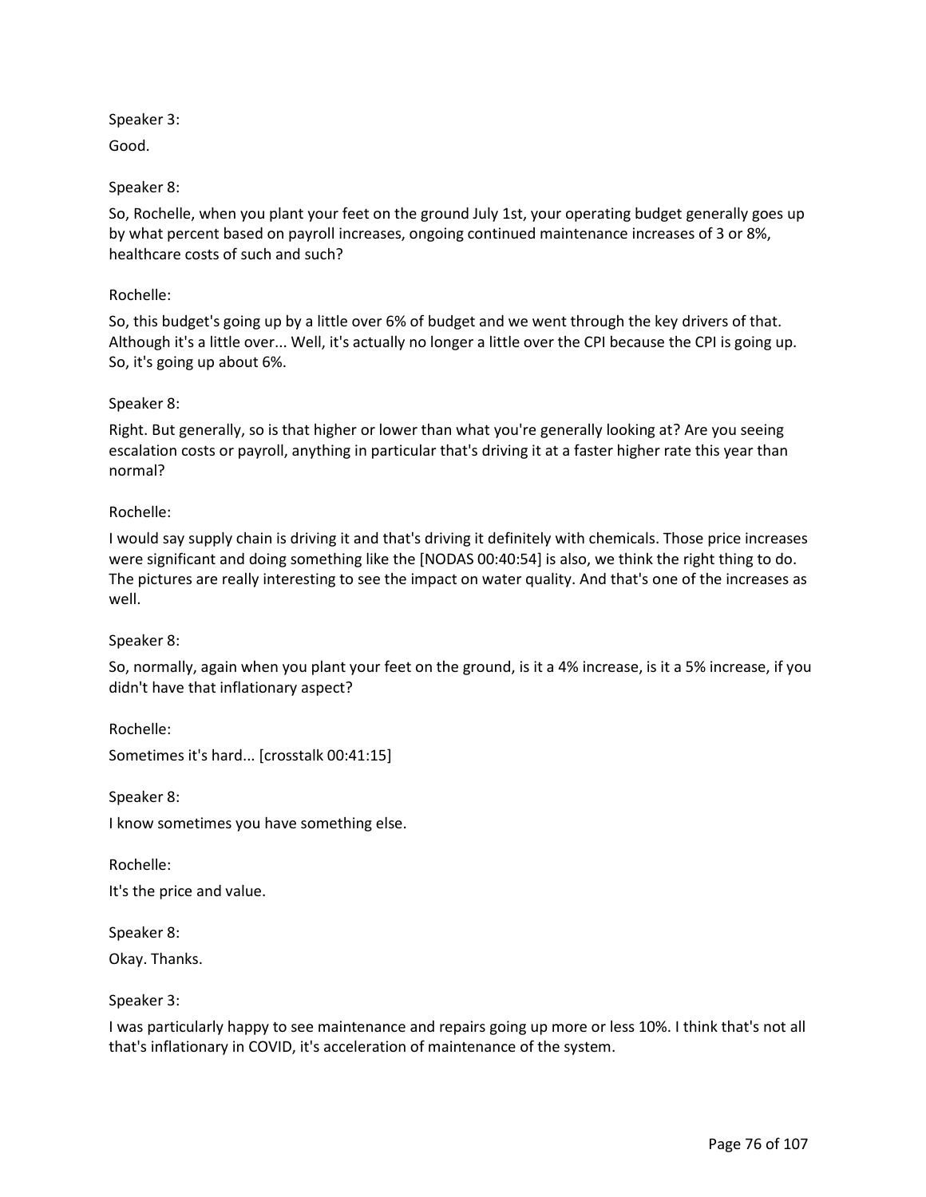Speaker 3:

Good.

Speaker 8:

So, Rochelle, when you plant your feet on the ground July 1st, your operating budget generally goes up by what percent based on payroll increases, ongoing continued maintenance increases of 3 or 8%, healthcare costs of such and such?

Rochelle:

So, this budget's going up by a little over 6% of budget and we went through the key drivers of that. Although it's a little over... Well, it's actually no longer a little over the CPI because the CPI is going up. So, it's going up about 6%.

Speaker 8:

Right. But generally, so is that higher or lower than what you're generally looking at? Are you seeing escalation costs or payroll, anything in particular that's driving it at a faster higher rate this year than normal?

Rochelle:

I would say supply chain is driving it and that's driving it definitely with chemicals. Those price increases were significant and doing something like the [NODAS 00:40:54] is also, we think the right thing to do. The pictures are really interesting to see the impact on water quality. And that's one of the increases as well.

Speaker 8:

So, normally, again when you plant your feet on the ground, is it a 4% increase, is it a 5% increase, if you didn't have that inflationary aspect?

Rochelle:

Sometimes it's hard... [crosstalk 00:41:15]

Speaker 8:

I know sometimes you have something else.

Rochelle:

It's the price and value.

Speaker 8:

Okay. Thanks.

Speaker 3:

I was particularly happy to see maintenance and repairs going up more or less 10%. I think that's not all that's inflationary in COVID, it's acceleration of maintenance of the system.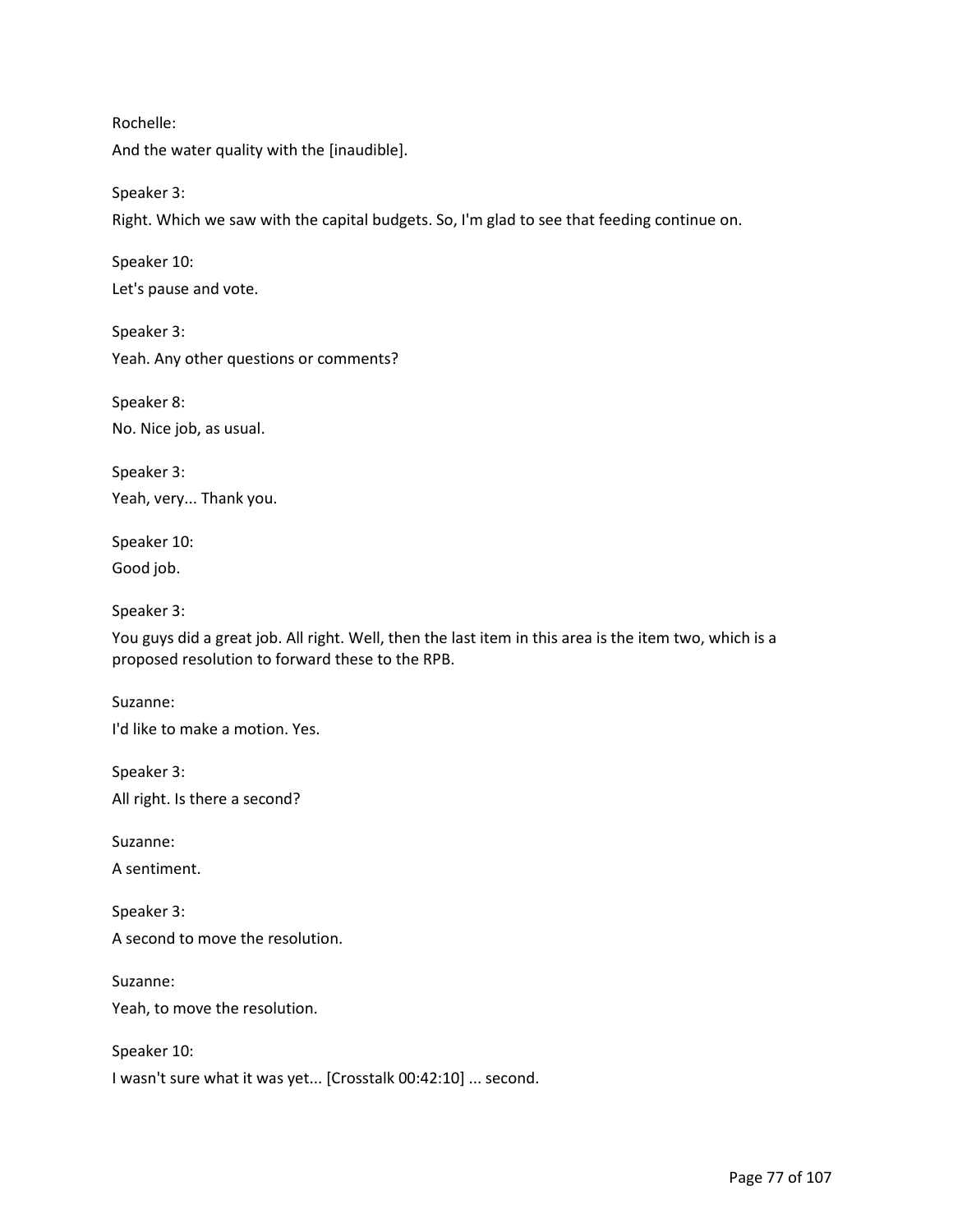Rochelle:

And the water quality with the [inaudible].

Speaker 3:

Right. Which we saw with the capital budgets. So, I'm glad to see that feeding continue on.

Speaker 10:

Let's pause and vote.

Speaker 3:

Yeah. Any other questions or comments?

Speaker 8:

No. Nice job, as usual.

Speaker 3:

Yeah, very... Thank you.

Speaker 10:

Good job.

Speaker 3:

You guys did a great job. All right. Well, then the last item in this area is the item two, which is a proposed resolution to forward these to the RPB.

Suzanne:

I'd like to make a motion. Yes.

Speaker 3:

All right. Is there a second?

Suzanne:

A sentiment.

Speaker 3:

A second to move the resolution.

Suzanne:

Yeah, to move the resolution.

Speaker 10:

I wasn't sure what it was yet... [Crosstalk 00:42:10] ... second.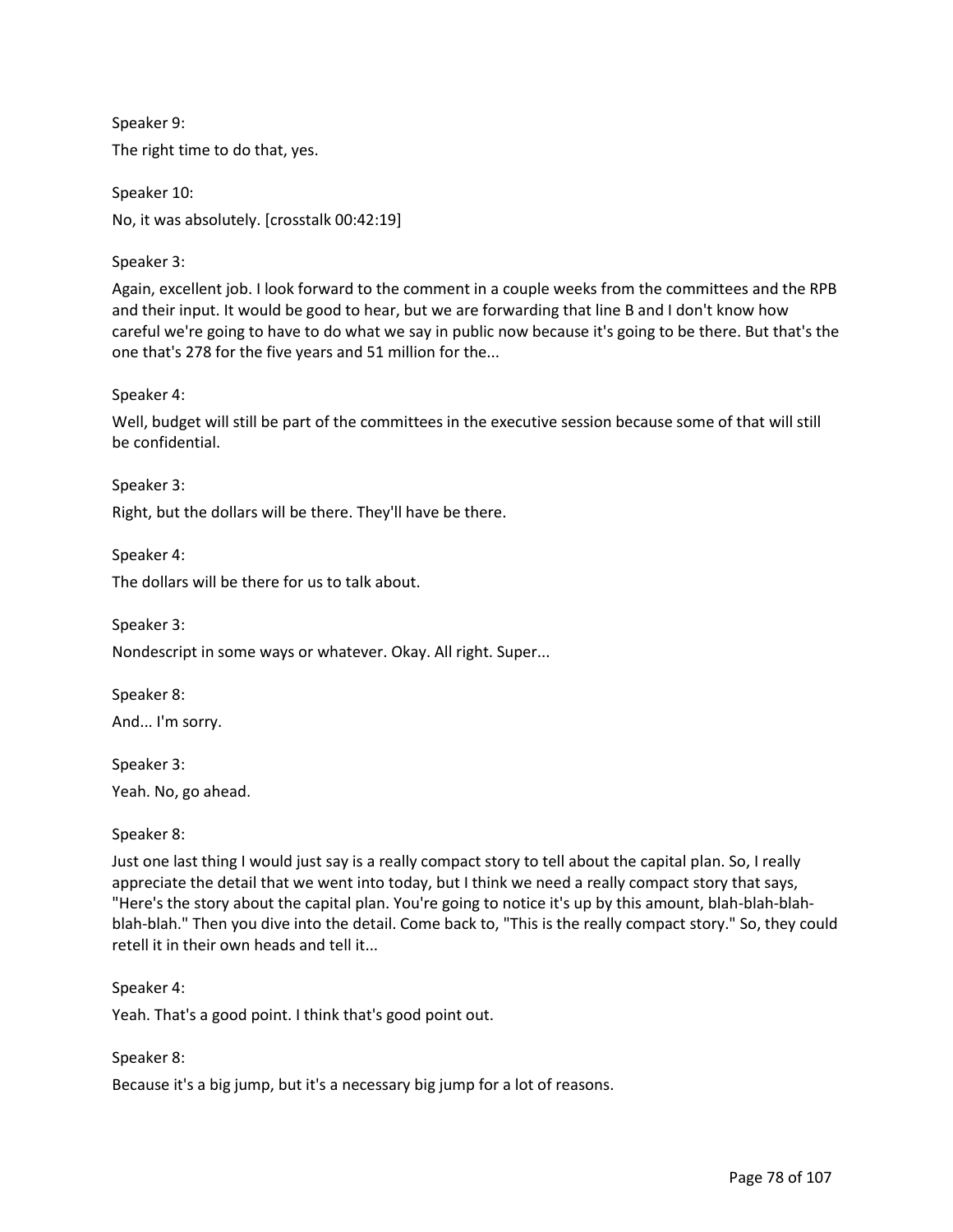Speaker 9:

The right time to do that, yes.

Speaker 10:

No, it was absolutely. [crosstalk 00:42:19]

Speaker 3:

Again, excellent job. I look forward to the comment in a couple weeks from the committees and the RPB and their input. It would be good to hear, but we are forwarding that line B and I don't know how careful we're going to have to do what we say in public now because it's going to be there. But that's the one that's 278 for the five years and 51 million for the...

Speaker 4:

Well, budget will still be part of the committees in the executive session because some of that will still be confidential.

Speaker 3:

Right, but the dollars will be there. They'll have be there.

Speaker 4:

The dollars will be there for us to talk about.

Speaker 3:

Nondescript in some ways or whatever. Okay. All right. Super...

Speaker 8:

And... I'm sorry.

Speaker 3:

Yeah. No, go ahead.

Speaker 8:

Just one last thing I would just say is a really compact story to tell about the capital plan. So, I really appreciate the detail that we went into today, but I think we need a really compact story that says, "Here's the story about the capital plan. You're going to notice it's up by this amount, blah-blah-blah-blah-blah." Then you dive into the detail. Come back to, "This is the really compact story." So, they could retell it in their own heads and tell it...

Speaker 4:

Yeah. That's a good point. I think that's good point out.

Speaker 8:

Because it's a big jump, but it's a necessary big jump for a lot of reasons.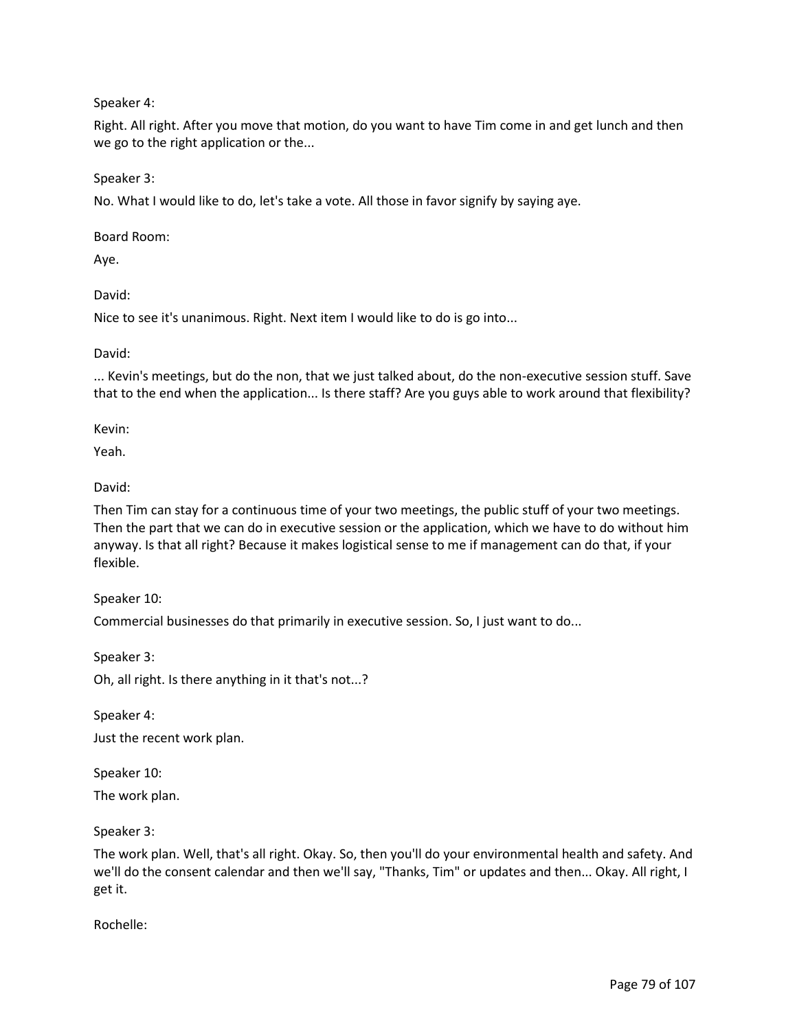Speaker 4:

Right. All right. After you move that motion, do you want to have Tim come in and get lunch and then we go to the right application or the...

Speaker 3:

No. What I would like to do, let's take a vote. All those in favor signify by saying aye.

Board Room:

Aye.

David:

Nice to see it's unanimous. Right. Next item I would like to do is go into...

David:

... Kevin's meetings, but do the non, that we just talked about, do the non-executive session stuff. Save that to the end when the application... Is there staff? Are you guys able to work around that flexibility?

Kevin:

Yeah.

David:

Then Tim can stay for a continuous time of your two meetings, the public stuff of your two meetings. Then the part that we can do in executive session or the application, which we have to do without him anyway. Is that all right? Because it makes logistical sense to me if management can do that, if your flexible.

Speaker 10:

Commercial businesses do that primarily in executive session. So, I just want to do...

Speaker 3:

Oh, all right. Is there anything in it that's not...?

Speaker 4:

Just the recent work plan.

Speaker 10:

The work plan.

Speaker 3:

The work plan. Well, that's all right. Okay. So, then you'll do your environmental health and safety. And we'll do the consent calendar and then we'll say, "Thanks, Tim" or updates and then... Okay. All right, I get it.

Rochelle: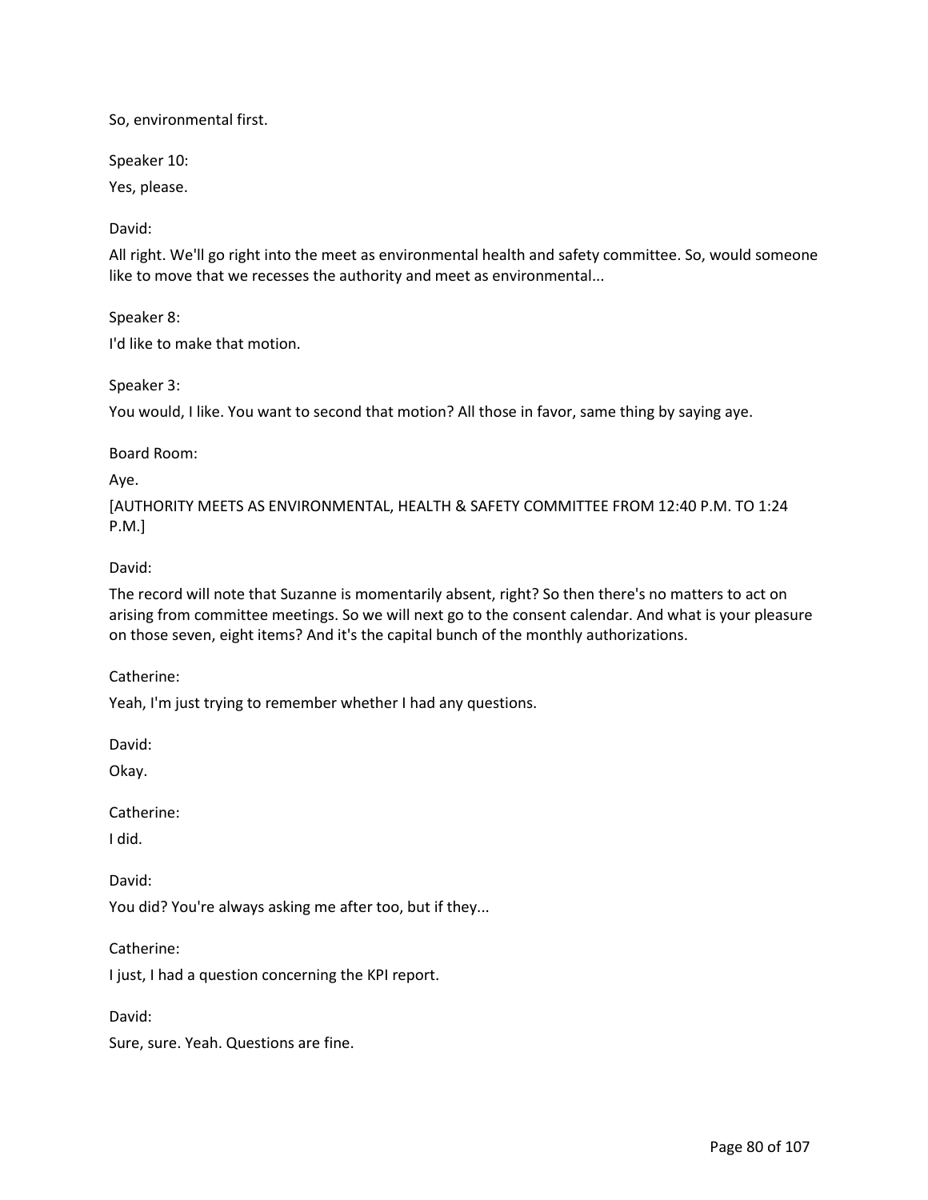So, environmental first.

Speaker 10:

Yes, please.

David:

All right. We'll go right into the meet as environmental health and safety committee. So, would someone like to move that we recesses the authority and meet as environmental...

Speaker 8:

I'd like to make that motion.

Speaker 3:

You would, I like. You want to second that motion? All those in favor, same thing by saying aye.

Board Room:

Aye.

[AUTHORITY MEETS AS ENVIRONMENTAL, HEALTH & SAFETY COMMITTEE FROM 12:40 P.M. TO 1:24 P.M.]

David:

The record will note that Suzanne is momentarily absent, right? So then there's no matters to act on arising from committee meetings. So we will next go to the consent calendar. And what is your pleasure on those seven, eight items? And it's the capital bunch of the monthly authorizations.

Catherine:

Yeah, I'm just trying to remember whether I had any questions.

David:

Okay.

Catherine:

I did.

David:

You did? You're always asking me after too, but if they...

Catherine:

I just, I had a question concerning the KPI report.

David:

Sure, sure. Yeah. Questions are fine.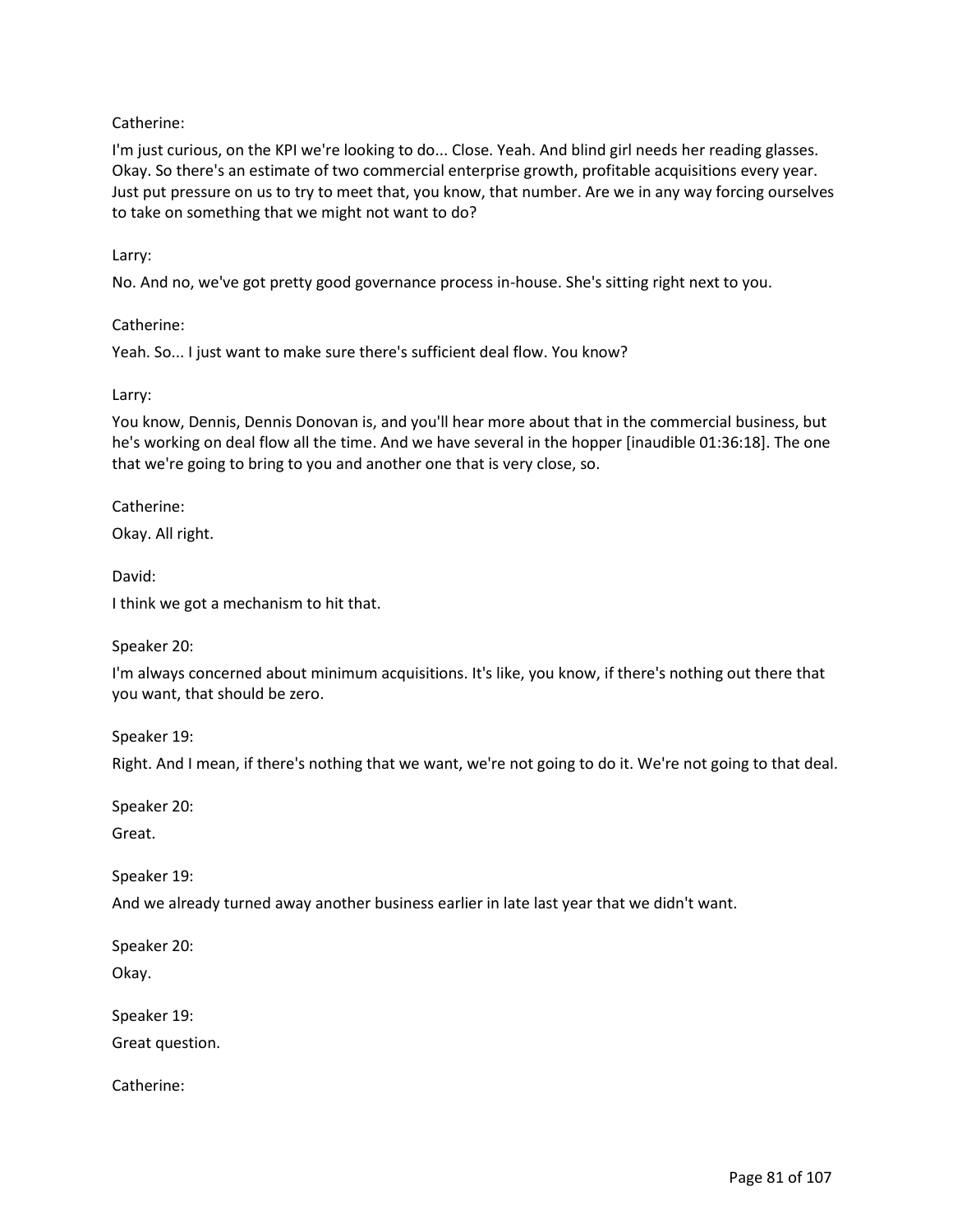Catherine:

I'm just curious, on the KPI we're looking to do... Close. Yeah. And blind girl needs her reading glasses. Okay. So there's an estimate of two commercial enterprise growth, profitable acquisitions every year. Just put pressure on us to try to meet that, you know, that number. Are we in any way forcing ourselves to take on something that we might not want to do?

Larry:

No. And no, we've got pretty good governance process in-house. She's sitting right next to you.

Catherine:

Yeah. So... I just want to make sure there's sufficient deal flow. You know?

Larry:

You know, Dennis, Dennis Donovan is, and you'll hear more about that in the commercial business, but he's working on deal flow all the time. And we have several in the hopper [inaudible 01:36:18]. The one that we're going to bring to you and another one that is very close, so.

Catherine:

Okay. All right.

David:

I think we got a mechanism to hit that.

Speaker 20:

I'm always concerned about minimum acquisitions. It's like, you know, if there's nothing out there that you want, that should be zero.

Speaker 19:

Right. And I mean, if there's nothing that we want, we're not going to do it. We're not going to that deal.

Speaker 20:

Great.

Speaker 19:

And we already turned away another business earlier in late last year that we didn't want.

Speaker 20:

Okay.

Speaker 19:

Great question.

Catherine: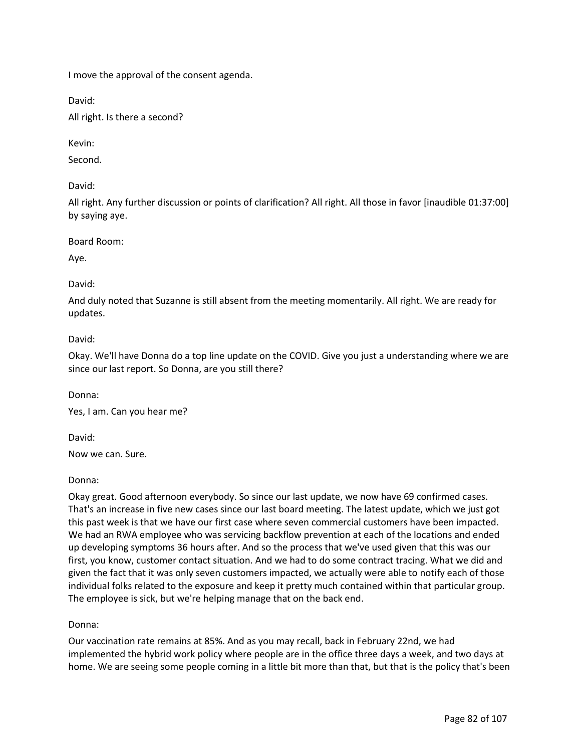I move the approval of the consent agenda.

David:

All right. Is there a second?

Kevin:

Second.

David:

All right. Any further discussion or points of clarification? All right. All those in favor [inaudible 01:37:00] by saying aye.

Board Room:

Aye.

David:

And duly noted that Suzanne is still absent from the meeting momentarily. All right. We are ready for updates.

David:

Okay. We'll have Donna do a top line update on the COVID. Give you just a understanding where we are since our last report. So Donna, are you still there?

Donna:

Yes, I am. Can you hear me?

David:

Now we can. Sure.

Donna:

Okay great. Good afternoon everybody. So since our last update, we now have 69 confirmed cases. That's an increase in five new cases since our last board meeting. The latest update, which we just got this past week is that we have our first case where seven commercial customers have been impacted. We had an RWA employee who was servicing backflow prevention at each of the locations and ended up developing symptoms 36 hours after. And so the process that we've used given that this was our first, you know, customer contact situation. And we had to do some contract tracing. What we did and given the fact that it was only seven customers impacted, we actually were able to notify each of those individual folks related to the exposure and keep it pretty much contained within that particular group. The employee is sick, but we're helping manage that on the back end.

Donna:

Our vaccination rate remains at 85%. And as you may recall, back in February 22nd, we had implemented the hybrid work policy where people are in the office three days a week, and two days at home. We are seeing some people coming in a little bit more than that, but that is the policy that's been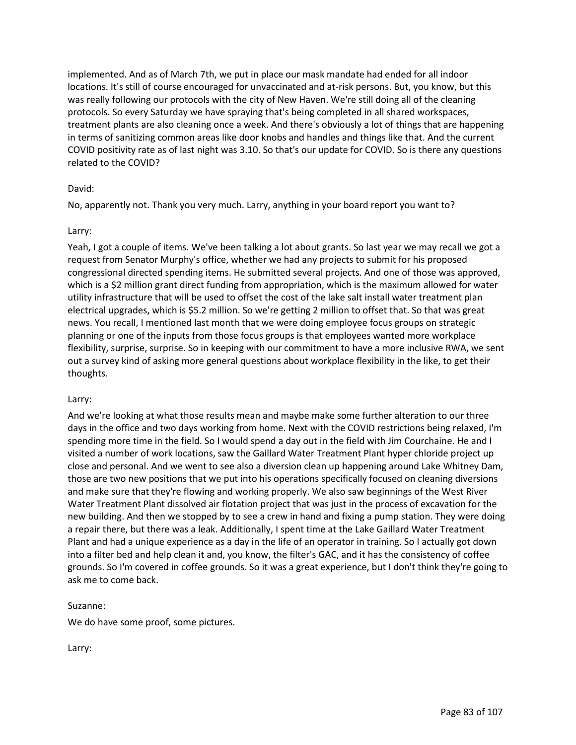implemented. And as of March 7th, we put in place our mask mandate had ended for all indoor locations. It's still of course encouraged for unvaccinated and at-risk persons. But, you know, but this was really following our protocols with the city of New Haven. We're still doing all of the cleaning protocols. So every Saturday we have spraying that's being completed in all shared workspaces, treatment plants are also cleaning once a week. And there's obviously a lot of things that are happening in terms of sanitizing common areas like door knobs and handles and things like that. And the current COVID positivity rate as of last night was 3.10. So that's our update for COVID. So is there any questions related to the COVID?

David:

No, apparently not. Thank you very much. Larry, anything in your board report you want to?

Larry:

Yeah, I got a couple of items. We've been talking a lot about grants. So last year we may recall we got a request from Senator Murphy's office, whether we had any projects to submit for his proposed congressional directed spending items. He submitted several projects. And one of those was approved, which is a $2 million grant direct funding from appropriation, which is the maximum allowed for water utility infrastructure that will be used to offset the cost of the lake salt install water treatment plan electrical upgrades, which is $5.2 million. So we're getting 2 million to offset that. So that was great news. You recall, I mentioned last month that we were doing employee focus groups on strategic planning or one of the inputs from those focus groups is that employees wanted more workplace flexibility, surprise, surprise. So in keeping with our commitment to have a more inclusive RWA, we sent out a survey kind of asking more general questions about workplace flexibility in the like, to get their thoughts.

Larry:

And we're looking at what those results mean and maybe make some further alteration to our three days in the office and two days working from home. Next with the COVID restrictions being relaxed, I'm spending more time in the field. So I would spend a day out in the field with Jim Courchaine. He and I visited a number of work locations, saw the Gaillard Water Treatment Plant hyper chloride project up close and personal. And we went to see also a diversion clean up happening around Lake Whitney Dam, those are two new positions that we put into his operations specifically focused on cleaning diversions and make sure that they're flowing and working properly. We also saw beginnings of the West River Water Treatment Plant dissolved air flotation project that was just in the process of excavation for the new building. And then we stopped by to see a crew in hand and fixing a pump station. They were doing a repair there, but there was a leak. Additionally, I spent time at the Lake Gaillard Water Treatment Plant and had a unique experience as a day in the life of an operator in training. So I actually got down into a filter bed and help clean it and, you know, the filter's GAC, and it has the consistency of coffee grounds. So I'm covered in coffee grounds. So it was a great experience, but I don't think they're going to ask me to come back.

Suzanne:

We do have some proof, some pictures.

Larry: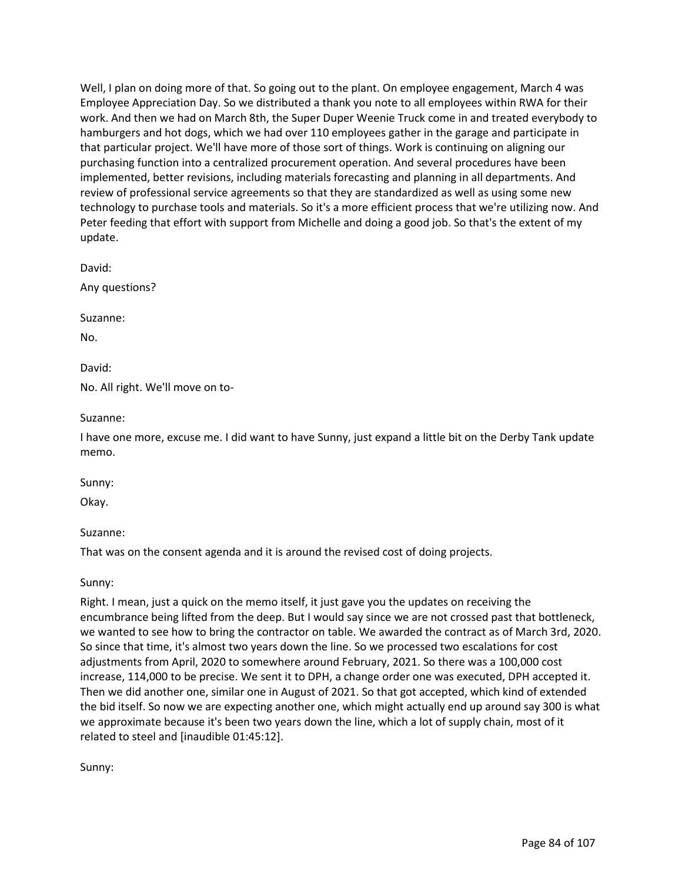Well, I plan on doing more of that. So going out to the plant. On employee engagement, March 4 was Employee Appreciation Day. So we distributed a thank you note to all employees within RWA for their work. And then we had on March 8th, the Super Duper Weenie Truck come in and treated everybody to hamburgers and hot dogs, which we had over 110 employees gather in the garage and participate in that particular project. We'll have more of those sort of things. Work is continuing on aligning our purchasing function into a centralized procurement operation. And several procedures have been implemented, better revisions, including materials forecasting and planning in all departments. And review of professional service agreements so that they are standardized as well as using some new technology to purchase tools and materials. So it's a more efficient process that we're utilizing now. And Peter feeding that effort with support from Michelle and doing a good job. So that's the extent of my update.

David:

Any questions?

Suzanne:

No.

David:

No. All right. We'll move on to-

Suzanne:

I have one more, excuse me. I did want to have Sunny, just expand a little bit on the Derby Tank update memo.

Sunny:

Okay.

Suzanne:

That was on the consent agenda and it is around the revised cost of doing projects.

Sunny:

Right. I mean, just a quick on the memo itself, it just gave you the updates on receiving the encumbrance being lifted from the deep. But I would say since we are not crossed past that bottleneck, we wanted to see how to bring the contractor on table. We awarded the contract as of March 3rd, 2020. So since that time, it's almost two years down the line. So we processed two escalations for cost adjustments from April, 2020 to somewhere around February, 2021. So there was a 100,000 cost increase, 114,000 to be precise. We sent it to DPH, a change order one was executed, DPH accepted it. Then we did another one, similar one in August of 2021. So that got accepted, which kind of extended the bid itself. So now we are expecting another one, which might actually end up around say 300 is what we approximate because it's been two years down the line, which a lot of supply chain, most of it related to steel and [inaudible 01:45:12].

Sunny: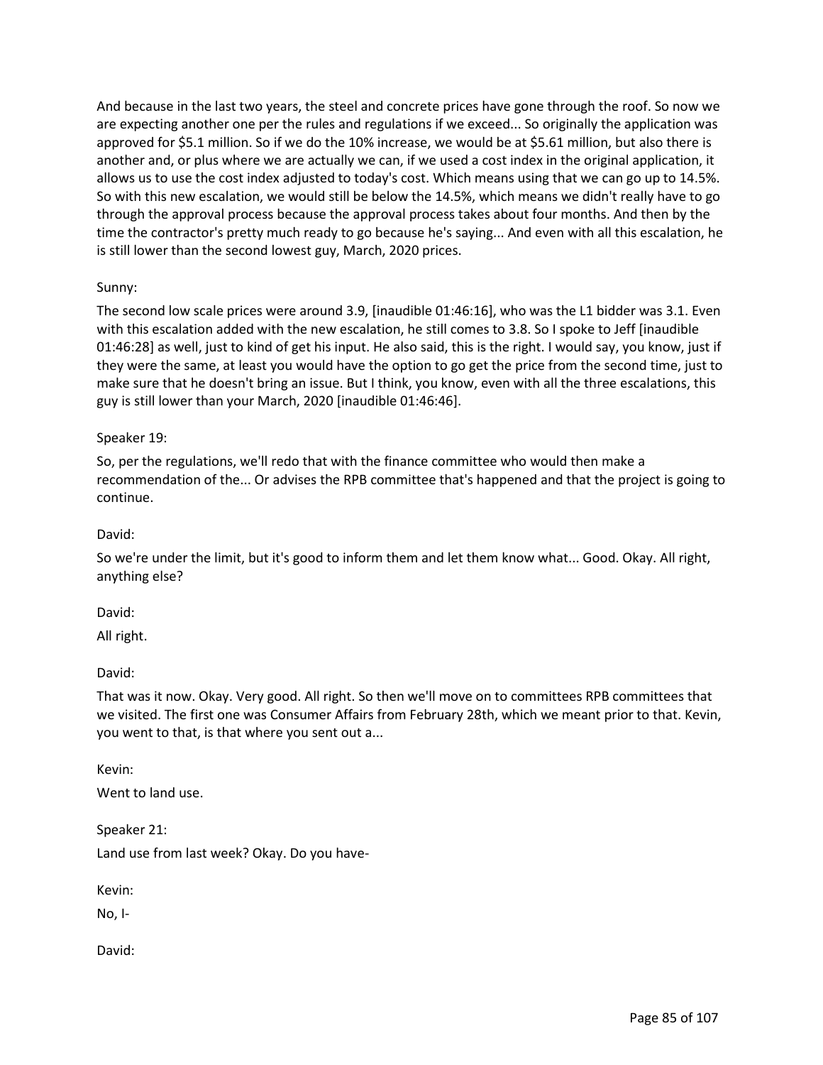And because in the last two years, the steel and concrete prices have gone through the roof. So now we are expecting another one per the rules and regulations if we exceed... So originally the application was approved for $5.1 million. So if we do the 10% increase, we would be at $5.61 million, but also there is another and, or plus where we are actually we can, if we used a cost index in the original application, it allows us to use the cost index adjusted to today's cost. Which means using that we can go up to 14.5%. So with this new escalation, we would still be below the 14.5%, which means we didn't really have to go through the approval process because the approval process takes about four months. And then by the time the contractor's pretty much ready to go because he's saying... And even with all this escalation, he is still lower than the second lowest guy, March, 2020 prices.

Sunny:

The second low scale prices were around 3.9, [inaudible 01:46:16], who was the L1 bidder was 3.1. Even with this escalation added with the new escalation, he still comes to 3.8. So I spoke to Jeff [inaudible 01:46:28] as well, just to kind of get his input. He also said, this is the right. I would say, you know, just if they were the same, at least you would have the option to go get the price from the second time, just to make sure that he doesn't bring an issue. But I think, you know, even with all the three escalations, this guy is still lower than your March, 2020 [inaudible 01:46:46].

Speaker 19:

So, per the regulations, we'll redo that with the finance committee who would then make a recommendation of the... Or advises the RPB committee that's happened and that the project is going to continue.

David:

So we're under the limit, but it's good to inform them and let them know what... Good. Okay. All right, anything else?

David:

All right.

David:

That was it now. Okay. Very good. All right. So then we'll move on to committees RPB committees that we visited. The first one was Consumer Affairs from February 28th, which we meant prior to that. Kevin, you went to that, is that where you sent out a...

Kevin:

Went to land use.

Speaker 21:

Land use from last week? Okay. Do you have-

Kevin:

No, I-

David: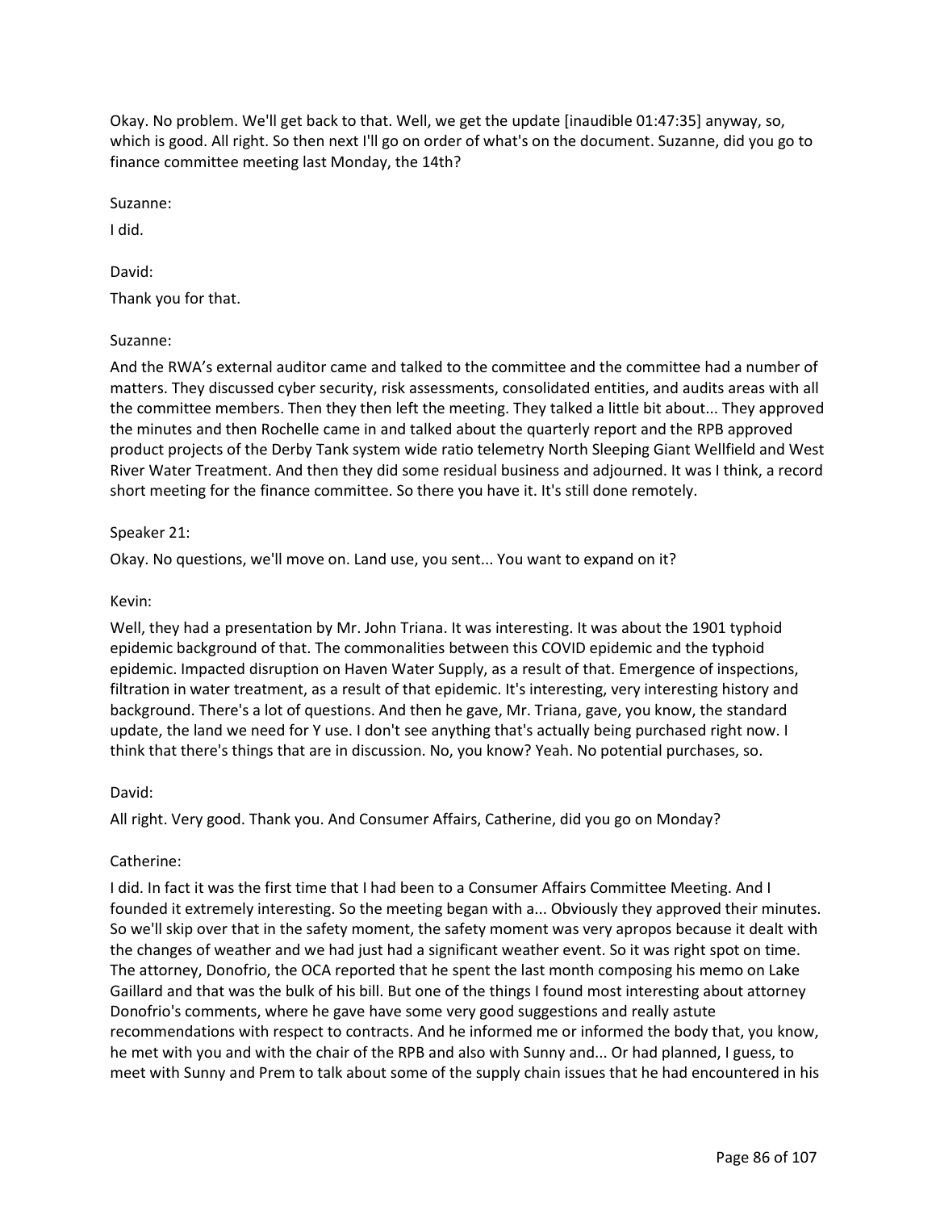Okay. No problem. We'll get back to that. Well, we get the update [inaudible 01:47:35] anyway, so, which is good. All right. So then next I'll go on order of what's on the document. Suzanne, did you go to finance committee meeting last Monday, the 14th?

Suzanne:

I did.

David:

Thank you for that.

Suzanne:

And the RWA's external auditor came and talked to the committee and the committee had a number of matters. They discussed cyber security, risk assessments, consolidated entities, and audits areas with all the committee members. Then they then left the meeting. They talked a little bit about... They approved the minutes and then Rochelle came in and talked about the quarterly report and the RPB approved product projects of the Derby Tank system wide ratio telemetry North Sleeping Giant Wellfield and West River Water Treatment. And then they did some residual business and adjourned. It was I think, a record short meeting for the finance committee. So there you have it. It's still done remotely.

Speaker 21:

Okay. No questions, we'll move on. Land use, you sent... You want to expand on it?

Kevin:

Well, they had a presentation by Mr. John Triana. It was interesting. It was about the 1901 typhoid epidemic background of that. The commonalities between this COVID epidemic and the typhoid epidemic. Impacted disruption on Haven Water Supply, as a result of that. Emergence of inspections, filtration in water treatment, as a result of that epidemic. It's interesting, very interesting history and background. There's a lot of questions. And then he gave, Mr. Triana, gave, you know, the standard update, the land we need for Y use. I don't see anything that's actually being purchased right now. I think that there's things that are in discussion. No, you know? Yeah. No potential purchases, so.

David:

All right. Very good. Thank you. And Consumer Affairs, Catherine, did you go on Monday?

Catherine:

I did. In fact it was the first time that I had been to a Consumer Affairs Committee Meeting. And I founded it extremely interesting. So the meeting began with a... Obviously they approved their minutes. So we'll skip over that in the safety moment, the safety moment was very apropos because it dealt with the changes of weather and we had just had a significant weather event. So it was right spot on time. The attorney, Donofrio, the OCA reported that he spent the last month composing his memo on Lake Gaillard and that was the bulk of his bill. But one of the things I found most interesting about attorney Donofrio's comments, where he gave have some very good suggestions and really astute recommendations with respect to contracts. And he informed me or informed the body that, you know, he met with you and with the chair of the RPB and also with Sunny and... Or had planned, I guess, to meet with Sunny and Prem to talk about some of the supply chain issues that he had encountered in his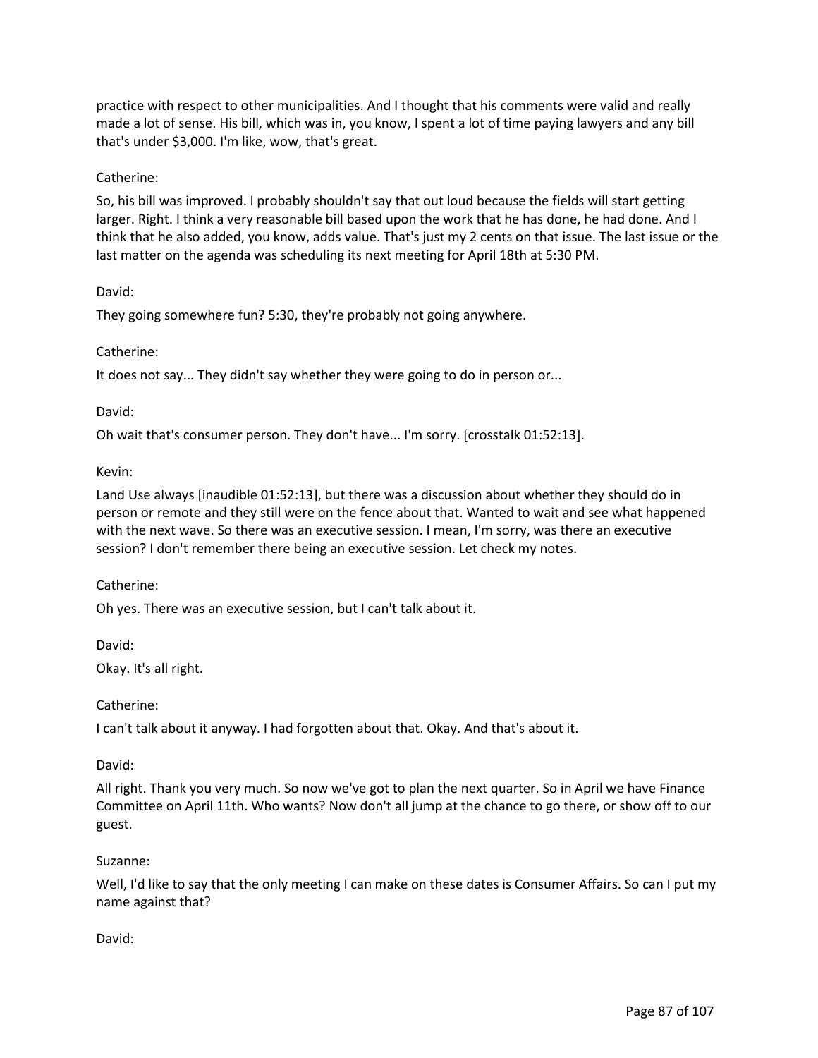practice with respect to other municipalities. And I thought that his comments were valid and really made a lot of sense. His bill, which was in, you know, I spent a lot of time paying lawyers and any bill that's under $3,000. I'm like, wow, that's great.

Catherine:

So, his bill was improved. I probably shouldn't say that out loud because the fields will start getting larger. Right. I think a very reasonable bill based upon the work that he has done, he had done. And I think that he also added, you know, adds value. That's just my 2 cents on that issue. The last issue or the last matter on the agenda was scheduling its next meeting for April 18th at 5:30 PM.

David:

They going somewhere fun? 5:30, they're probably not going anywhere.

Catherine:

It does not say... They didn't say whether they were going to do in person or...

David:

Oh wait that's consumer person. They don't have... I'm sorry. [crosstalk 01:52:13].

Kevin:

Land Use always [inaudible 01:52:13], but there was a discussion about whether they should do in person or remote and they still were on the fence about that. Wanted to wait and see what happened with the next wave. So there was an executive session. I mean, I'm sorry, was there an executive session? I don't remember there being an executive session. Let check my notes.

Catherine:

Oh yes. There was an executive session, but I can't talk about it.

David:

Okay. It's all right.

Catherine:

I can't talk about it anyway. I had forgotten about that. Okay. And that's about it.

David:

All right. Thank you very much. So now we've got to plan the next quarter. So in April we have Finance Committee on April 11th. Who wants? Now don't all jump at the chance to go there, or show off to our guest.

Suzanne:

Well, I'd like to say that the only meeting I can make on these dates is Consumer Affairs. So can I put my name against that?

David: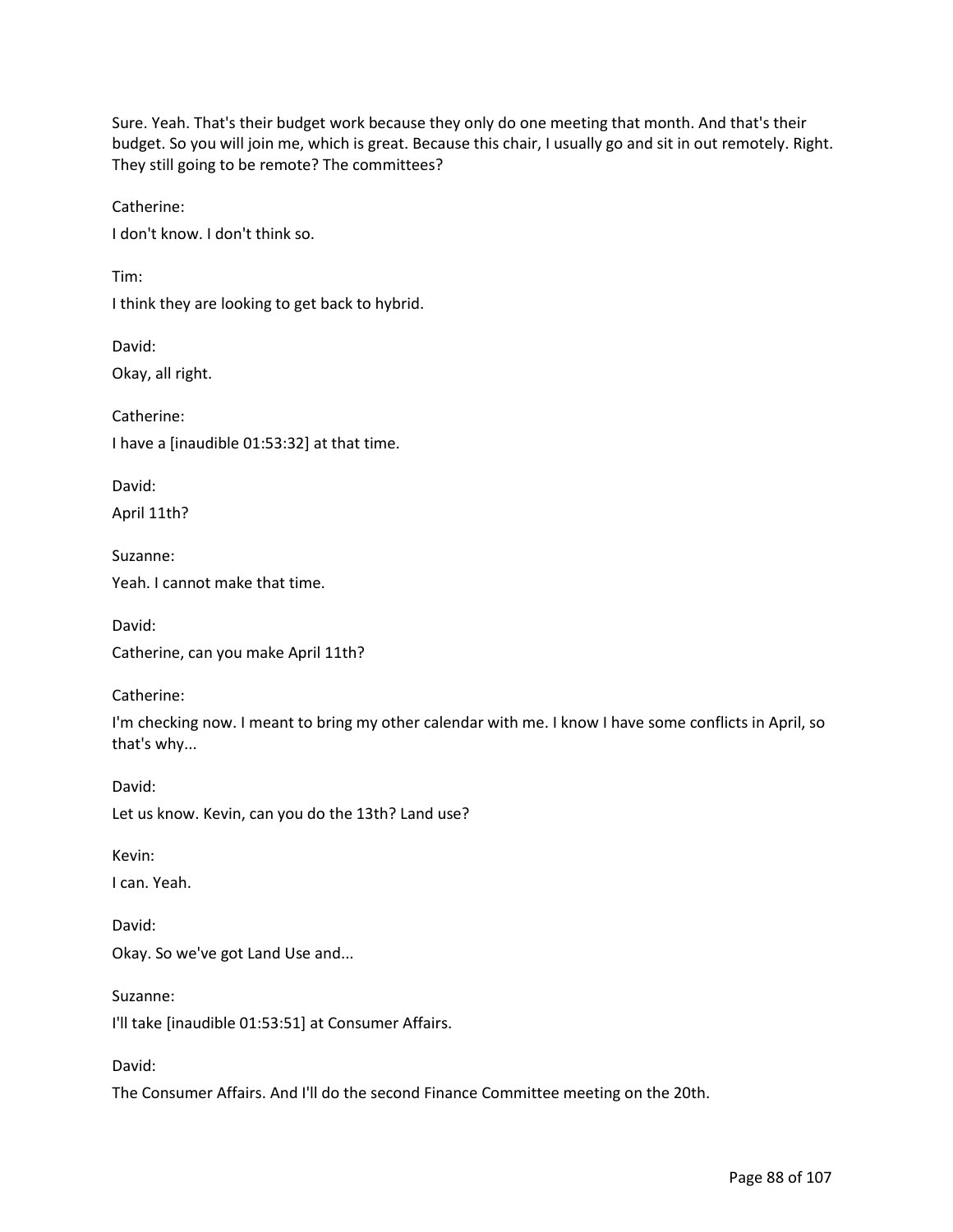Sure. Yeah. That's their budget work because they only do one meeting that month. And that's their budget. So you will join me, which is great. Because this chair, I usually go and sit in out remotely. Right. They still going to be remote? The committees?

Catherine:

I don't know. I don't think so.

Tim:

I think they are looking to get back to hybrid.

David:

Okay, all right.

Catherine:

I have a [inaudible 01:53:32] at that time.

David:

April 11th?

Suzanne:

Yeah. I cannot make that time.

David:

Catherine, can you make April 11th?

Catherine:

I'm checking now. I meant to bring my other calendar with me. I know I have some conflicts in April, so that's why...

David:

Let us know. Kevin, can you do the 13th? Land use?

Kevin:

I can. Yeah.

David:

Okay. So we've got Land Use and...

Suzanne:

I'll take [inaudible 01:53:51] at Consumer Affairs.

David:

The Consumer Affairs. And I'll do the second Finance Committee meeting on the 20th.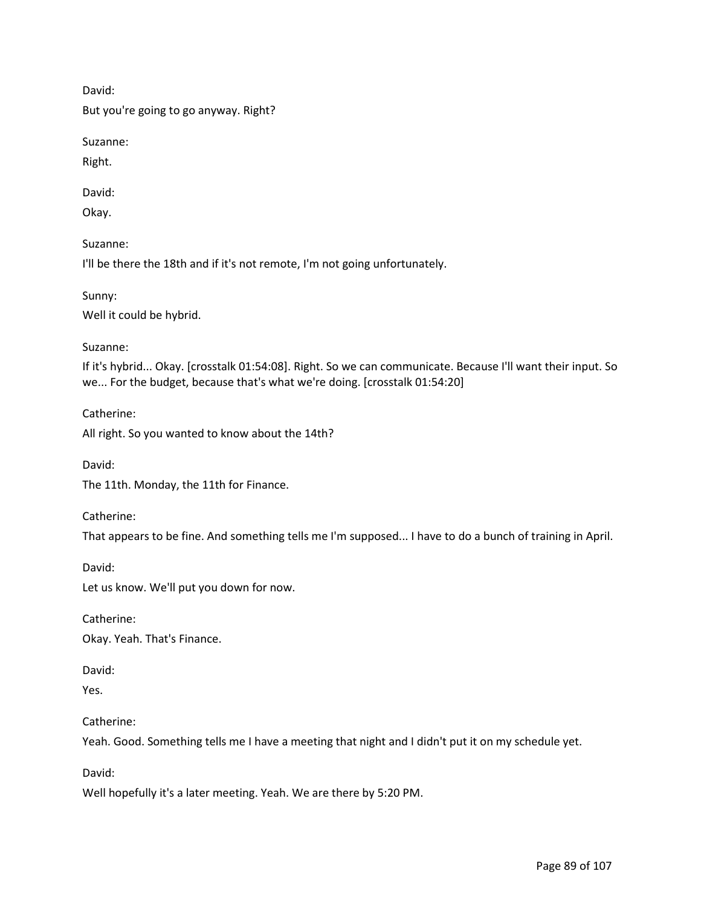David:

But you're going to go anyway. Right?

Suzanne:

Right.

David:

Okay.

Suzanne:

I'll be there the 18th and if it's not remote, I'm not going unfortunately.

Sunny:

Well it could be hybrid.

Suzanne:

If it's hybrid... Okay. [crosstalk 01:54:08]. Right. So we can communicate. Because I'll want their input. So we... For the budget, because that's what we're doing. [crosstalk 01:54:20]

Catherine:

All right. So you wanted to know about the 14th?

David:

The 11th. Monday, the 11th for Finance.

Catherine:

That appears to be fine. And something tells me I'm supposed... I have to do a bunch of training in April.

David:

Let us know. We'll put you down for now.

Catherine:

Okay. Yeah. That's Finance.

David:

Yes.

Catherine:

Yeah. Good. Something tells me I have a meeting that night and I didn't put it on my schedule yet.

David:

Well hopefully it's a later meeting. Yeah. We are there by 5:20 PM.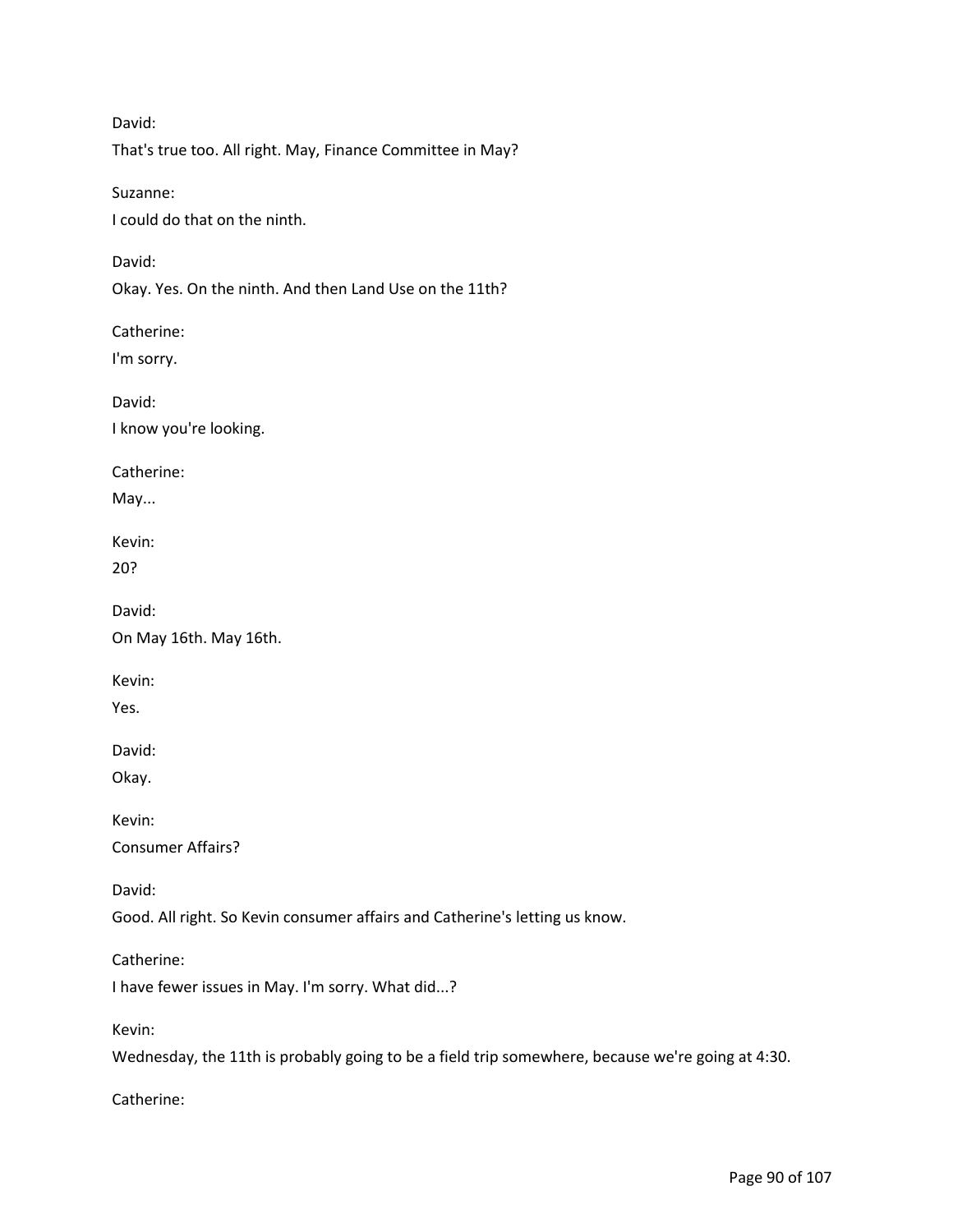David:

That's true too. All right. May, Finance Committee in May?

Suzanne:

I could do that on the ninth.

David:

Okay. Yes. On the ninth. And then Land Use on the 11th?

Catherine:

I'm sorry.

David:

I know you're looking.

Catherine:

May...

Kevin:

20?

David:

On May 16th. May 16th.

Kevin:

Yes.

David:

Okay.

Kevin:

Consumer Affairs?

David:

Good. All right. So Kevin consumer affairs and Catherine's letting us know.

Catherine:

I have fewer issues in May. I'm sorry. What did...?

Kevin:

Wednesday, the 11th is probably going to be a field trip somewhere, because we're going at 4:30.

Catherine: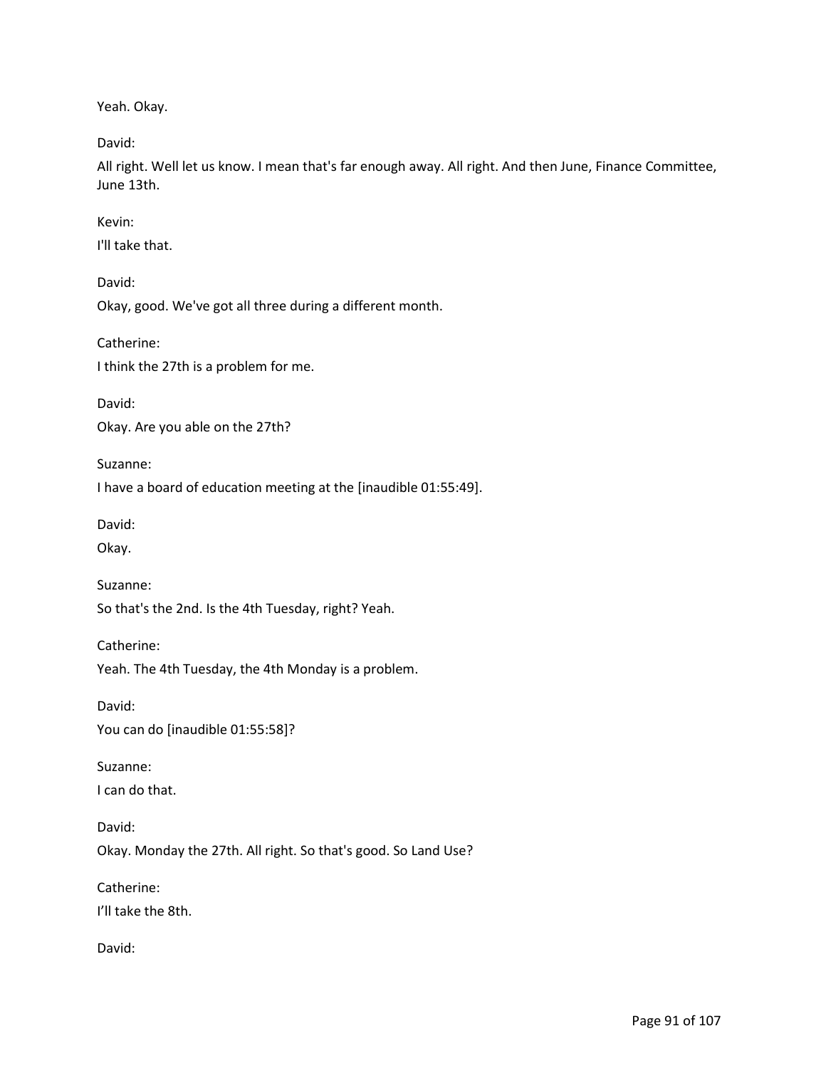Yeah. Okay.

David:

All right. Well let us know. I mean that's far enough away. All right. And then June, Finance Committee, June 13th.

Kevin:

I'll take that.

David:

Okay, good. We've got all three during a different month.

Catherine:

I think the 27th is a problem for me.

David:

Okay. Are you able on the 27th?

Suzanne:

I have a board of education meeting at the [inaudible 01:55:49].

David:

Okay.

Suzanne:

So that's the 2nd. Is the 4th Tuesday, right? Yeah.

Catherine:

Yeah. The 4th Tuesday, the 4th Monday is a problem.

David:

You can do [inaudible 01:55:58]?

Suzanne:

I can do that.

David:

Okay. Monday the 27th. All right. So that's good. So Land Use?

Catherine:

I'll take the 8th.

David: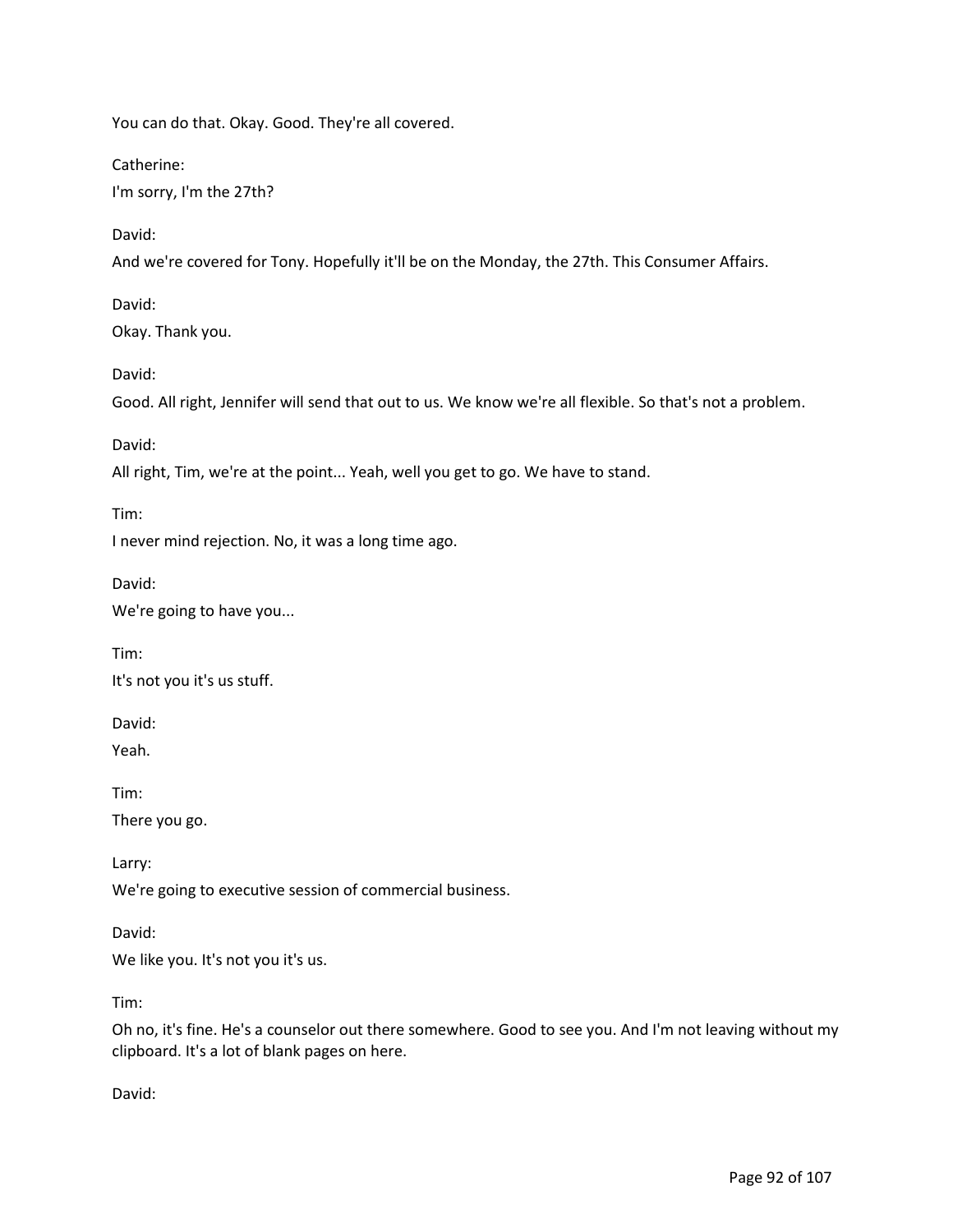You can do that. Okay. Good. They're all covered.

Catherine:

I'm sorry, I'm the 27th?

David:

And we're covered for Tony. Hopefully it'll be on the Monday, the 27th. This Consumer Affairs.

David:

Okay. Thank you.

David:

Good. All right, Jennifer will send that out to us. We know we're all flexible. So that's not a problem.

David:

All right, Tim, we're at the point... Yeah, well you get to go. We have to stand.

Tim:

I never mind rejection. No, it was a long time ago.

David:

We're going to have you...

Tim:

It's not you it's us stuff.

David:

Yeah.

Tim:

There you go.

Larry:

We're going to executive session of commercial business.

David:

We like you. It's not you it's us.

Tim:

Oh no, it's fine. He's a counselor out there somewhere. Good to see you. And I'm not leaving without my clipboard. It's a lot of blank pages on here.

David: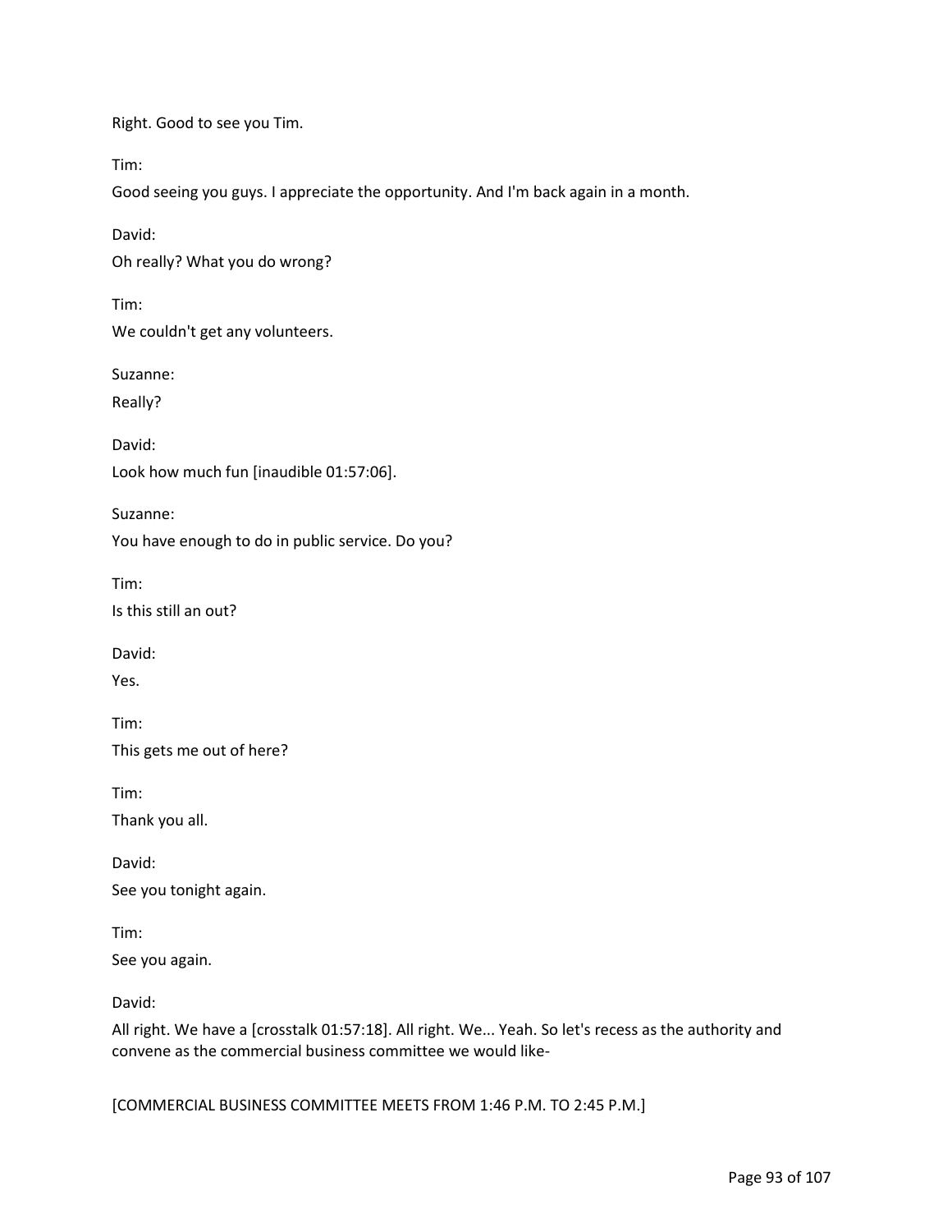Right. Good to see you Tim.

Tim:

Good seeing you guys. I appreciate the opportunity. And I'm back again in a month.

David:

Oh really? What you do wrong?

Tim:

We couldn't get any volunteers.

Suzanne:

Really?

David:

Look how much fun [inaudible 01:57:06].

Suzanne:

You have enough to do in public service. Do you?

Tim:

Is this still an out?

David:

Yes.

Tim:

This gets me out of here?

Tim:

Thank you all.

David:

See you tonight again.

Tim:

See you again.

David:

All right. We have a [crosstalk 01:57:18]. All right. We... Yeah. So let's recess as the authority and convene as the commercial business committee we would like-

[COMMERCIAL BUSINESS COMMITTEE MEETS FROM 1:46 P.M. TO 2:45 P.M.]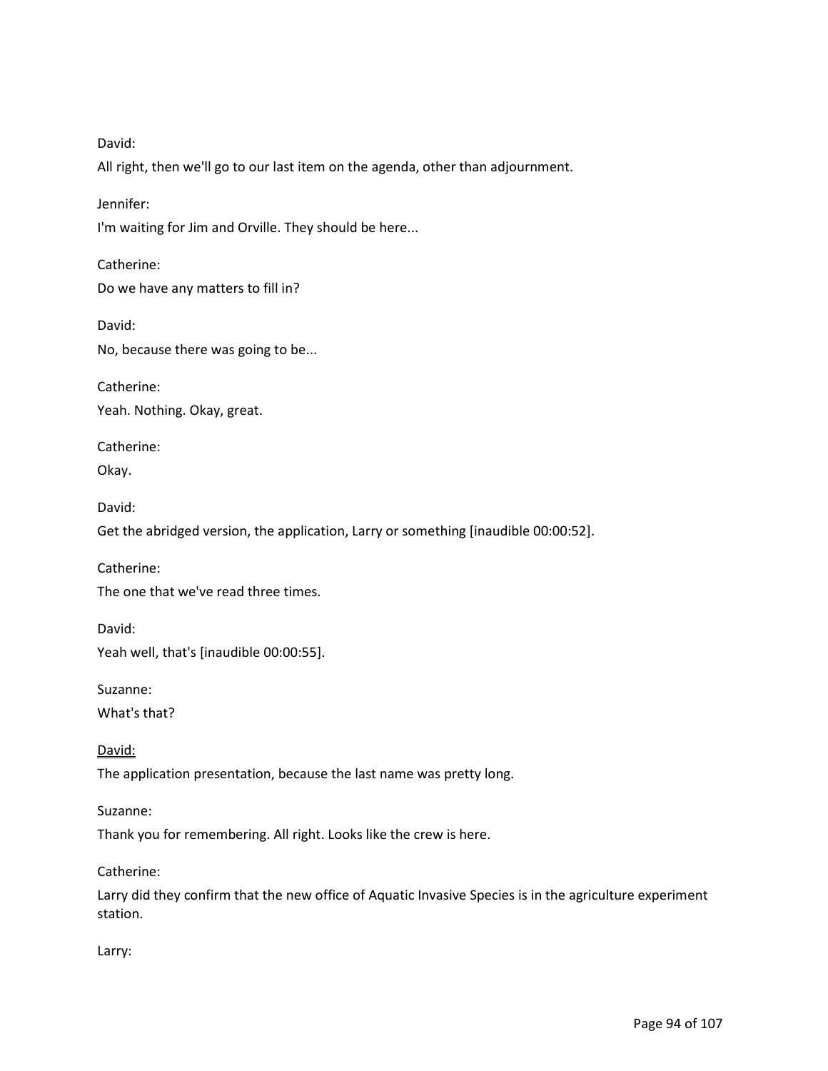David:

All right, then we'll go to our last item on the agenda, other than adjournment.

Jennifer:

I'm waiting for Jim and Orville. They should be here...

Catherine:

Do we have any matters to fill in?

David:

No, because there was going to be...

Catherine:

Yeah. Nothing. Okay, great.

Catherine:

Okay.

David:

Get the abridged version, the application, Larry or something [inaudible 00:00:52].

Catherine:

The one that we've read three times.

David:

Yeah well, that's [inaudible 00:00:55].

Suzanne:

What's that?

David:

The application presentation, because the last name was pretty long.

Suzanne:

Thank you for remembering. All right. Looks like the crew is here.

Catherine:

Larry did they confirm that the new office of Aquatic Invasive Species is in the agriculture experiment station.

Larry: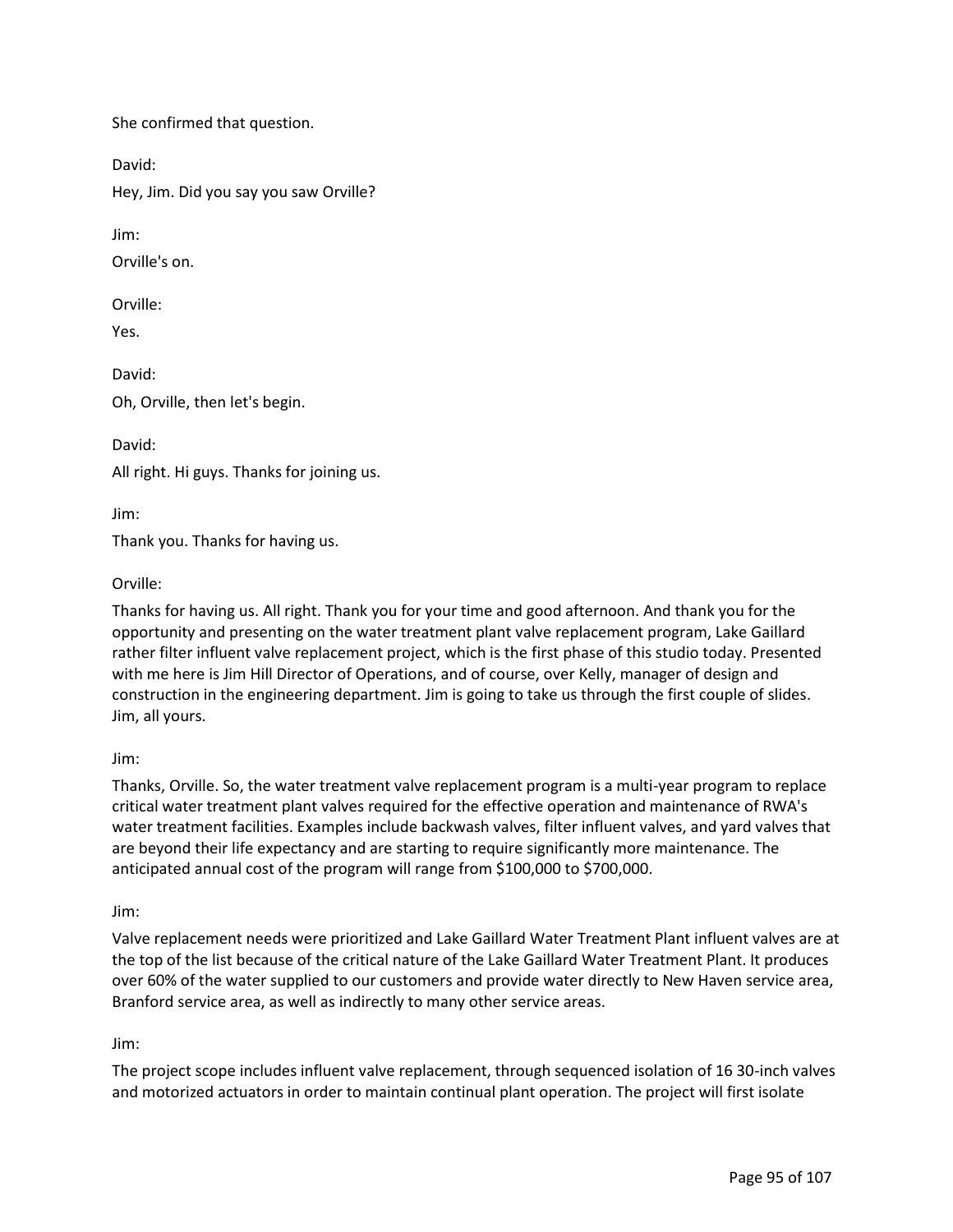She confirmed that question.

David:

Hey, Jim. Did you say you saw Orville?

Jim:

Orville's on.

Orville:

Yes.

David:

Oh, Orville, then let's begin.

David:

All right. Hi guys. Thanks for joining us.

Jim:

Thank you. Thanks for having us.

Orville:

Thanks for having us. All right. Thank you for your time and good afternoon. And thank you for the opportunity and presenting on the water treatment plant valve replacement program, Lake Gaillard rather filter influent valve replacement project, which is the first phase of this studio today. Presented with me here is Jim Hill Director of Operations, and of course, over Kelly, manager of design and construction in the engineering department. Jim is going to take us through the first couple of slides. Jim, all yours.

Jim:

Thanks, Orville. So, the water treatment valve replacement program is a multi-year program to replace critical water treatment plant valves required for the effective operation and maintenance of RWA's water treatment facilities. Examples include backwash valves, filter influent valves, and yard valves that are beyond their life expectancy and are starting to require significantly more maintenance. The anticipated annual cost of the program will range from $100,000 to $700,000.

Jim:

Valve replacement needs were prioritized and Lake Gaillard Water Treatment Plant influent valves are at the top of the list because of the critical nature of the Lake Gaillard Water Treatment Plant. It produces over 60% of the water supplied to our customers and provide water directly to New Haven service area, Branford service area, as well as indirectly to many other service areas.

Jim:

The project scope includes influent valve replacement, through sequenced isolation of 16 30-inch valves and motorized actuators in order to maintain continual plant operation. The project will first isolate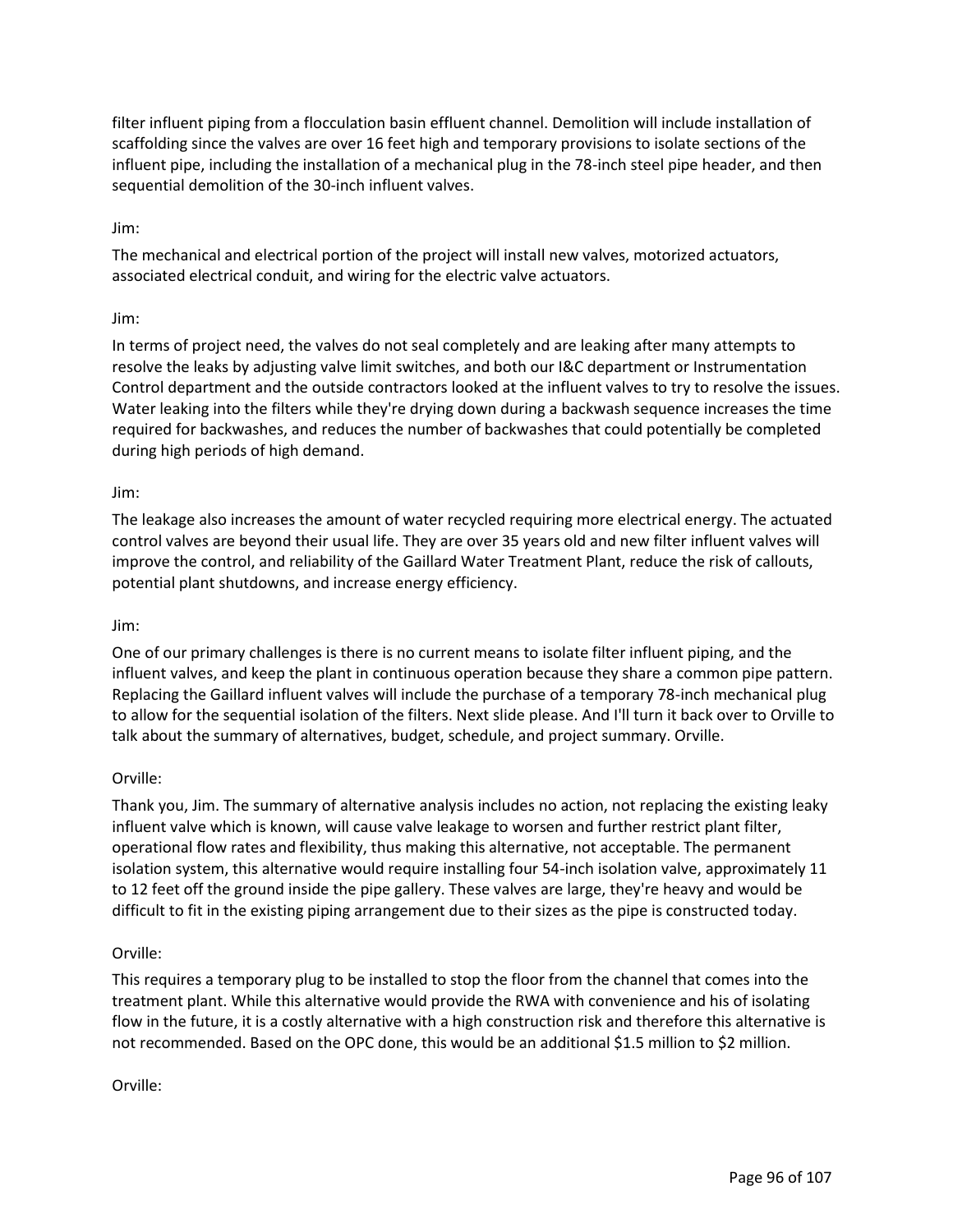filter influent piping from a flocculation basin effluent channel. Demolition will include installation of scaffolding since the valves are over 16 feet high and temporary provisions to isolate sections of the influent pipe, including the installation of a mechanical plug in the 78-inch steel pipe header, and then sequential demolition of the 30-inch influent valves.

Jim:

The mechanical and electrical portion of the project will install new valves, motorized actuators, associated electrical conduit, and wiring for the electric valve actuators.

Jim:

In terms of project need, the valves do not seal completely and are leaking after many attempts to resolve the leaks by adjusting valve limit switches, and both our I&C department or Instrumentation Control department and the outside contractors looked at the influent valves to try to resolve the issues. Water leaking into the filters while they're drying down during a backwash sequence increases the time required for backwashes, and reduces the number of backwashes that could potentially be completed during high periods of high demand.

Jim:

The leakage also increases the amount of water recycled requiring more electrical energy. The actuated control valves are beyond their usual life. They are over 35 years old and new filter influent valves will improve the control, and reliability of the Gaillard Water Treatment Plant, reduce the risk of callouts, potential plant shutdowns, and increase energy efficiency.

Jim:

One of our primary challenges is there is no current means to isolate filter influent piping, and the influent valves, and keep the plant in continuous operation because they share a common pipe pattern. Replacing the Gaillard influent valves will include the purchase of a temporary 78-inch mechanical plug to allow for the sequential isolation of the filters. Next slide please. And I'll turn it back over to Orville to talk about the summary of alternatives, budget, schedule, and project summary. Orville.

Orville:

Thank you, Jim. The summary of alternative analysis includes no action, not replacing the existing leaky influent valve which is known, will cause valve leakage to worsen and further restrict plant filter, operational flow rates and flexibility, thus making this alternative, not acceptable. The permanent isolation system, this alternative would require installing four 54-inch isolation valve, approximately 11 to 12 feet off the ground inside the pipe gallery. These valves are large, they're heavy and would be difficult to fit in the existing piping arrangement due to their sizes as the pipe is constructed today.

Orville:

This requires a temporary plug to be installed to stop the floor from the channel that comes into the treatment plant. While this alternative would provide the RWA with convenience and his of isolating flow in the future, it is a costly alternative with a high construction risk and therefore this alternative is not recommended. Based on the OPC done, this would be an additional $1.5 million to $2 million.

Orville: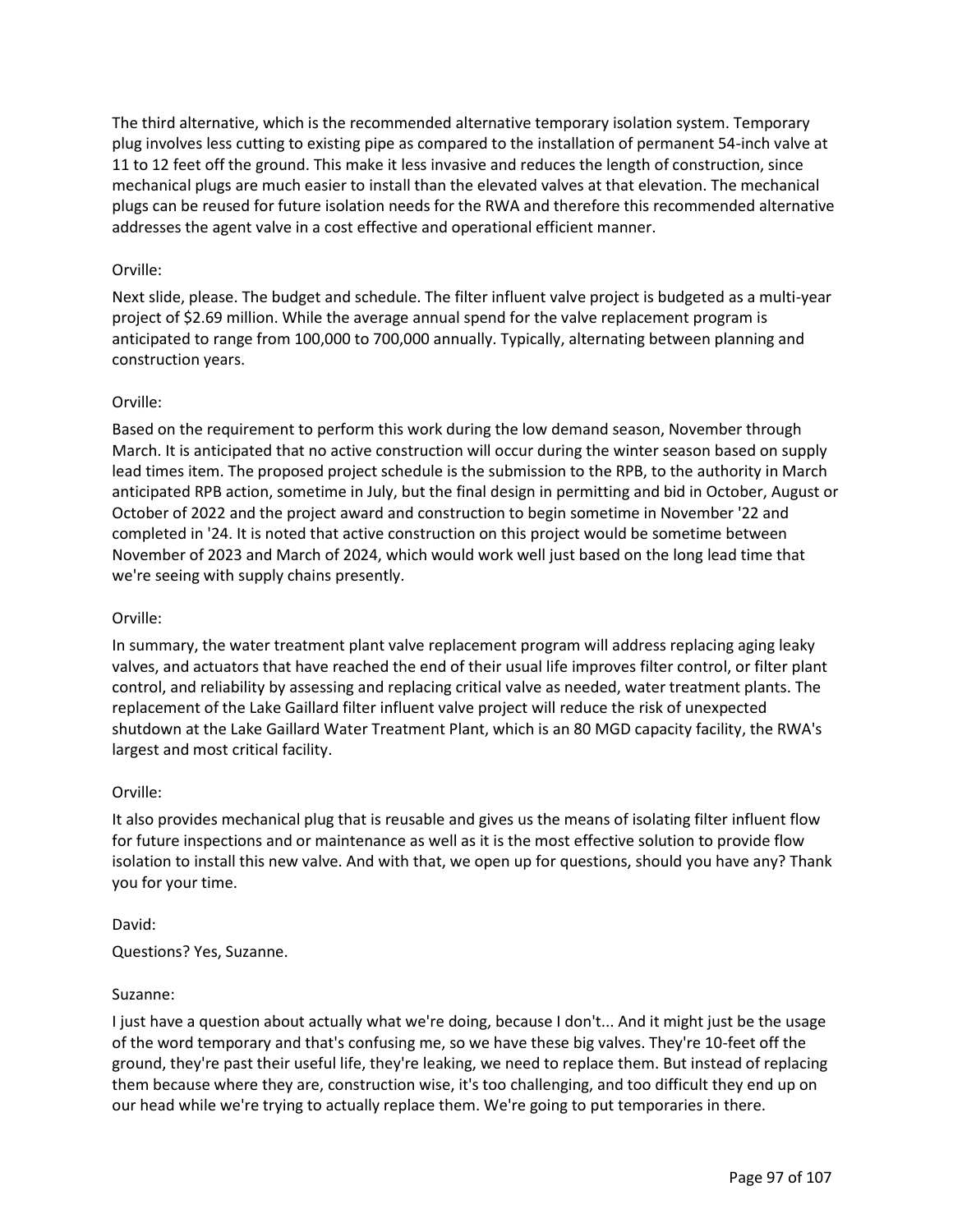The third alternative, which is the recommended alternative temporary isolation system. Temporary plug involves less cutting to existing pipe as compared to the installation of permanent 54-inch valve at 11 to 12 feet off the ground. This make it less invasive and reduces the length of construction, since mechanical plugs are much easier to install than the elevated valves at that elevation. The mechanical plugs can be reused for future isolation needs for the RWA and therefore this recommended alternative addresses the agent valve in a cost effective and operational efficient manner.

Orville:

Next slide, please. The budget and schedule. The filter influent valve project is budgeted as a multi-year project of $2.69 million. While the average annual spend for the valve replacement program is anticipated to range from 100,000 to 700,000 annually. Typically, alternating between planning and construction years.

Orville:

Based on the requirement to perform this work during the low demand season, November through March. It is anticipated that no active construction will occur during the winter season based on supply lead times item. The proposed project schedule is the submission to the RPB, to the authority in March anticipated RPB action, sometime in July, but the final design in permitting and bid in October, August or October of 2022 and the project award and construction to begin sometime in November '22 and completed in '24. It is noted that active construction on this project would be sometime between November of 2023 and March of 2024, which would work well just based on the long lead time that we're seeing with supply chains presently.

Orville:

In summary, the water treatment plant valve replacement program will address replacing aging leaky valves, and actuators that have reached the end of their usual life improves filter control, or filter plant control, and reliability by assessing and replacing critical valve as needed, water treatment plants. The replacement of the Lake Gaillard filter influent valve project will reduce the risk of unexpected shutdown at the Lake Gaillard Water Treatment Plant, which is an 80 MGD capacity facility, the RWA's largest and most critical facility.

Orville:

It also provides mechanical plug that is reusable and gives us the means of isolating filter influent flow for future inspections and or maintenance as well as it is the most effective solution to provide flow isolation to install this new valve. And with that, we open up for questions, should you have any? Thank you for your time.

David:

Questions? Yes, Suzanne.

Suzanne:

I just have a question about actually what we're doing, because I don't... And it might just be the usage of the word temporary and that's confusing me, so we have these big valves. They're 10-feet off the ground, they're past their useful life, they're leaking, we need to replace them. But instead of replacing them because where they are, construction wise, it's too challenging, and too difficult they end up on our head while we're trying to actually replace them. We're going to put temporaries in there.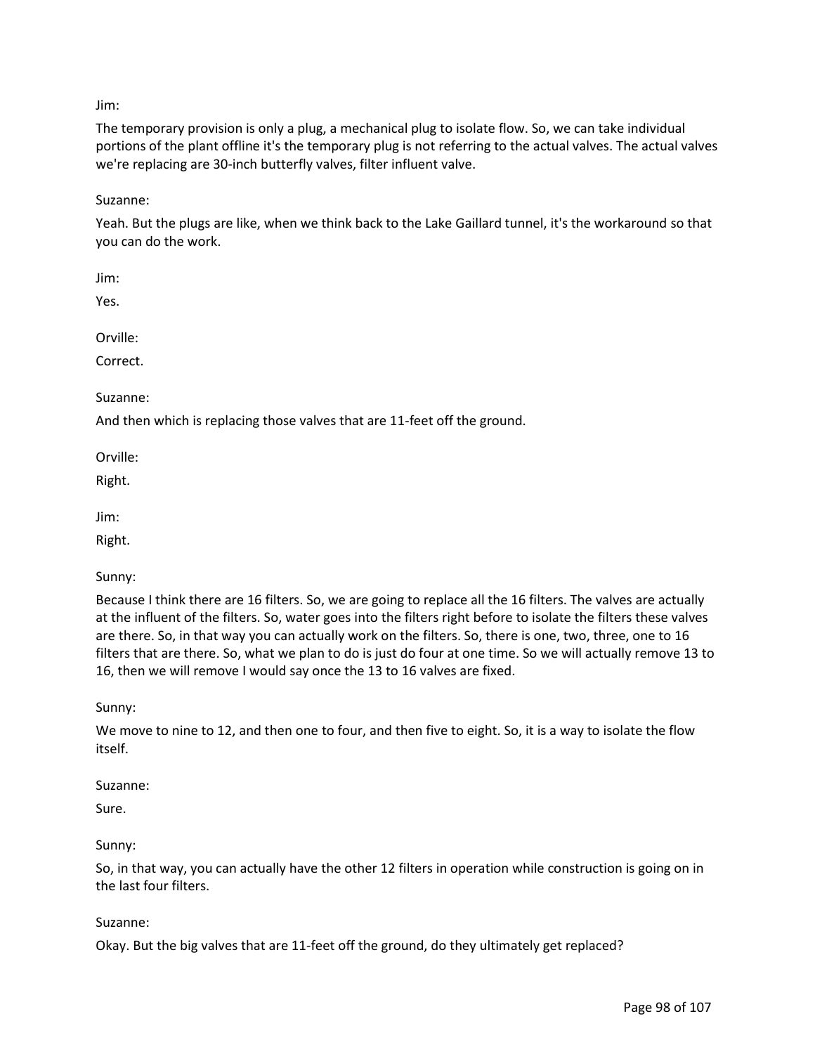Jim:

The temporary provision is only a plug, a mechanical plug to isolate flow. So, we can take individual portions of the plant offline it's the temporary plug is not referring to the actual valves. The actual valves we're replacing are 30-inch butterfly valves, filter influent valve.

Suzanne:

Yeah. But the plugs are like, when we think back to the Lake Gaillard tunnel, it's the workaround so that you can do the work.

Jim:

Yes.

Orville:

Correct.

Suzanne:

And then which is replacing those valves that are 11-feet off the ground.

Orville:

Right.

Jim:

Right.

Sunny:

Because I think there are 16 filters. So, we are going to replace all the 16 filters. The valves are actually at the influent of the filters. So, water goes into the filters right before to isolate the filters these valves are there. So, in that way you can actually work on the filters. So, there is one, two, three, one to 16 filters that are there. So, what we plan to do is just do four at one time. So we will actually remove 13 to 16, then we will remove I would say once the 13 to 16 valves are fixed.

Sunny:

We move to nine to 12, and then one to four, and then five to eight. So, it is a way to isolate the flow itself.

Suzanne:

Sure.

Sunny:

So, in that way, you can actually have the other 12 filters in operation while construction is going on in the last four filters.

Suzanne:

Okay. But the big valves that are 11-feet off the ground, do they ultimately get replaced?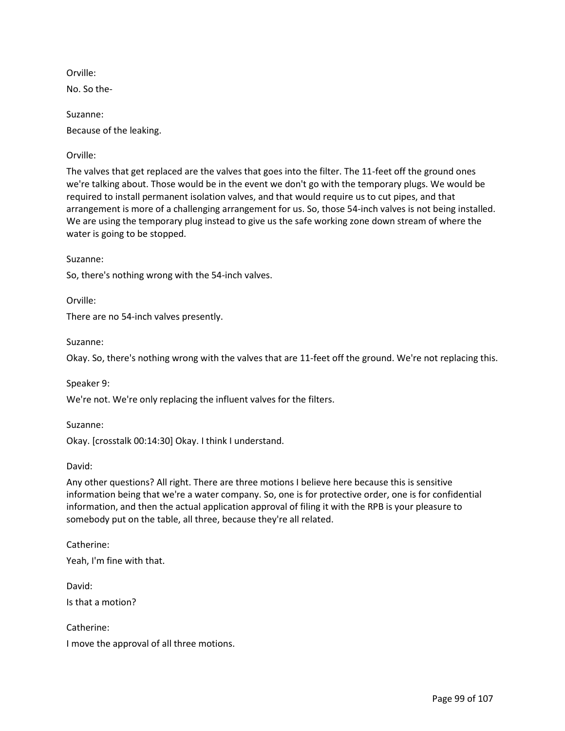Orville:

No. So the-

Suzanne:

Because of the leaking.

Orville:

The valves that get replaced are the valves that goes into the filter. The 11-feet off the ground ones we're talking about. Those would be in the event we don't go with the temporary plugs. We would be required to install permanent isolation valves, and that would require us to cut pipes, and that arrangement is more of a challenging arrangement for us. So, those 54-inch valves is not being installed. We are using the temporary plug instead to give us the safe working zone down stream of where the water is going to be stopped.

Suzanne:

So, there's nothing wrong with the 54-inch valves.

Orville:

There are no 54-inch valves presently.

Suzanne:

Okay. So, there's nothing wrong with the valves that are 11-feet off the ground. We're not replacing this.

Speaker 9:

We're not. We're only replacing the influent valves for the filters.

Suzanne:

Okay. [crosstalk 00:14:30] Okay. I think I understand.

David:

Any other questions? All right. There are three motions I believe here because this is sensitive information being that we're a water company. So, one is for protective order, one is for confidential information, and then the actual application approval of filing it with the RPB is your pleasure to somebody put on the table, all three, because they're all related.

Catherine:

Yeah, I'm fine with that.

David:

Is that a motion?

Catherine:

I move the approval of all three motions.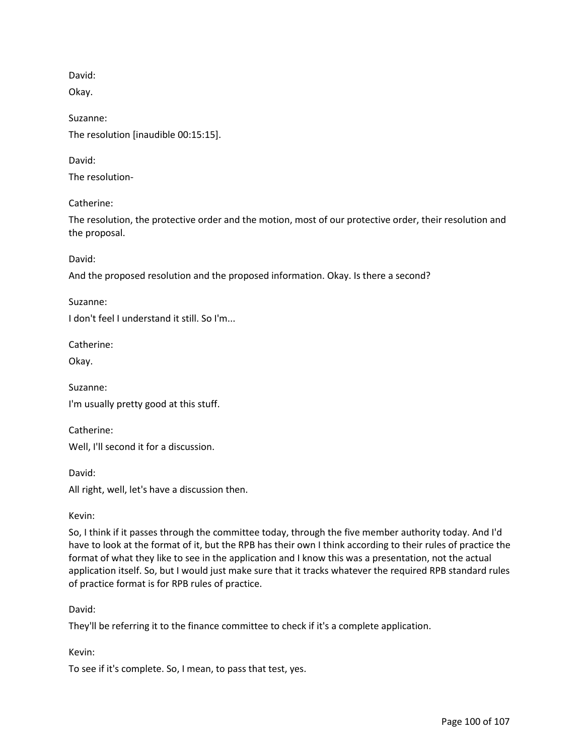David:

Okay.

Suzanne:

The resolution [inaudible 00:15:15].

David:

The resolution-

Catherine:

The resolution, the protective order and the motion, most of our protective order, their resolution and the proposal.

David:

And the proposed resolution and the proposed information. Okay. Is there a second?

Suzanne:

I don't feel I understand it still. So I'm...

Catherine:

Okay.

Suzanne:

I'm usually pretty good at this stuff.

Catherine:

Well, I'll second it for a discussion.

David:

All right, well, let's have a discussion then.

Kevin:

So, I think if it passes through the committee today, through the five member authority today. And I'd have to look at the format of it, but the RPB has their own I think according to their rules of practice the format of what they like to see in the application and I know this was a presentation, not the actual application itself. So, but I would just make sure that it tracks whatever the required RPB standard rules of practice format is for RPB rules of practice.

David:

They'll be referring it to the finance committee to check if it's a complete application.

Kevin:

To see if it's complete. So, I mean, to pass that test, yes.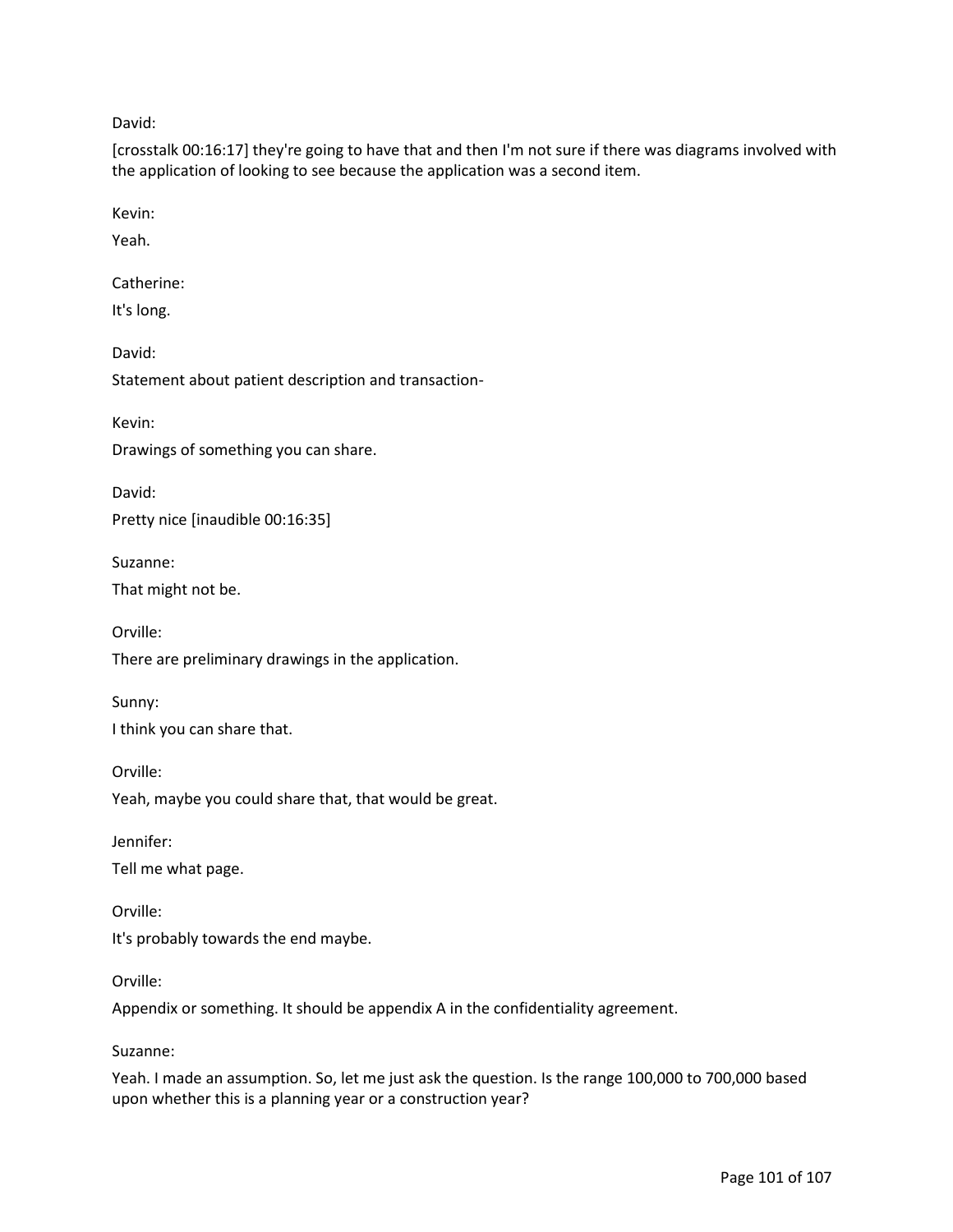David:

[crosstalk 00:16:17] they're going to have that and then I'm not sure if there was diagrams involved with the application of looking to see because the application was a second item.

Kevin:

Yeah.

Catherine:

It's long.

David:

Statement about patient description and transaction-

Kevin:

Drawings of something you can share.

David:

Pretty nice [inaudible 00:16:35]

Suzanne:

That might not be.

Orville:

There are preliminary drawings in the application.

Sunny:

I think you can share that.

Orville:

Yeah, maybe you could share that, that would be great.

Jennifer:

Tell me what page.

Orville:

It's probably towards the end maybe.

Orville:

Appendix or something. It should be appendix A in the confidentiality agreement.

Suzanne:

Yeah. I made an assumption. So, let me just ask the question. Is the range 100,000 to 700,000 based upon whether this is a planning year or a construction year?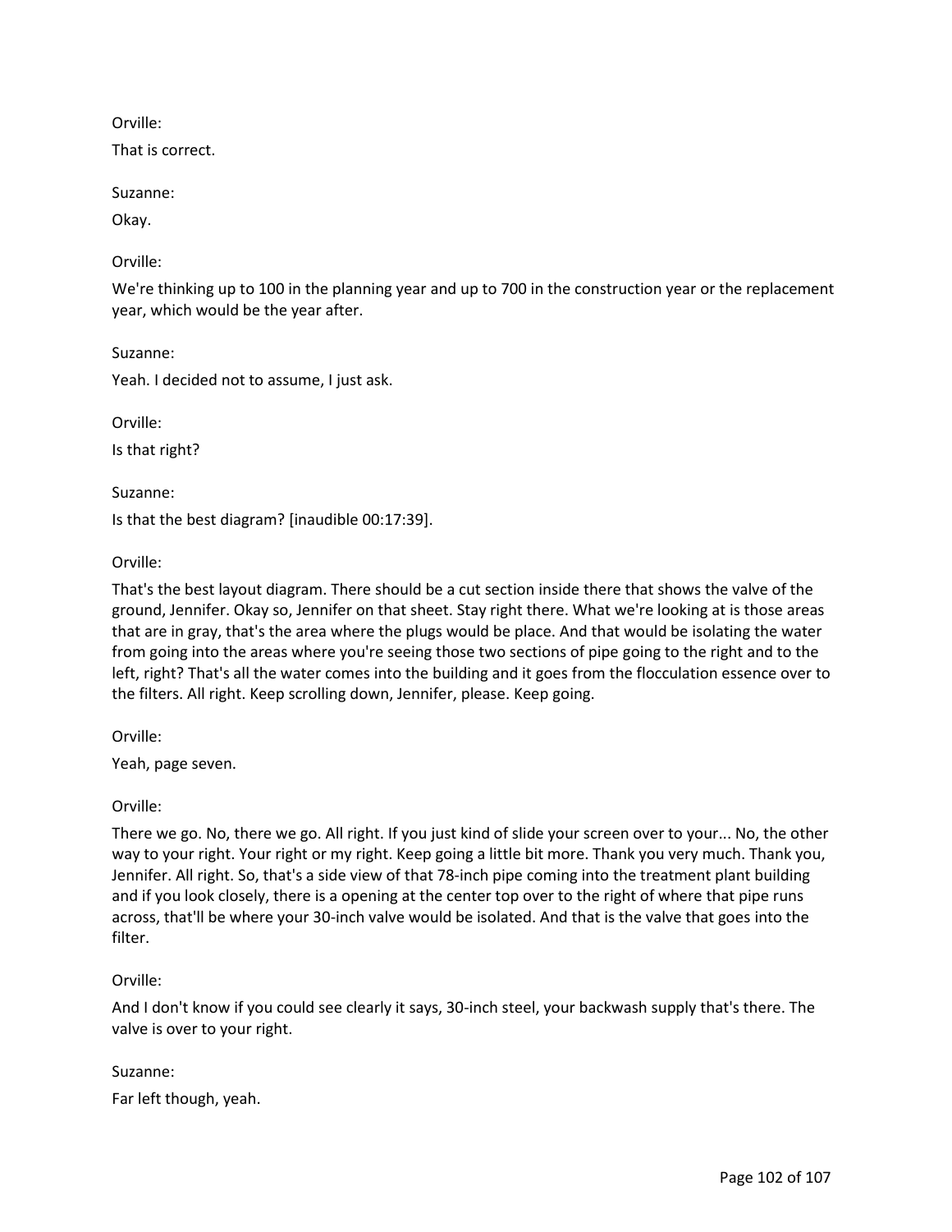Orville:

That is correct.

Suzanne:

Okay.

Orville:

We're thinking up to 100 in the planning year and up to 700 in the construction year or the replacement year, which would be the year after.

Suzanne:

Yeah. I decided not to assume, I just ask.

Orville:

Is that right?

Suzanne:

Is that the best diagram? [inaudible 00:17:39].

Orville:

That's the best layout diagram. There should be a cut section inside there that shows the valve of the ground, Jennifer. Okay so, Jennifer on that sheet. Stay right there. What we're looking at is those areas that are in gray, that's the area where the plugs would be place. And that would be isolating the water from going into the areas where you're seeing those two sections of pipe going to the right and to the left, right? That's all the water comes into the building and it goes from the flocculation essence over to the filters. All right. Keep scrolling down, Jennifer, please. Keep going.

Orville:

Yeah, page seven.

Orville:

There we go. No, there we go. All right. If you just kind of slide your screen over to your... No, the other way to your right. Your right or my right. Keep going a little bit more. Thank you very much. Thank you, Jennifer. All right. So, that's a side view of that 78-inch pipe coming into the treatment plant building and if you look closely, there is a opening at the center top over to the right of where that pipe runs across, that'll be where your 30-inch valve would be isolated. And that is the valve that goes into the filter.

Orville:

And I don't know if you could see clearly it says, 30-inch steel, your backwash supply that's there. The valve is over to your right.

Suzanne:

Far left though, yeah.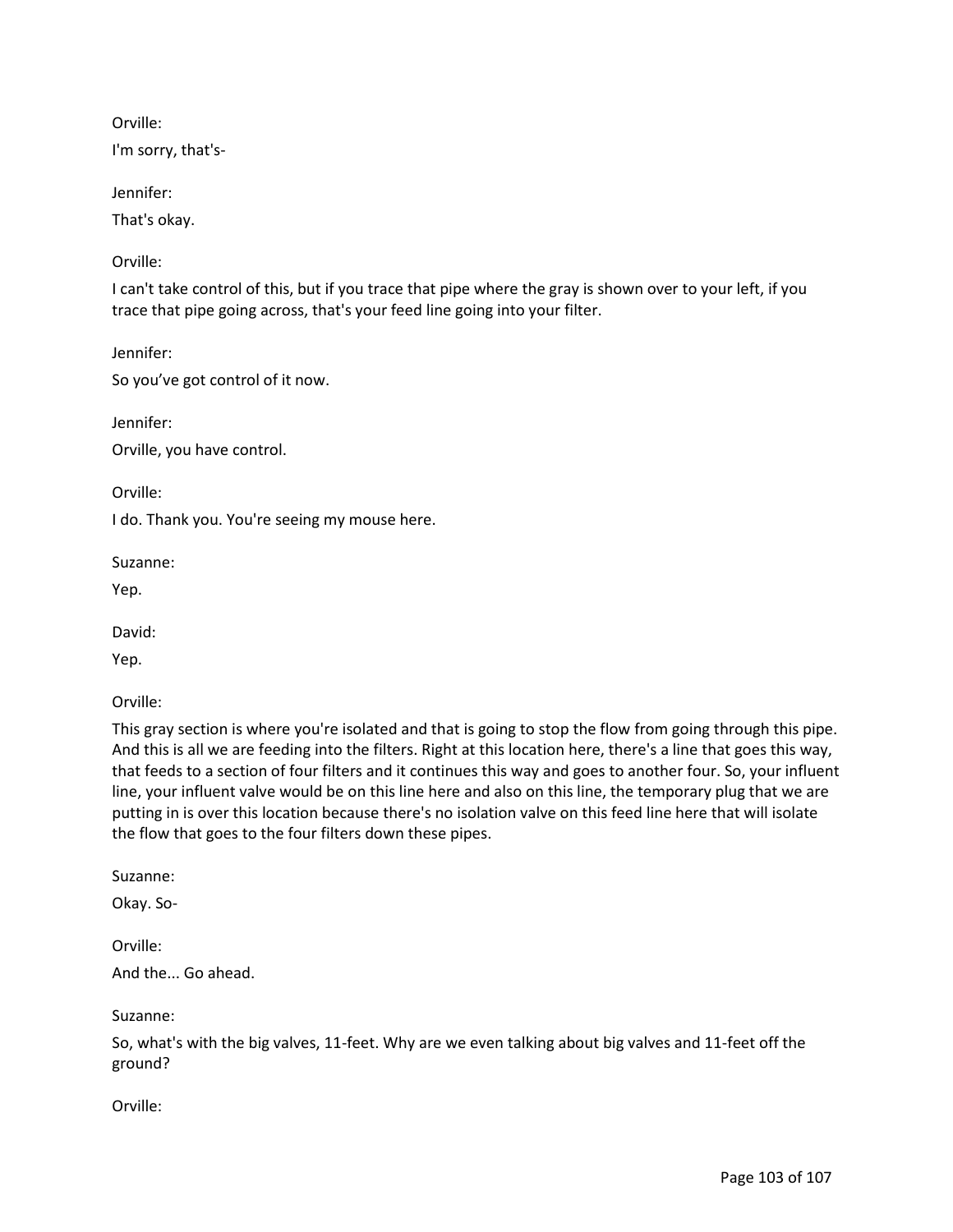Orville:

I'm sorry, that's-

Jennifer:

That's okay.

Orville:

I can't take control of this, but if you trace that pipe where the gray is shown over to your left, if you trace that pipe going across, that's your feed line going into your filter.

Jennifer:

So you've got control of it now.

Jennifer:

Orville, you have control.

Orville:

I do. Thank you. You're seeing my mouse here.

Suzanne:

Yep.

David:

Yep.

Orville:

This gray section is where you're isolated and that is going to stop the flow from going through this pipe. And this is all we are feeding into the filters. Right at this location here, there's a line that goes this way, that feeds to a section of four filters and it continues this way and goes to another four. So, your influent line, your influent valve would be on this line here and also on this line, the temporary plug that we are putting in is over this location because there's no isolation valve on this feed line here that will isolate the flow that goes to the four filters down these pipes.

Suzanne:

Okay. So-

Orville:

And the... Go ahead.

Suzanne:

So, what's with the big valves, 11-feet. Why are we even talking about big valves and 11-feet off the ground?

Orville: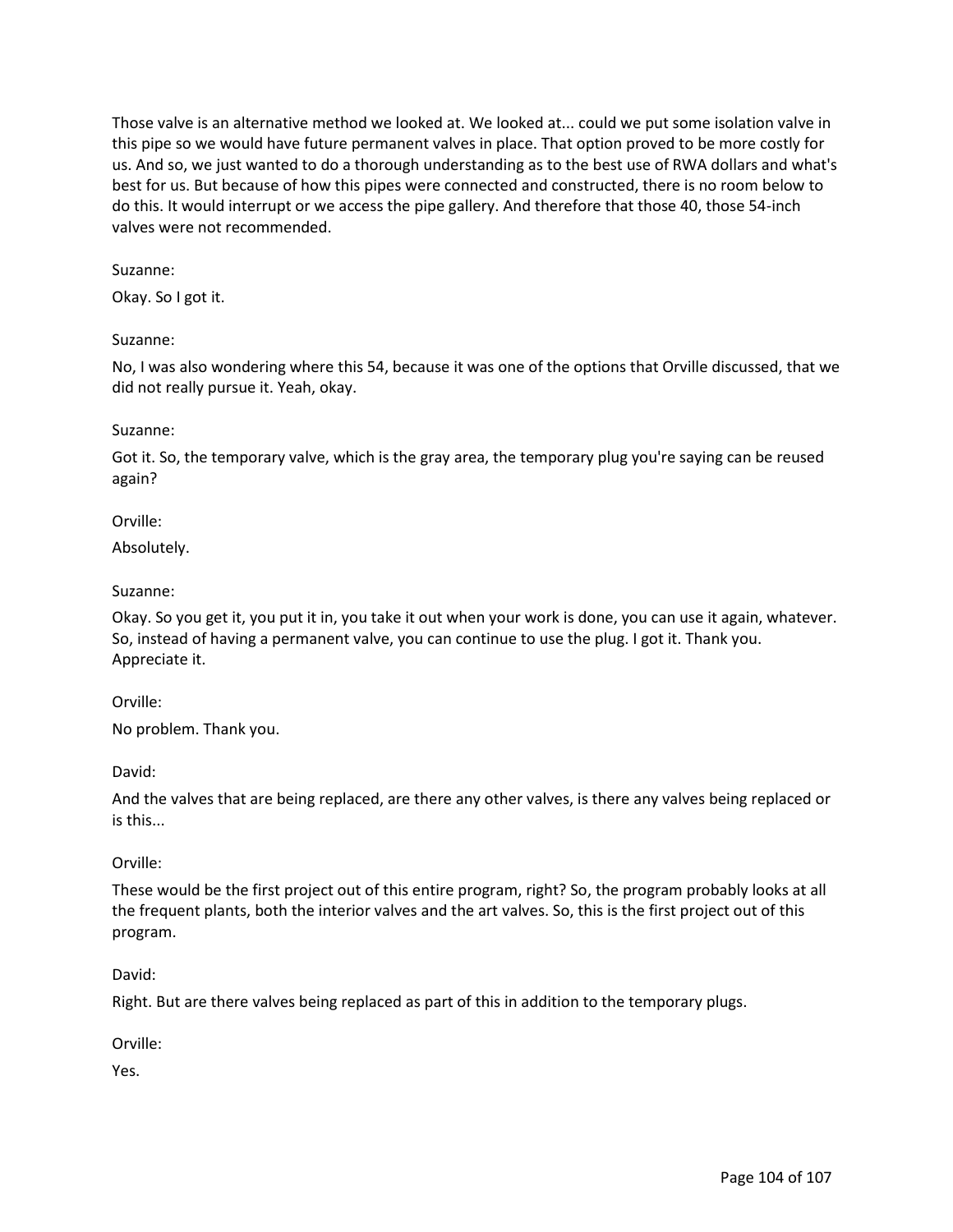Those valve is an alternative method we looked at. We looked at... could we put some isolation valve in this pipe so we would have future permanent valves in place. That option proved to be more costly for us. And so, we just wanted to do a thorough understanding as to the best use of RWA dollars and what's best for us. But because of how this pipes were connected and constructed, there is no room below to do this. It would interrupt or we access the pipe gallery. And therefore that those 40, those 54-inch valves were not recommended.

Suzanne:

Okay. So I got it.

Suzanne:

No, I was also wondering where this 54, because it was one of the options that Orville discussed, that we did not really pursue it. Yeah, okay.

Suzanne:

Got it. So, the temporary valve, which is the gray area, the temporary plug you're saying can be reused again?

Orville:

Absolutely.

Suzanne:

Okay. So you get it, you put it in, you take it out when your work is done, you can use it again, whatever. So, instead of having a permanent valve, you can continue to use the plug. I got it. Thank you. Appreciate it.

Orville:

No problem. Thank you.

David:

And the valves that are being replaced, are there any other valves, is there any valves being replaced or is this...

Orville:

These would be the first project out of this entire program, right? So, the program probably looks at all the frequent plants, both the interior valves and the art valves. So, this is the first project out of this program.

David:

Right. But are there valves being replaced as part of this in addition to the temporary plugs.

Orville:

Yes.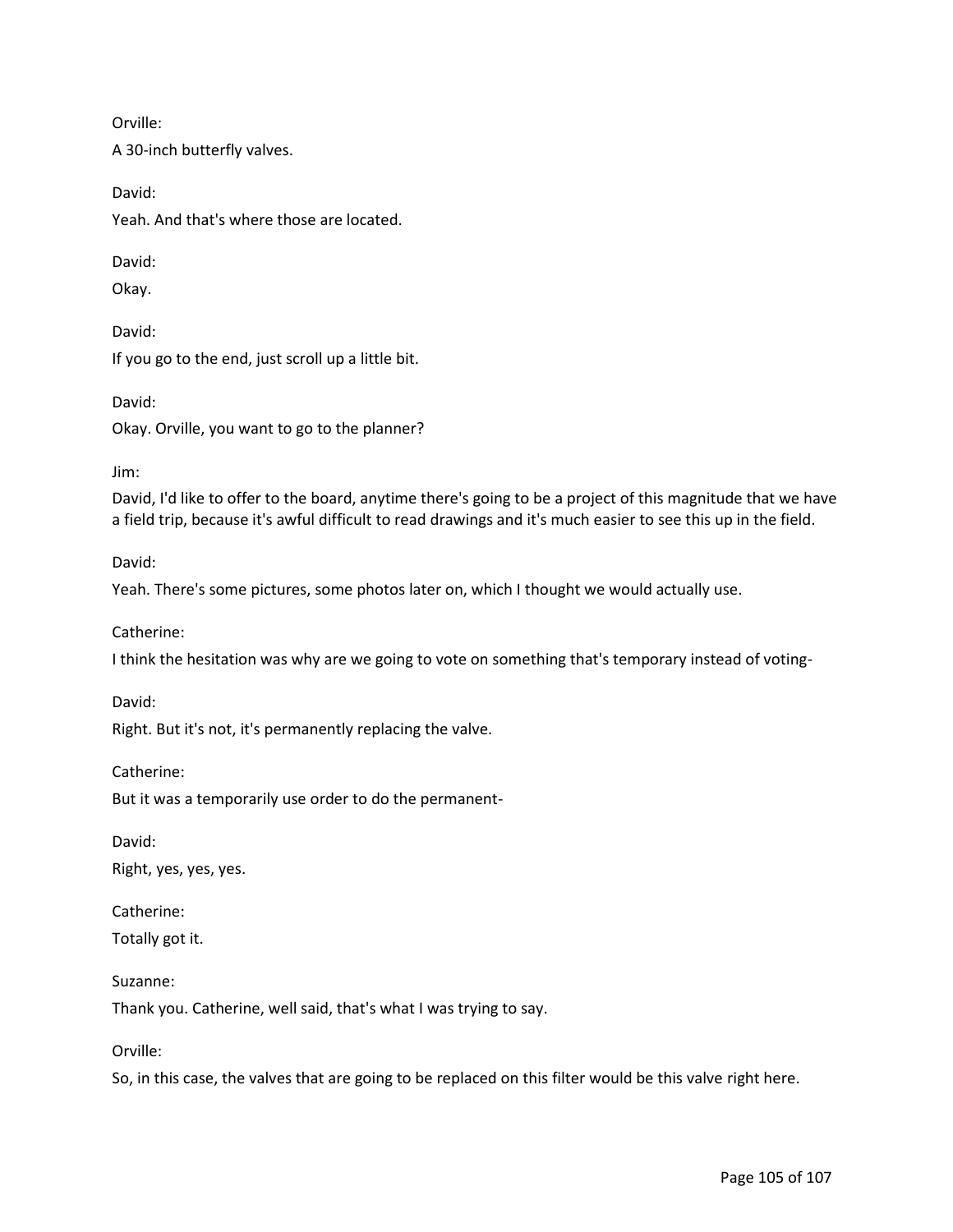Orville:

A 30-inch butterfly valves.

David:

Yeah. And that's where those are located.

David:

Okay.

David:

If you go to the end, just scroll up a little bit.

David:

Okay. Orville, you want to go to the planner?

Jim:

David, I'd like to offer to the board, anytime there's going to be a project of this magnitude that we have a field trip, because it's awful difficult to read drawings and it's much easier to see this up in the field.

David:

Yeah. There's some pictures, some photos later on, which I thought we would actually use.

Catherine:

I think the hesitation was why are we going to vote on something that's temporary instead of voting-

David:

Right. But it's not, it's permanently replacing the valve.

Catherine:

But it was a temporarily use order to do the permanent-

David:

Right, yes, yes, yes.

Catherine:

Totally got it.

Suzanne:

Thank you. Catherine, well said, that's what I was trying to say.

Orville:

So, in this case, the valves that are going to be replaced on this filter would be this valve right here.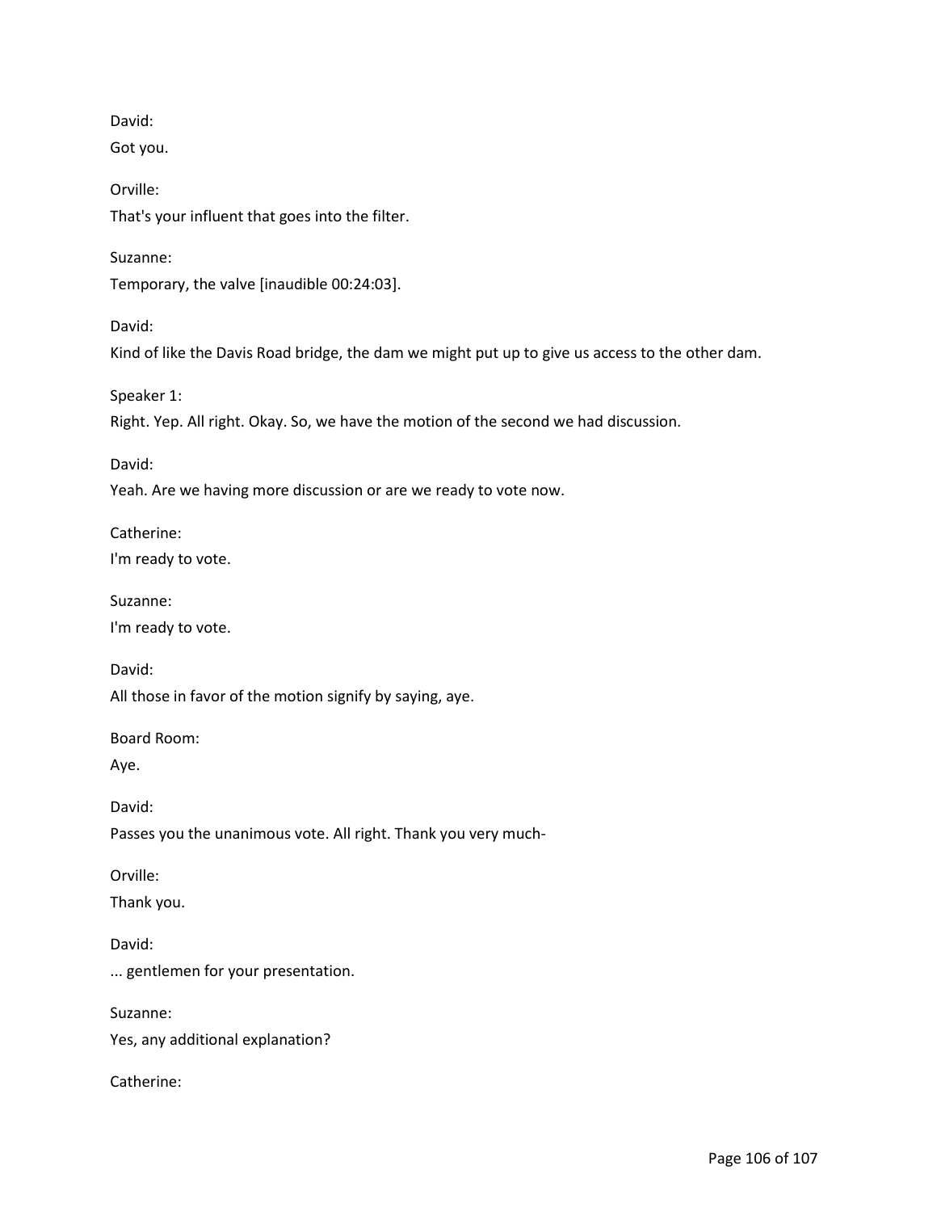David:

Got you.

Orville:

That's your influent that goes into the filter.

Suzanne:

Temporary, the valve [inaudible 00:24:03].

David:

Kind of like the Davis Road bridge, the dam we might put up to give us access to the other dam.

Speaker 1:

Right. Yep. All right. Okay. So, we have the motion of the second we had discussion.

David:

Yeah. Are we having more discussion or are we ready to vote now.

Catherine:

I'm ready to vote.

Suzanne:

I'm ready to vote.

David:

All those in favor of the motion signify by saying, aye.

Board Room:

Aye.

David:

Passes you the unanimous vote. All right. Thank you very much-

Orville:

Thank you.

David:

... gentlemen for your presentation.

Suzanne:

Yes, any additional explanation?

Catherine: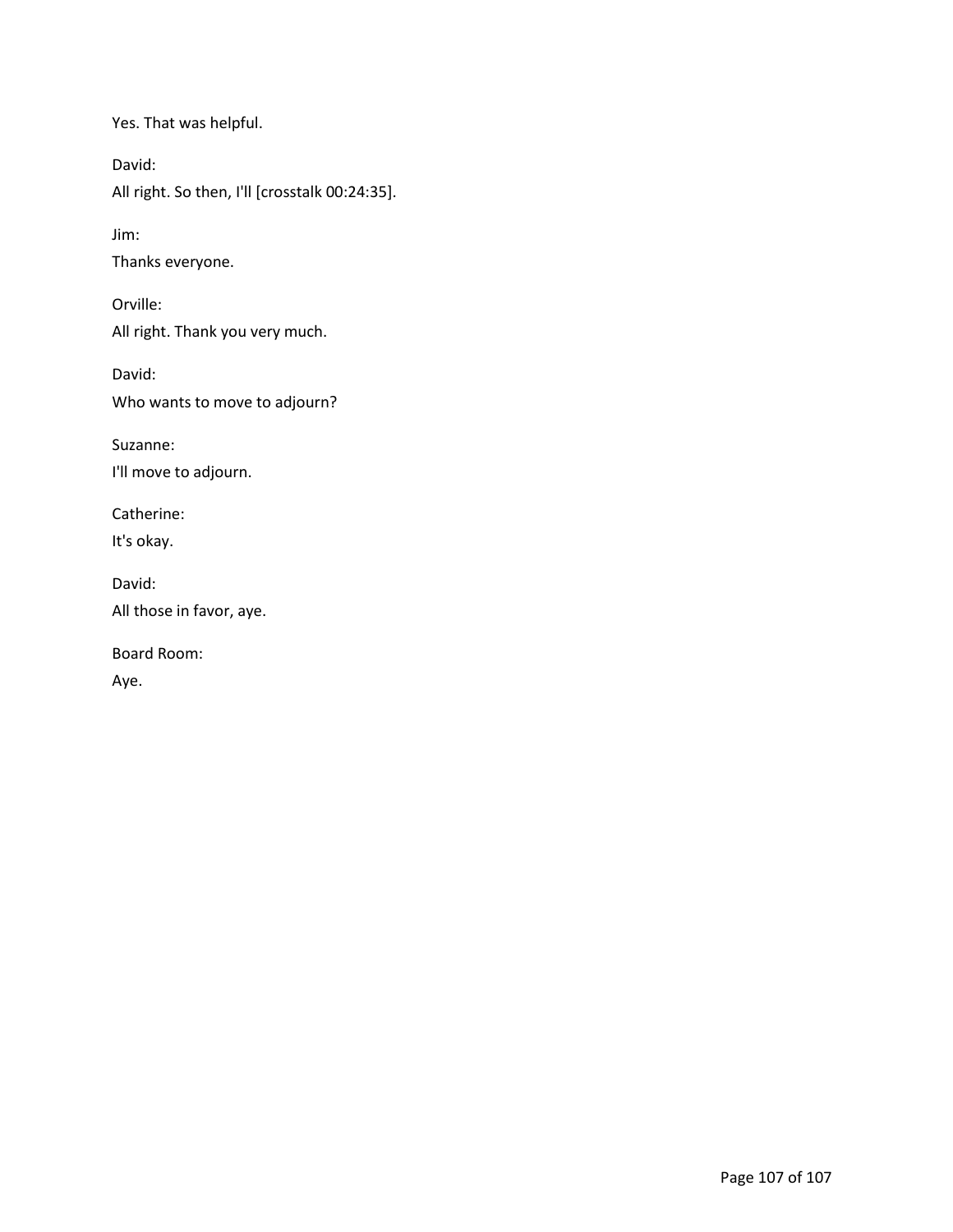Yes. That was helpful.

David:

All right. So then, I'll [crosstalk 00:24:35].

Jim:

Thanks everyone.

Orville:

All right. Thank you very much.

David:

Who wants to move to adjourn?

Suzanne:

I'll move to adjourn.

Catherine:

It's okay.

David:

All those in favor, aye.

Board Room:

Aye.